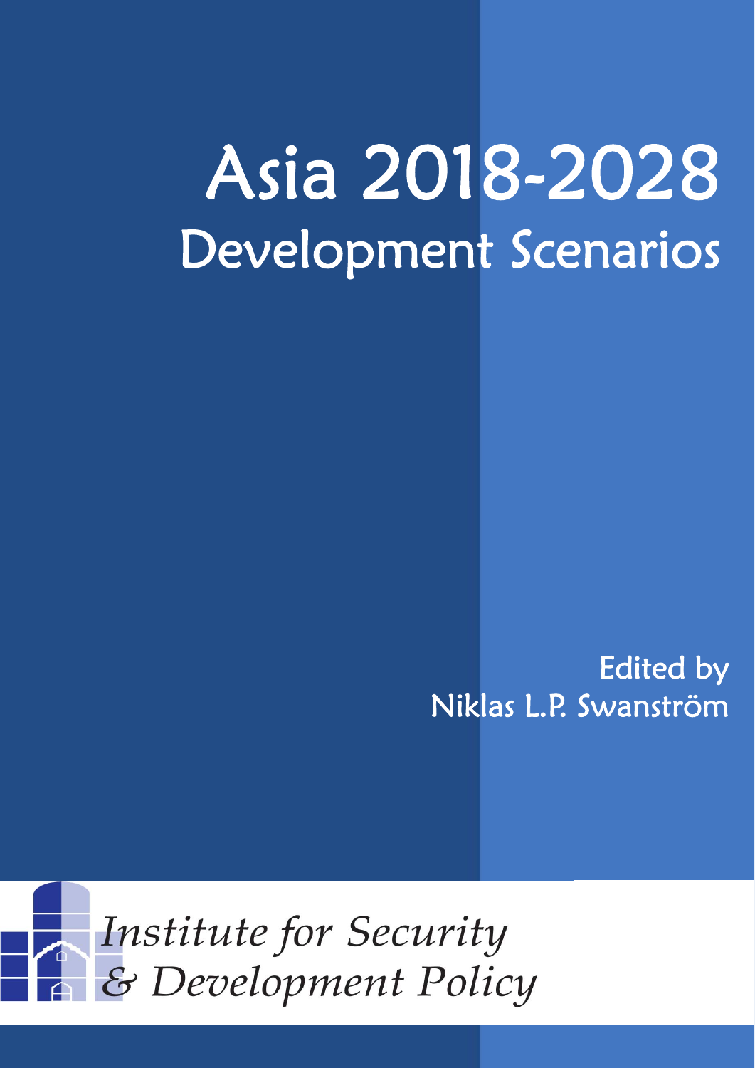# Asia 2018-2028
## Development Scenarios

Edited by
Niklas L.P. Swanström

*Institute for Security & Development Policy*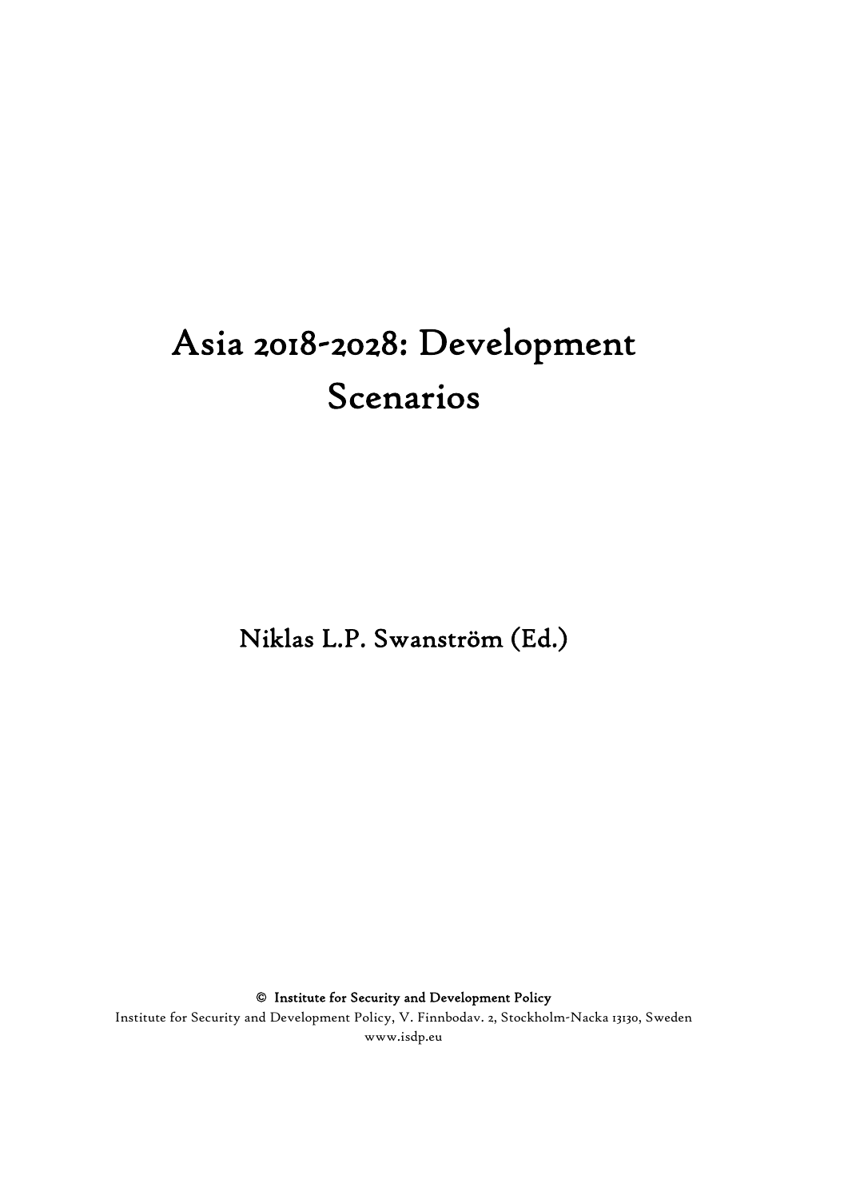# Asia 2018-2028: Development Scenarios

Niklas L.P. Swanström (Ed.)

© **Institute for Security and Development Policy**
Institute for Security and Development Policy, V. Finnbodav. 2, Stockholm-Nacka 13130, Sweden
www.isdp.eu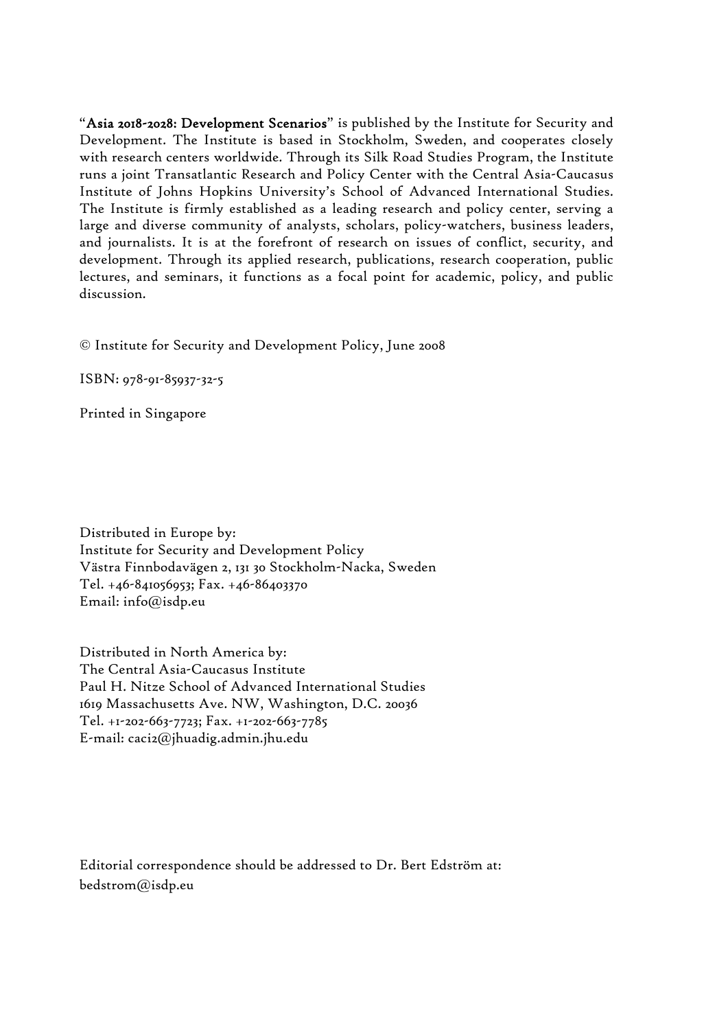"**Asia 2018-2028: Development Scenarios**" is published by the Institute for Security and Development. The Institute is based in Stockholm, Sweden, and cooperates closely with research centers worldwide. Through its Silk Road Studies Program, the Institute runs a joint Transatlantic Research and Policy Center with the Central Asia-Caucasus Institute of Johns Hopkins University's School of Advanced International Studies. The Institute is firmly established as a leading research and policy center, serving a large and diverse community of analysts, scholars, policy-watchers, business leaders, and journalists. It is at the forefront of research on issues of conflict, security, and development. Through its applied research, publications, research cooperation, public lectures, and seminars, it functions as a focal point for academic, policy, and public discussion.

© Institute for Security and Development Policy, June 2008

ISBN: 978-91-85937-32-5

Printed in Singapore

Distributed in Europe by:
Institute for Security and Development Policy
Västra Finnbodavägen 2, 131 30 Stockholm-Nacka, Sweden
Tel. +46-841056953; Fax. +46-86403370
Email: info@isdp.eu

Distributed in North America by:
The Central Asia-Caucasus Institute
Paul H. Nitze School of Advanced International Studies
1619 Massachusetts Ave. NW, Washington, D.C. 20036
Tel. +1-202-663-7723; Fax. +1-202-663-7785
E-mail: caci2@jhuadig.admin.jhu.edu

Editorial correspondence should be addressed to Dr. Bert Edström at:
bedstrom@isdp.eu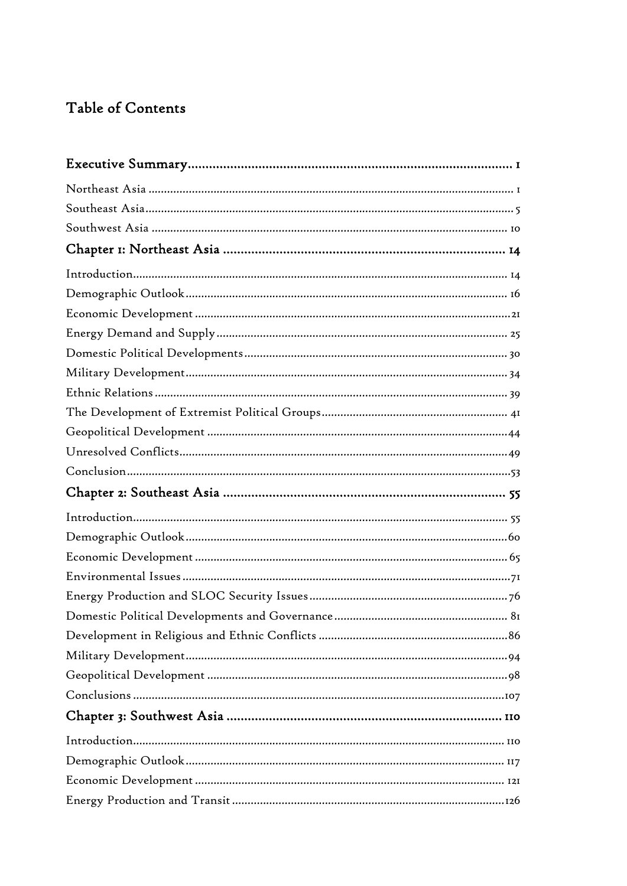# Table of Contents

**Executive Summary** ........................................................................................ 1

Northeast Asia ........................................................................................ 1

Southeast Asia ........................................................................................ 5

Southwest Asia ........................................................................................ 10

**Chapter 1: Northeast Asia** ........................................................................................ 14

Introduction ........................................................................................ 14

Demographic Outlook ........................................................................................ 16

Economic Development ........................................................................................ 21

Energy Demand and Supply ........................................................................................ 25

Domestic Political Developments ........................................................................................ 30

Military Development ........................................................................................ 34

Ethnic Relations ........................................................................................ 39

The Development of Extremist Political Groups ........................................................................................ 41

Geopolitical Development ........................................................................................ 44

Unresolved Conflicts ........................................................................................ 49

Conclusion ........................................................................................ 53

**Chapter 2: Southeast Asia** ........................................................................................ 55

Introduction ........................................................................................ 55

Demographic Outlook ........................................................................................ 60

Economic Development ........................................................................................ 65

Environmental Issues ........................................................................................ 71

Energy Production and SLOC Security Issues ........................................................................................ 76

Domestic Political Developments and Governance ........................................................................................ 81

Development in Religious and Ethnic Conflicts ........................................................................................ 86

Military Development ........................................................................................ 94

Geopolitical Development ........................................................................................ 98

Conclusions ........................................................................................ 107

**Chapter 3: Southwest Asia** ........................................................................................ 110

Introduction ........................................................................................ 110

Demographic Outlook ........................................................................................ 117

Economic Development ........................................................................................ 121

Energy Production and Transit ........................................................................................ 126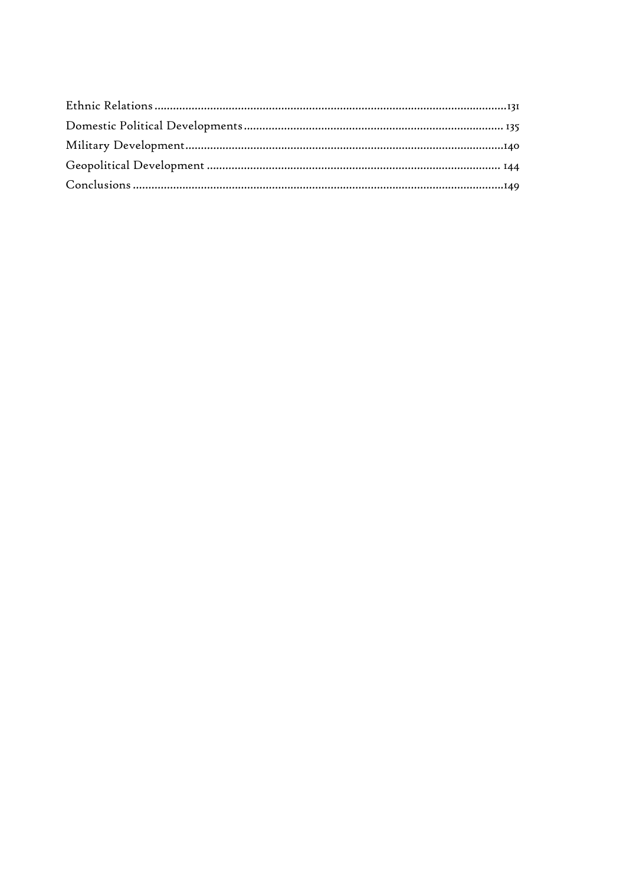Ethnic Relations ........................................................................................................131
Domestic Political Developments ......................................................................... 135
Military Development..............................................................................................140
Geopolitical Development ..................................................................................... 144
Conclusions ..............................................................................................................149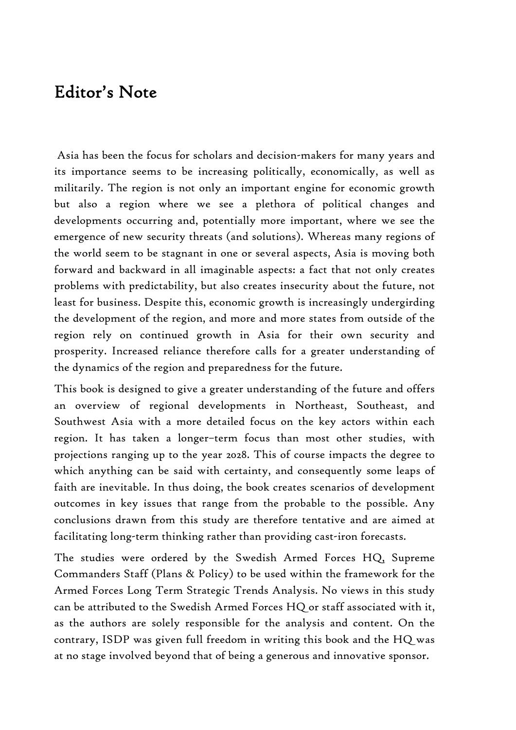# Editor's Note

Asia has been the focus for scholars and decision-makers for many years and its importance seems to be increasing politically, economically, as well as militarily. The region is not only an important engine for economic growth but also a region where we see a plethora of political changes and developments occurring and, potentially more important, where we see the emergence of new security threats (and solutions). Whereas many regions of the world seem to be stagnant in one or several aspects, Asia is moving both forward and backward in all imaginable aspects: a fact that not only creates problems with predictability, but also creates insecurity about the future, not least for business. Despite this, economic growth is increasingly undergirding the development of the region, and more and more states from outside of the region rely on continued growth in Asia for their own security and prosperity. Increased reliance therefore calls for a greater understanding of the dynamics of the region and preparedness for the future.

This book is designed to give a greater understanding of the future and offers an overview of regional developments in Northeast, Southeast, and Southwest Asia with a more detailed focus on the key actors within each region. It has taken a longer–term focus than most other studies, with projections ranging up to the year 2028. This of course impacts the degree to which anything can be said with certainty, and consequently some leaps of faith are inevitable. In thus doing, the book creates scenarios of development outcomes in key issues that range from the probable to the possible. Any conclusions drawn from this study are therefore tentative and are aimed at facilitating long-term thinking rather than providing cast-iron forecasts.

The studies were ordered by the Swedish Armed Forces HQ, Supreme Commanders Staff (Plans & Policy) to be used within the framework for the Armed Forces Long Term Strategic Trends Analysis. No views in this study can be attributed to the Swedish Armed Forces HQ or staff associated with it, as the authors are solely responsible for the analysis and content. On the contrary, ISDP was given full freedom in writing this book and the HQ was at no stage involved beyond that of being a generous and innovative sponsor.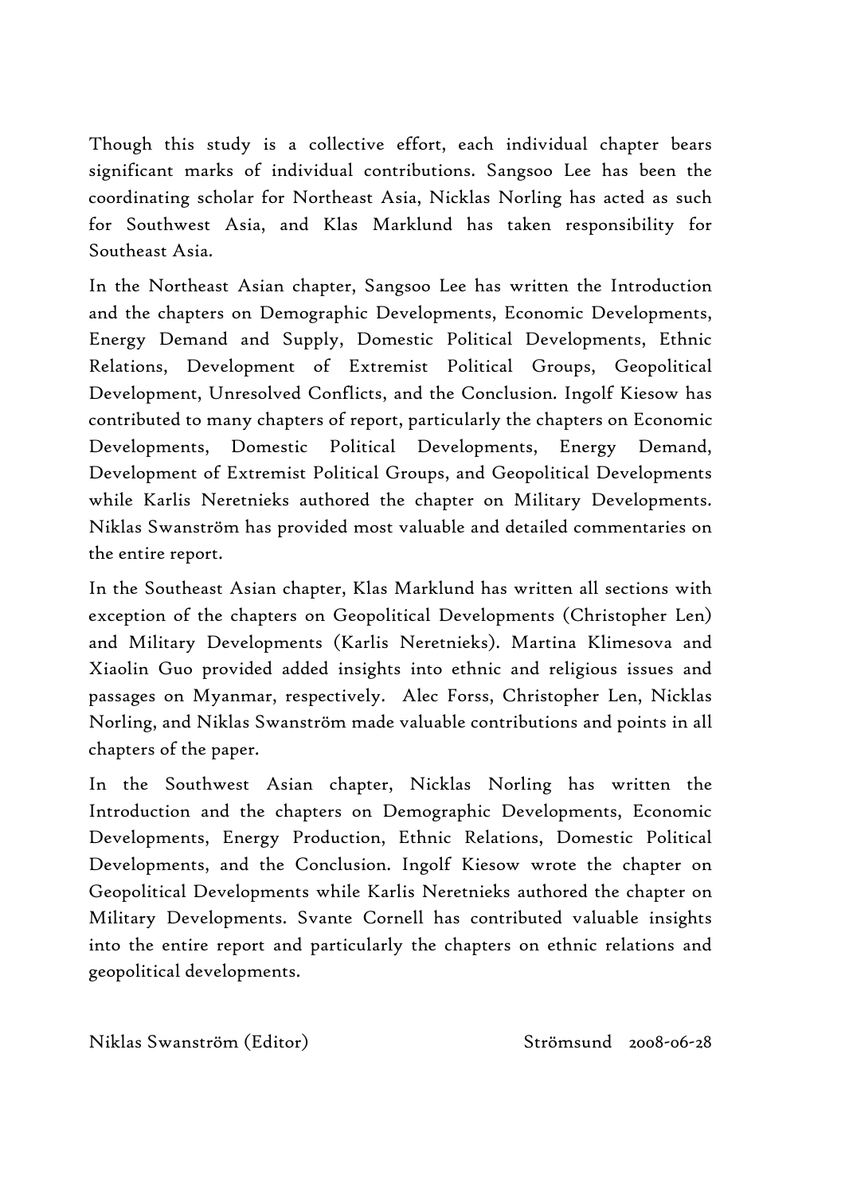Though this study is a collective effort, each individual chapter bears significant marks of individual contributions. Sangsoo Lee has been the coordinating scholar for Northeast Asia, Nicklas Norling has acted as such for Southwest Asia, and Klas Marklund has taken responsibility for Southeast Asia.

In the Northeast Asian chapter, Sangsoo Lee has written the Introduction and the chapters on Demographic Developments, Economic Developments, Energy Demand and Supply, Domestic Political Developments, Ethnic Relations, Development of Extremist Political Groups, Geopolitical Development, Unresolved Conflicts, and the Conclusion. Ingolf Kiesow has contributed to many chapters of report, particularly the chapters on Economic Developments, Domestic Political Developments, Energy Demand, Development of Extremist Political Groups, and Geopolitical Developments while Karlis Neretnieks authored the chapter on Military Developments. Niklas Swanström has provided most valuable and detailed commentaries on the entire report.

In the Southeast Asian chapter, Klas Marklund has written all sections with exception of the chapters on Geopolitical Developments (Christopher Len) and Military Developments (Karlis Neretnieks). Martina Klimesova and Xiaolin Guo provided added insights into ethnic and religious issues and passages on Myanmar, respectively. Alec Forss, Christopher Len, Nicklas Norling, and Niklas Swanström made valuable contributions and points in all chapters of the paper.

In the Southwest Asian chapter, Nicklas Norling has written the Introduction and the chapters on Demographic Developments, Economic Developments, Energy Production, Ethnic Relations, Domestic Political Developments, and the Conclusion. Ingolf Kiesow wrote the chapter on Geopolitical Developments while Karlis Neretnieks authored the chapter on Military Developments. Svante Cornell has contributed valuable insights into the entire report and particularly the chapters on ethnic relations and geopolitical developments.

Niklas Swanström (Editor) Strömsund 2008-06-28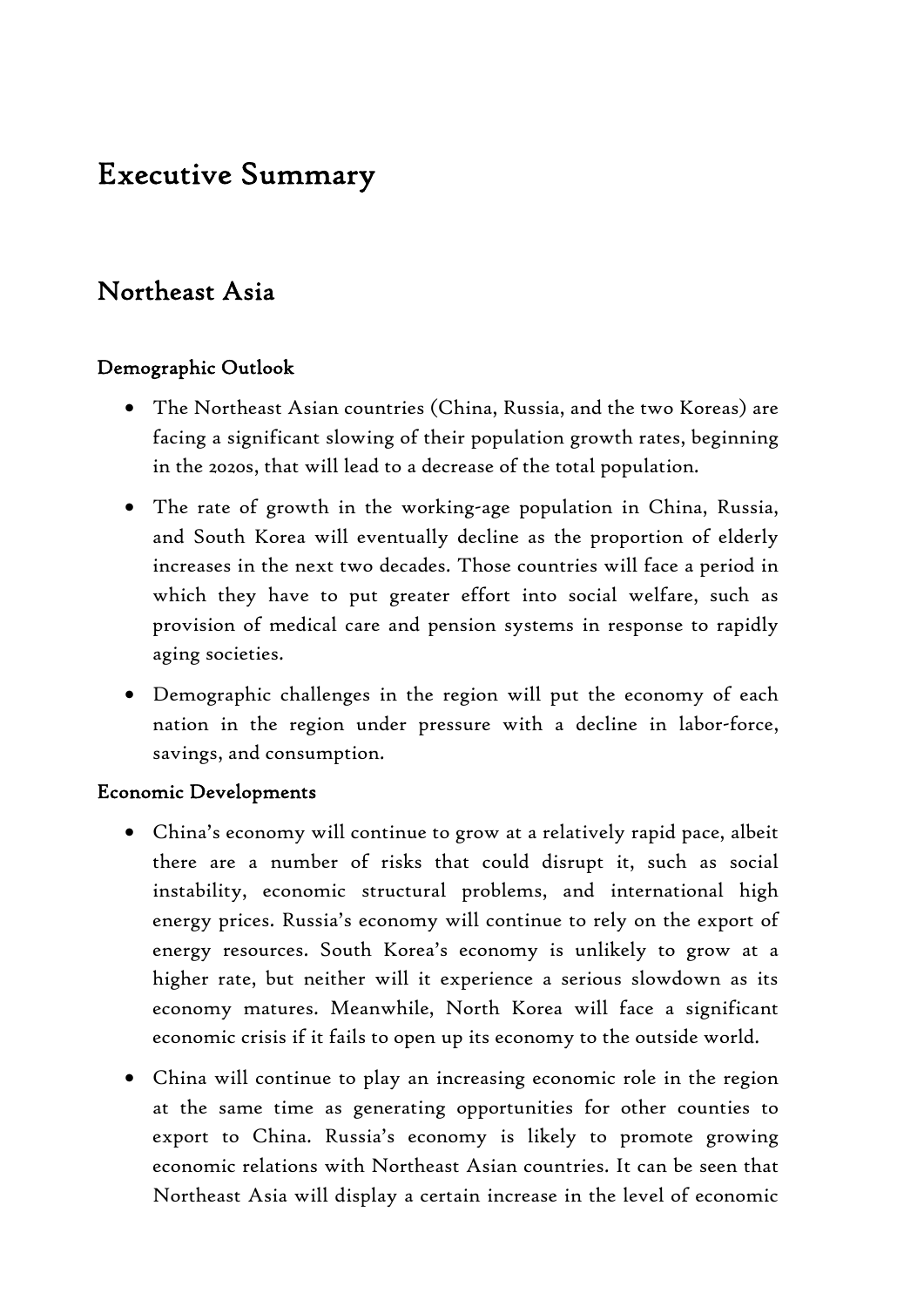# Executive Summary

## Northeast Asia

### Demographic Outlook

- The Northeast Asian countries (China, Russia, and the two Koreas) are facing a significant slowing of their population growth rates, beginning in the 2020s, that will lead to a decrease of the total population.
- The rate of growth in the working-age population in China, Russia, and South Korea will eventually decline as the proportion of elderly increases in the next two decades. Those countries will face a period in which they have to put greater effort into social welfare, such as provision of medical care and pension systems in response to rapidly aging societies.
- Demographic challenges in the region will put the economy of each nation in the region under pressure with a decline in labor-force, savings, and consumption.

### Economic Developments

- China's economy will continue to grow at a relatively rapid pace, albeit there are a number of risks that could disrupt it, such as social instability, economic structural problems, and international high energy prices. Russia's economy will continue to rely on the export of energy resources. South Korea's economy is unlikely to grow at a higher rate, but neither will it experience a serious slowdown as its economy matures. Meanwhile, North Korea will face a significant economic crisis if it fails to open up its economy to the outside world.
- China will continue to play an increasing economic role in the region at the same time as generating opportunities for other counties to export to China. Russia's economy is likely to promote growing economic relations with Northeast Asian countries. It can be seen that Northeast Asia will display a certain increase in the level of economic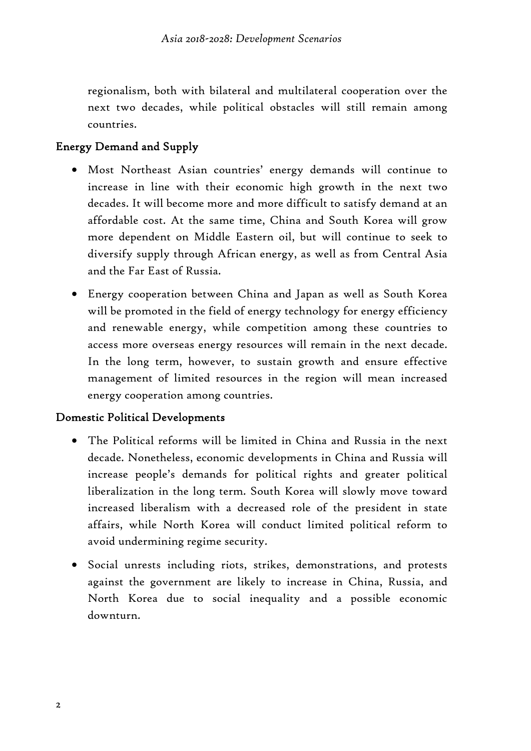regionalism, both with bilateral and multilateral cooperation over the next two decades, while political obstacles will still remain among countries.

### Energy Demand and Supply

- Most Northeast Asian countries' energy demands will continue to increase in line with their economic high growth in the next two decades. It will become more and more difficult to satisfy demand at an affordable cost. At the same time, China and South Korea will grow more dependent on Middle Eastern oil, but will continue to seek to diversify supply through African energy, as well as from Central Asia and the Far East of Russia.
- Energy cooperation between China and Japan as well as South Korea will be promoted in the field of energy technology for energy efficiency and renewable energy, while competition among these countries to access more overseas energy resources will remain in the next decade. In the long term, however, to sustain growth and ensure effective management of limited resources in the region will mean increased energy cooperation among countries.

### Domestic Political Developments

- The Political reforms will be limited in China and Russia in the next decade. Nonetheless, economic developments in China and Russia will increase people's demands for political rights and greater political liberalization in the long term. South Korea will slowly move toward increased liberalism with a decreased role of the president in state affairs, while North Korea will conduct limited political reform to avoid undermining regime security.
- Social unrests including riots, strikes, demonstrations, and protests against the government are likely to increase in China, Russia, and North Korea due to social inequality and a possible economic downturn.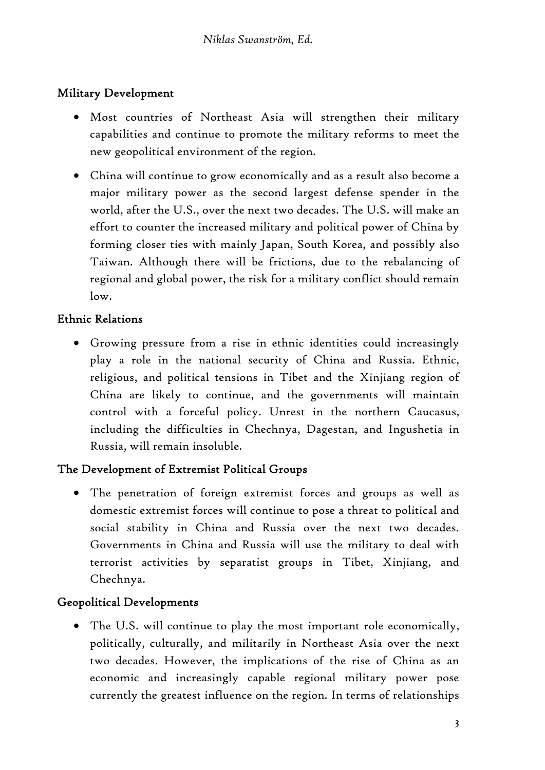### Military Development

- Most countries of Northeast Asia will strengthen their military capabilities and continue to promote the military reforms to meet the new geopolitical environment of the region.
- China will continue to grow economically and as a result also become a major military power as the second largest defense spender in the world, after the U.S., over the next two decades. The U.S. will make an effort to counter the increased military and political power of China by forming closer ties with mainly Japan, South Korea, and possibly also Taiwan. Although there will be frictions, due to the rebalancing of regional and global power, the risk for a military conflict should remain low.

### Ethnic Relations

- Growing pressure from a rise in ethnic identities could increasingly play a role in the national security of China and Russia. Ethnic, religious, and political tensions in Tibet and the Xinjiang region of China are likely to continue, and the governments will maintain control with a forceful policy. Unrest in the northern Caucasus, including the difficulties in Chechnya, Dagestan, and Ingushetia in Russia, will remain insoluble.

### The Development of Extremist Political Groups

- The penetration of foreign extremist forces and groups as well as domestic extremist forces will continue to pose a threat to political and social stability in China and Russia over the next two decades. Governments in China and Russia will use the military to deal with terrorist activities by separatist groups in Tibet, Xinjiang, and Chechnya.

### Geopolitical Developments

- The U.S. will continue to play the most important role economically, politically, culturally, and militarily in Northeast Asia over the next two decades. However, the implications of the rise of China as an economic and increasingly capable regional military power pose currently the greatest influence on the region. In terms of relationships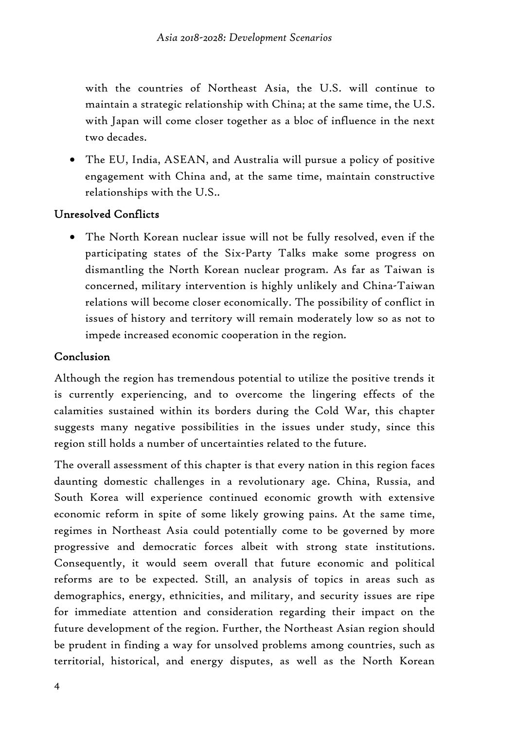with the countries of Northeast Asia, the U.S. will continue to maintain a strategic relationship with China; at the same time, the U.S. with Japan will come closer together as a bloc of influence in the next two decades.

- The EU, India, ASEAN, and Australia will pursue a policy of positive engagement with China and, at the same time, maintain constructive relationships with the U.S..

## Unresolved Conflicts

- The North Korean nuclear issue will not be fully resolved, even if the participating states of the Six-Party Talks make some progress on dismantling the North Korean nuclear program. As far as Taiwan is concerned, military intervention is highly unlikely and China-Taiwan relations will become closer economically. The possibility of conflict in issues of history and territory will remain moderately low so as not to impede increased economic cooperation in the region.

## Conclusion

Although the region has tremendous potential to utilize the positive trends it is currently experiencing, and to overcome the lingering effects of the calamities sustained within its borders during the Cold War, this chapter suggests many negative possibilities in the issues under study, since this region still holds a number of uncertainties related to the future.

The overall assessment of this chapter is that every nation in this region faces daunting domestic challenges in a revolutionary age. China, Russia, and South Korea will experience continued economic growth with extensive economic reform in spite of some likely growing pains. At the same time, regimes in Northeast Asia could potentially come to be governed by more progressive and democratic forces albeit with strong state institutions. Consequently, it would seem overall that future economic and political reforms are to be expected. Still, an analysis of topics in areas such as demographics, energy, ethnicities, and military, and security issues are ripe for immediate attention and consideration regarding their impact on the future development of the region. Further, the Northeast Asian region should be prudent in finding a way for unsolved problems among countries, such as territorial, historical, and energy disputes, as well as the North Korean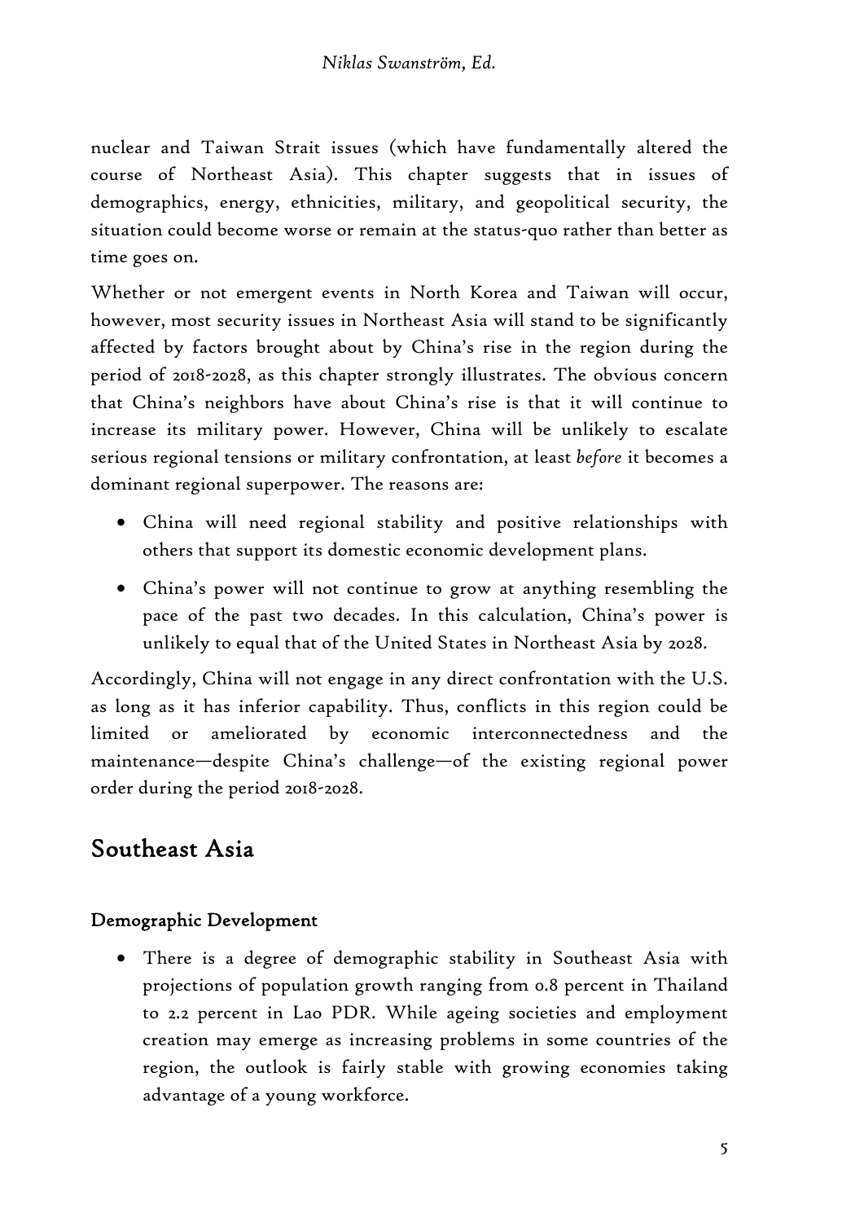nuclear and Taiwan Strait issues (which have fundamentally altered the course of Northeast Asia). This chapter suggests that in issues of demographics, energy, ethnicities, military, and geopolitical security, the situation could become worse or remain at the status-quo rather than better as time goes on.

Whether or not emergent events in North Korea and Taiwan will occur, however, most security issues in Northeast Asia will stand to be significantly affected by factors brought about by China's rise in the region during the period of 2018-2028, as this chapter strongly illustrates. The obvious concern that China's neighbors have about China's rise is that it will continue to increase its military power. However, China will be unlikely to escalate serious regional tensions or military confrontation, at least *before* it becomes a dominant regional superpower. The reasons are:

- China will need regional stability and positive relationships with others that support its domestic economic development plans.
- China's power will not continue to grow at anything resembling the pace of the past two decades. In this calculation, China's power is unlikely to equal that of the United States in Northeast Asia by 2028.

Accordingly, China will not engage in any direct confrontation with the U.S. as long as it has inferior capability. Thus, conflicts in this region could be limited or ameliorated by economic interconnectedness and the maintenance—despite China's challenge—of the existing regional power order during the period 2018-2028.

## Southeast Asia

### Demographic Development

- There is a degree of demographic stability in Southeast Asia with projections of population growth ranging from 0.8 percent in Thailand to 2.2 percent in Lao PDR. While ageing societies and employment creation may emerge as increasing problems in some countries of the region, the outlook is fairly stable with growing economies taking advantage of a young workforce.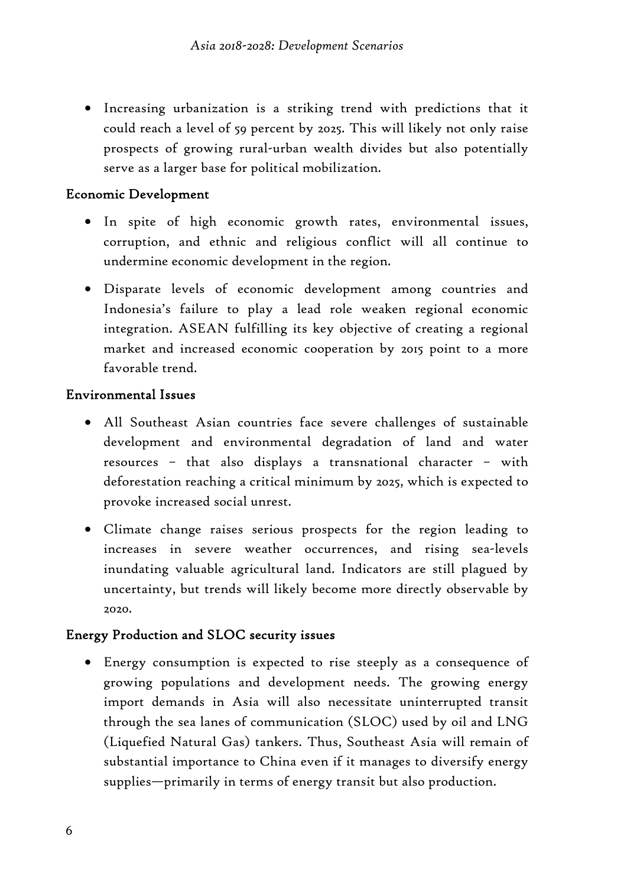- Increasing urbanization is a striking trend with predictions that it could reach a level of 59 percent by 2025. This will likely not only raise prospects of growing rural-urban wealth divides but also potentially serve as a larger base for political mobilization.

### Economic Development

- In spite of high economic growth rates, environmental issues, corruption, and ethnic and religious conflict will all continue to undermine economic development in the region.
- Disparate levels of economic development among countries and Indonesia's failure to play a lead role weaken regional economic integration. ASEAN fulfilling its key objective of creating a regional market and increased economic cooperation by 2015 point to a more favorable trend.

### Environmental Issues

- All Southeast Asian countries face severe challenges of sustainable development and environmental degradation of land and water resources – that also displays a transnational character – with deforestation reaching a critical minimum by 2025, which is expected to provoke increased social unrest.
- Climate change raises serious prospects for the region leading to increases in severe weather occurrences, and rising sea-levels inundating valuable agricultural land. Indicators are still plagued by uncertainty, but trends will likely become more directly observable by 2020.

### Energy Production and SLOC security issues

- Energy consumption is expected to rise steeply as a consequence of growing populations and development needs. The growing energy import demands in Asia will also necessitate uninterrupted transit through the sea lanes of communication (SLOC) used by oil and LNG (Liquefied Natural Gas) tankers. Thus, Southeast Asia will remain of substantial importance to China even if it manages to diversify energy supplies—primarily in terms of energy transit but also production.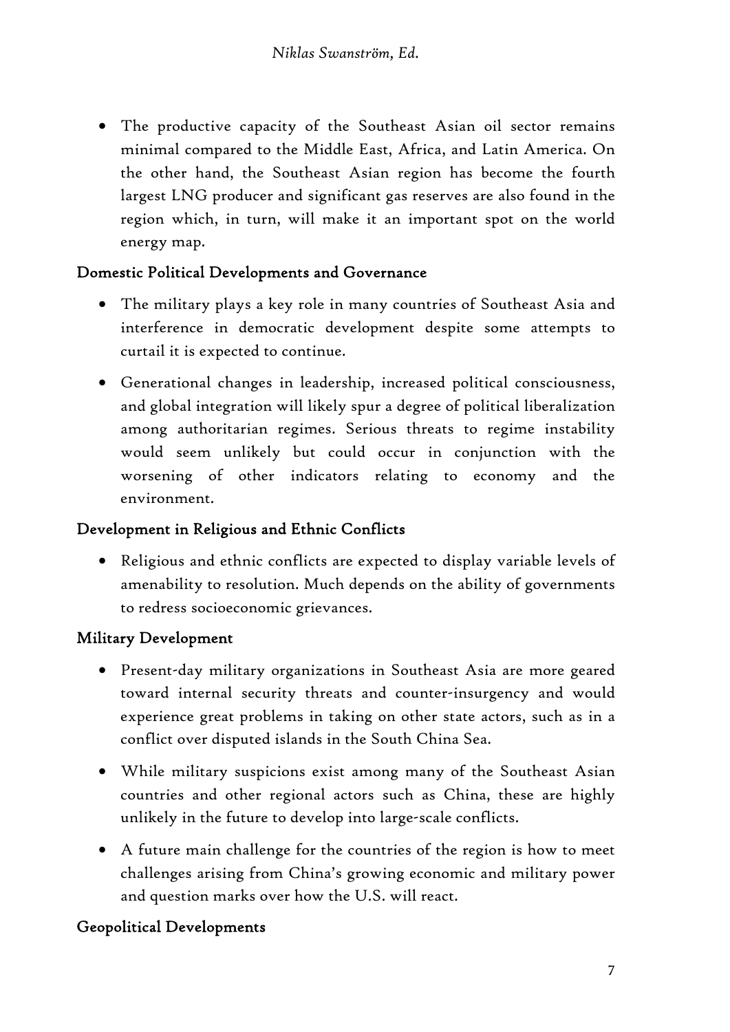- The productive capacity of the Southeast Asian oil sector remains minimal compared to the Middle East, Africa, and Latin America. On the other hand, the Southeast Asian region has become the fourth largest LNG producer and significant gas reserves are also found in the region which, in turn, will make it an important spot on the world energy map.

### Domestic Political Developments and Governance

- The military plays a key role in many countries of Southeast Asia and interference in democratic development despite some attempts to curtail it is expected to continue.
- Generational changes in leadership, increased political consciousness, and global integration will likely spur a degree of political liberalization among authoritarian regimes. Serious threats to regime instability would seem unlikely but could occur in conjunction with the worsening of other indicators relating to economy and the environment.

### Development in Religious and Ethnic Conflicts

- Religious and ethnic conflicts are expected to display variable levels of amenability to resolution. Much depends on the ability of governments to redress socioeconomic grievances.

### Military Development

- Present-day military organizations in Southeast Asia are more geared toward internal security threats and counter-insurgency and would experience great problems in taking on other state actors, such as in a conflict over disputed islands in the South China Sea.
- While military suspicions exist among many of the Southeast Asian countries and other regional actors such as China, these are highly unlikely in the future to develop into large-scale conflicts.
- A future main challenge for the countries of the region is how to meet challenges arising from China's growing economic and military power and question marks over how the U.S. will react.

### Geopolitical Developments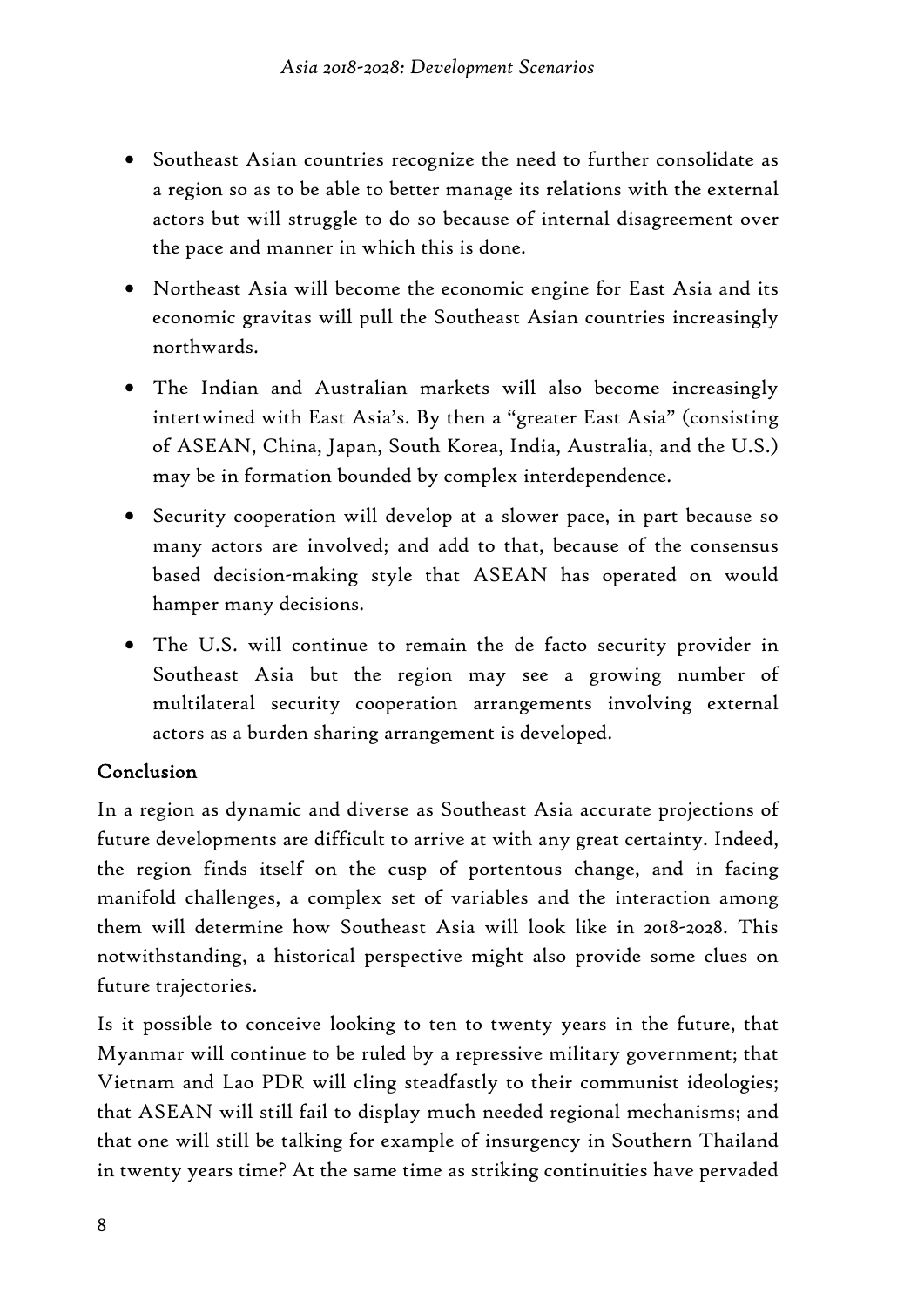- Southeast Asian countries recognize the need to further consolidate as a region so as to be able to better manage its relations with the external actors but will struggle to do so because of internal disagreement over the pace and manner in which this is done.
- Northeast Asia will become the economic engine for East Asia and its economic gravitas will pull the Southeast Asian countries increasingly northwards.
- The Indian and Australian markets will also become increasingly intertwined with East Asia's. By then a "greater East Asia" (consisting of ASEAN, China, Japan, South Korea, India, Australia, and the U.S.) may be in formation bounded by complex interdependence.
- Security cooperation will develop at a slower pace, in part because so many actors are involved; and add to that, because of the consensus based decision-making style that ASEAN has operated on would hamper many decisions.
- The U.S. will continue to remain the de facto security provider in Southeast Asia but the region may see a growing number of multilateral security cooperation arrangements involving external actors as a burden sharing arrangement is developed.

**Conclusion**

In a region as dynamic and diverse as Southeast Asia accurate projections of future developments are difficult to arrive at with any great certainty. Indeed, the region finds itself on the cusp of portentous change, and in facing manifold challenges, a complex set of variables and the interaction among them will determine how Southeast Asia will look like in 2018-2028. This notwithstanding, a historical perspective might also provide some clues on future trajectories.

Is it possible to conceive looking to ten to twenty years in the future, that Myanmar will continue to be ruled by a repressive military government; that Vietnam and Lao PDR will cling steadfastly to their communist ideologies; that ASEAN will still fail to display much needed regional mechanisms; and that one will still be talking for example of insurgency in Southern Thailand in twenty years time? At the same time as striking continuities have pervaded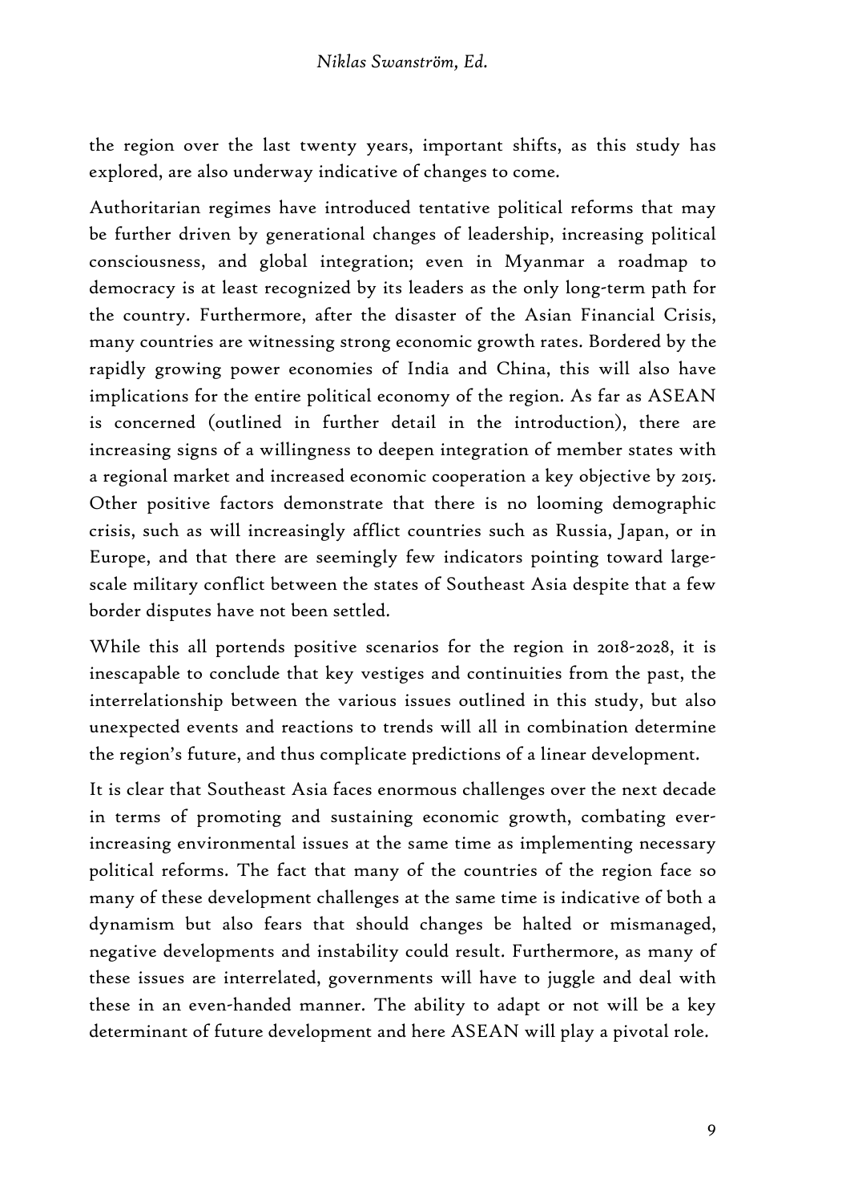the region over the last twenty years, important shifts, as this study has explored, are also underway indicative of changes to come.

Authoritarian regimes have introduced tentative political reforms that may be further driven by generational changes of leadership, increasing political consciousness, and global integration; even in Myanmar a roadmap to democracy is at least recognized by its leaders as the only long-term path for the country. Furthermore, after the disaster of the Asian Financial Crisis, many countries are witnessing strong economic growth rates. Bordered by the rapidly growing power economies of India and China, this will also have implications for the entire political economy of the region. As far as ASEAN is concerned (outlined in further detail in the introduction), there are increasing signs of a willingness to deepen integration of member states with a regional market and increased economic cooperation a key objective by 2015. Other positive factors demonstrate that there is no looming demographic crisis, such as will increasingly afflict countries such as Russia, Japan, or in Europe, and that there are seemingly few indicators pointing toward large-scale military conflict between the states of Southeast Asia despite that a few border disputes have not been settled.

While this all portends positive scenarios for the region in 2018-2028, it is inescapable to conclude that key vestiges and continuities from the past, the interrelationship between the various issues outlined in this study, but also unexpected events and reactions to trends will all in combination determine the region's future, and thus complicate predictions of a linear development.

It is clear that Southeast Asia faces enormous challenges over the next decade in terms of promoting and sustaining economic growth, combating ever-increasing environmental issues at the same time as implementing necessary political reforms. The fact that many of the countries of the region face so many of these development challenges at the same time is indicative of both a dynamism but also fears that should changes be halted or mismanaged, negative developments and instability could result. Furthermore, as many of these issues are interrelated, governments will have to juggle and deal with these in an even-handed manner. The ability to adapt or not will be a key determinant of future development and here ASEAN will play a pivotal role.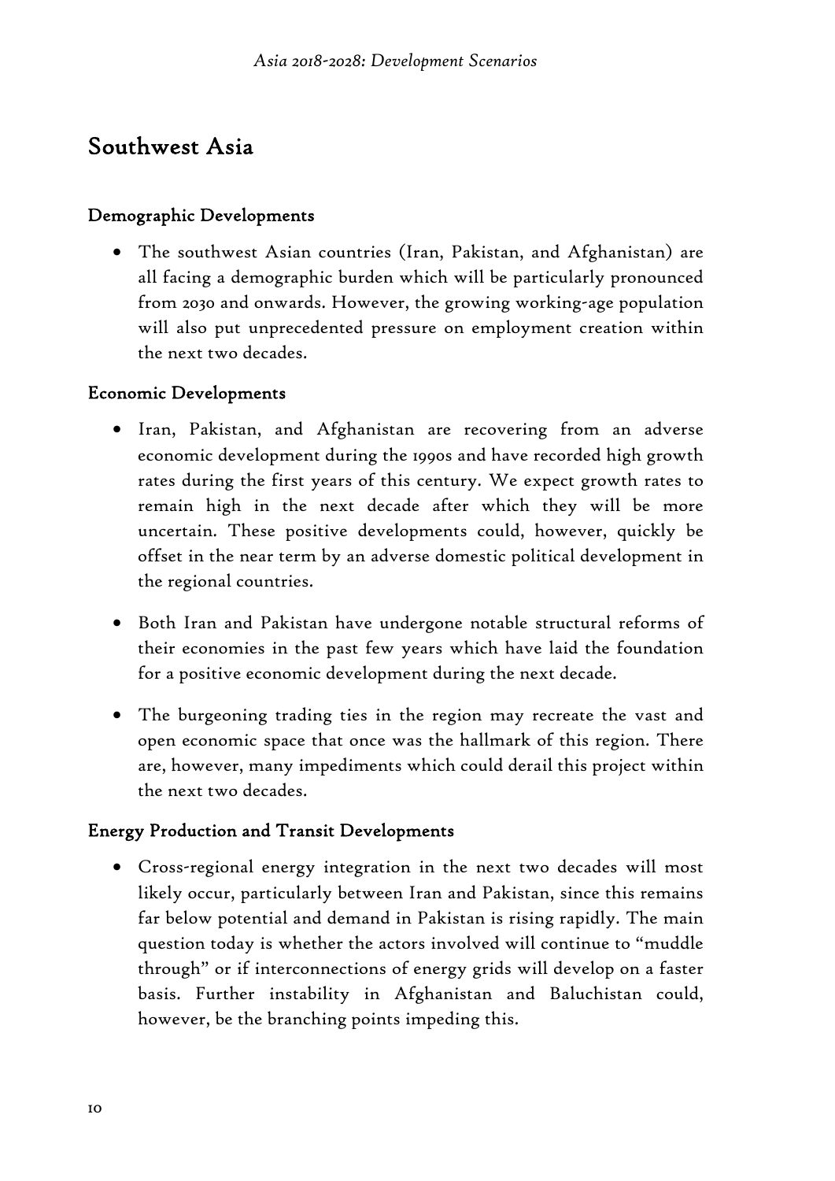## Southwest Asia

### Demographic Developments

- The southwest Asian countries (Iran, Pakistan, and Afghanistan) are all facing a demographic burden which will be particularly pronounced from 2030 and onwards. However, the growing working-age population will also put unprecedented pressure on employment creation within the next two decades.

### Economic Developments

- Iran, Pakistan, and Afghanistan are recovering from an adverse economic development during the 1990s and have recorded high growth rates during the first years of this century. We expect growth rates to remain high in the next decade after which they will be more uncertain. These positive developments could, however, quickly be offset in the near term by an adverse domestic political development in the regional countries.

- Both Iran and Pakistan have undergone notable structural reforms of their economies in the past few years which have laid the foundation for a positive economic development during the next decade.

- The burgeoning trading ties in the region may recreate the vast and open economic space that once was the hallmark of this region. There are, however, many impediments which could derail this project within the next two decades.

### Energy Production and Transit Developments

- Cross-regional energy integration in the next two decades will most likely occur, particularly between Iran and Pakistan, since this remains far below potential and demand in Pakistan is rising rapidly. The main question today is whether the actors involved will continue to "muddle through" or if interconnections of energy grids will develop on a faster basis. Further instability in Afghanistan and Baluchistan could, however, be the branching points impeding this.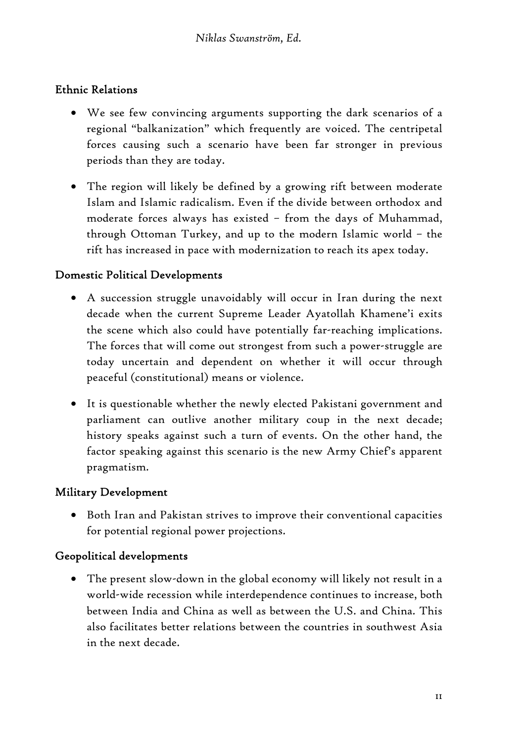### Ethnic Relations

- We see few convincing arguments supporting the dark scenarios of a regional "balkanization" which frequently are voiced. The centripetal forces causing such a scenario have been far stronger in previous periods than they are today.

- The region will likely be defined by a growing rift between moderate Islam and Islamic radicalism. Even if the divide between orthodox and moderate forces always has existed – from the days of Muhammad, through Ottoman Turkey, and up to the modern Islamic world – the rift has increased in pace with modernization to reach its apex today.

### Domestic Political Developments

- A succession struggle unavoidably will occur in Iran during the next decade when the current Supreme Leader Ayatollah Khamene'i exits the scene which also could have potentially far-reaching implications. The forces that will come out strongest from such a power-struggle are today uncertain and dependent on whether it will occur through peaceful (constitutional) means or violence.

- It is questionable whether the newly elected Pakistani government and parliament can outlive another military coup in the next decade; history speaks against such a turn of events. On the other hand, the factor speaking against this scenario is the new Army Chief's apparent pragmatism.

### Military Development

- Both Iran and Pakistan strives to improve their conventional capacities for potential regional power projections.

### Geopolitical developments

- The present slow-down in the global economy will likely not result in a world-wide recession while interdependence continues to increase, both between India and China as well as between the U.S. and China. This also facilitates better relations between the countries in southwest Asia in the next decade.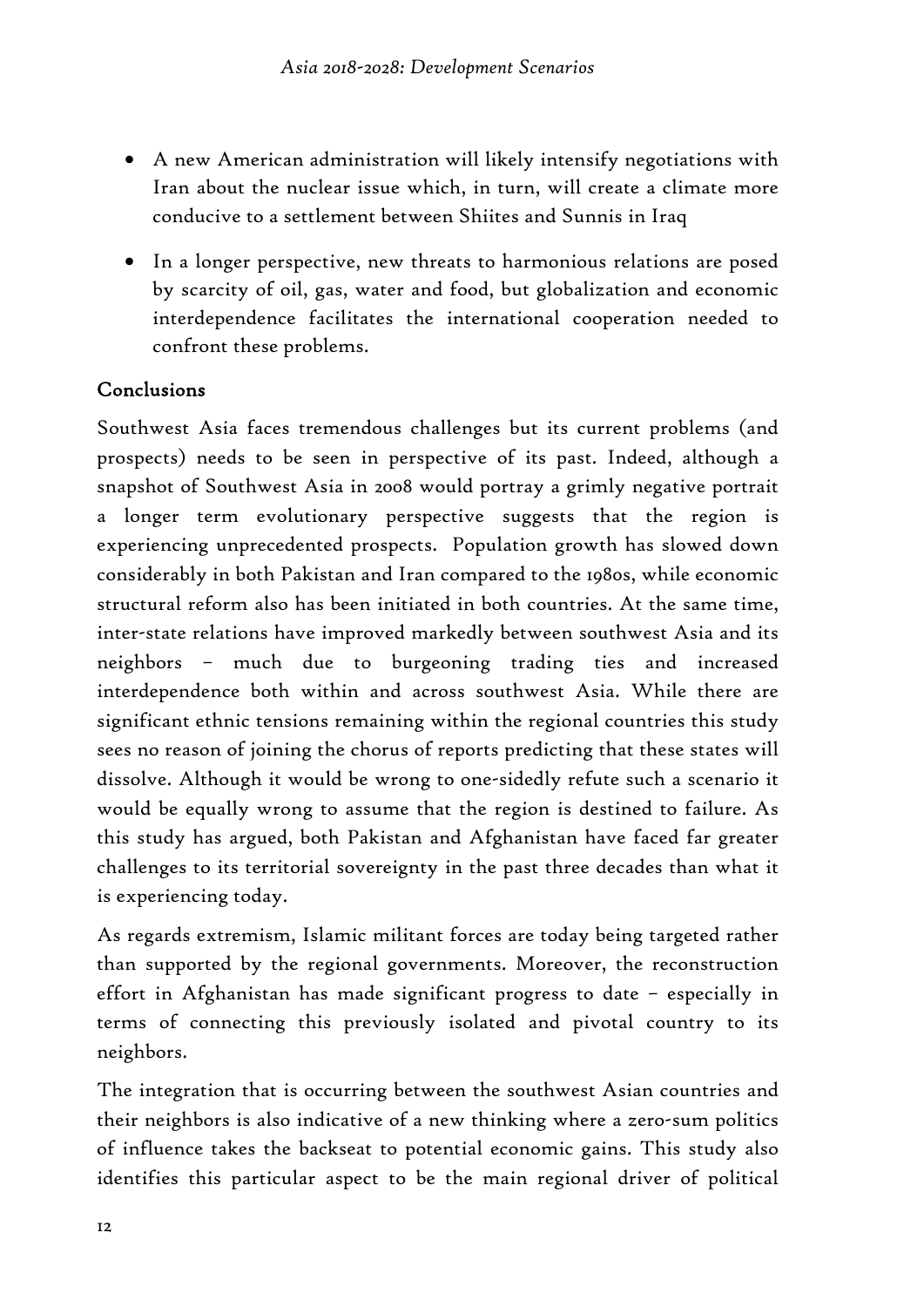- A new American administration will likely intensify negotiations with Iran about the nuclear issue which, in turn, will create a climate more conducive to a settlement between Shiites and Sunnis in Iraq
- In a longer perspective, new threats to harmonious relations are posed by scarcity of oil, gas, water and food, but globalization and economic interdependence facilitates the international cooperation needed to confront these problems.

### Conclusions

Southwest Asia faces tremendous challenges but its current problems (and prospects) needs to be seen in perspective of its past. Indeed, although a snapshot of Southwest Asia in 2008 would portray a grimly negative portrait a longer term evolutionary perspective suggests that the region is experiencing unprecedented prospects. Population growth has slowed down considerably in both Pakistan and Iran compared to the 1980s, while economic structural reform also has been initiated in both countries. At the same time, inter-state relations have improved markedly between southwest Asia and its neighbors – much due to burgeoning trading ties and increased interdependence both within and across southwest Asia. While there are significant ethnic tensions remaining within the regional countries this study sees no reason of joining the chorus of reports predicting that these states will dissolve. Although it would be wrong to one-sidedly refute such a scenario it would be equally wrong to assume that the region is destined to failure. As this study has argued, both Pakistan and Afghanistan have faced far greater challenges to its territorial sovereignty in the past three decades than what it is experiencing today.

As regards extremism, Islamic militant forces are today being targeted rather than supported by the regional governments. Moreover, the reconstruction effort in Afghanistan has made significant progress to date – especially in terms of connecting this previously isolated and pivotal country to its neighbors.

The integration that is occurring between the southwest Asian countries and their neighbors is also indicative of a new thinking where a zero-sum politics of influence takes the backseat to potential economic gains. This study also identifies this particular aspect to be the main regional driver of political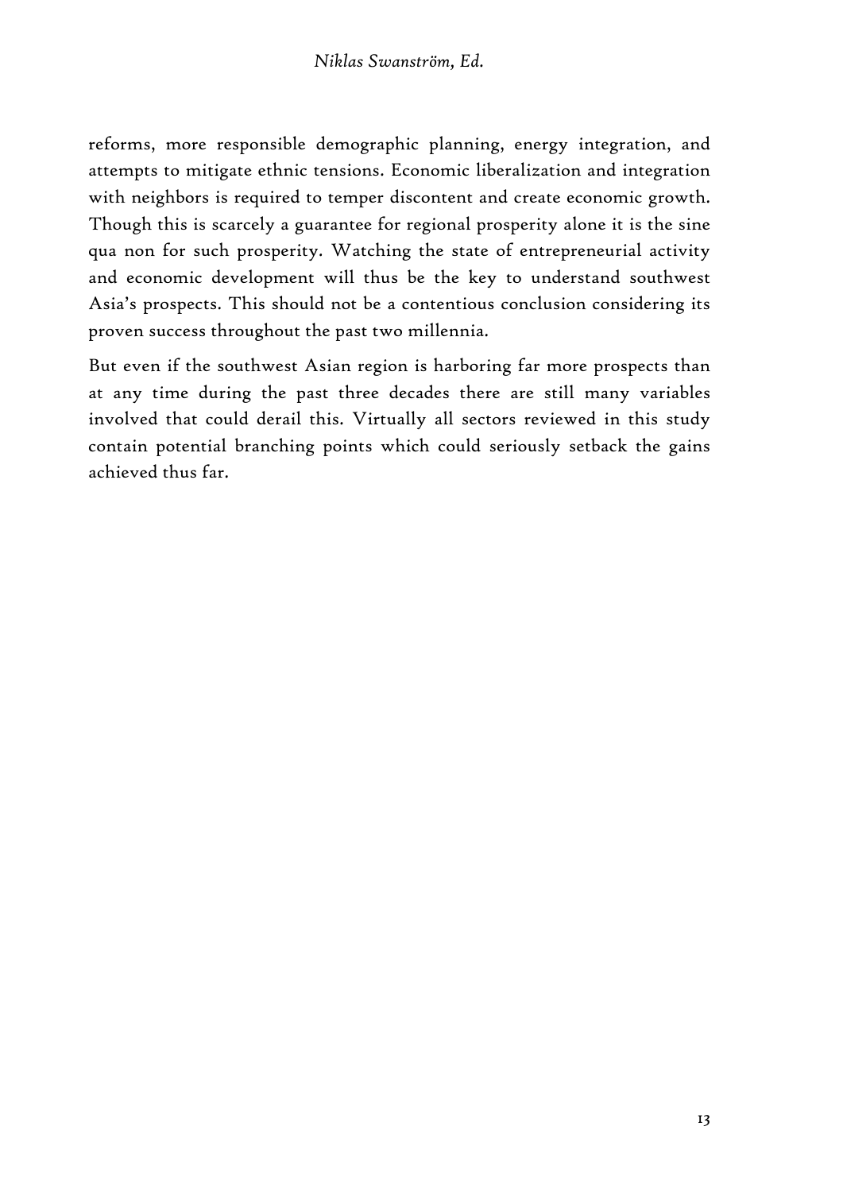reforms, more responsible demographic planning, energy integration, and attempts to mitigate ethnic tensions. Economic liberalization and integration with neighbors is required to temper discontent and create economic growth. Though this is scarcely a guarantee for regional prosperity alone it is the sine qua non for such prosperity. Watching the state of entrepreneurial activity and economic development will thus be the key to understand southwest Asia's prospects. This should not be a contentious conclusion considering its proven success throughout the past two millennia.

But even if the southwest Asian region is harboring far more prospects than at any time during the past three decades there are still many variables involved that could derail this. Virtually all sectors reviewed in this study contain potential branching points which could seriously setback the gains achieved thus far.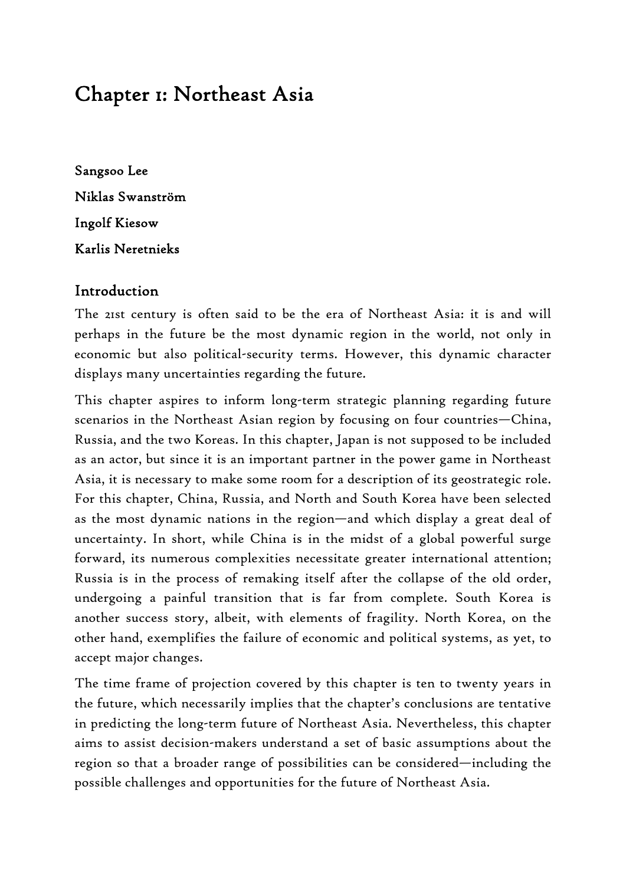# Chapter 1: Northeast Asia

**Sangsoo Lee**

**Niklas Swanström**

**Ingolf Kiesow**

**Karlis Neretnieks**

## Introduction

The 21st century is often said to be the era of Northeast Asia: it is and will perhaps in the future be the most dynamic region in the world, not only in economic but also political-security terms. However, this dynamic character displays many uncertainties regarding the future.

This chapter aspires to inform long-term strategic planning regarding future scenarios in the Northeast Asian region by focusing on four countries—China, Russia, and the two Koreas. In this chapter, Japan is not supposed to be included as an actor, but since it is an important partner in the power game in Northeast Asia, it is necessary to make some room for a description of its geostrategic role. For this chapter, China, Russia, and North and South Korea have been selected as the most dynamic nations in the region—and which display a great deal of uncertainty. In short, while China is in the midst of a global powerful surge forward, its numerous complexities necessitate greater international attention; Russia is in the process of remaking itself after the collapse of the old order, undergoing a painful transition that is far from complete. South Korea is another success story, albeit, with elements of fragility. North Korea, on the other hand, exemplifies the failure of economic and political systems, as yet, to accept major changes.

The time frame of projection covered by this chapter is ten to twenty years in the future, which necessarily implies that the chapter's conclusions are tentative in predicting the long-term future of Northeast Asia. Nevertheless, this chapter aims to assist decision-makers understand a set of basic assumptions about the region so that a broader range of possibilities can be considered—including the possible challenges and opportunities for the future of Northeast Asia.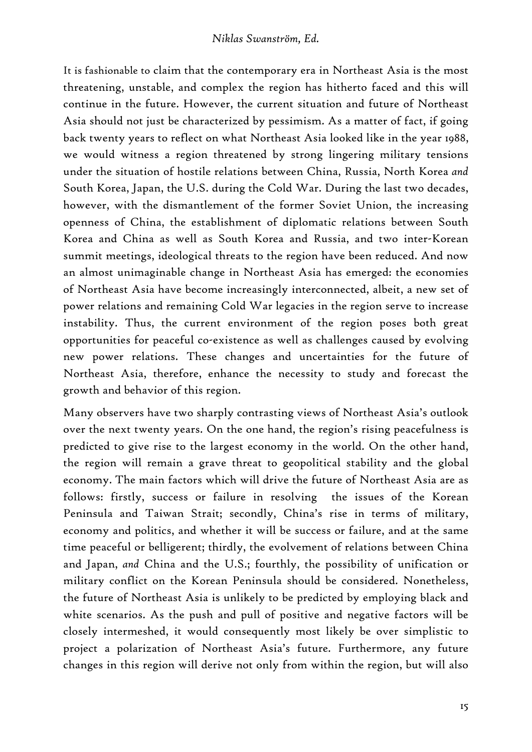It is fashionable to claim that the contemporary era in Northeast Asia is the most threatening, unstable, and complex the region has hitherto faced and this will continue in the future. However, the current situation and future of Northeast Asia should not just be characterized by pessimism. As a matter of fact, if going back twenty years to reflect on what Northeast Asia looked like in the year 1988, we would witness a region threatened by strong lingering military tensions under the situation of hostile relations between China, Russia, North Korea *and* South Korea, Japan, the U.S. during the Cold War. During the last two decades, however, with the dismantlement of the former Soviet Union, the increasing openness of China, the establishment of diplomatic relations between South Korea and China as well as South Korea and Russia, and two inter-Korean summit meetings, ideological threats to the region have been reduced. And now an almost unimaginable change in Northeast Asia has emerged: the economies of Northeast Asia have become increasingly interconnected, albeit, a new set of power relations and remaining Cold War legacies in the region serve to increase instability. Thus, the current environment of the region poses both great opportunities for peaceful co-existence as well as challenges caused by evolving new power relations. These changes and uncertainties for the future of Northeast Asia, therefore, enhance the necessity to study and forecast the growth and behavior of this region.

Many observers have two sharply contrasting views of Northeast Asia's outlook over the next twenty years. On the one hand, the region's rising peacefulness is predicted to give rise to the largest economy in the world. On the other hand, the region will remain a grave threat to geopolitical stability and the global economy. The main factors which will drive the future of Northeast Asia are as follows: firstly, success or failure in resolving the issues of the Korean Peninsula and Taiwan Strait; secondly, China's rise in terms of military, economy and politics, and whether it will be success or failure, and at the same time peaceful or belligerent; thirdly, the evolvement of relations between China and Japan, *and* China and the U.S.; fourthly, the possibility of unification or military conflict on the Korean Peninsula should be considered. Nonetheless, the future of Northeast Asia is unlikely to be predicted by employing black and white scenarios. As the push and pull of positive and negative factors will be closely intermeshed, it would consequently most likely be over simplistic to project a polarization of Northeast Asia's future. Furthermore, any future changes in this region will derive not only from within the region, but will also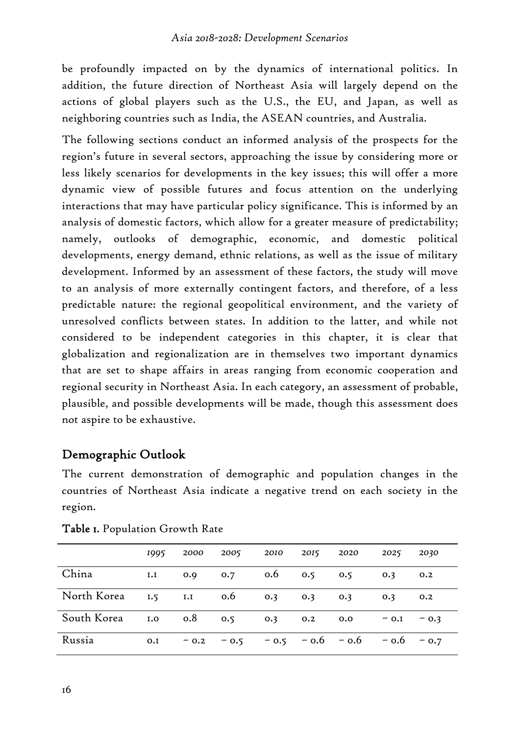be profoundly impacted on by the dynamics of international politics. In addition, the future direction of Northeast Asia will largely depend on the actions of global players such as the U.S., the EU, and Japan, as well as neighboring countries such as India, the ASEAN countries, and Australia.

The following sections conduct an informed analysis of the prospects for the region's future in several sectors, approaching the issue by considering more or less likely scenarios for developments in the key issues; this will offer a more dynamic view of possible futures and focus attention on the underlying interactions that may have particular policy significance. This is informed by an analysis of domestic factors, which allow for a greater measure of predictability; namely, outlooks of demographic, economic, and domestic political developments, energy demand, ethnic relations, as well as the issue of military development. Informed by an assessment of these factors, the study will move to an analysis of more externally contingent factors, and therefore, of a less predictable nature: the regional geopolitical environment, and the variety of unresolved conflicts between states. In addition to the latter, and while not considered to be independent categories in this chapter, it is clear that globalization and regionalization are in themselves two important dynamics that are set to shape affairs in areas ranging from economic cooperation and regional security in Northeast Asia. In each category, an assessment of probable, plausible, and possible developments will be made, though this assessment does not aspire to be exhaustive.

## Demographic Outlook

The current demonstration of demographic and population changes in the countries of Northeast Asia indicate a negative trend on each society in the region.

**Table 1.** Population Growth Rate

| | *1995* | *2000* | *2005* | *2010* | *2015* | *2020* | *2025* | *2030* |
|---|---|---|---|---|---|---|---|---|
| China | 1.1 | 0.9 | 0.7 | 0.6 | 0.5 | 0.5 | 0.3 | 0.2 |
| North Korea | 1.5 | 1.1 | 0.6 | 0.3 | 0.3 | 0.3 | 0.3 | 0.2 |
| South Korea | 1.0 | 0.8 | 0.5 | 0.3 | 0.2 | 0.0 | − 0.1 | − 0.3 |
| Russia | 0.1 | − 0.2 | − 0.5 | − 0.5 | − 0.6 | − 0.6 | − 0.6 | − 0.7 |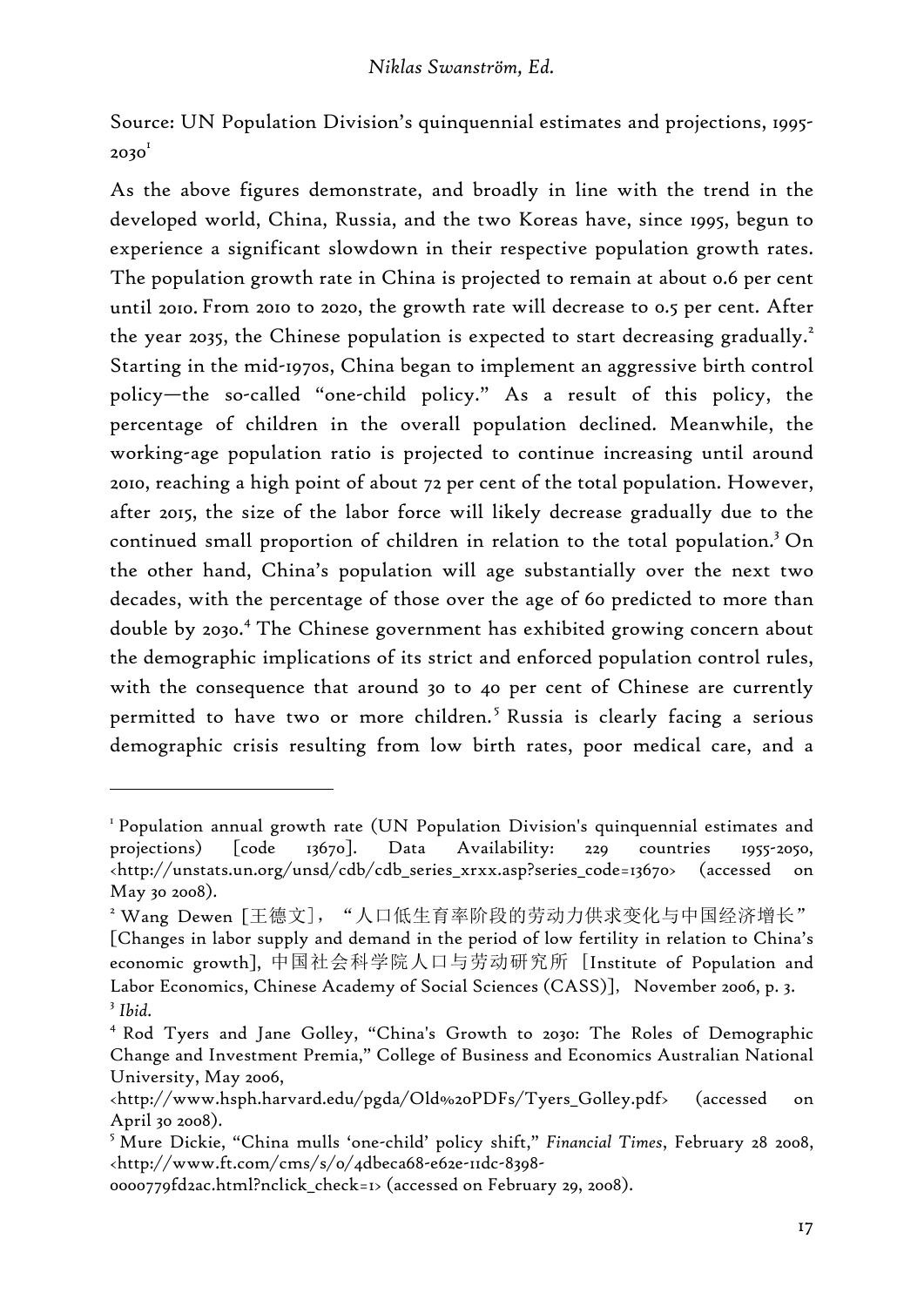Source: UN Population Division's quinquennial estimates and projections, 1995-2030[1]

As the above figures demonstrate, and broadly in line with the trend in the developed world, China, Russia, and the two Koreas have, since 1995, begun to experience a significant slowdown in their respective population growth rates. The population growth rate in China is projected to remain at about 0.6 per cent until 2010. From 2010 to 2020, the growth rate will decrease to 0.5 per cent. After the year 2035, the Chinese population is expected to start decreasing gradually.[2] Starting in the mid-1970s, China began to implement an aggressive birth control policy—the so-called "one-child policy." As a result of this policy, the percentage of children in the overall population declined. Meanwhile, the working-age population ratio is projected to continue increasing until around 2010, reaching a high point of about 72 per cent of the total population. However, after 2015, the size of the labor force will likely decrease gradually due to the continued small proportion of children in relation to the total population.[3] On the other hand, China's population will age substantially over the next two decades, with the percentage of those over the age of 60 predicted to more than double by 2030.[4] The Chinese government has exhibited growing concern about the demographic implications of its strict and enforced population control rules, with the consequence that around 30 to 40 per cent of Chinese are currently permitted to have two or more children.[5] Russia is clearly facing a serious demographic crisis resulting from low birth rates, poor medical care, and a

---

[1] Population annual growth rate (UN Population Division's quinquennial estimates and projections) [code 13670]. Data Availability: 229 countries 1955-2050, <http://unstats.un.org/unsd/cdb/cdb_series_xrxx.asp?series_code=13670> (accessed on May 30 2008).

[2] Wang Dewen [王德文], "人口低生育率阶段的劳动力供求变化与中国经济增长" [Changes in labor supply and demand in the period of low fertility in relation to China's economic growth], 中国社会科学院人口与劳动研究所 [Institute of Population and Labor Economics, Chinese Academy of Social Sciences (CASS)], November 2006, p. 3.

[3] *Ibid.*

[4] Rod Tyers and Jane Golley, "China's Growth to 2030: The Roles of Demographic Change and Investment Premia," College of Business and Economics Australian National University, May 2006, <http://www.hsph.harvard.edu/pgda/Old%20PDFs/Tyers_Golley.pdf> (accessed on April 30 2008).

[5] Mure Dickie, "China mulls 'one-child' policy shift," *Financial Times*, February 28 2008, <http://www.ft.com/cms/s/0/4dbeca68-e62e-11dc-8398-0000779fd2ac.html?nclick_check=1> (accessed on February 29, 2008).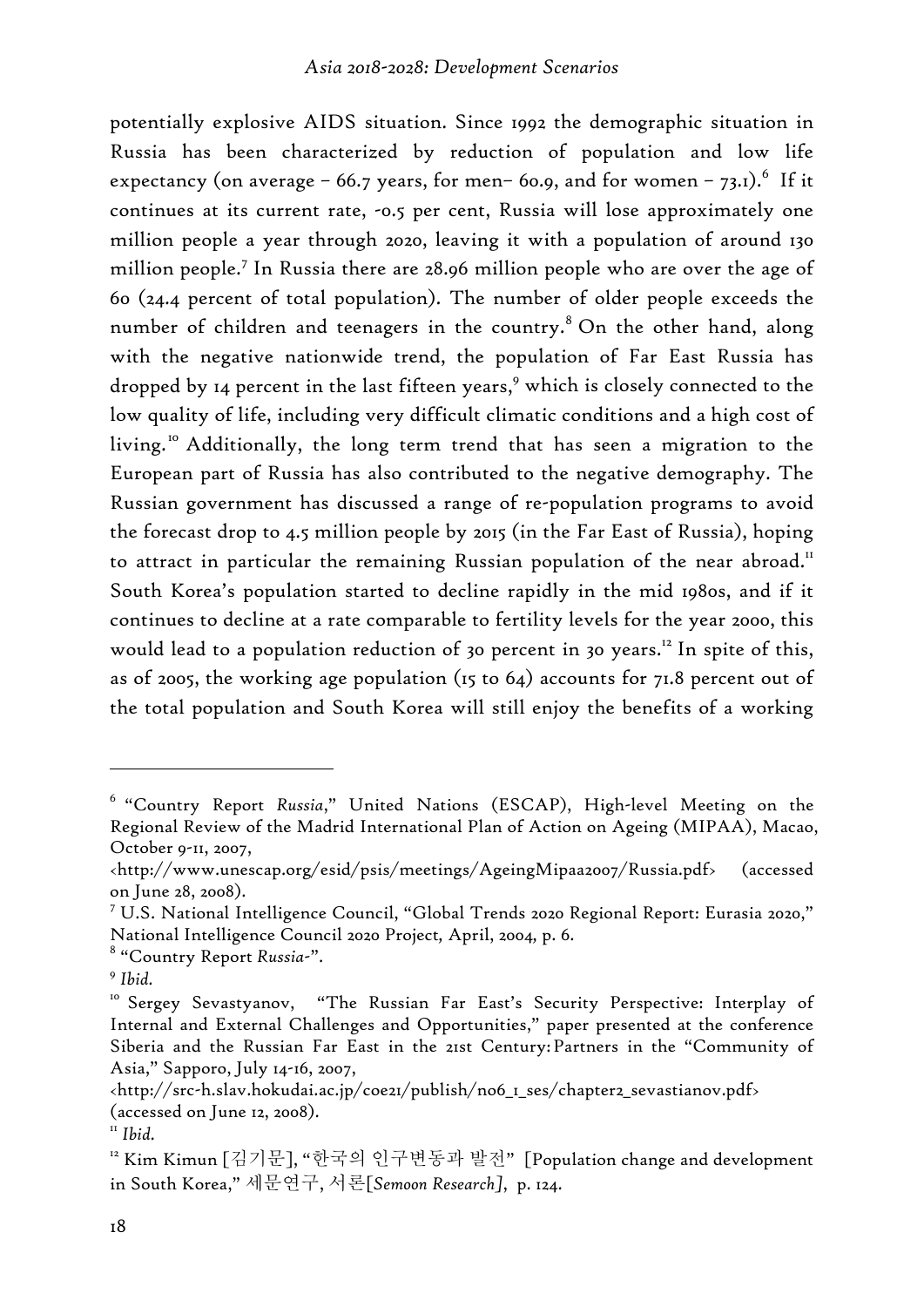potentially explosive AIDS situation. Since 1992 the demographic situation in Russia has been characterized by reduction of population and low life expectancy (on average – 66.7 years, for men– 60.9, and for women – 73.1).[6] If it continues at its current rate, -0.5 per cent, Russia will lose approximately one million people a year through 2020, leaving it with a population of around 130 million people.[7] In Russia there are 28.96 million people who are over the age of 60 (24.4 percent of total population). The number of older people exceeds the number of children and teenagers in the country.[8] On the other hand, along with the negative nationwide trend, the population of Far East Russia has dropped by 14 percent in the last fifteen years,[9] which is closely connected to the low quality of life, including very difficult climatic conditions and a high cost of living.[10] Additionally, the long term trend that has seen a migration to the European part of Russia has also contributed to the negative demography. The Russian government has discussed a range of re-population programs to avoid the forecast drop to 4.5 million people by 2015 (in the Far East of Russia), hoping to attract in particular the remaining Russian population of the near abroad.[11] South Korea's population started to decline rapidly in the mid 1980s, and if it continues to decline at a rate comparable to fertility levels for the year 2000, this would lead to a population reduction of 30 percent in 30 years.[12] In spite of this, as of 2005, the working age population (15 to 64) accounts for 71.8 percent out of the total population and South Korea will still enjoy the benefits of a working

---

[6] "Country Report *Russia*," United Nations (ESCAP), High-level Meeting on the Regional Review of the Madrid International Plan of Action on Ageing (MIPAA), Macao, October 9-11, 2007, <http://www.unescap.org/esid/psis/meetings/AgeingMipaa2007/Russia.pdf> (accessed on June 28, 2008).

[7] U.S. National Intelligence Council, "Global Trends 2020 Regional Report: Eurasia 2020," National Intelligence Council 2020 Project, April, 2004, p. 6.

[8] "Country Report *Russia*-".

[9] *Ibid.*

[10] Sergey Sevastyanov, "The Russian Far East's Security Perspective: Interplay of Internal and External Challenges and Opportunities," paper presented at the conference Siberia and the Russian Far East in the 21st Century: Partners in the "Community of Asia," Sapporo, July 14-16, 2007, <http://src-h.slav.hokudai.ac.jp/coe21/publish/no6_1_ses/chapter2_sevastianov.pdf> (accessed on June 12, 2008).

[11] *Ibid.*

[12] Kim Kimun [김기문], "한국의 인구변동과 발전" [Population change and development in South Korea," 세문연구, 서론[*Semoon Research*], p. 124.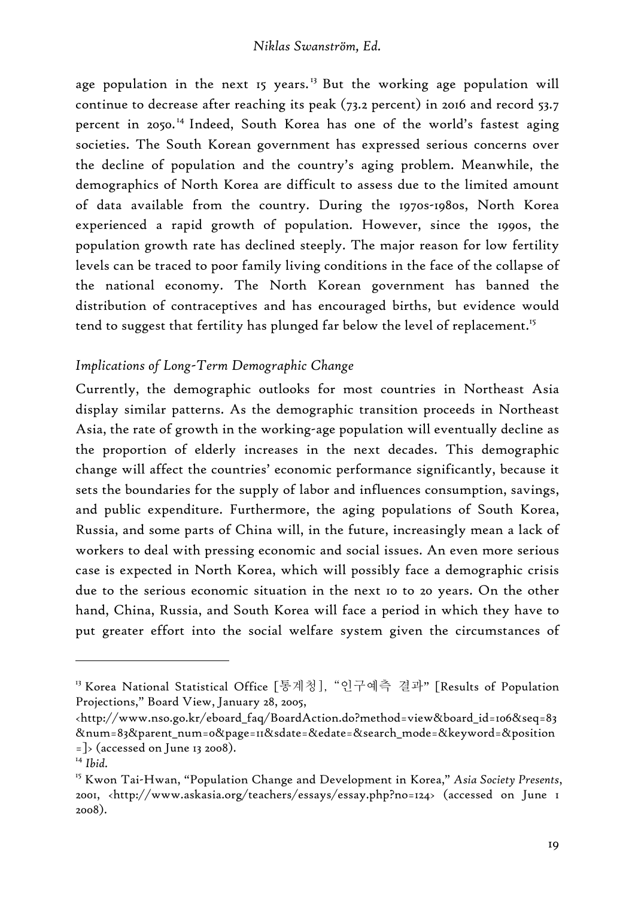age population in the next 15 years.[13] But the working age population will continue to decrease after reaching its peak (73.2 percent) in 2016 and record 53.7 percent in 2050.[14] Indeed, South Korea has one of the world's fastest aging societies. The South Korean government has expressed serious concerns over the decline of population and the country's aging problem. Meanwhile, the demographics of North Korea are difficult to assess due to the limited amount of data available from the country. During the 1970s-1980s, North Korea experienced a rapid growth of population. However, since the 1990s, the population growth rate has declined steeply. The major reason for low fertility levels can be traced to poor family living conditions in the face of the collapse of the national economy. The North Korean government has banned the distribution of contraceptives and has encouraged births, but evidence would tend to suggest that fertility has plunged far below the level of replacement.[15]

*Implications of Long-Term Demographic Change*

Currently, the demographic outlooks for most countries in Northeast Asia display similar patterns. As the demographic transition proceeds in Northeast Asia, the rate of growth in the working-age population will eventually decline as the proportion of elderly increases in the next decades. This demographic change will affect the countries' economic performance significantly, because it sets the boundaries for the supply of labor and influences consumption, savings, and public expenditure. Furthermore, the aging populations of South Korea, Russia, and some parts of China will, in the future, increasingly mean a lack of workers to deal with pressing economic and social issues. An even more serious case is expected in North Korea, which will possibly face a demographic crisis due to the serious economic situation in the next 10 to 20 years. On the other hand, China, Russia, and South Korea will face a period in which they have to put greater effort into the social welfare system given the circumstances of

---

[13] Korea National Statistical Office [통계청], "인구예측 결과" [Results of Population Projections," Board View, January 28, 2005, <http://www.nso.go.kr/eboard_faq/BoardAction.do?method=view&board_id=106&seq=83&num=83&parent_num=0&page=11&sdate=&edate=&search_mode=&keyword=&position=]> (accessed on June 13 2008).

[14] *Ibid.*

[15] Kwon Tai-Hwan, "Population Change and Development in Korea," *Asia Society Presents*, 2001, <http://www.askasia.org/teachers/essays/essay.php?no=124> (accessed on June 1 2008).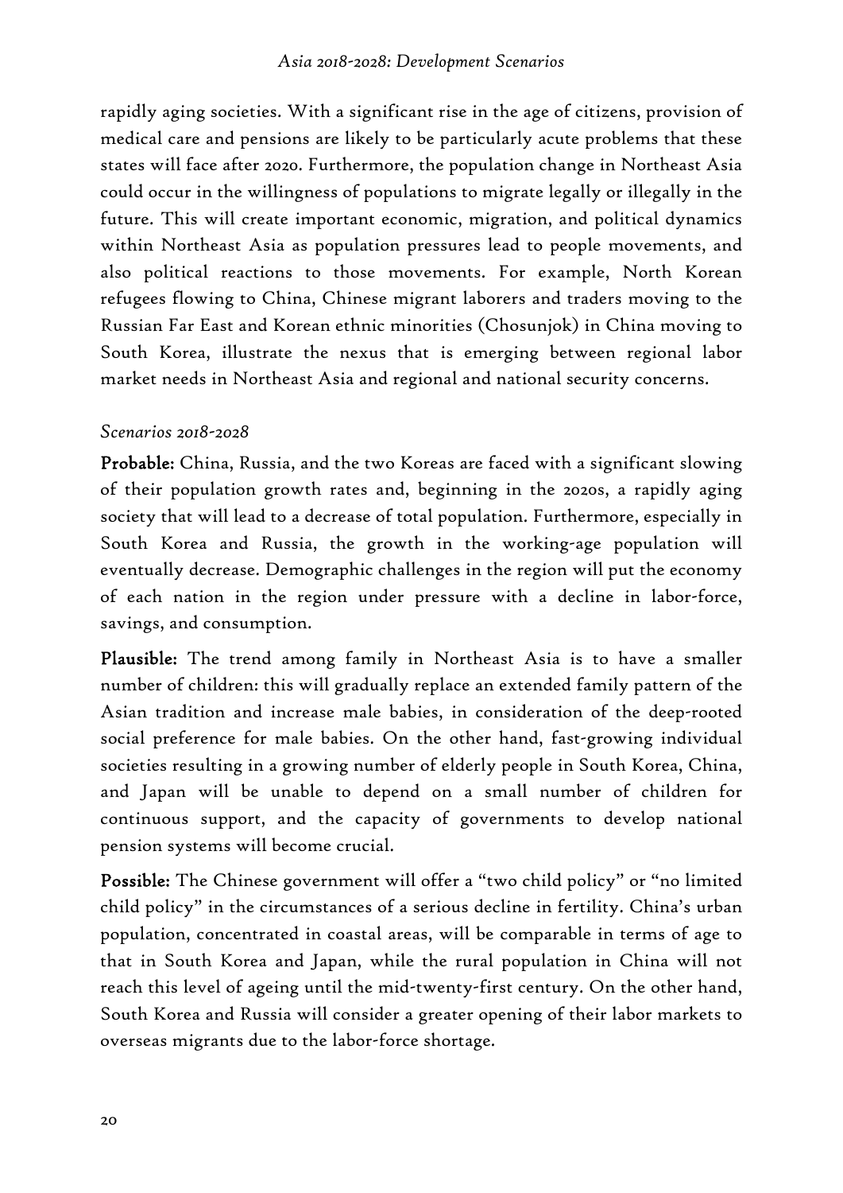rapidly aging societies. With a significant rise in the age of citizens, provision of medical care and pensions are likely to be particularly acute problems that these states will face after 2020. Furthermore, the population change in Northeast Asia could occur in the willingness of populations to migrate legally or illegally in the future. This will create important economic, migration, and political dynamics within Northeast Asia as population pressures lead to people movements, and also political reactions to those movements. For example, North Korean refugees flowing to China, Chinese migrant laborers and traders moving to the Russian Far East and Korean ethnic minorities (Chosunjok) in China moving to South Korea, illustrate the nexus that is emerging between regional labor market needs in Northeast Asia and regional and national security concerns.

*Scenarios 2018-2028*

**Probable:** China, Russia, and the two Koreas are faced with a significant slowing of their population growth rates and, beginning in the 2020s, a rapidly aging society that will lead to a decrease of total population. Furthermore, especially in South Korea and Russia, the growth in the working-age population will eventually decrease. Demographic challenges in the region will put the economy of each nation in the region under pressure with a decline in labor-force, savings, and consumption.

**Plausible:** The trend among family in Northeast Asia is to have a smaller number of children: this will gradually replace an extended family pattern of the Asian tradition and increase male babies, in consideration of the deep-rooted social preference for male babies. On the other hand, fast-growing individual societies resulting in a growing number of elderly people in South Korea, China, and Japan will be unable to depend on a small number of children for continuous support, and the capacity of governments to develop national pension systems will become crucial.

**Possible:** The Chinese government will offer a "two child policy" or "no limited child policy" in the circumstances of a serious decline in fertility. China's urban population, concentrated in coastal areas, will be comparable in terms of age to that in South Korea and Japan, while the rural population in China will not reach this level of ageing until the mid-twenty-first century. On the other hand, South Korea and Russia will consider a greater opening of their labor markets to overseas migrants due to the labor-force shortage.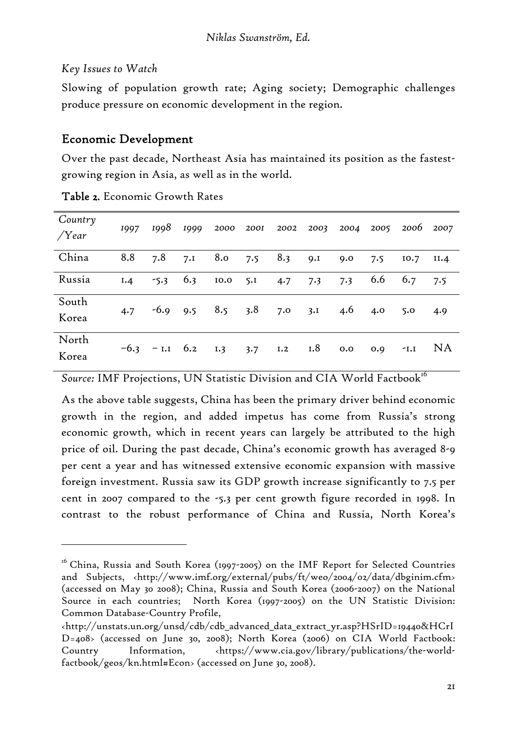*Key Issues to Watch*

Slowing of population growth rate; Aging society; Demographic challenges produce pressure on economic development in the region.

## Economic Development

Over the past decade, Northeast Asia has maintained its position as the fastest-growing region in Asia, as well as in the world.

**Table 2.** Economic Growth Rates

| *Country /Year* | *1997* | *1998* | *1999* | *2000* | *2001* | *2002* | *2003* | *2004* | *2005* | *2006* | *2007* |
|---|---|---|---|---|---|---|---|---|---|---|---|
| China | 8.8 | 7.8 | 7.1 | 8.0 | 7.5 | 8.3 | 9.1 | 9.0 | 7.5 | 10.7 | 11.4 |
| Russia | 1.4 | -5.3 | 6.3 | 10.0 | 5.1 | 4.7 | 7.3 | 7.3 | 6.6 | 6.7 | 7.5 |
| South Korea | 4.7 | -6.9 | 9.5 | 8.5 | 3.8 | 7.0 | 3.1 | 4.6 | 4.0 | 5.0 | 4.9 |
| North Korea | −6.3 | − 1.1 | 6.2 | 1.3 | 3.7 | 1.2 | 1.8 | 0.0 | 0.9 | -1.1 | NA |

*Source:* IMF Projections, UN Statistic Division and CIA World Factbook[16]

As the above table suggests, China has been the primary driver behind economic growth in the region, and added impetus has come from Russia's strong economic growth, which in recent years can largely be attributed to the high price of oil. During the past decade, China's economic growth has averaged 8-9 per cent a year and has witnessed extensive economic expansion with massive foreign investment. Russia saw its GDP growth increase significantly to 7.5 per cent in 2007 compared to the -5.3 per cent growth figure recorded in 1998. In contrast to the robust performance of China and Russia, North Korea's

[16] China, Russia and South Korea (1997-2005) on the IMF Report for Selected Countries and Subjects, <http://www.imf.org/external/pubs/ft/weo/2004/02/data/dbginim.cfm> (accessed on May 30 2008); China, Russia and South Korea (2006-2007) on the National Source in each countries; North Korea (1997-2005) on the UN Statistic Division: Common Database-Country Profile, <http://unstats.un.org/unsd/cdb/cdb_advanced_data_extract_yr.asp?HSrID=19440&HCrID=408> (accessed on June 30, 2008); North Korea (2006) on CIA World Factbook: Country Information, <https://www.cia.gov/library/publications/the-world-factbook/geos/kn.html#Econ> (accessed on June 30, 2008).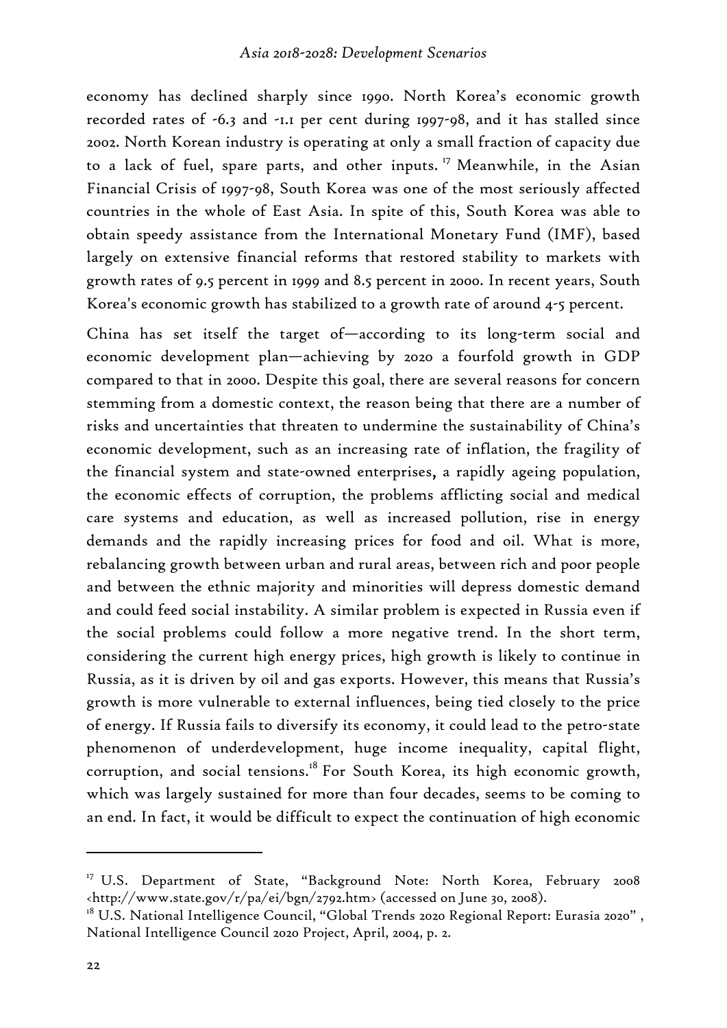economy has declined sharply since 1990. North Korea's economic growth recorded rates of -6.3 and -1.1 per cent during 1997-98, and it has stalled since 2002. North Korean industry is operating at only a small fraction of capacity due to a lack of fuel, spare parts, and other inputs. [17] Meanwhile, in the Asian Financial Crisis of 1997-98, South Korea was one of the most seriously affected countries in the whole of East Asia. In spite of this, South Korea was able to obtain speedy assistance from the International Monetary Fund (IMF), based largely on extensive financial reforms that restored stability to markets with growth rates of 9.5 percent in 1999 and 8.5 percent in 2000. In recent years, South Korea's economic growth has stabilized to a growth rate of around 4-5 percent.

China has set itself the target of—according to its long-term social and economic development plan—achieving by 2020 a fourfold growth in GDP compared to that in 2000. Despite this goal, there are several reasons for concern stemming from a domestic context, the reason being that there are a number of risks and uncertainties that threaten to undermine the sustainability of China's economic development, such as an increasing rate of inflation, the fragility of the financial system and state-owned enterprises, a rapidly ageing population, the economic effects of corruption, the problems afflicting social and medical care systems and education, as well as increased pollution, rise in energy demands and the rapidly increasing prices for food and oil. What is more, rebalancing growth between urban and rural areas, between rich and poor people and between the ethnic majority and minorities will depress domestic demand and could feed social instability. A similar problem is expected in Russia even if the social problems could follow a more negative trend. In the short term, considering the current high energy prices, high growth is likely to continue in Russia, as it is driven by oil and gas exports. However, this means that Russia's growth is more vulnerable to external influences, being tied closely to the price of energy. If Russia fails to diversify its economy, it could lead to the petro-state phenomenon of underdevelopment, huge income inequality, capital flight, corruption, and social tensions.[18] For South Korea, its high economic growth, which was largely sustained for more than four decades, seems to be coming to an end. In fact, it would be difficult to expect the continuation of high economic

---

[17] U.S. Department of State, "Background Note: North Korea, February 2008 <http://www.state.gov/r/pa/ei/bgn/2792.htm> (accessed on June 30, 2008).

[18] U.S. National Intelligence Council, "Global Trends 2020 Regional Report: Eurasia 2020" , National Intelligence Council 2020 Project, April, 2004, p. 2.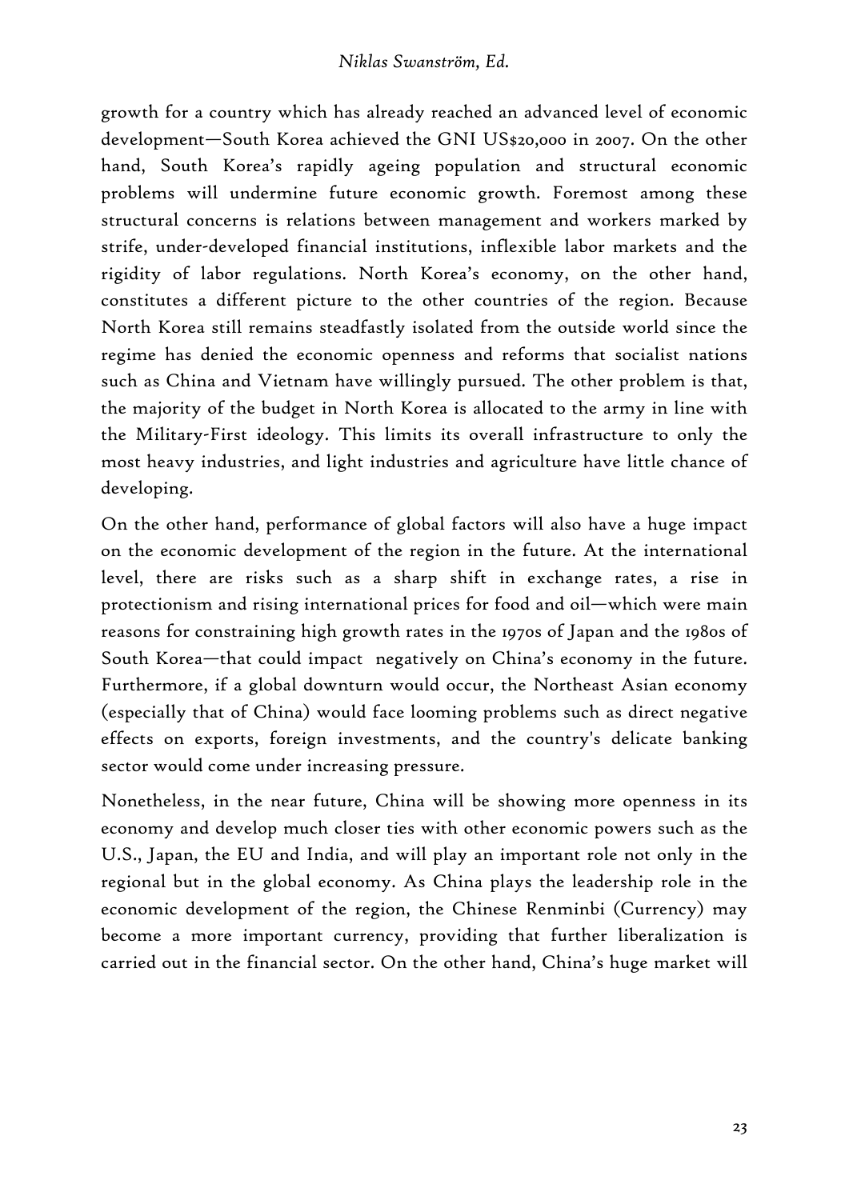growth for a country which has already reached an advanced level of economic development—South Korea achieved the GNI US$20,000 in 2007. On the other hand, South Korea's rapidly ageing population and structural economic problems will undermine future economic growth. Foremost among these structural concerns is relations between management and workers marked by strife, under-developed financial institutions, inflexible labor markets and the rigidity of labor regulations. North Korea's economy, on the other hand, constitutes a different picture to the other countries of the region. Because North Korea still remains steadfastly isolated from the outside world since the regime has denied the economic openness and reforms that socialist nations such as China and Vietnam have willingly pursued. The other problem is that, the majority of the budget in North Korea is allocated to the army in line with the Military-First ideology. This limits its overall infrastructure to only the most heavy industries, and light industries and agriculture have little chance of developing.

On the other hand, performance of global factors will also have a huge impact on the economic development of the region in the future. At the international level, there are risks such as a sharp shift in exchange rates, a rise in protectionism and rising international prices for food and oil—which were main reasons for constraining high growth rates in the 1970s of Japan and the 1980s of South Korea—that could impact negatively on China's economy in the future. Furthermore, if a global downturn would occur, the Northeast Asian economy (especially that of China) would face looming problems such as direct negative effects on exports, foreign investments, and the country's delicate banking sector would come under increasing pressure.

Nonetheless, in the near future, China will be showing more openness in its economy and develop much closer ties with other economic powers such as the U.S., Japan, the EU and India, and will play an important role not only in the regional but in the global economy. As China plays the leadership role in the economic development of the region, the Chinese Renminbi (Currency) may become a more important currency, providing that further liberalization is carried out in the financial sector. On the other hand, China's huge market will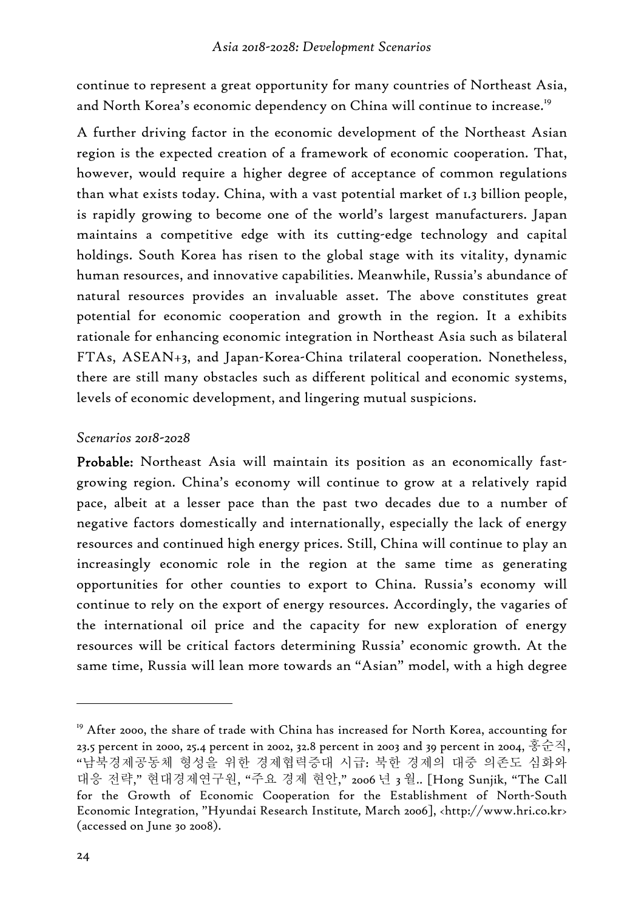continue to represent a great opportunity for many countries of Northeast Asia, and North Korea's economic dependency on China will continue to increase.[19]

A further driving factor in the economic development of the Northeast Asian region is the expected creation of a framework of economic cooperation. That, however, would require a higher degree of acceptance of common regulations than what exists today. China, with a vast potential market of 1.3 billion people, is rapidly growing to become one of the world's largest manufacturers. Japan maintains a competitive edge with its cutting-edge technology and capital holdings. South Korea has risen to the global stage with its vitality, dynamic human resources, and innovative capabilities. Meanwhile, Russia's abundance of natural resources provides an invaluable asset. The above constitutes great potential for economic cooperation and growth in the region. It a exhibits rationale for enhancing economic integration in Northeast Asia such as bilateral FTAs, ASEAN+3, and Japan-Korea-China trilateral cooperation. Nonetheless, there are still many obstacles such as different political and economic systems, levels of economic development, and lingering mutual suspicions.

*Scenarios 2018-2028*

**Probable:** Northeast Asia will maintain its position as an economically fast-growing region. China's economy will continue to grow at a relatively rapid pace, albeit at a lesser pace than the past two decades due to a number of negative factors domestically and internationally, especially the lack of energy resources and continued high energy prices. Still, China will continue to play an increasingly economic role in the region at the same time as generating opportunities for other counties to export to China. Russia's economy will continue to rely on the export of energy resources. Accordingly, the vagaries of the international oil price and the capacity for new exploration of energy resources will be critical factors determining Russia' economic growth. At the same time, Russia will lean more towards an "Asian" model, with a high degree

[19] After 2000, the share of trade with China has increased for North Korea, accounting for 23.5 percent in 2000, 25.4 percent in 2002, 32.8 percent in 2003 and 39 percent in 2004, 홍순직, "남북경제공동체 형성을 위한 경제협력증대 시급: 북한 경제의 대중 의존도 심화와 대응 전략," 현대경제연구원, "주요 경제 현안," 2006 년 3 월.. [Hong Sunjik, "The Call for the Growth of Economic Cooperation for the Establishment of North-South Economic Integration, "Hyundai Research Institute, March 2006], <http://www.hri.co.kr> (accessed on June 30 2008).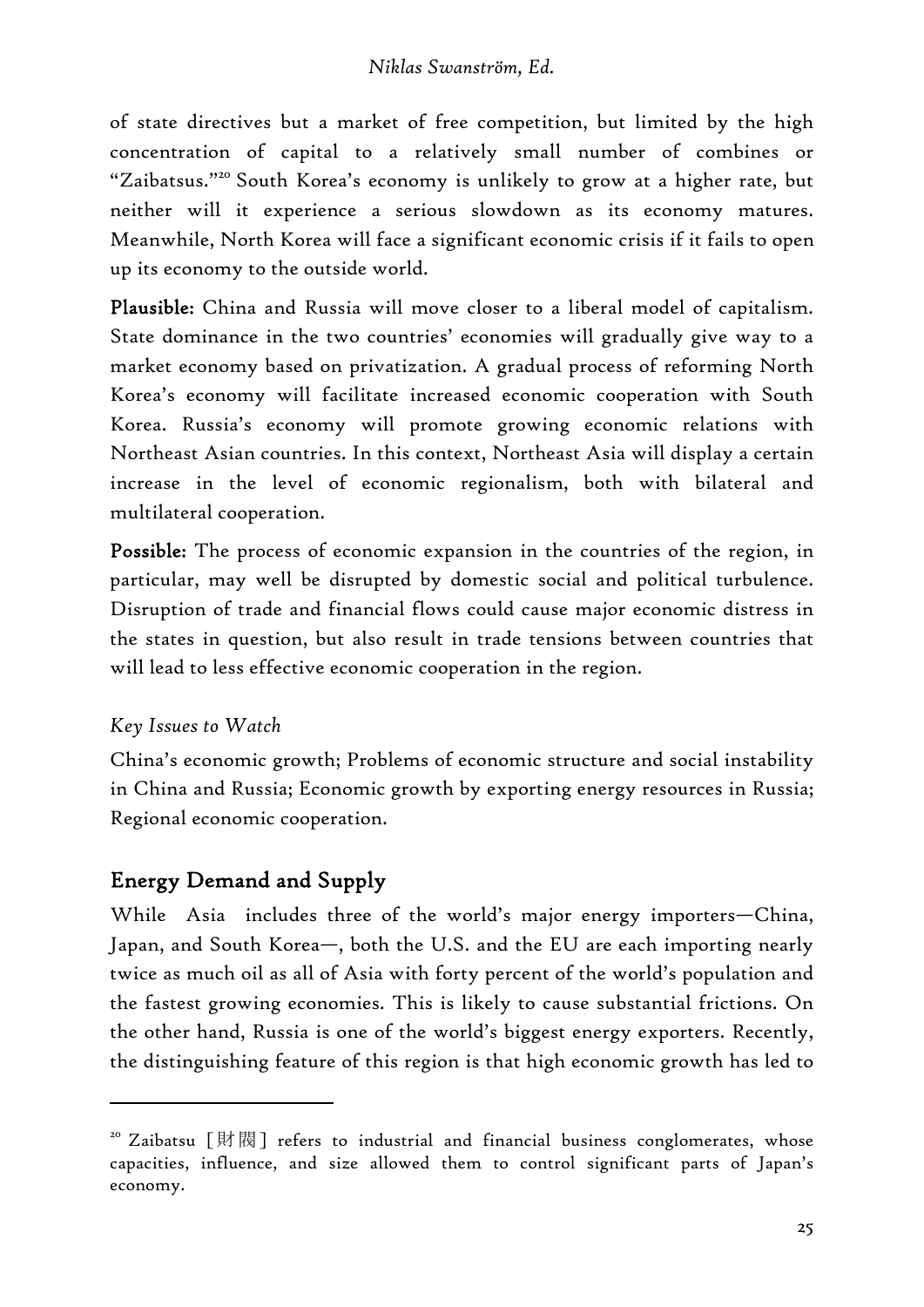of state directives but a market of free competition, but limited by the high concentration of capital to a relatively small number of combines or "Zaibatsus."[20] South Korea's economy is unlikely to grow at a higher rate, but neither will it experience a serious slowdown as its economy matures. Meanwhile, North Korea will face a significant economic crisis if it fails to open up its economy to the outside world.

**Plausible:** China and Russia will move closer to a liberal model of capitalism. State dominance in the two countries' economies will gradually give way to a market economy based on privatization. A gradual process of reforming North Korea's economy will facilitate increased economic cooperation with South Korea. Russia's economy will promote growing economic relations with Northeast Asian countries. In this context, Northeast Asia will display a certain increase in the level of economic regionalism, both with bilateral and multilateral cooperation.

**Possible:** The process of economic expansion in the countries of the region, in particular, may well be disrupted by domestic social and political turbulence. Disruption of trade and financial flows could cause major economic distress in the states in question, but also result in trade tensions between countries that will lead to less effective economic cooperation in the region.

*Key Issues to Watch*

China's economic growth; Problems of economic structure and social instability in China and Russia; Economic growth by exporting energy resources in Russia; Regional economic cooperation.

## Energy Demand and Supply

While Asia includes three of the world's major energy importers—China, Japan, and South Korea—, both the U.S. and the EU are each importing nearly twice as much oil as all of Asia with forty percent of the world's population and the fastest growing economies. This is likely to cause substantial frictions. On the other hand, Russia is one of the world's biggest energy exporters. Recently, the distinguishing feature of this region is that high economic growth has led to

---

[20] Zaibatsu［財閥］refers to industrial and financial business conglomerates, whose capacities, influence, and size allowed them to control significant parts of Japan's economy.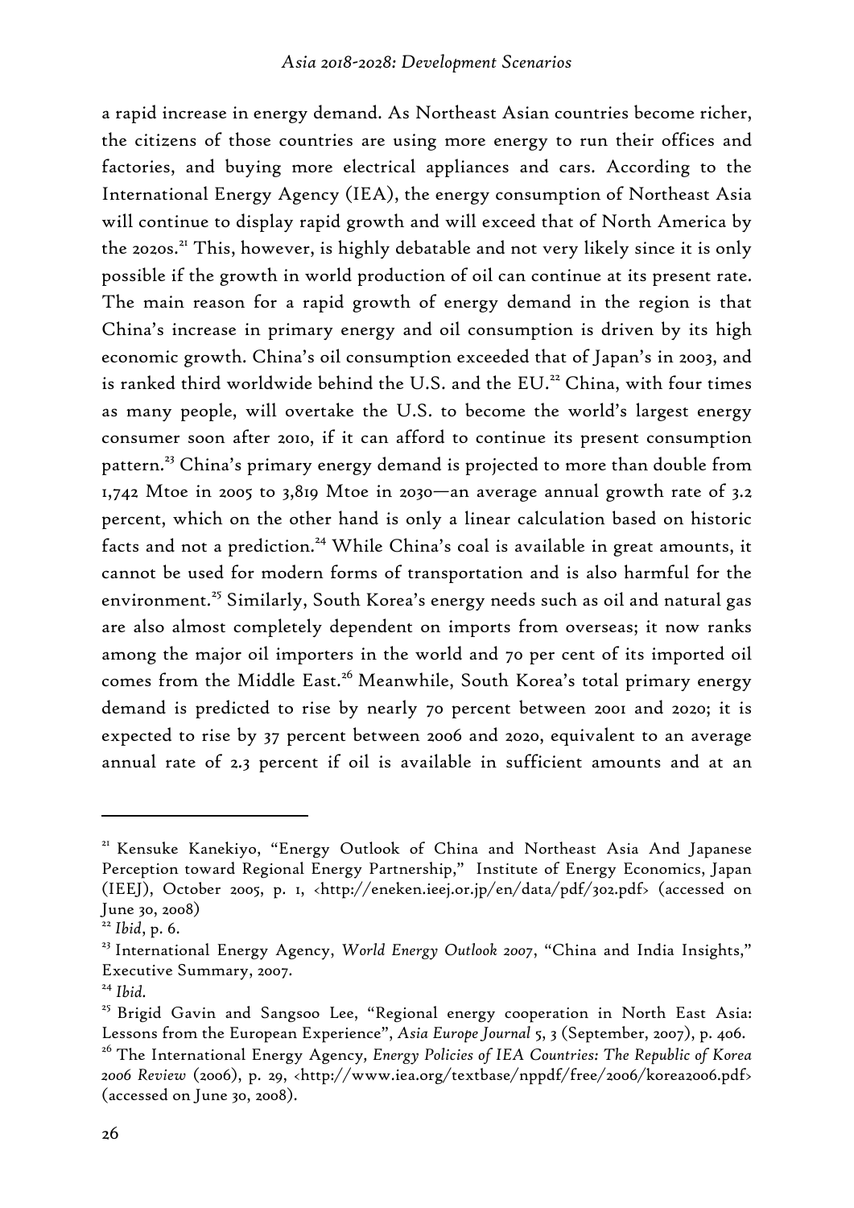a rapid increase in energy demand. As Northeast Asian countries become richer, the citizens of those countries are using more energy to run their offices and factories, and buying more electrical appliances and cars. According to the International Energy Agency (IEA), the energy consumption of Northeast Asia will continue to display rapid growth and will exceed that of North America by the 2020s.[21] This, however, is highly debatable and not very likely since it is only possible if the growth in world production of oil can continue at its present rate. The main reason for a rapid growth of energy demand in the region is that China's increase in primary energy and oil consumption is driven by its high economic growth. China's oil consumption exceeded that of Japan's in 2003, and is ranked third worldwide behind the U.S. and the EU.[22] China, with four times as many people, will overtake the U.S. to become the world's largest energy consumer soon after 2010, if it can afford to continue its present consumption pattern.[23] China's primary energy demand is projected to more than double from 1,742 Mtoe in 2005 to 3,819 Mtoe in 2030—an average annual growth rate of 3.2 percent, which on the other hand is only a linear calculation based on historic facts and not a prediction.[24] While China's coal is available in great amounts, it cannot be used for modern forms of transportation and is also harmful for the environment.[25] Similarly, South Korea's energy needs such as oil and natural gas are also almost completely dependent on imports from overseas; it now ranks among the major oil importers in the world and 70 per cent of its imported oil comes from the Middle East.[26] Meanwhile, South Korea's total primary energy demand is predicted to rise by nearly 70 percent between 2001 and 2020; it is expected to rise by 37 percent between 2006 and 2020, equivalent to an average annual rate of 2.3 percent if oil is available in sufficient amounts and at an

---

[21] Kensuke Kanekiyo, "Energy Outlook of China and Northeast Asia And Japanese Perception toward Regional Energy Partnership," Institute of Energy Economics, Japan (IEEJ), October 2005, p. 1, <http://eneken.ieej.or.jp/en/data/pdf/302.pdf> (accessed on June 30, 2008)

[22] *Ibid*, p. 6.

[23] International Energy Agency, *World Energy Outlook 2007*, "China and India Insights," Executive Summary, 2007.

[24] *Ibid.*

[25] Brigid Gavin and Sangsoo Lee, "Regional energy cooperation in North East Asia: Lessons from the European Experience", *Asia Europe Journal* 5, 3 (September, 2007), p. 406.

[26] The International Energy Agency, *Energy Policies of IEA Countries: The Republic of Korea 2006 Review* (2006), p. 29, <http://www.iea.org/textbase/nppdf/free/2006/korea2006.pdf> (accessed on June 30, 2008).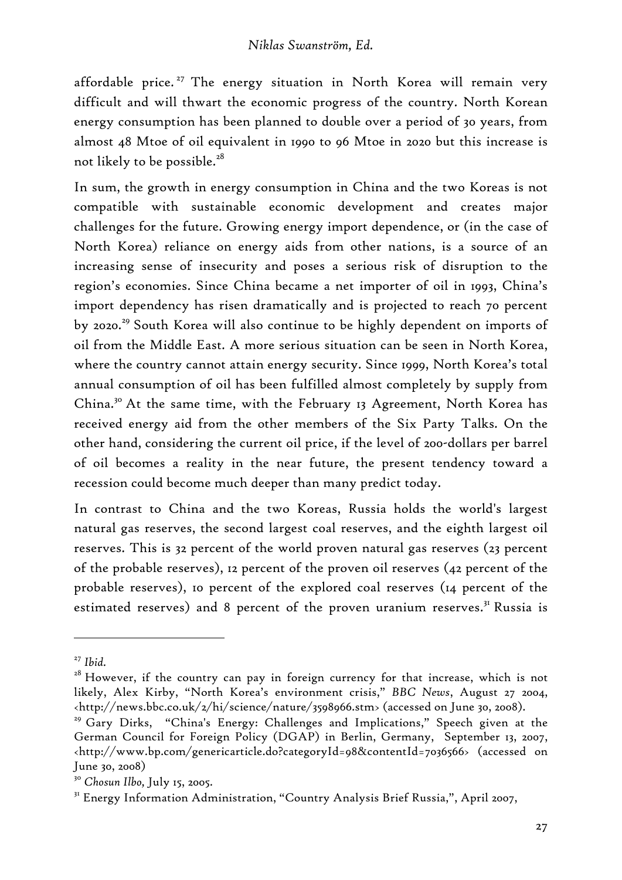affordable price.[27] The energy situation in North Korea will remain very difficult and will thwart the economic progress of the country. North Korean energy consumption has been planned to double over a period of 30 years, from almost 48 Mtoe of oil equivalent in 1990 to 96 Mtoe in 2020 but this increase is not likely to be possible.[28]

In sum, the growth in energy consumption in China and the two Koreas is not compatible with sustainable economic development and creates major challenges for the future. Growing energy import dependence, or (in the case of North Korea) reliance on energy aids from other nations, is a source of an increasing sense of insecurity and poses a serious risk of disruption to the region's economies. Since China became a net importer of oil in 1993, China's import dependency has risen dramatically and is projected to reach 70 percent by 2020.[29] South Korea will also continue to be highly dependent on imports of oil from the Middle East. A more serious situation can be seen in North Korea, where the country cannot attain energy security. Since 1999, North Korea's total annual consumption of oil has been fulfilled almost completely by supply from China.[30] At the same time, with the February 13 Agreement, North Korea has received energy aid from the other members of the Six Party Talks. On the other hand, considering the current oil price, if the level of 200-dollars per barrel of oil becomes a reality in the near future, the present tendency toward a recession could become much deeper than many predict today.

In contrast to China and the two Koreas, Russia holds the world's largest natural gas reserves, the second largest coal reserves, and the eighth largest oil reserves. This is 32 percent of the world proven natural gas reserves (23 percent of the probable reserves), 12 percent of the proven oil reserves (42 percent of the probable reserves), 10 percent of the explored coal reserves (14 percent of the estimated reserves) and 8 percent of the proven uranium reserves.[31] Russia is

---

[27] *Ibid.*

[28] However, if the country can pay in foreign currency for that increase, which is not likely, Alex Kirby, "North Korea's environment crisis," *BBC News*, August 27 2004, <http://news.bbc.co.uk/2/hi/science/nature/3598966.stm> (accessed on June 30, 2008).

[29] Gary Dirks, "China's Energy: Challenges and Implications," Speech given at the German Council for Foreign Policy (DGAP) in Berlin, Germany, September 13, 2007, <http://www.bp.com/genericarticle.do?categoryId=98&contentId=7036566> (accessed on June 30, 2008)

[30] *Chosun Ilbo*, July 15, 2005.

[31] Energy Information Administration, "Country Analysis Brief Russia,", April 2007,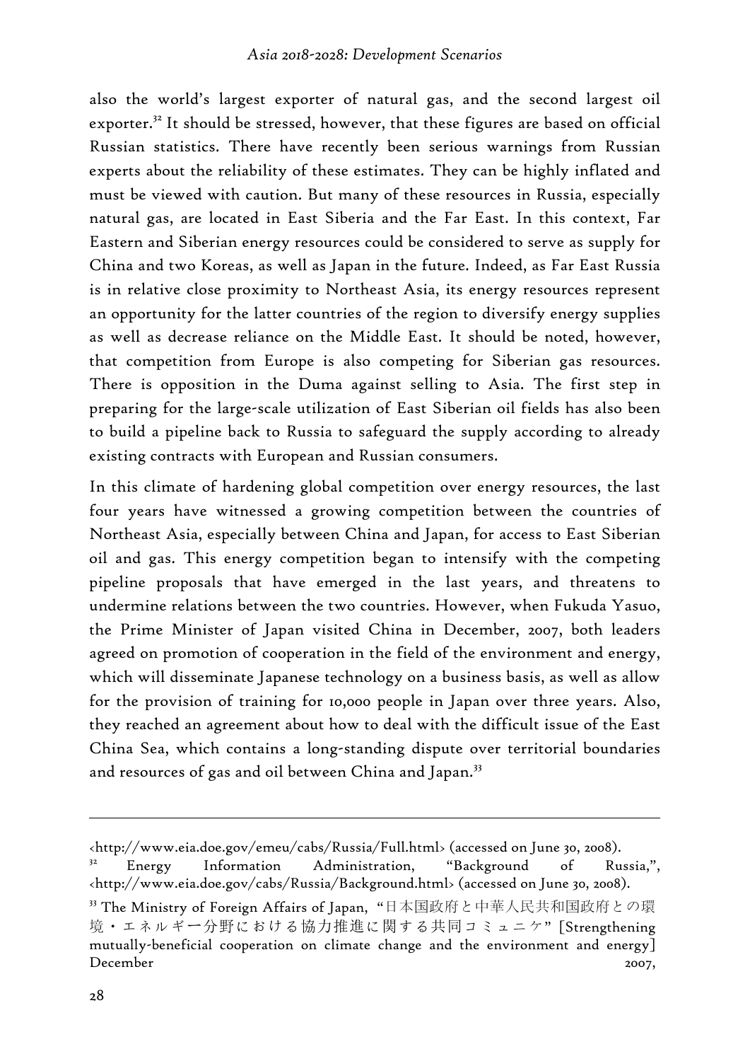also the world's largest exporter of natural gas, and the second largest oil exporter.[32] It should be stressed, however, that these figures are based on official Russian statistics. There have recently been serious warnings from Russian experts about the reliability of these estimates. They can be highly inflated and must be viewed with caution. But many of these resources in Russia, especially natural gas, are located in East Siberia and the Far East. In this context, Far Eastern and Siberian energy resources could be considered to serve as supply for China and two Koreas, as well as Japan in the future. Indeed, as Far East Russia is in relative close proximity to Northeast Asia, its energy resources represent an opportunity for the latter countries of the region to diversify energy supplies as well as decrease reliance on the Middle East. It should be noted, however, that competition from Europe is also competing for Siberian gas resources. There is opposition in the Duma against selling to Asia. The first step in preparing for the large-scale utilization of East Siberian oil fields has also been to build a pipeline back to Russia to safeguard the supply according to already existing contracts with European and Russian consumers.

In this climate of hardening global competition over energy resources, the last four years have witnessed a growing competition between the countries of Northeast Asia, especially between China and Japan, for access to East Siberian oil and gas. This energy competition began to intensify with the competing pipeline proposals that have emerged in the last years, and threatens to undermine relations between the two countries. However, when Fukuda Yasuo, the Prime Minister of Japan visited China in December, 2007, both leaders agreed on promotion of cooperation in the field of the environment and energy, which will disseminate Japanese technology on a business basis, as well as allow for the provision of training for 10,000 people in Japan over three years. Also, they reached an agreement about how to deal with the difficult issue of the East China Sea, which contains a long-standing dispute over territorial boundaries and resources of gas and oil between China and Japan.[33]

---

<http://www.eia.doe.gov/emeu/cabs/Russia/Full.html> (accessed on June 30, 2008).

[32] Energy Information Administration, "Background of Russia,", <http://www.eia.doe.gov/cabs/Russia/Background.html> (accessed on June 30, 2008).

[33] The Ministry of Foreign Affairs of Japan, "日本国政府と中華人民共和国政府との環境・エネルギー分野における協力推進に関する共同コミュニケ" [Strengthening mutually-beneficial cooperation on climate change and the environment and energy] December 2007,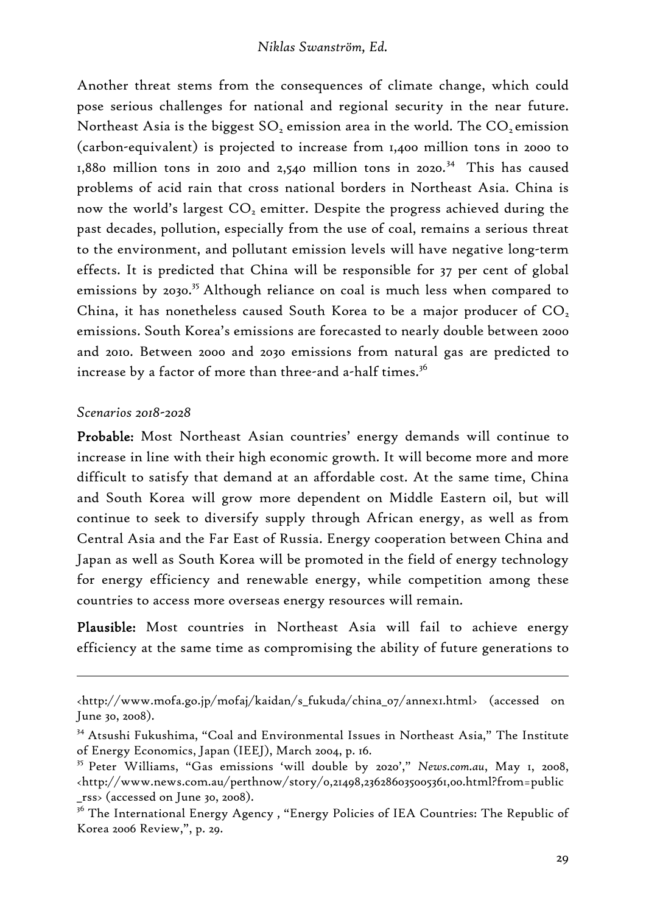Another threat stems from the consequences of climate change, which could pose serious challenges for national and regional security in the near future. Northeast Asia is the biggest $SO_2$ emission area in the world. The $CO_2$ emission (carbon-equivalent) is projected to increase from 1,400 million tons in 2000 to 1,880 million tons in 2010 and 2,540 million tons in 2020.[34] This has caused problems of acid rain that cross national borders in Northeast Asia. China is now the world's largest $CO_2$ emitter. Despite the progress achieved during the past decades, pollution, especially from the use of coal, remains a serious threat to the environment, and pollutant emission levels will have negative long-term effects. It is predicted that China will be responsible for 37 per cent of global emissions by 2030.[35] Although reliance on coal is much less when compared to China, it has nonetheless caused South Korea to be a major producer of $CO_2$ emissions. South Korea's emissions are forecasted to nearly double between 2000 and 2010. Between 2000 and 2030 emissions from natural gas are predicted to increase by a factor of more than three-and a-half times.[36]

*Scenarios 2018-2028*

**Probable:** Most Northeast Asian countries' energy demands will continue to increase in line with their high economic growth. It will become more and more difficult to satisfy that demand at an affordable cost. At the same time, China and South Korea will grow more dependent on Middle Eastern oil, but will continue to seek to diversify supply through African energy, as well as from Central Asia and the Far East of Russia. Energy cooperation between China and Japan as well as South Korea will be promoted in the field of energy technology for energy efficiency and renewable energy, while competition among these countries to access more overseas energy resources will remain.

**Plausible:** Most countries in Northeast Asia will fail to achieve energy efficiency at the same time as compromising the ability of future generations to

---

<http://www.mofa.go.jp/mofaj/kaidan/s_fukuda/china_07/annex1.html> (accessed on June 30, 2008).

[34] Atsushi Fukushima, "Coal and Environmental Issues in Northeast Asia," The Institute of Energy Economics, Japan (IEEJ), March 2004, p. 16.

[35] Peter Williams, "Gas emissions 'will double by 2020'," *News.com.au*, May 1, 2008, <http://www.news.com.au/perthnow/story/0,21498,23628603 5005361,00.html?from=public_rss> (accessed on June 30, 2008).

[36] The International Energy Agency , "Energy Policies of IEA Countries: The Republic of Korea 2006 Review,", p. 29.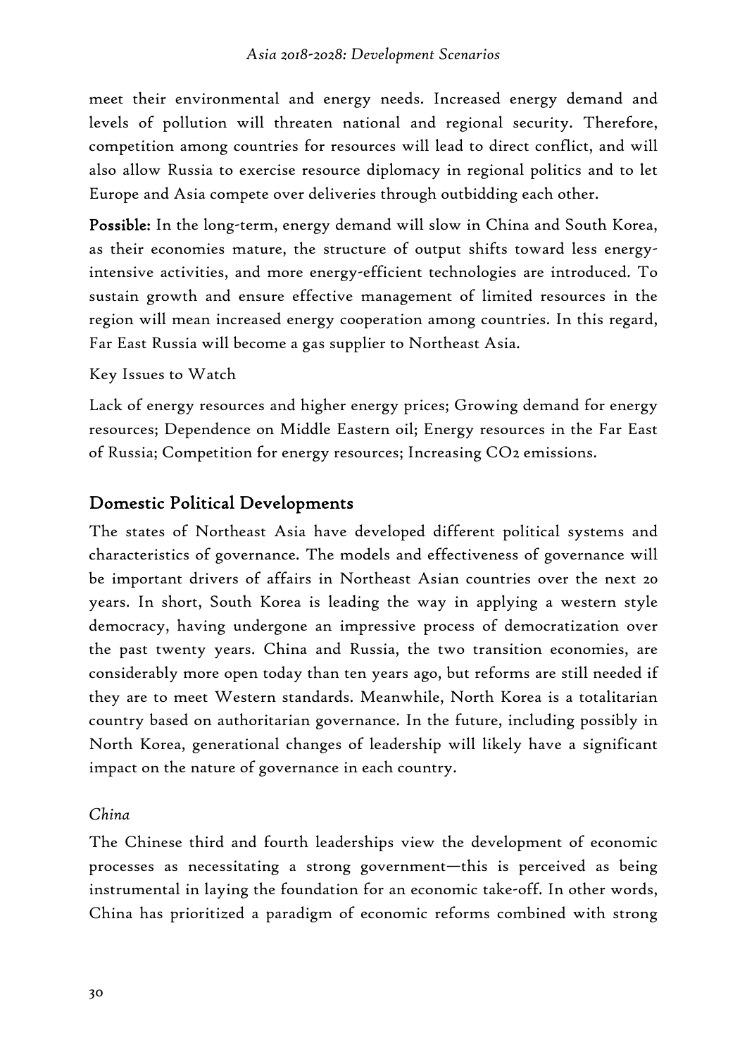meet their environmental and energy needs. Increased energy demand and levels of pollution will threaten national and regional security. Therefore, competition among countries for resources will lead to direct conflict, and will also allow Russia to exercise resource diplomacy in regional politics and to let Europe and Asia compete over deliveries through outbidding each other.

**Possible:** In the long-term, energy demand will slow in China and South Korea, as their economies mature, the structure of output shifts toward less energy-intensive activities, and more energy-efficient technologies are introduced. To sustain growth and ensure effective management of limited resources in the region will mean increased energy cooperation among countries. In this regard, Far East Russia will become a gas supplier to Northeast Asia.

Key Issues to Watch

Lack of energy resources and higher energy prices; Growing demand for energy resources; Dependence on Middle Eastern oil; Energy resources in the Far East of Russia; Competition for energy resources; Increasing $CO_2$ emissions.

## Domestic Political Developments

The states of Northeast Asia have developed different political systems and characteristics of governance. The models and effectiveness of governance will be important drivers of affairs in Northeast Asian countries over the next 20 years. In short, South Korea is leading the way in applying a western style democracy, having undergone an impressive process of democratization over the past twenty years. China and Russia, the two transition economies, are considerably more open today than ten years ago, but reforms are still needed if they are to meet Western standards. Meanwhile, North Korea is a totalitarian country based on authoritarian governance. In the future, including possibly in North Korea, generational changes of leadership will likely have a significant impact on the nature of governance in each country.

*China*

The Chinese third and fourth leaderships view the development of economic processes as necessitating a strong government—this is perceived as being instrumental in laying the foundation for an economic take-off. In other words, China has prioritized a paradigm of economic reforms combined with strong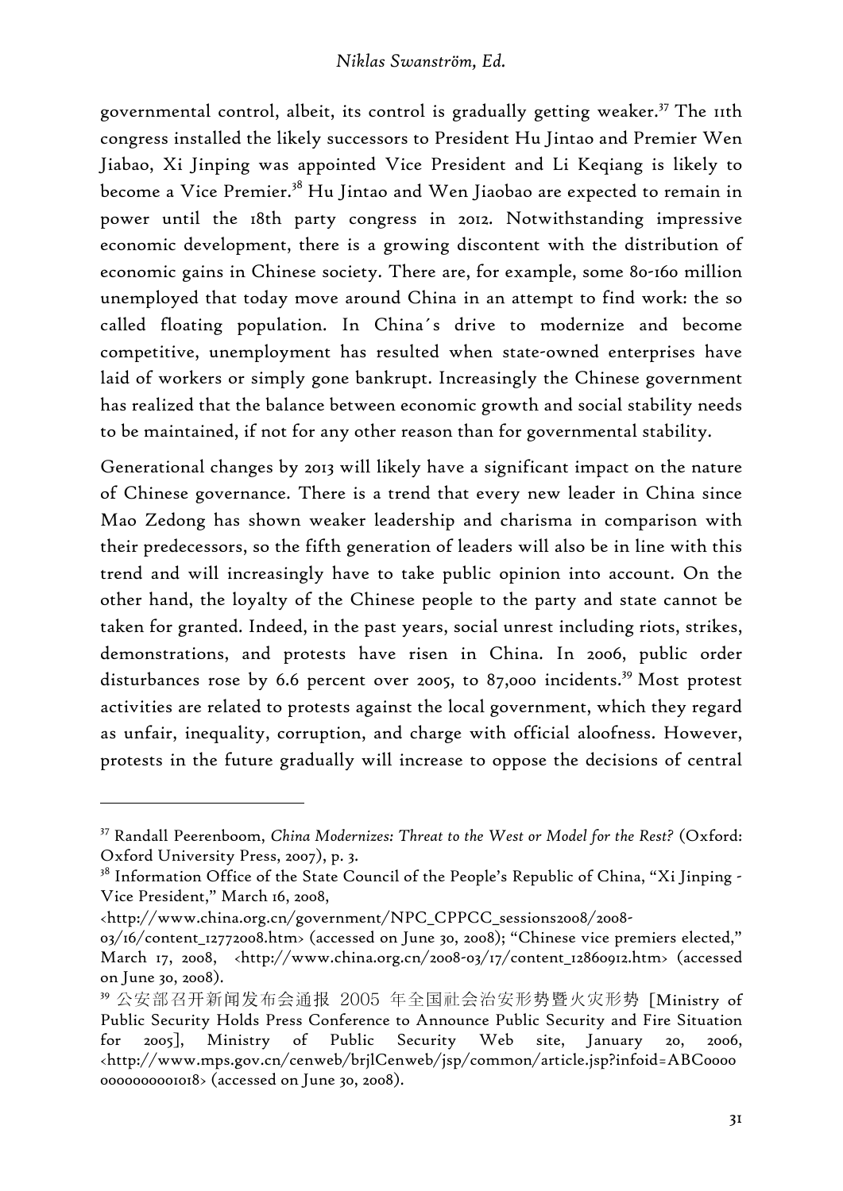governmental control, albeit, its control is gradually getting weaker.[37] The 11th congress installed the likely successors to President Hu Jintao and Premier Wen Jiabao, Xi Jinping was appointed Vice President and Li Keqiang is likely to become a Vice Premier.[38] Hu Jintao and Wen Jiaobao are expected to remain in power until the 18th party congress in 2012. Notwithstanding impressive economic development, there is a growing discontent with the distribution of economic gains in Chinese society. There are, for example, some 80-160 million unemployed that today move around China in an attempt to find work: the so called floating population. In China´s drive to modernize and become competitive, unemployment has resulted when state-owned enterprises have laid of workers or simply gone bankrupt. Increasingly the Chinese government has realized that the balance between economic growth and social stability needs to be maintained, if not for any other reason than for governmental stability.

Generational changes by 2013 will likely have a significant impact on the nature of Chinese governance. There is a trend that every new leader in China since Mao Zedong has shown weaker leadership and charisma in comparison with their predecessors, so the fifth generation of leaders will also be in line with this trend and will increasingly have to take public opinion into account. On the other hand, the loyalty of the Chinese people to the party and state cannot be taken for granted. Indeed, in the past years, social unrest including riots, strikes, demonstrations, and protests have risen in China. In 2006, public order disturbances rose by 6.6 percent over 2005, to 87,000 incidents.[39] Most protest activities are related to protests against the local government, which they regard as unfair, inequality, corruption, and charge with official aloofness. However, protests in the future gradually will increase to oppose the decisions of central

---

[37] Randall Peerenboom, *China Modernizes: Threat to the West or Model for the Rest?* (Oxford: Oxford University Press, 2007), p. 3.

[38] Information Office of the State Council of the People's Republic of China, "Xi Jinping - Vice President," March 16, 2008, <http://www.china.org.cn/government/NPC_CPPCC_sessions2008/2008-03/16/content_12772008.htm> (accessed on June 30, 2008); "Chinese vice premiers elected," March 17, 2008, <http://www.china.org.cn/2008-03/17/content_12860912.htm> (accessed on June 30, 2008).

[39] 公安部召开新闻发布会通报 2005 年全国社会治安形势暨火灾形势 [Ministry of Public Security Holds Press Conference to Announce Public Security and Fire Situation for 2005], Ministry of Public Security Web site, January 20, 2006, <http://www.mps.gov.cn/cenweb/brjlCenweb/jsp/common/article.jsp?infoid=ABC00000000000001018> (accessed on June 30, 2008).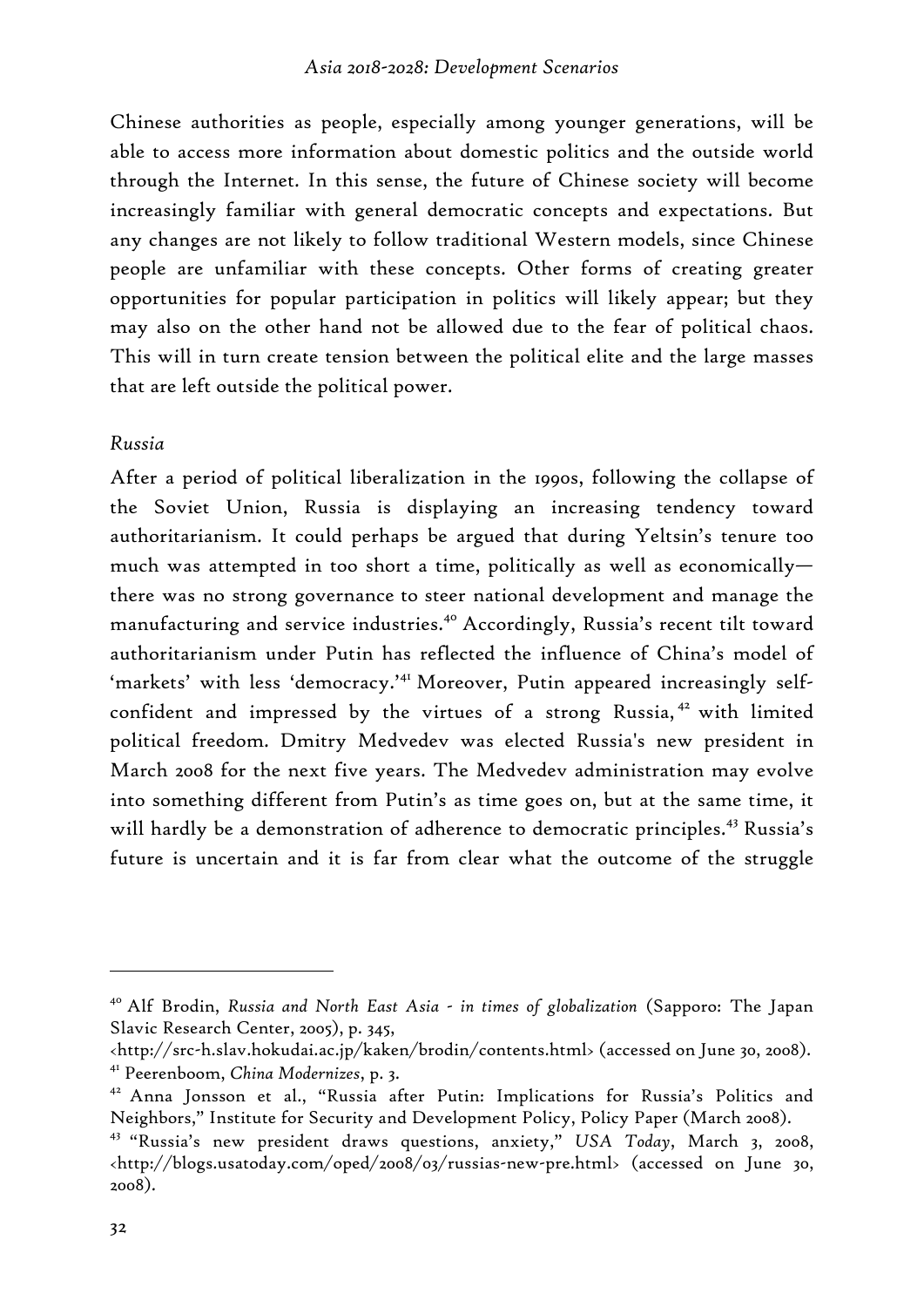Chinese authorities as people, especially among younger generations, will be able to access more information about domestic politics and the outside world through the Internet. In this sense, the future of Chinese society will become increasingly familiar with general democratic concepts and expectations. But any changes are not likely to follow traditional Western models, since Chinese people are unfamiliar with these concepts. Other forms of creating greater opportunities for popular participation in politics will likely appear; but they may also on the other hand not be allowed due to the fear of political chaos. This will in turn create tension between the political elite and the large masses that are left outside the political power.

*Russia*

After a period of political liberalization in the 1990s, following the collapse of the Soviet Union, Russia is displaying an increasing tendency toward authoritarianism. It could perhaps be argued that during Yeltsin's tenure too much was attempted in too short a time, politically as well as economically—there was no strong governance to steer national development and manage the manufacturing and service industries.[40] Accordingly, Russia's recent tilt toward authoritarianism under Putin has reflected the influence of China's model of 'markets' with less 'democracy.'[41] Moreover, Putin appeared increasingly self-confident and impressed by the virtues of a strong Russia,[42] with limited political freedom. Dmitry Medvedev was elected Russia's new president in March 2008 for the next five years. The Medvedev administration may evolve into something different from Putin's as time goes on, but at the same time, it will hardly be a demonstration of adherence to democratic principles.[43] Russia's future is uncertain and it is far from clear what the outcome of the struggle

---

[40] Alf Brodin, *Russia and North East Asia - in times of globalization* (Sapporo: The Japan Slavic Research Center, 2005), p. 345, <http://src-h.slav.hokudai.ac.jp/kaken/brodin/contents.html> (accessed on June 30, 2008).

[41] Peerenboom, *China Modernizes*, p. 3.

[42] Anna Jonsson et al., "Russia after Putin: Implications for Russia's Politics and Neighbors," Institute for Security and Development Policy, Policy Paper (March 2008).

[43] "Russia's new president draws questions, anxiety," *USA Today*, March 3, 2008, <http://blogs.usatoday.com/oped/2008/03/russias-new-pre.html> (accessed on June 30, 2008).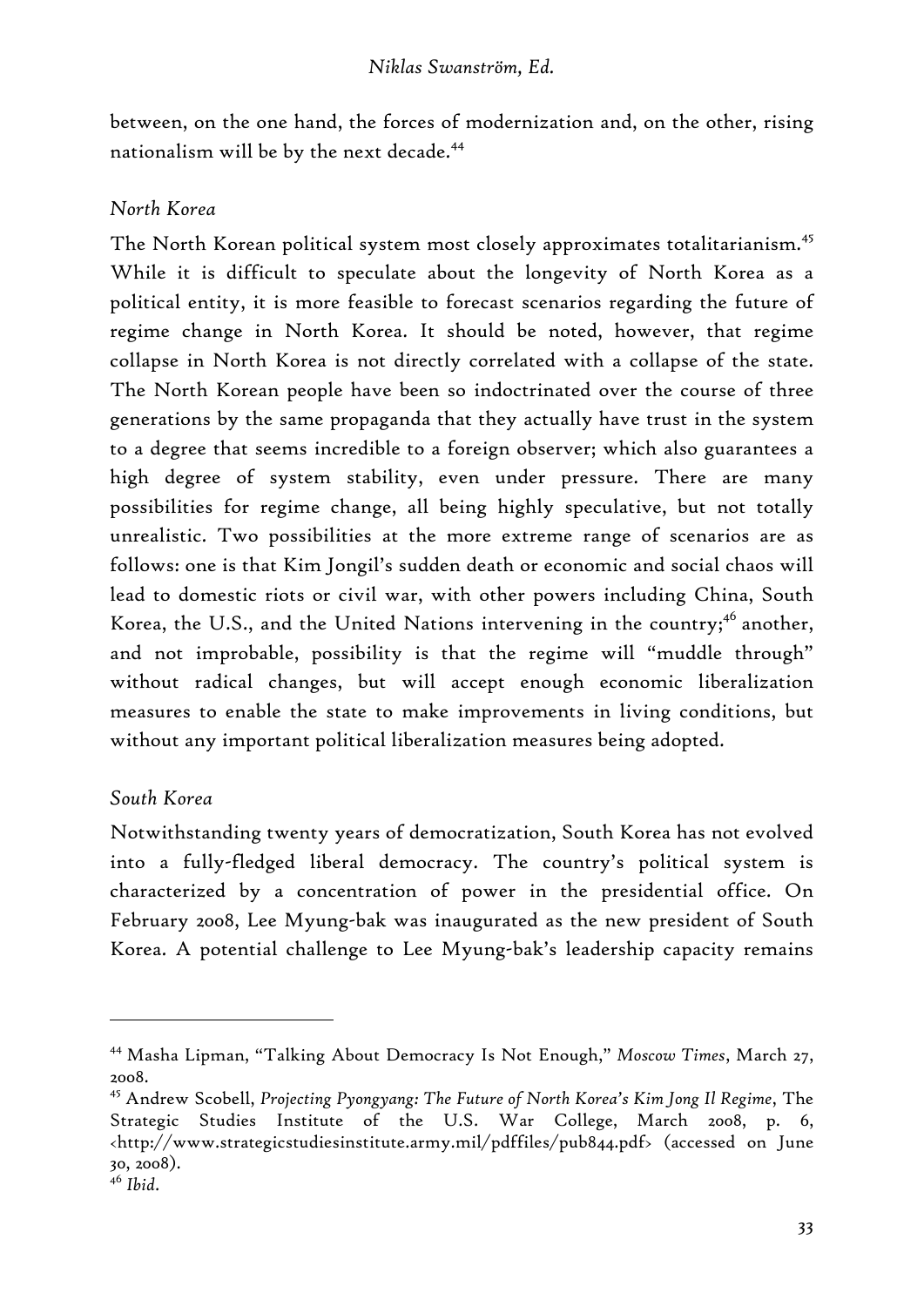between, on the one hand, the forces of modernization and, on the other, rising nationalism will be by the next decade.[44]

*North Korea*

The North Korean political system most closely approximates totalitarianism.[45] While it is difficult to speculate about the longevity of North Korea as a political entity, it is more feasible to forecast scenarios regarding the future of regime change in North Korea. It should be noted, however, that regime collapse in North Korea is not directly correlated with a collapse of the state. The North Korean people have been so indoctrinated over the course of three generations by the same propaganda that they actually have trust in the system to a degree that seems incredible to a foreign observer; which also guarantees a high degree of system stability, even under pressure. There are many possibilities for regime change, all being highly speculative, but not totally unrealistic. Two possibilities at the more extreme range of scenarios are as follows: one is that Kim Jongil's sudden death or economic and social chaos will lead to domestic riots or civil war, with other powers including China, South Korea, the U.S., and the United Nations intervening in the country;[46] another, and not improbable, possibility is that the regime will "muddle through" without radical changes, but will accept enough economic liberalization measures to enable the state to make improvements in living conditions, but without any important political liberalization measures being adopted.

*South Korea*

Notwithstanding twenty years of democratization, South Korea has not evolved into a fully-fledged liberal democracy. The country's political system is characterized by a concentration of power in the presidential office. On February 2008, Lee Myung-bak was inaugurated as the new president of South Korea. A potential challenge to Lee Myung-bak's leadership capacity remains

---

[44] Masha Lipman, "Talking About Democracy Is Not Enough," *Moscow Times*, March 27, 2008.

[45] Andrew Scobell, *Projecting Pyongyang: The Future of North Korea's Kim Jong Il Regime*, The Strategic Studies Institute of the U.S. War College, March 2008, p. 6, <http://www.strategicstudiesinstitute.army.mil/pdffiles/pub844.pdf> (accessed on June 30, 2008).

[46] *Ibid*.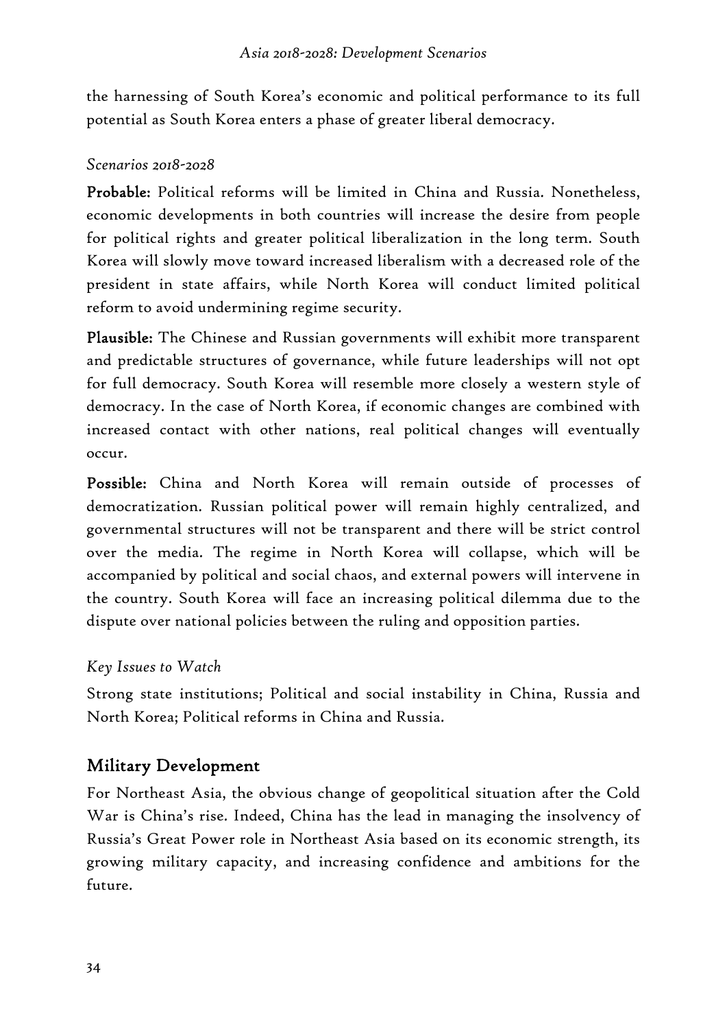the harnessing of South Korea's economic and political performance to its full potential as South Korea enters a phase of greater liberal democracy.

*Scenarios 2018-2028*

**Probable:** Political reforms will be limited in China and Russia. Nonetheless, economic developments in both countries will increase the desire from people for political rights and greater political liberalization in the long term. South Korea will slowly move toward increased liberalism with a decreased role of the president in state affairs, while North Korea will conduct limited political reform to avoid undermining regime security.

**Plausible:** The Chinese and Russian governments will exhibit more transparent and predictable structures of governance, while future leaderships will not opt for full democracy. South Korea will resemble more closely a western style of democracy. In the case of North Korea, if economic changes are combined with increased contact with other nations, real political changes will eventually occur.

**Possible:** China and North Korea will remain outside of processes of democratization. Russian political power will remain highly centralized, and governmental structures will not be transparent and there will be strict control over the media. The regime in North Korea will collapse, which will be accompanied by political and social chaos, and external powers will intervene in the country. South Korea will face an increasing political dilemma due to the dispute over national policies between the ruling and opposition parties.

*Key Issues to Watch*

Strong state institutions; Political and social instability in China, Russia and North Korea; Political reforms in China and Russia.

## Military Development

For Northeast Asia, the obvious change of geopolitical situation after the Cold War is China's rise. Indeed, China has the lead in managing the insolvency of Russia's Great Power role in Northeast Asia based on its economic strength, its growing military capacity, and increasing confidence and ambitions for the future.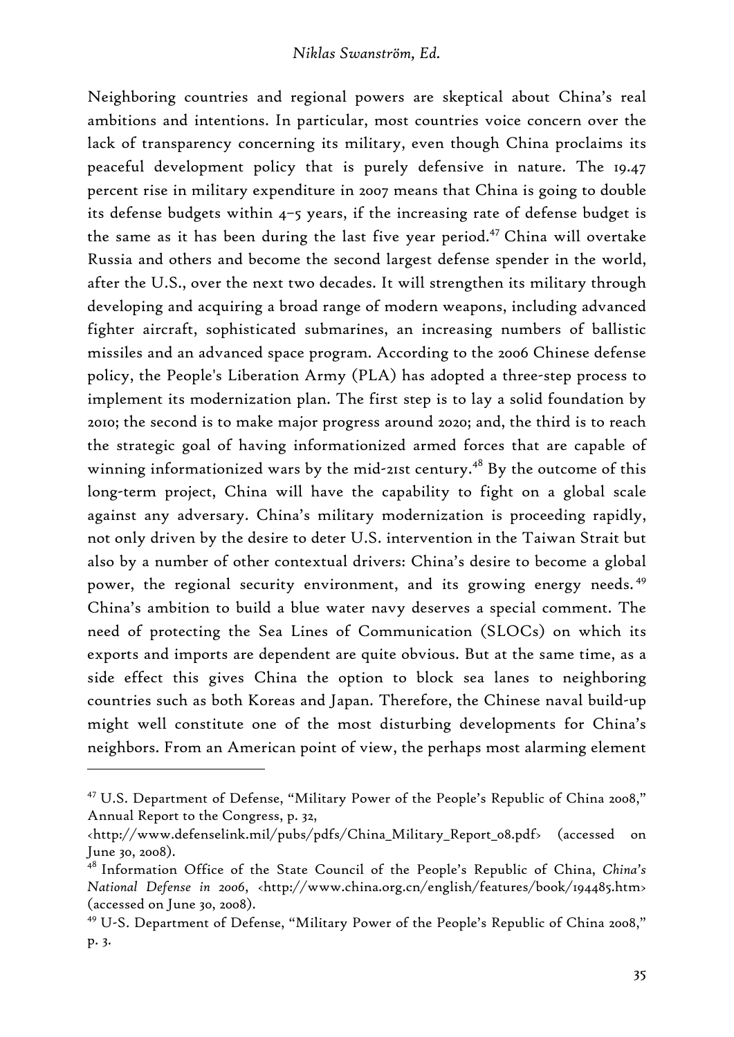Neighboring countries and regional powers are skeptical about China's real ambitions and intentions. In particular, most countries voice concern over the lack of transparency concerning its military, even though China proclaims its peaceful development policy that is purely defensive in nature. The 19.47 percent rise in military expenditure in 2007 means that China is going to double its defense budgets within 4–5 years, if the increasing rate of defense budget is the same as it has been during the last five year period.[47] China will overtake Russia and others and become the second largest defense spender in the world, after the U.S., over the next two decades. It will strengthen its military through developing and acquiring a broad range of modern weapons, including advanced fighter aircraft, sophisticated submarines, an increasing numbers of ballistic missiles and an advanced space program. According to the 2006 Chinese defense policy, the People's Liberation Army (PLA) has adopted a three-step process to implement its modernization plan. The first step is to lay a solid foundation by 2010; the second is to make major progress around 2020; and, the third is to reach the strategic goal of having informationized armed forces that are capable of winning informationized wars by the mid-21st century.[48] By the outcome of this long-term project, China will have the capability to fight on a global scale against any adversary. China's military modernization is proceeding rapidly, not only driven by the desire to deter U.S. intervention in the Taiwan Strait but also by a number of other contextual drivers: China's desire to become a global power, the regional security environment, and its growing energy needs.[49] China's ambition to build a blue water navy deserves a special comment. The need of protecting the Sea Lines of Communication (SLOCs) on which its exports and imports are dependent are quite obvious. But at the same time, as a side effect this gives China the option to block sea lanes to neighboring countries such as both Koreas and Japan. Therefore, the Chinese naval build-up might well constitute one of the most disturbing developments for China's neighbors. From an American point of view, the perhaps most alarming element

---

[47] U.S. Department of Defense, "Military Power of the People's Republic of China 2008," Annual Report to the Congress, p. 32, <http://www.defenselink.mil/pubs/pdfs/China_Military_Report_08.pdf> (accessed on June 30, 2008).

[48] Information Office of the State Council of the People's Republic of China, *China's National Defense in 2006*, <http://www.china.org.cn/english/features/book/194485.htm> (accessed on June 30, 2008).

[49] U-S. Department of Defense, "Military Power of the People's Republic of China 2008," p. 3.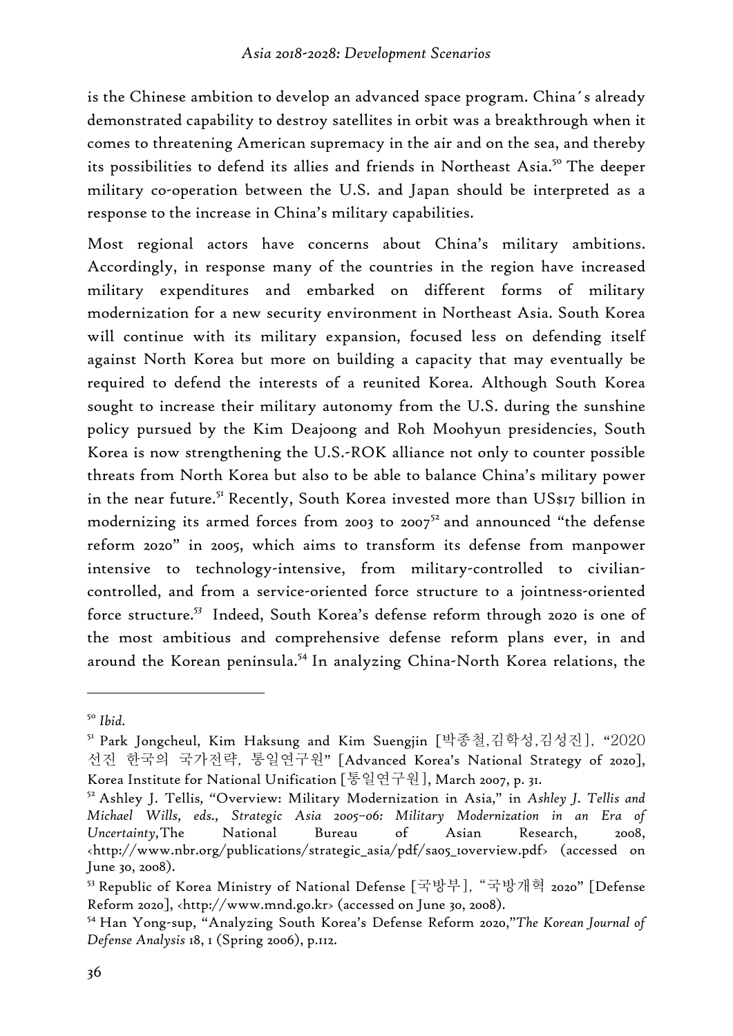is the Chinese ambition to develop an advanced space program. China´s already demonstrated capability to destroy satellites in orbit was a breakthrough when it comes to threatening American supremacy in the air and on the sea, and thereby its possibilities to defend its allies and friends in Northeast Asia.[50] The deeper military co-operation between the U.S. and Japan should be interpreted as a response to the increase in China's military capabilities.

Most regional actors have concerns about China's military ambitions. Accordingly, in response many of the countries in the region have increased military expenditures and embarked on different forms of military modernization for a new security environment in Northeast Asia. South Korea will continue with its military expansion, focused less on defending itself against North Korea but more on building a capacity that may eventually be required to defend the interests of a reunited Korea. Although South Korea sought to increase their military autonomy from the U.S. during the sunshine policy pursued by the Kim Deajoong and Roh Moohyun presidencies, South Korea is now strengthening the U.S.-ROK alliance not only to counter possible threats from North Korea but also to be able to balance China's military power in the near future.[51] Recently, South Korea invested more than US$17 billion in modernizing its armed forces from 2003 to 2007[52] and announced "the defense reform 2020" in 2005, which aims to transform its defense from manpower intensive to technology-intensive, from military-controlled to civilian-controlled, and from a service-oriented force structure to a jointness-oriented force structure.[53] Indeed, South Korea's defense reform through 2020 is one of the most ambitious and comprehensive defense reform plans ever, in and around the Korean peninsula.[54] In analyzing China-North Korea relations, the

---

[50] *Ibid.*

[51] Park Jongcheul, Kim Haksung and Kim Suengjin [박종철,김학성,김성진], "2020 선진 한국의 국가전략, 통일연구원" [Advanced Korea's National Strategy of 2020], Korea Institute for National Unification [통일연구원], March 2007, p. 31.

[52] Ashley J. Tellis, "Overview: Military Modernization in Asia," in *Ashley J. Tellis and Michael Wills, eds., Strategic Asia 2005–06: Military Modernization in an Era of Uncertainty*, The National Bureau of Asian Research, 2008, <http://www.nbr.org/publications/strategic_asia/pdf/sa05_1overview.pdf> (accessed on June 30, 2008).

[53] Republic of Korea Ministry of National Defense [국방부], "국방개혁 2020" [Defense Reform 2020], <http://www.mnd.go.kr> (accessed on June 30, 2008).

[54] Han Yong-sup, "Analyzing South Korea's Defense Reform 2020,"*The Korean Journal of Defense Analysis* 18, 1 (Spring 2006), p.112.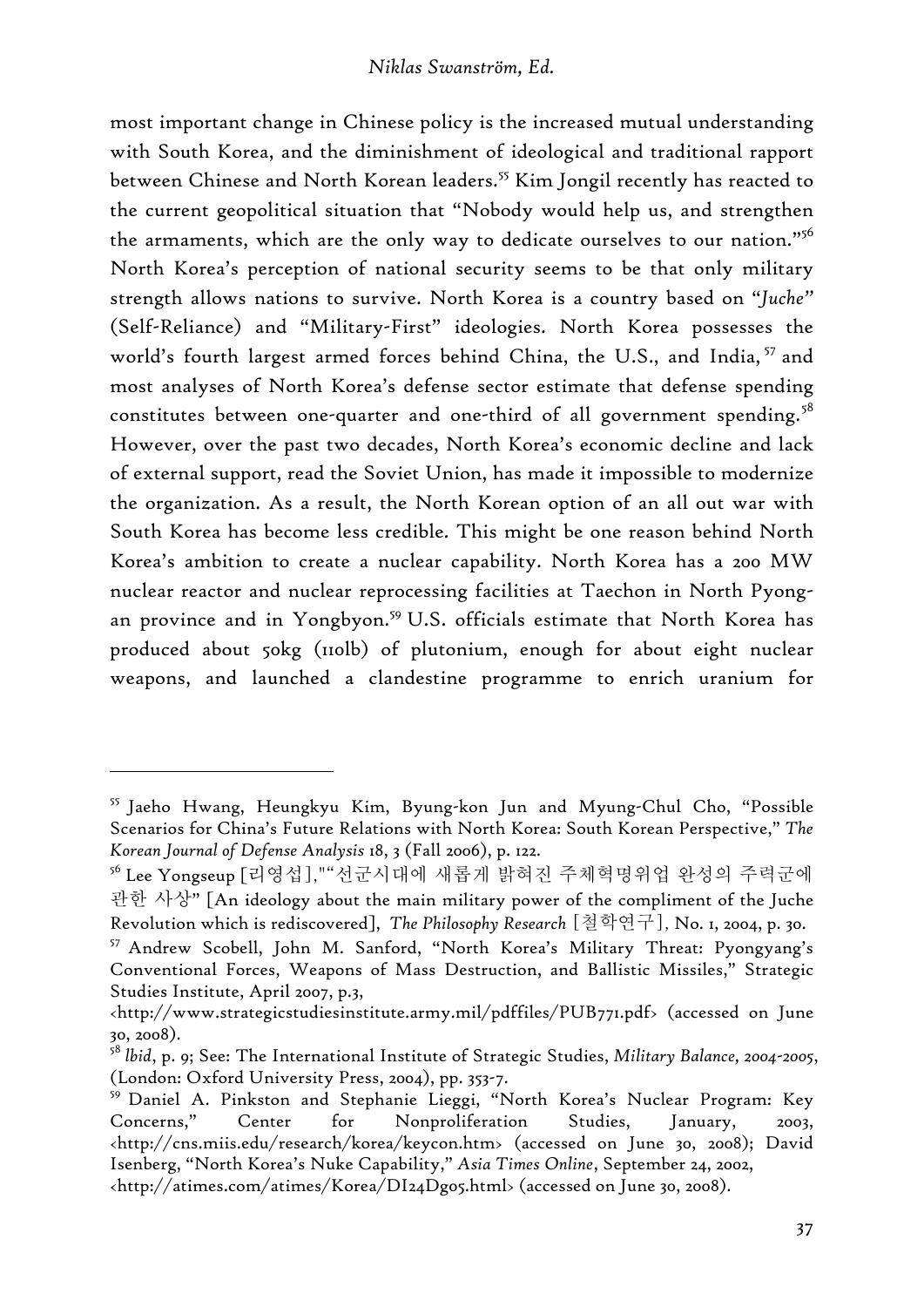most important change in Chinese policy is the increased mutual understanding with South Korea, and the diminishment of ideological and traditional rapport between Chinese and North Korean leaders.[55] Kim Jongil recently has reacted to the current geopolitical situation that "Nobody would help us, and strengthen the armaments, which are the only way to dedicate ourselves to our nation."[56] North Korea's perception of national security seems to be that only military strength allows nations to survive. North Korea is a country based on "*Juche*" (Self-Reliance) and "Military-First" ideologies. North Korea possesses the world's fourth largest armed forces behind China, the U.S., and India,[57] and most analyses of North Korea's defense sector estimate that defense spending constitutes between one-quarter and one-third of all government spending.[58] However, over the past two decades, North Korea's economic decline and lack of external support, read the Soviet Union, has made it impossible to modernize the organization. As a result, the North Korean option of an all out war with South Korea has become less credible. This might be one reason behind North Korea's ambition to create a nuclear capability. North Korea has a 200 MW nuclear reactor and nuclear reprocessing facilities at Taechon in North Pyong-an province and in Yongbyon.[59] U.S. officials estimate that North Korea has produced about 50kg (110lb) of plutonium, enough for about eight nuclear weapons, and launched a clandestine programme to enrich uranium for

---

[55] Jaeho Hwang, Heungkyu Kim, Byung-kon Jun and Myung-Chul Cho, "Possible Scenarios for China's Future Relations with North Korea: South Korean Perspective," *The Korean Journal of Defense Analysis* 18, 3 (Fall 2006), p. 122.

[56] Lee Yongseup [리영섭],""선군시대에 새롭게 밝혀진 주체혁명위업 완성의 주력군에 관한 사상" [An ideology about the main military power of the compliment of the Juche Revolution which is rediscovered], *The Philosophy Research* [철학연구], No. 1, 2004, p. 30.

[57] Andrew Scobell, John M. Sanford, "North Korea's Military Threat: Pyongyang's Conventional Forces, Weapons of Mass Destruction, and Ballistic Missiles," Strategic Studies Institute, April 2007, p.3, <http://www.strategicstudiesinstitute.army.mil/pdffiles/PUB771.pdf> (accessed on June 30, 2008).

[58] *Ibid*, p. 9; See: The International Institute of Strategic Studies, *Military Balance, 2004-2005*, (London: Oxford University Press, 2004), pp. 353-7.

[59] Daniel A. Pinkston and Stephanie Lieggi, "North Korea's Nuclear Program: Key Concerns," Center for Nonproliferation Studies, January, 2003, <http://cns.miis.edu/research/korea/keycon.htm> (accessed on June 30, 2008); David Isenberg, "North Korea's Nuke Capability," *Asia Times Online*, September 24, 2002, <http://atimes.com/atimes/Korea/DI24Dg05.html> (accessed on June 30, 2008).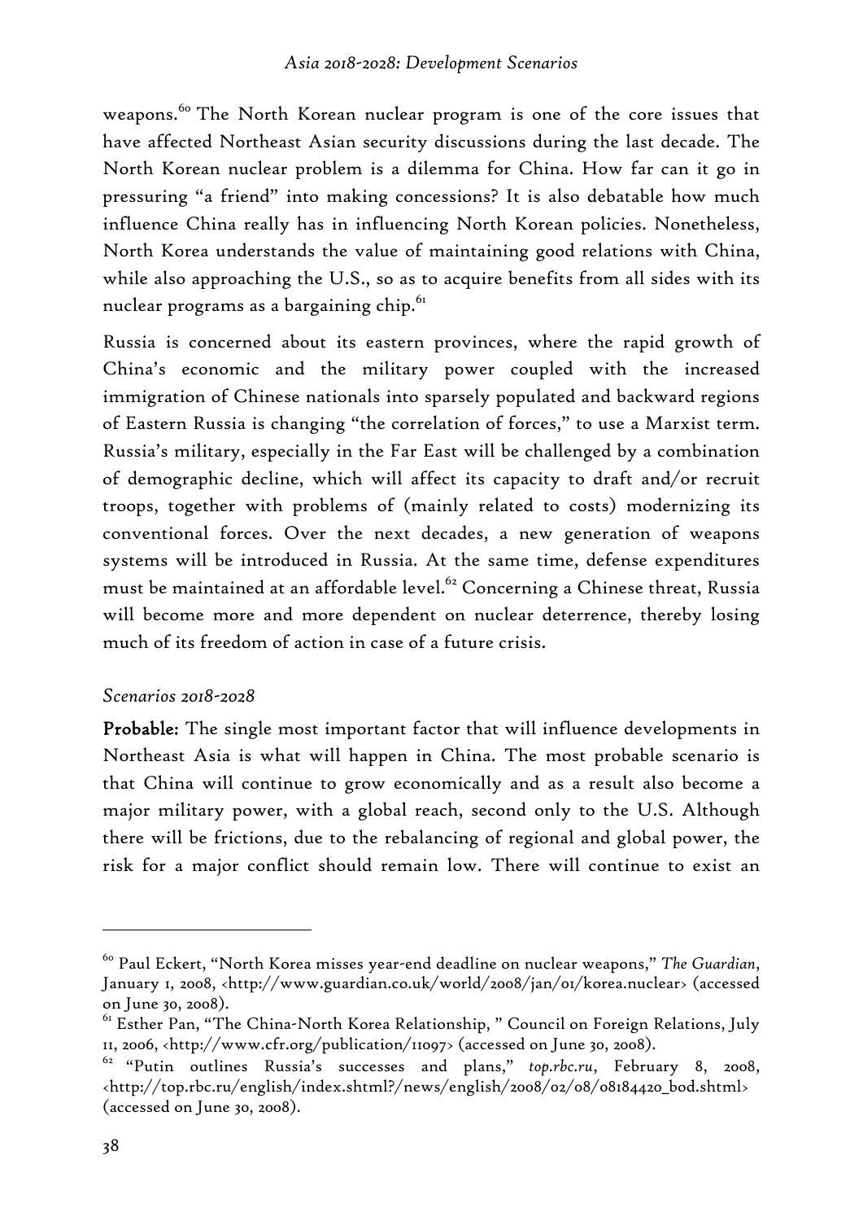weapons.[60] The North Korean nuclear program is one of the core issues that have affected Northeast Asian security discussions during the last decade. The North Korean nuclear problem is a dilemma for China. How far can it go in pressuring "a friend" into making concessions? It is also debatable how much influence China really has in influencing North Korean policies. Nonetheless, North Korea understands the value of maintaining good relations with China, while also approaching the U.S., so as to acquire benefits from all sides with its nuclear programs as a bargaining chip.[61]

Russia is concerned about its eastern provinces, where the rapid growth of China's economic and the military power coupled with the increased immigration of Chinese nationals into sparsely populated and backward regions of Eastern Russia is changing "the correlation of forces," to use a Marxist term. Russia's military, especially in the Far East will be challenged by a combination of demographic decline, which will affect its capacity to draft and/or recruit troops, together with problems of (mainly related to costs) modernizing its conventional forces. Over the next decades, a new generation of weapons systems will be introduced in Russia. At the same time, defense expenditures must be maintained at an affordable level.[62] Concerning a Chinese threat, Russia will become more and more dependent on nuclear deterrence, thereby losing much of its freedom of action in case of a future crisis.

*Scenarios 2018-2028*

**Probable:** The single most important factor that will influence developments in Northeast Asia is what will happen in China. The most probable scenario is that China will continue to grow economically and as a result also become a major military power, with a global reach, second only to the U.S. Although there will be frictions, due to the rebalancing of regional and global power, the risk for a major conflict should remain low. There will continue to exist an

---

[60] Paul Eckert, "North Korea misses year-end deadline on nuclear weapons," *The Guardian*, January 1, 2008, <http://www.guardian.co.uk/world/2008/jan/01/korea.nuclear> (accessed on June 30, 2008).

[61] Esther Pan, "The China-North Korea Relationship, " Council on Foreign Relations, July 11, 2006, <http://www.cfr.org/publication/11097> (accessed on June 30, 2008).

[62] "Putin outlines Russia's successes and plans," *top.rbc.ru*, February 8, 2008, <http://top.rbc.ru/english/index.shtml?/news/english/2008/02/08/08184420_bod.shtml> (accessed on June 30, 2008).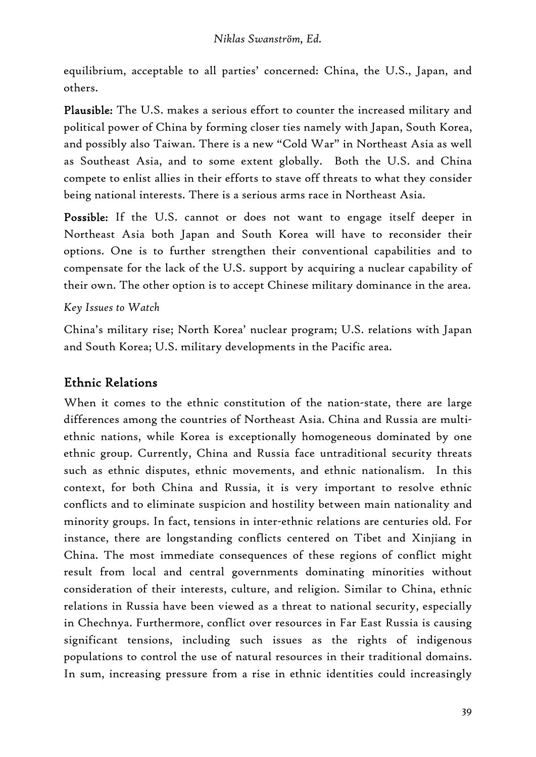equilibrium, acceptable to all parties' concerned: China, the U.S., Japan, and others.

**Plausible:** The U.S. makes a serious effort to counter the increased military and political power of China by forming closer ties namely with Japan, South Korea, and possibly also Taiwan. There is a new "Cold War" in Northeast Asia as well as Southeast Asia, and to some extent globally. Both the U.S. and China compete to enlist allies in their efforts to stave off threats to what they consider being national interests. There is a serious arms race in Northeast Asia.

**Possible:** If the U.S. cannot or does not want to engage itself deeper in Northeast Asia both Japan and South Korea will have to reconsider their options. One is to further strengthen their conventional capabilities and to compensate for the lack of the U.S. support by acquiring a nuclear capability of their own. The other option is to accept Chinese military dominance in the area.

*Key Issues to Watch*

China's military rise; North Korea' nuclear program; U.S. relations with Japan and South Korea; U.S. military developments in the Pacific area.

## Ethnic Relations

When it comes to the ethnic constitution of the nation-state, there are large differences among the countries of Northeast Asia. China and Russia are multi-ethnic nations, while Korea is exceptionally homogeneous dominated by one ethnic group. Currently, China and Russia face untraditional security threats such as ethnic disputes, ethnic movements, and ethnic nationalism. In this context, for both China and Russia, it is very important to resolve ethnic conflicts and to eliminate suspicion and hostility between main nationality and minority groups. In fact, tensions in inter-ethnic relations are centuries old. For instance, there are longstanding conflicts centered on Tibet and Xinjiang in China. The most immediate consequences of these regions of conflict might result from local and central governments dominating minorities without consideration of their interests, culture, and religion. Similar to China, ethnic relations in Russia have been viewed as a threat to national security, especially in Chechnya. Furthermore, conflict over resources in Far East Russia is causing significant tensions, including such issues as the rights of indigenous populations to control the use of natural resources in their traditional domains. In sum, increasing pressure from a rise in ethnic identities could increasingly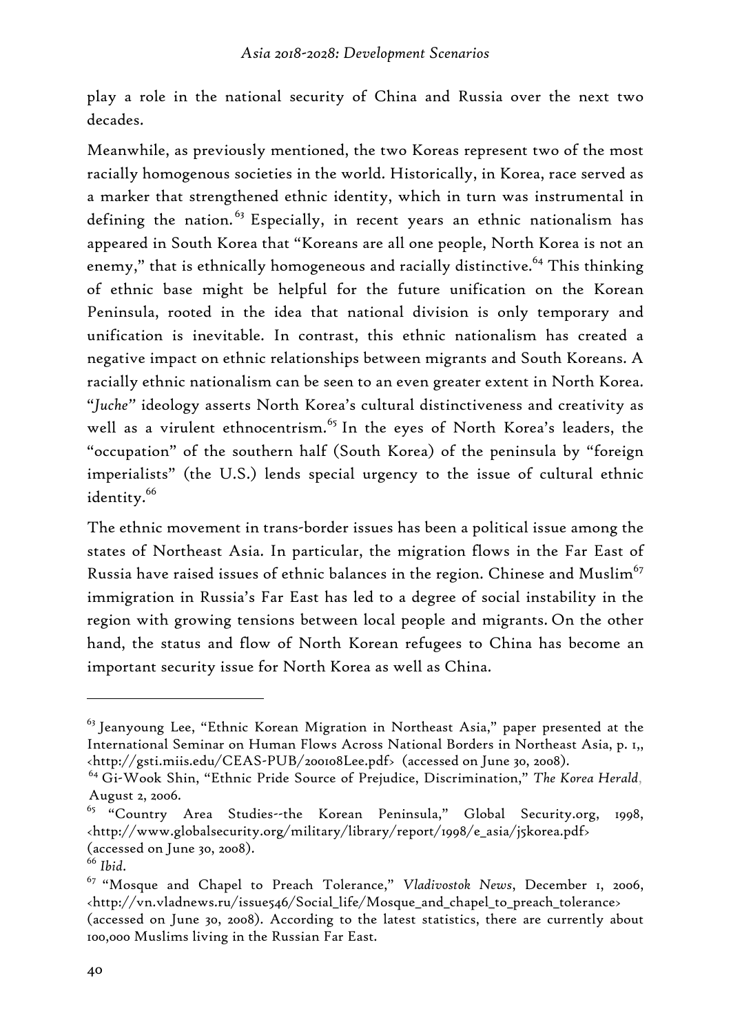play a role in the national security of China and Russia over the next two decades.

Meanwhile, as previously mentioned, the two Koreas represent two of the most racially homogenous societies in the world. Historically, in Korea, race served as a marker that strengthened ethnic identity, which in turn was instrumental in defining the nation.[63] Especially, in recent years an ethnic nationalism has appeared in South Korea that "Koreans are all one people, North Korea is not an enemy," that is ethnically homogeneous and racially distinctive.[64] This thinking of ethnic base might be helpful for the future unification on the Korean Peninsula, rooted in the idea that national division is only temporary and unification is inevitable. In contrast, this ethnic nationalism has created a negative impact on ethnic relationships between migrants and South Koreans. A racially ethnic nationalism can be seen to an even greater extent in North Korea. "*Juche*" ideology asserts North Korea's cultural distinctiveness and creativity as well as a virulent ethnocentrism.[65] In the eyes of North Korea's leaders, the "occupation" of the southern half (South Korea) of the peninsula by "foreign imperialists" (the U.S.) lends special urgency to the issue of cultural ethnic identity.[66]

The ethnic movement in trans-border issues has been a political issue among the states of Northeast Asia. In particular, the migration flows in the Far East of Russia have raised issues of ethnic balances in the region. Chinese and Muslim[67] immigration in Russia's Far East has led to a degree of social instability in the region with growing tensions between local people and migrants. On the other hand, the status and flow of North Korean refugees to China has become an important security issue for North Korea as well as China.

---

[63] Jeanyoung Lee, "Ethnic Korean Migration in Northeast Asia," paper presented at the International Seminar on Human Flows Across National Borders in Northeast Asia, p. 1,, <http://gsti.miis.edu/CEAS-PUB/200108Lee.pdf> (accessed on June 30, 2008).

[64] Gi-Wook Shin, "Ethnic Pride Source of Prejudice, Discrimination," *The Korea Herald*, August 2, 2006.

[65] "Country Area Studies--the Korean Peninsula," Global Security.org, 1998, <http://www.globalsecurity.org/military/library/report/1998/e_asia/j5korea.pdf> (accessed on June 30, 2008).

[66] *Ibid*.

[67] "Mosque and Chapel to Preach Tolerance," *Vladivostok News*, December 1, 2006, <http://vn.vladnews.ru/issue546/Social_life/Mosque_and_chapel_to_preach_tolerance> (accessed on June 30, 2008). According to the latest statistics, there are currently about 100,000 Muslims living in the Russian Far East.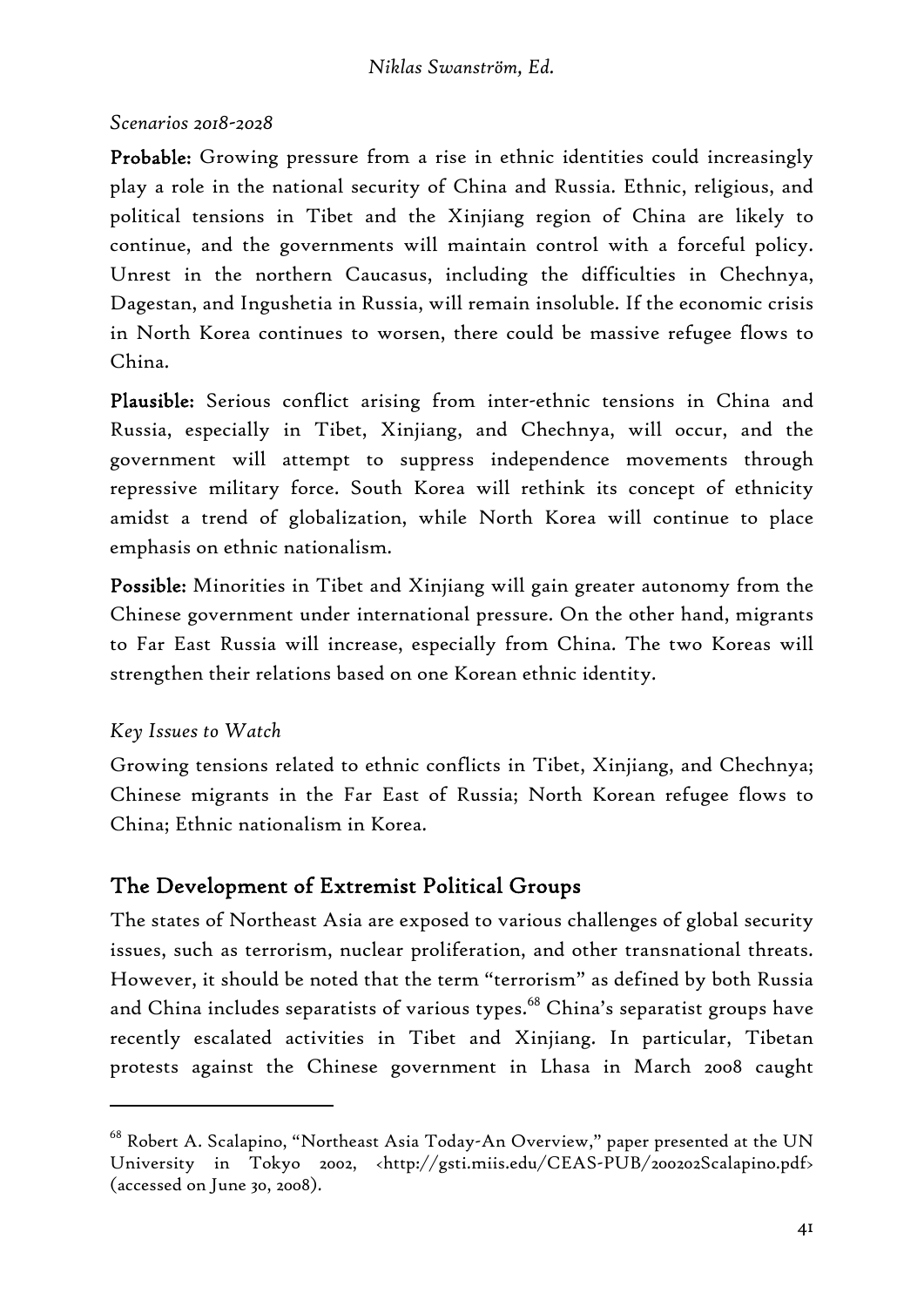*Scenarios 2018-2028*

**Probable:** Growing pressure from a rise in ethnic identities could increasingly play a role in the national security of China and Russia. Ethnic, religious, and political tensions in Tibet and the Xinjiang region of China are likely to continue, and the governments will maintain control with a forceful policy. Unrest in the northern Caucasus, including the difficulties in Chechnya, Dagestan, and Ingushetia in Russia, will remain insoluble. If the economic crisis in North Korea continues to worsen, there could be massive refugee flows to China.

**Plausible:** Serious conflict arising from inter-ethnic tensions in China and Russia, especially in Tibet, Xinjiang, and Chechnya, will occur, and the government will attempt to suppress independence movements through repressive military force. South Korea will rethink its concept of ethnicity amidst a trend of globalization, while North Korea will continue to place emphasis on ethnic nationalism.

**Possible:** Minorities in Tibet and Xinjiang will gain greater autonomy from the Chinese government under international pressure. On the other hand, migrants to Far East Russia will increase, especially from China. The two Koreas will strengthen their relations based on one Korean ethnic identity.

*Key Issues to Watch*

Growing tensions related to ethnic conflicts in Tibet, Xinjiang, and Chechnya; Chinese migrants in the Far East of Russia; North Korean refugee flows to China; Ethnic nationalism in Korea.

## The Development of Extremist Political Groups

The states of Northeast Asia are exposed to various challenges of global security issues, such as terrorism, nuclear proliferation, and other transnational threats. However, it should be noted that the term "terrorism" as defined by both Russia and China includes separatists of various types.[68] China's separatist groups have recently escalated activities in Tibet and Xinjiang. In particular, Tibetan protests against the Chinese government in Lhasa in March 2008 caught

[68] Robert A. Scalapino, "Northeast Asia Today-An Overview," paper presented at the UN University in Tokyo 2002, <http://gsti.miis.edu/CEAS-PUB/200202Scalapino.pdf> (accessed on June 30, 2008).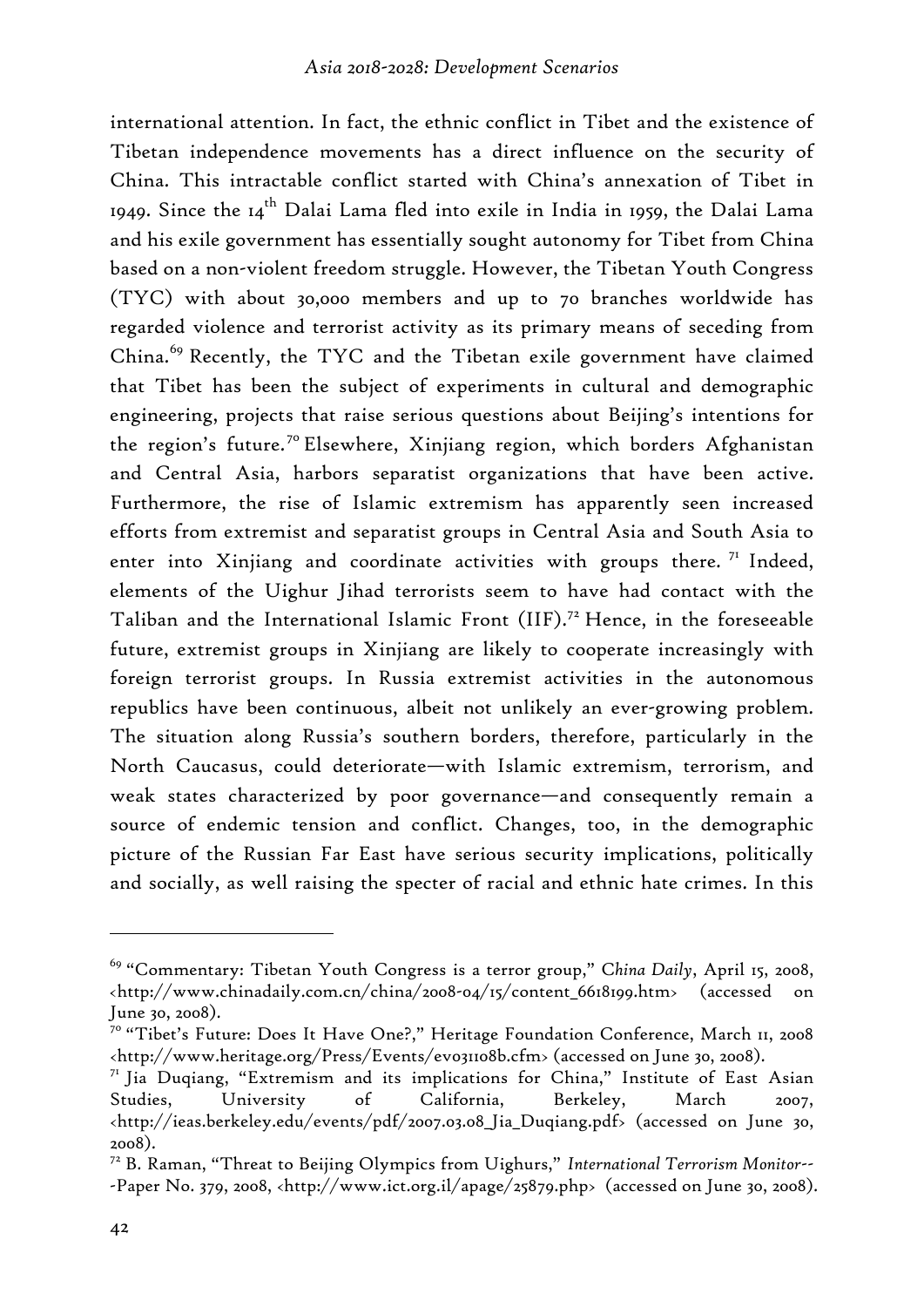international attention. In fact, the ethnic conflict in Tibet and the existence of Tibetan independence movements has a direct influence on the security of China. This intractable conflict started with China's annexation of Tibet in 1949. Since the 14th Dalai Lama fled into exile in India in 1959, the Dalai Lama and his exile government has essentially sought autonomy for Tibet from China based on a non-violent freedom struggle. However, the Tibetan Youth Congress (TYC) with about 30,000 members and up to 70 branches worldwide has regarded violence and terrorist activity as its primary means of seceding from China.[69] Recently, the TYC and the Tibetan exile government have claimed that Tibet has been the subject of experiments in cultural and demographic engineering, projects that raise serious questions about Beijing's intentions for the region's future.[70] Elsewhere, Xinjiang region, which borders Afghanistan and Central Asia, harbors separatist organizations that have been active. Furthermore, the rise of Islamic extremism has apparently seen increased efforts from extremist and separatist groups in Central Asia and South Asia to enter into Xinjiang and coordinate activities with groups there.[71] Indeed, elements of the Uighur Jihad terrorists seem to have had contact with the Taliban and the International Islamic Front (IIF).[72] Hence, in the foreseeable future, extremist groups in Xinjiang are likely to cooperate increasingly with foreign terrorist groups. In Russia extremist activities in the autonomous republics have been continuous, albeit not unlikely an ever-growing problem. The situation along Russia's southern borders, therefore, particularly in the North Caucasus, could deteriorate—with Islamic extremism, terrorism, and weak states characterized by poor governance—and consequently remain a source of endemic tension and conflict. Changes, too, in the demographic picture of the Russian Far East have serious security implications, politically and socially, as well raising the specter of racial and ethnic hate crimes. In this

---

[69] "Commentary: Tibetan Youth Congress is a terror group," *China Daily*, April 15, 2008, <http://www.chinadaily.com.cn/china/2008-04/15/content_6618199.htm> (accessed on June 30, 2008).

[70] "Tibet's Future: Does It Have One?," Heritage Foundation Conference, March 11, 2008 <http://www.heritage.org/Press/Events/ev031108b.cfm> (accessed on June 30, 2008).

[71] Jia Duqiang, "Extremism and its implications for China," Institute of East Asian Studies, University of California, Berkeley, March 2007, <http://ieas.berkeley.edu/events/pdf/2007.03.08_Jia_Duqiang.pdf> (accessed on June 30, 2008).

[72] B. Raman, "Threat to Beijing Olympics from Uighurs," *International Terrorism Monitor---Paper No. 379*, 2008, <http://www.ict.org.il/apage/25879.php> (accessed on June 30, 2008).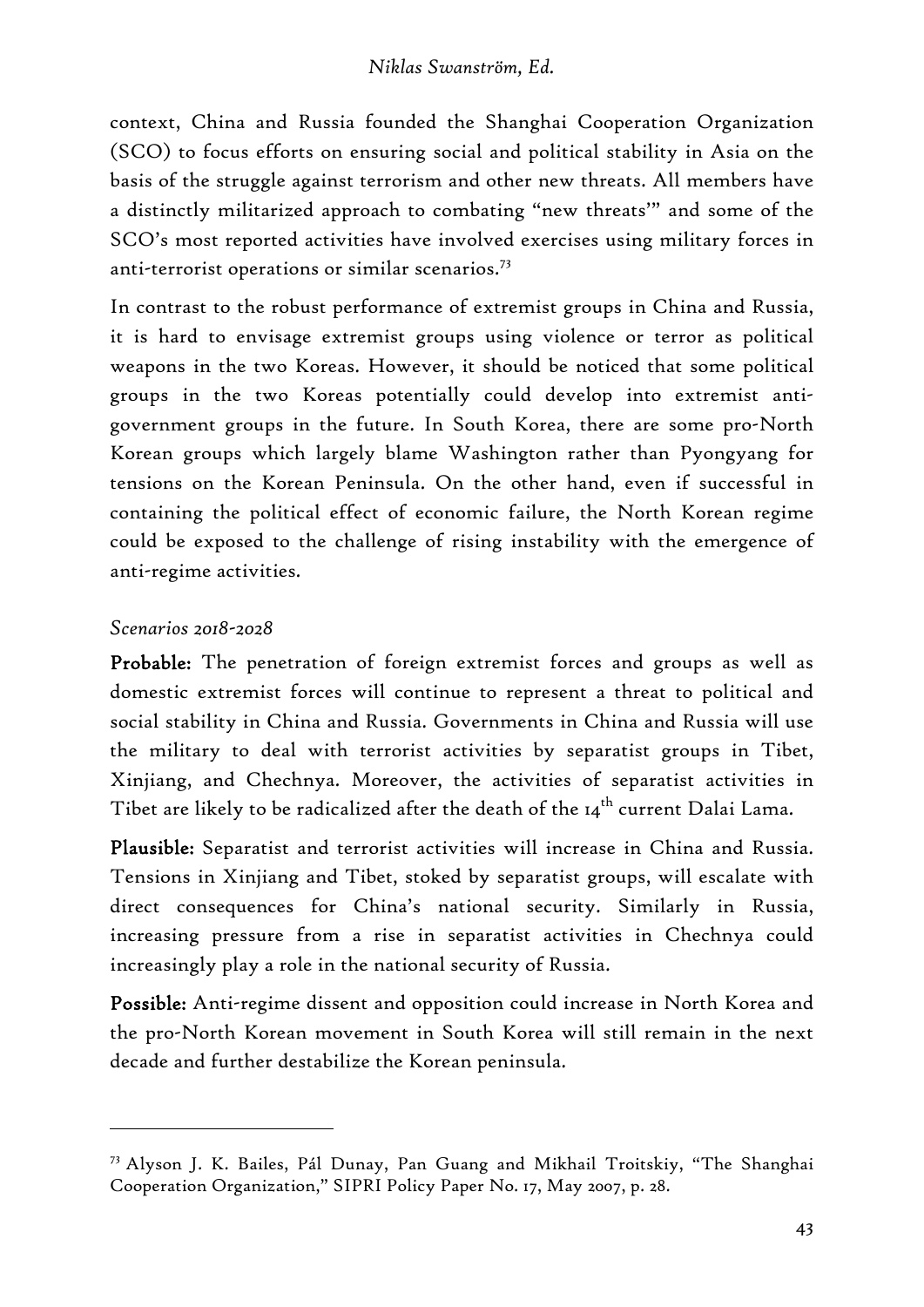context, China and Russia founded the Shanghai Cooperation Organization (SCO) to focus efforts on ensuring social and political stability in Asia on the basis of the struggle against terrorism and other new threats. All members have a distinctly militarized approach to combating "new threats'" and some of the SCO's most reported activities have involved exercises using military forces in anti-terrorist operations or similar scenarios.[73]

In contrast to the robust performance of extremist groups in China and Russia, it is hard to envisage extremist groups using violence or terror as political weapons in the two Koreas. However, it should be noticed that some political groups in the two Koreas potentially could develop into extremist anti-government groups in the future. In South Korea, there are some pro-North Korean groups which largely blame Washington rather than Pyongyang for tensions on the Korean Peninsula. On the other hand, even if successful in containing the political effect of economic failure, the North Korean regime could be exposed to the challenge of rising instability with the emergence of anti-regime activities.

*Scenarios 2018-2028*

**Probable:** The penetration of foreign extremist forces and groups as well as domestic extremist forces will continue to represent a threat to political and social stability in China and Russia. Governments in China and Russia will use the military to deal with terrorist activities by separatist groups in Tibet, Xinjiang, and Chechnya. Moreover, the activities of separatist activities in Tibet are likely to be radicalized after the death of the 14th current Dalai Lama.

**Plausible:** Separatist and terrorist activities will increase in China and Russia. Tensions in Xinjiang and Tibet, stoked by separatist groups, will escalate with direct consequences for China's national security. Similarly in Russia, increasing pressure from a rise in separatist activities in Chechnya could increasingly play a role in the national security of Russia.

**Possible:** Anti-regime dissent and opposition could increase in North Korea and the pro-North Korean movement in South Korea will still remain in the next decade and further destabilize the Korean peninsula.

---

[73] Alyson J. K. Bailes, Pál Dunay, Pan Guang and Mikhail Troitskiy, "The Shanghai Cooperation Organization," SIPRI Policy Paper No. 17, May 2007, p. 28.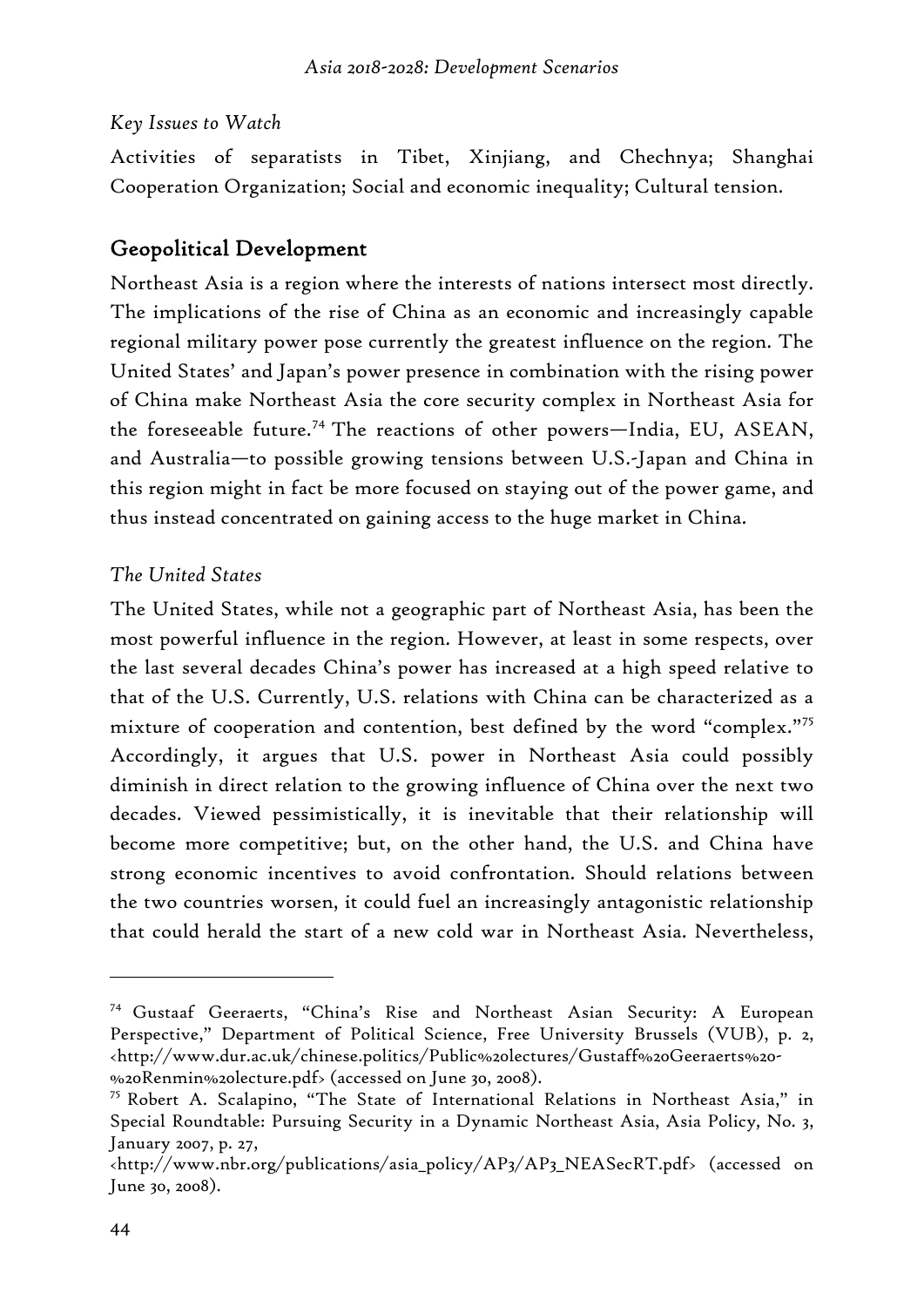*Key Issues to Watch*

Activities of separatists in Tibet, Xinjiang, and Chechnya; Shanghai Cooperation Organization; Social and economic inequality; Cultural tension.

## Geopolitical Development

Northeast Asia is a region where the interests of nations intersect most directly. The implications of the rise of China as an economic and increasingly capable regional military power pose currently the greatest influence on the region. The United States' and Japan's power presence in combination with the rising power of China make Northeast Asia the core security complex in Northeast Asia for the foreseeable future.[74] The reactions of other powers—India, EU, ASEAN, and Australia—to possible growing tensions between U.S.-Japan and China in this region might in fact be more focused on staying out of the power game, and thus instead concentrated on gaining access to the huge market in China.

*The United States*

The United States, while not a geographic part of Northeast Asia, has been the most powerful influence in the region. However, at least in some respects, over the last several decades China's power has increased at a high speed relative to that of the U.S. Currently, U.S. relations with China can be characterized as a mixture of cooperation and contention, best defined by the word "complex."[75] Accordingly, it argues that U.S. power in Northeast Asia could possibly diminish in direct relation to the growing influence of China over the next two decades. Viewed pessimistically, it is inevitable that their relationship will become more competitive; but, on the other hand, the U.S. and China have strong economic incentives to avoid confrontation. Should relations between the two countries worsen, it could fuel an increasingly antagonistic relationship that could herald the start of a new cold war in Northeast Asia. Nevertheless,

---

[74] Gustaaf Geeraerts, "China's Rise and Northeast Asian Security: A European Perspective," Department of Political Science, Free University Brussels (VUB), p. 2, <http://www.dur.ac.uk/chinese.politics/Public%20lectures/Gustaff%20Geeraerts%20-%20Renmin%20lecture.pdf> (accessed on June 30, 2008).

[75] Robert A. Scalapino, "The State of International Relations in Northeast Asia," in Special Roundtable: Pursuing Security in a Dynamic Northeast Asia, Asia Policy, No. 3, January 2007, p. 27, <http://www.nbr.org/publications/asia_policy/AP3/AP3_NEASecRT.pdf> (accessed on June 30, 2008).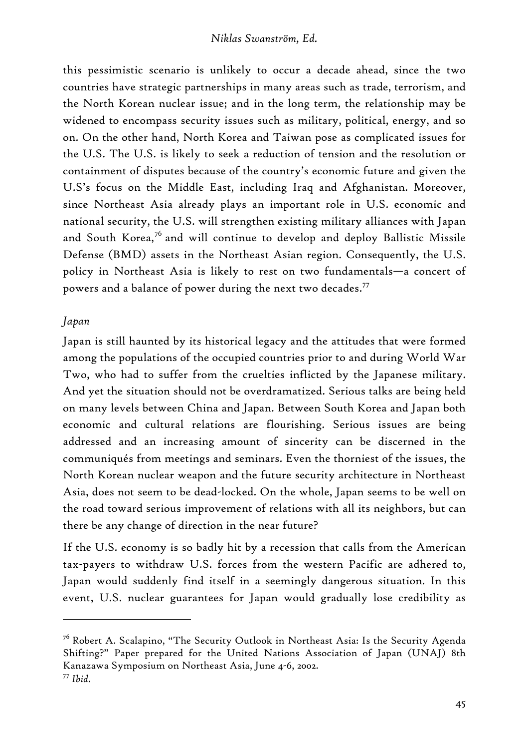this pessimistic scenario is unlikely to occur a decade ahead, since the two countries have strategic partnerships in many areas such as trade, terrorism, and the North Korean nuclear issue; and in the long term, the relationship may be widened to encompass security issues such as military, political, energy, and so on. On the other hand, North Korea and Taiwan pose as complicated issues for the U.S. The U.S. is likely to seek a reduction of tension and the resolution or containment of disputes because of the country's economic future and given the U.S's focus on the Middle East, including Iraq and Afghanistan. Moreover, since Northeast Asia already plays an important role in U.S. economic and national security, the U.S. will strengthen existing military alliances with Japan and South Korea,[76] and will continue to develop and deploy Ballistic Missile Defense (BMD) assets in the Northeast Asian region. Consequently, the U.S. policy in Northeast Asia is likely to rest on two fundamentals—a concert of powers and a balance of power during the next two decades.[77]

*Japan*

Japan is still haunted by its historical legacy and the attitudes that were formed among the populations of the occupied countries prior to and during World War Two, who had to suffer from the cruelties inflicted by the Japanese military. And yet the situation should not be overdramatized. Serious talks are being held on many levels between China and Japan. Between South Korea and Japan both economic and cultural relations are flourishing. Serious issues are being addressed and an increasing amount of sincerity can be discerned in the communiqués from meetings and seminars. Even the thorniest of the issues, the North Korean nuclear weapon and the future security architecture in Northeast Asia, does not seem to be dead-locked. On the whole, Japan seems to be well on the road toward serious improvement of relations with all its neighbors, but can there be any change of direction in the near future?

If the U.S. economy is so badly hit by a recession that calls from the American tax-payers to withdraw U.S. forces from the western Pacific are adhered to, Japan would suddenly find itself in a seemingly dangerous situation. In this event, U.S. nuclear guarantees for Japan would gradually lose credibility as

---

[76] Robert A. Scalapino, "The Security Outlook in Northeast Asia: Is the Security Agenda Shifting?" Paper prepared for the United Nations Association of Japan (UNAJ) 8th Kanazawa Symposium on Northeast Asia, June 4-6, 2002.

[77] *Ibid.*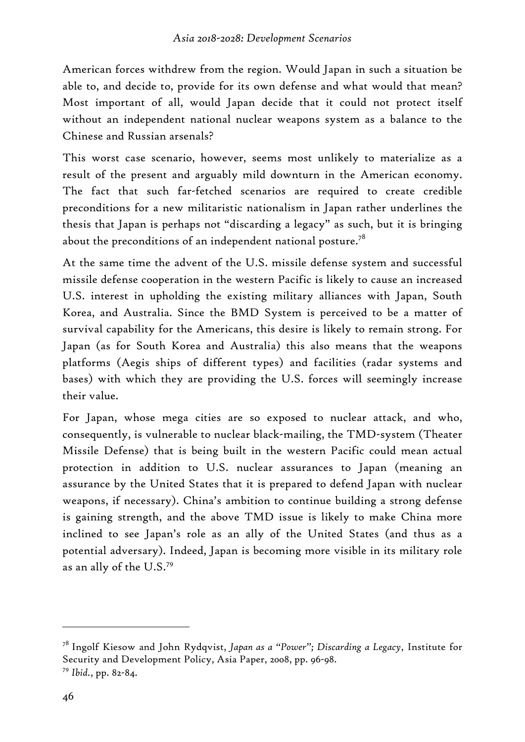American forces withdrew from the region. Would Japan in such a situation be able to, and decide to, provide for its own defense and what would that mean? Most important of all, would Japan decide that it could not protect itself without an independent national nuclear weapons system as a balance to the Chinese and Russian arsenals?

This worst case scenario, however, seems most unlikely to materialize as a result of the present and arguably mild downturn in the American economy. The fact that such far-fetched scenarios are required to create credible preconditions for a new militaristic nationalism in Japan rather underlines the thesis that Japan is perhaps not "discarding a legacy" as such, but it is bringing about the preconditions of an independent national posture.[78]

At the same time the advent of the U.S. missile defense system and successful missile defense cooperation in the western Pacific is likely to cause an increased U.S. interest in upholding the existing military alliances with Japan, South Korea, and Australia. Since the BMD System is perceived to be a matter of survival capability for the Americans, this desire is likely to remain strong. For Japan (as for South Korea and Australia) this also means that the weapons platforms (Aegis ships of different types) and facilities (radar systems and bases) with which they are providing the U.S. forces will seemingly increase their value.

For Japan, whose mega cities are so exposed to nuclear attack, and who, consequently, is vulnerable to nuclear black-mailing, the TMD-system (Theater Missile Defense) that is being built in the western Pacific could mean actual protection in addition to U.S. nuclear assurances to Japan (meaning an assurance by the United States that it is prepared to defend Japan with nuclear weapons, if necessary). China's ambition to continue building a strong defense is gaining strength, and the above TMD issue is likely to make China more inclined to see Japan's role as an ally of the United States (and thus as a potential adversary). Indeed, Japan is becoming more visible in its military role as an ally of the U.S.[79]

---

[78] Ingolf Kiesow and John Rydqvist, *Japan as a "Power"; Discarding a Legacy*, Institute for Security and Development Policy, Asia Paper, 2008, pp. 96-98.

[79] *Ibid.*, pp. 82-84.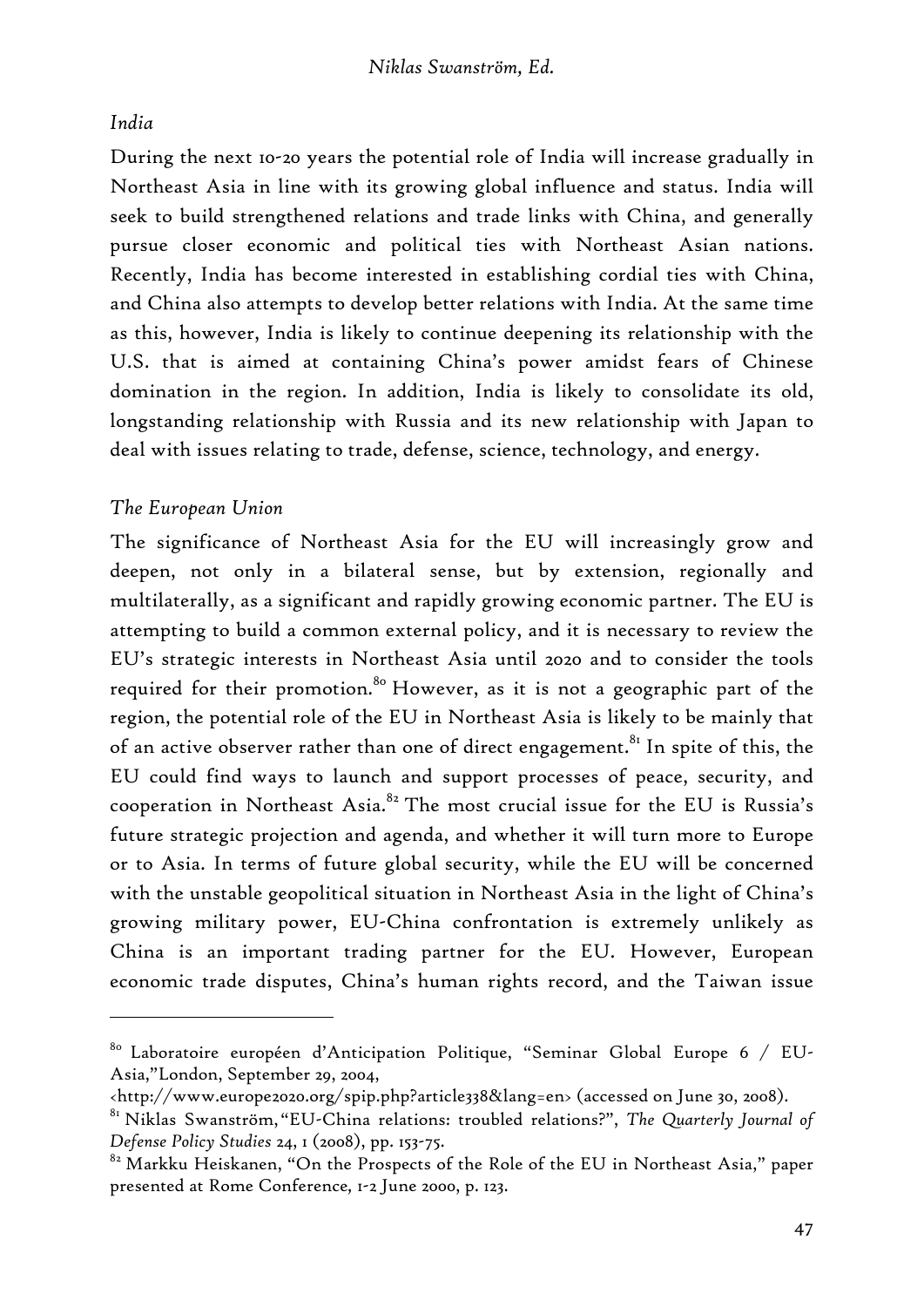*India*

During the next 10-20 years the potential role of India will increase gradually in Northeast Asia in line with its growing global influence and status. India will seek to build strengthened relations and trade links with China, and generally pursue closer economic and political ties with Northeast Asian nations. Recently, India has become interested in establishing cordial ties with China, and China also attempts to develop better relations with India. At the same time as this, however, India is likely to continue deepening its relationship with the U.S. that is aimed at containing China's power amidst fears of Chinese domination in the region. In addition, India is likely to consolidate its old, longstanding relationship with Russia and its new relationship with Japan to deal with issues relating to trade, defense, science, technology, and energy.

*The European Union*

The significance of Northeast Asia for the EU will increasingly grow and deepen, not only in a bilateral sense, but by extension, regionally and multilaterally, as a significant and rapidly growing economic partner. The EU is attempting to build a common external policy, and it is necessary to review the EU's strategic interests in Northeast Asia until 2020 and to consider the tools required for their promotion.[80] However, as it is not a geographic part of the region, the potential role of the EU in Northeast Asia is likely to be mainly that of an active observer rather than one of direct engagement.[81] In spite of this, the EU could find ways to launch and support processes of peace, security, and cooperation in Northeast Asia.[82] The most crucial issue for the EU is Russia's future strategic projection and agenda, and whether it will turn more to Europe or to Asia. In terms of future global security, while the EU will be concerned with the unstable geopolitical situation in Northeast Asia in the light of China's growing military power, EU-China confrontation is extremely unlikely as China is an important trading partner for the EU. However, European economic trade disputes, China's human rights record, and the Taiwan issue

---

[80] Laboratoire européen d'Anticipation Politique, "Seminar Global Europe 6 / EU-Asia,"London, September 29, 2004, <http://www.europe2020.org/spip.php?article338&lang=en> (accessed on June 30, 2008).

[81] Niklas Swanström,"EU-China relations: troubled relations?", *The Quarterly Journal of Defense Policy Studies* 24, 1 (2008), pp. 153-75.

[82] Markku Heiskanen, "On the Prospects of the Role of the EU in Northeast Asia," paper presented at Rome Conference, 1-2 June 2000, p. 123.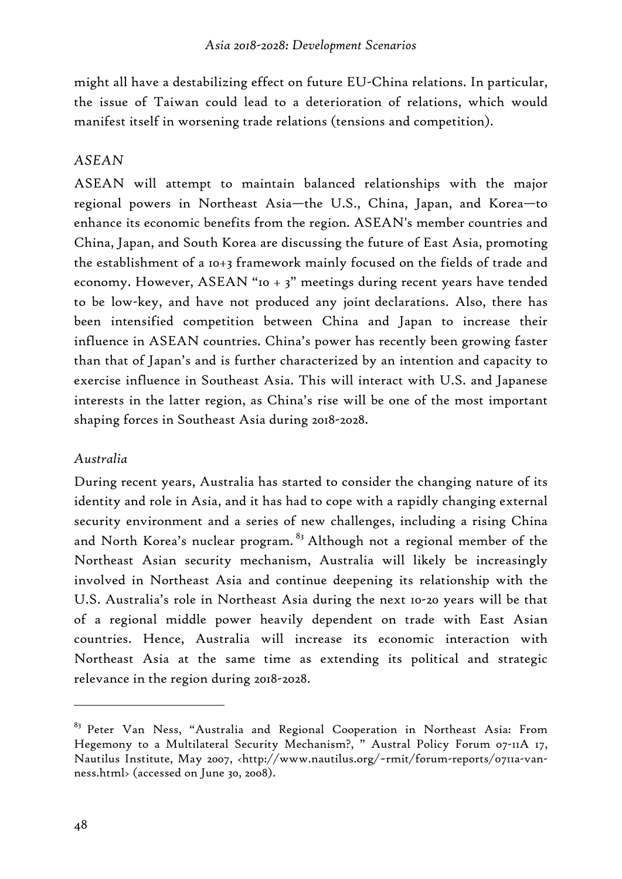might all have a destabilizing effect on future EU-China relations. In particular, the issue of Taiwan could lead to a deterioration of relations, which would manifest itself in worsening trade relations (tensions and competition).

### *ASEAN*

ASEAN will attempt to maintain balanced relationships with the major regional powers in Northeast Asia—the U.S., China, Japan, and Korea—to enhance its economic benefits from the region. ASEAN's member countries and China, Japan, and South Korea are discussing the future of East Asia, promoting the establishment of a 10+3 framework mainly focused on the fields of trade and economy. However, ASEAN "10 + 3" meetings during recent years have tended to be low-key, and have not produced any joint declarations. Also, there has been intensified competition between China and Japan to increase their influence in ASEAN countries. China's power has recently been growing faster than that of Japan's and is further characterized by an intention and capacity to exercise influence in Southeast Asia. This will interact with U.S. and Japanese interests in the latter region, as China's rise will be one of the most important shaping forces in Southeast Asia during 2018-2028.

### *Australia*

During recent years, Australia has started to consider the changing nature of its identity and role in Asia, and it has had to cope with a rapidly changing external security environment and a series of new challenges, including a rising China and North Korea's nuclear program.[83] Although not a regional member of the Northeast Asian security mechanism, Australia will likely be increasingly involved in Northeast Asia and continue deepening its relationship with the U.S. Australia's role in Northeast Asia during the next 10-20 years will be that of a regional middle power heavily dependent on trade with East Asian countries. Hence, Australia will increase its economic interaction with Northeast Asia at the same time as extending its political and strategic relevance in the region during 2018-2028.

---

[83] Peter Van Ness, "Australia and Regional Cooperation in Northeast Asia: From Hegemony to a Multilateral Security Mechanism?, " Austral Policy Forum 07-11A 17, Nautilus Institute, May 2007, <http://www.nautilus.org/~rmit/forum-reports/0711a-van-ness.html> (accessed on June 30, 2008).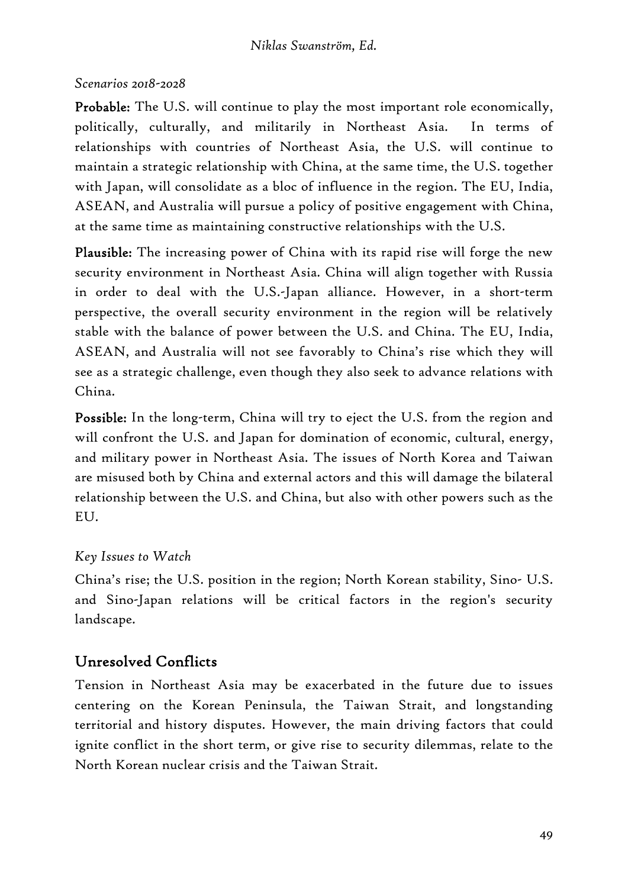*Scenarios 2018-2028*

**Probable:** The U.S. will continue to play the most important role economically, politically, culturally, and militarily in Northeast Asia. In terms of relationships with countries of Northeast Asia, the U.S. will continue to maintain a strategic relationship with China, at the same time, the U.S. together with Japan, will consolidate as a bloc of influence in the region. The EU, India, ASEAN, and Australia will pursue a policy of positive engagement with China, at the same time as maintaining constructive relationships with the U.S.

**Plausible:** The increasing power of China with its rapid rise will forge the new security environment in Northeast Asia. China will align together with Russia in order to deal with the U.S.-Japan alliance. However, in a short-term perspective, the overall security environment in the region will be relatively stable with the balance of power between the U.S. and China. The EU, India, ASEAN, and Australia will not see favorably to China's rise which they will see as a strategic challenge, even though they also seek to advance relations with China.

**Possible:** In the long-term, China will try to eject the U.S. from the region and will confront the U.S. and Japan for domination of economic, cultural, energy, and military power in Northeast Asia. The issues of North Korea and Taiwan are misused both by China and external actors and this will damage the bilateral relationship between the U.S. and China, but also with other powers such as the EU.

*Key Issues to Watch*

China's rise; the U.S. position in the region; North Korean stability, Sino- U.S. and Sino-Japan relations will be critical factors in the region's security landscape.

## Unresolved Conflicts

Tension in Northeast Asia may be exacerbated in the future due to issues centering on the Korean Peninsula, the Taiwan Strait, and longstanding territorial and history disputes. However, the main driving factors that could ignite conflict in the short term, or give rise to security dilemmas, relate to the North Korean nuclear crisis and the Taiwan Strait.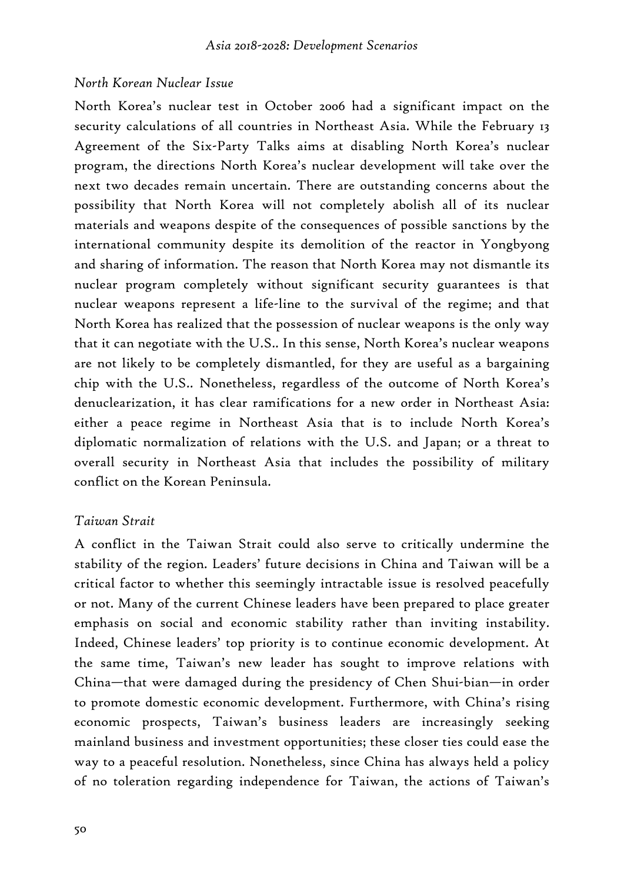*North Korean Nuclear Issue*

North Korea's nuclear test in October 2006 had a significant impact on the security calculations of all countries in Northeast Asia. While the February 13 Agreement of the Six-Party Talks aims at disabling North Korea's nuclear program, the directions North Korea's nuclear development will take over the next two decades remain uncertain. There are outstanding concerns about the possibility that North Korea will not completely abolish all of its nuclear materials and weapons despite of the consequences of possible sanctions by the international community despite its demolition of the reactor in Yongbyong and sharing of information. The reason that North Korea may not dismantle its nuclear program completely without significant security guarantees is that nuclear weapons represent a life-line to the survival of the regime; and that North Korea has realized that the possession of nuclear weapons is the only way that it can negotiate with the U.S.. In this sense, North Korea's nuclear weapons are not likely to be completely dismantled, for they are useful as a bargaining chip with the U.S.. Nonetheless, regardless of the outcome of North Korea's denuclearization, it has clear ramifications for a new order in Northeast Asia: either a peace regime in Northeast Asia that is to include North Korea's diplomatic normalization of relations with the U.S. and Japan; or a threat to overall security in Northeast Asia that includes the possibility of military conflict on the Korean Peninsula.

*Taiwan Strait*

A conflict in the Taiwan Strait could also serve to critically undermine the stability of the region. Leaders' future decisions in China and Taiwan will be a critical factor to whether this seemingly intractable issue is resolved peacefully or not. Many of the current Chinese leaders have been prepared to place greater emphasis on social and economic stability rather than inviting instability. Indeed, Chinese leaders' top priority is to continue economic development. At the same time, Taiwan's new leader has sought to improve relations with China—that were damaged during the presidency of Chen Shui-bian—in order to promote domestic economic development. Furthermore, with China's rising economic prospects, Taiwan's business leaders are increasingly seeking mainland business and investment opportunities; these closer ties could ease the way to a peaceful resolution. Nonetheless, since China has always held a policy of no toleration regarding independence for Taiwan, the actions of Taiwan's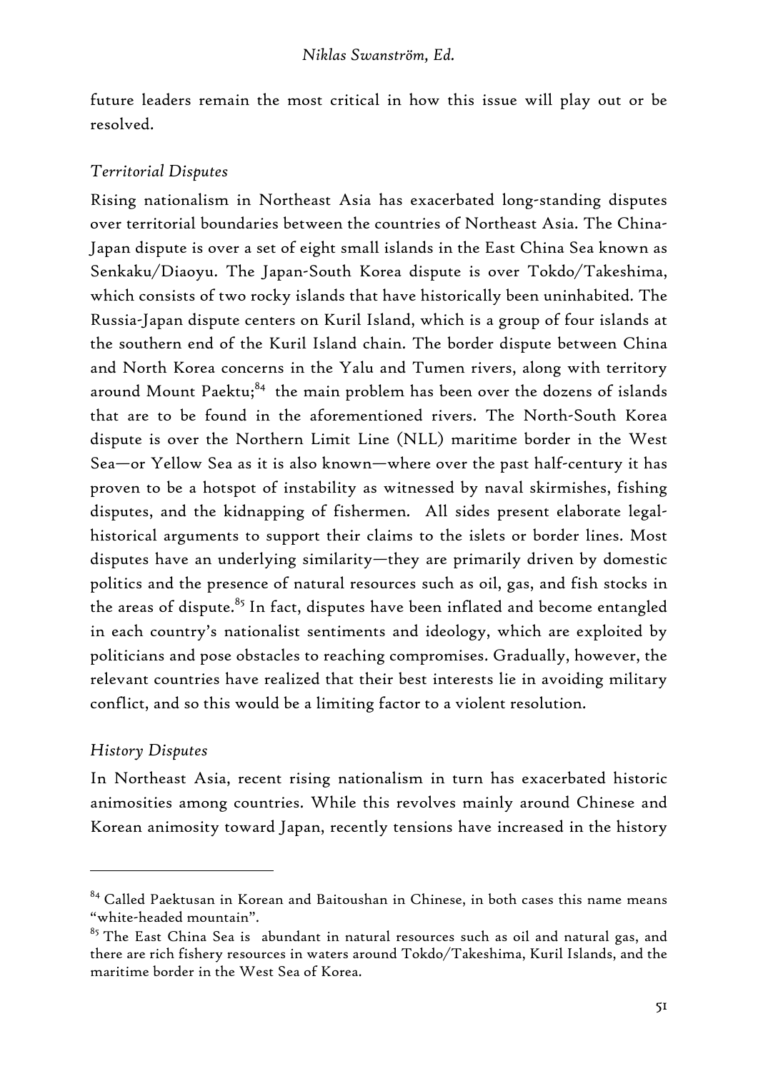future leaders remain the most critical in how this issue will play out or be resolved.

### *Territorial Disputes*

Rising nationalism in Northeast Asia has exacerbated long-standing disputes over territorial boundaries between the countries of Northeast Asia. The China-Japan dispute is over a set of eight small islands in the East China Sea known as Senkaku/Diaoyu. The Japan-South Korea dispute is over Tokdo/Takeshima, which consists of two rocky islands that have historically been uninhabited. The Russia-Japan dispute centers on Kuril Island, which is a group of four islands at the southern end of the Kuril Island chain. The border dispute between China and North Korea concerns in the Yalu and Tumen rivers, along with territory around Mount Paektu;[84] the main problem has been over the dozens of islands that are to be found in the aforementioned rivers. The North-South Korea dispute is over the Northern Limit Line (NLL) maritime border in the West Sea—or Yellow Sea as it is also known—where over the past half-century it has proven to be a hotspot of instability as witnessed by naval skirmishes, fishing disputes, and the kidnapping of fishermen. All sides present elaborate legal-historical arguments to support their claims to the islets or border lines. Most disputes have an underlying similarity—they are primarily driven by domestic politics and the presence of natural resources such as oil, gas, and fish stocks in the areas of dispute.[85] In fact, disputes have been inflated and become entangled in each country's nationalist sentiments and ideology, which are exploited by politicians and pose obstacles to reaching compromises. Gradually, however, the relevant countries have realized that their best interests lie in avoiding military conflict, and so this would be a limiting factor to a violent resolution.

### *History Disputes*

In Northeast Asia, recent rising nationalism in turn has exacerbated historic animosities among countries. While this revolves mainly around Chinese and Korean animosity toward Japan, recently tensions have increased in the history

---

[84] Called Paektusan in Korean and Baitoushan in Chinese, in both cases this name means "white-headed mountain".

[85] The East China Sea is abundant in natural resources such as oil and natural gas, and there are rich fishery resources in waters around Tokdo/Takeshima, Kuril Islands, and the maritime border in the West Sea of Korea.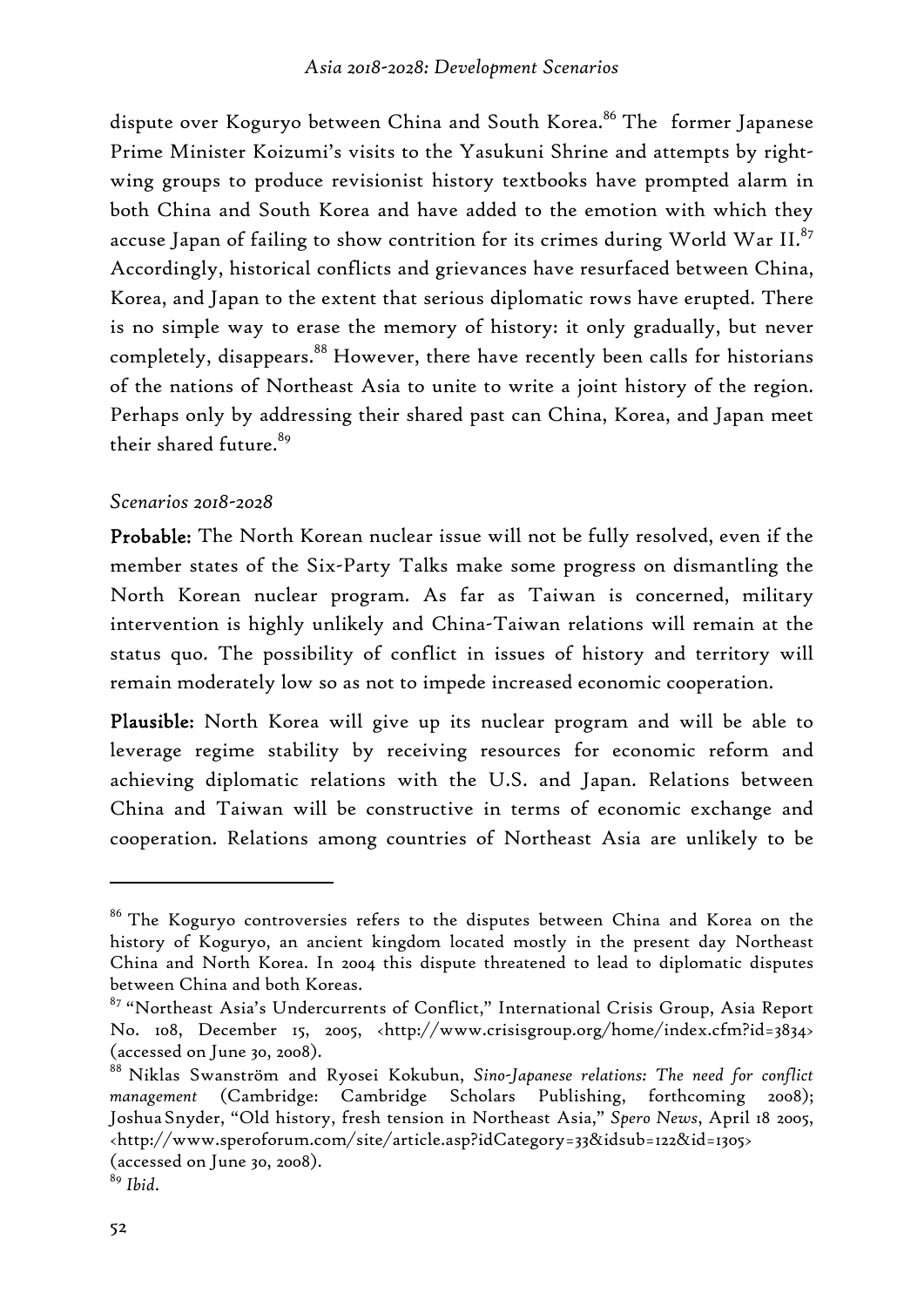dispute over Koguryo between China and South Korea.[86] The former Japanese Prime Minister Koizumi's visits to the Yasukuni Shrine and attempts by right-wing groups to produce revisionist history textbooks have prompted alarm in both China and South Korea and have added to the emotion with which they accuse Japan of failing to show contrition for its crimes during World War II.[87] Accordingly, historical conflicts and grievances have resurfaced between China, Korea, and Japan to the extent that serious diplomatic rows have erupted. There is no simple way to erase the memory of history: it only gradually, but never completely, disappears.[88] However, there have recently been calls for historians of the nations of Northeast Asia to unite to write a joint history of the region. Perhaps only by addressing their shared past can China, Korea, and Japan meet their shared future.[89]

*Scenarios 2018-2028*

**Probable:** The North Korean nuclear issue will not be fully resolved, even if the member states of the Six-Party Talks make some progress on dismantling the North Korean nuclear program. As far as Taiwan is concerned, military intervention is highly unlikely and China-Taiwan relations will remain at the status quo. The possibility of conflict in issues of history and territory will remain moderately low so as not to impede increased economic cooperation.

**Plausible:** North Korea will give up its nuclear program and will be able to leverage regime stability by receiving resources for economic reform and achieving diplomatic relations with the U.S. and Japan. Relations between China and Taiwan will be constructive in terms of economic exchange and cooperation. Relations among countries of Northeast Asia are unlikely to be

---

[86] The Koguryo controversies refers to the disputes between China and Korea on the history of Koguryo, an ancient kingdom located mostly in the present day Northeast China and North Korea. In 2004 this dispute threatened to lead to diplomatic disputes between China and both Koreas.

[87] "Northeast Asia's Undercurrents of Conflict," International Crisis Group, Asia Report No. 108, December 15, 2005, <http://www.crisisgroup.org/home/index.cfm?id=3834> (accessed on June 30, 2008).

[88] Niklas Swanström and Ryosei Kokubun, *Sino-Japanese relations: The need for conflict management* (Cambridge: Cambridge Scholars Publishing, forthcoming 2008); Joshua Snyder, "Old history, fresh tension in Northeast Asia," *Spero News*, April 18 2005, <http://www.speroforum.com/site/article.asp?idCategory=33&idsub=122&id=1305> (accessed on June 30, 2008).

[89] *Ibid*.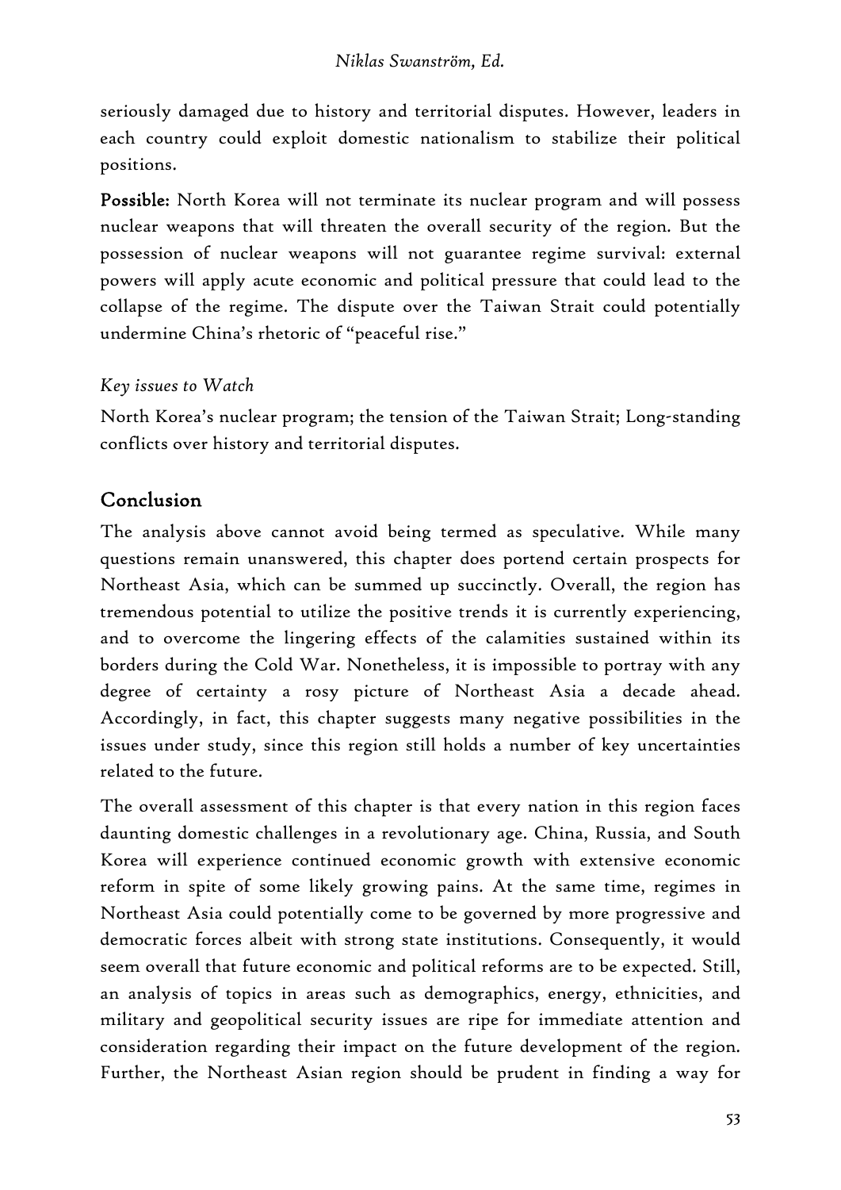seriously damaged due to history and territorial disputes. However, leaders in each country could exploit domestic nationalism to stabilize their political positions.

**Possible:** North Korea will not terminate its nuclear program and will possess nuclear weapons that will threaten the overall security of the region. But the possession of nuclear weapons will not guarantee regime survival: external powers will apply acute economic and political pressure that could lead to the collapse of the regime. The dispute over the Taiwan Strait could potentially undermine China's rhetoric of "peaceful rise."

*Key issues to Watch*

North Korea's nuclear program; the tension of the Taiwan Strait; Long-standing conflicts over history and territorial disputes.

## Conclusion

The analysis above cannot avoid being termed as speculative. While many questions remain unanswered, this chapter does portend certain prospects for Northeast Asia, which can be summed up succinctly. Overall, the region has tremendous potential to utilize the positive trends it is currently experiencing, and to overcome the lingering effects of the calamities sustained within its borders during the Cold War. Nonetheless, it is impossible to portray with any degree of certainty a rosy picture of Northeast Asia a decade ahead. Accordingly, in fact, this chapter suggests many negative possibilities in the issues under study, since this region still holds a number of key uncertainties related to the future.

The overall assessment of this chapter is that every nation in this region faces daunting domestic challenges in a revolutionary age. China, Russia, and South Korea will experience continued economic growth with extensive economic reform in spite of some likely growing pains. At the same time, regimes in Northeast Asia could potentially come to be governed by more progressive and democratic forces albeit with strong state institutions. Consequently, it would seem overall that future economic and political reforms are to be expected. Still, an analysis of topics in areas such as demographics, energy, ethnicities, and military and geopolitical security issues are ripe for immediate attention and consideration regarding their impact on the future development of the region. Further, the Northeast Asian region should be prudent in finding a way for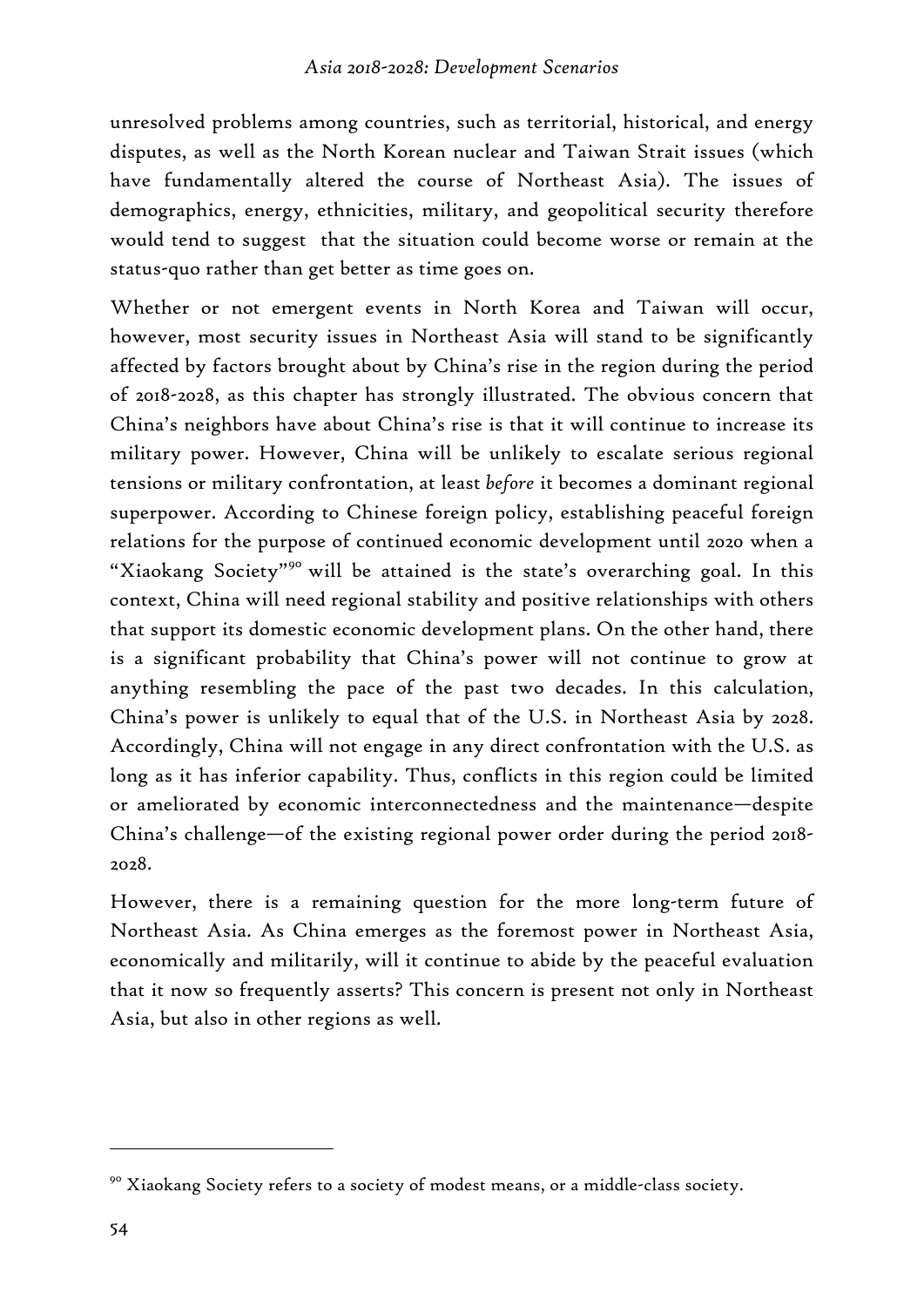unresolved problems among countries, such as territorial, historical, and energy disputes, as well as the North Korean nuclear and Taiwan Strait issues (which have fundamentally altered the course of Northeast Asia). The issues of demographics, energy, ethnicities, military, and geopolitical security therefore would tend to suggest that the situation could become worse or remain at the status-quo rather than get better as time goes on.

Whether or not emergent events in North Korea and Taiwan will occur, however, most security issues in Northeast Asia will stand to be significantly affected by factors brought about by China's rise in the region during the period of 2018-2028, as this chapter has strongly illustrated. The obvious concern that China's neighbors have about China's rise is that it will continue to increase its military power. However, China will be unlikely to escalate serious regional tensions or military confrontation, at least *before* it becomes a dominant regional superpower. According to Chinese foreign policy, establishing peaceful foreign relations for the purpose of continued economic development until 2020 when a "Xiaokang Society"[90] will be attained is the state's overarching goal. In this context, China will need regional stability and positive relationships with others that support its domestic economic development plans. On the other hand, there is a significant probability that China's power will not continue to grow at anything resembling the pace of the past two decades. In this calculation, China's power is unlikely to equal that of the U.S. in Northeast Asia by 2028. Accordingly, China will not engage in any direct confrontation with the U.S. as long as it has inferior capability. Thus, conflicts in this region could be limited or ameliorated by economic interconnectedness and the maintenance—despite China's challenge—of the existing regional power order during the period 2018-2028.

However, there is a remaining question for the more long-term future of Northeast Asia. As China emerges as the foremost power in Northeast Asia, economically and militarily, will it continue to abide by the peaceful evaluation that it now so frequently asserts? This concern is present not only in Northeast Asia, but also in other regions as well.

[90] Xiaokang Society refers to a society of modest means, or a middle-class society.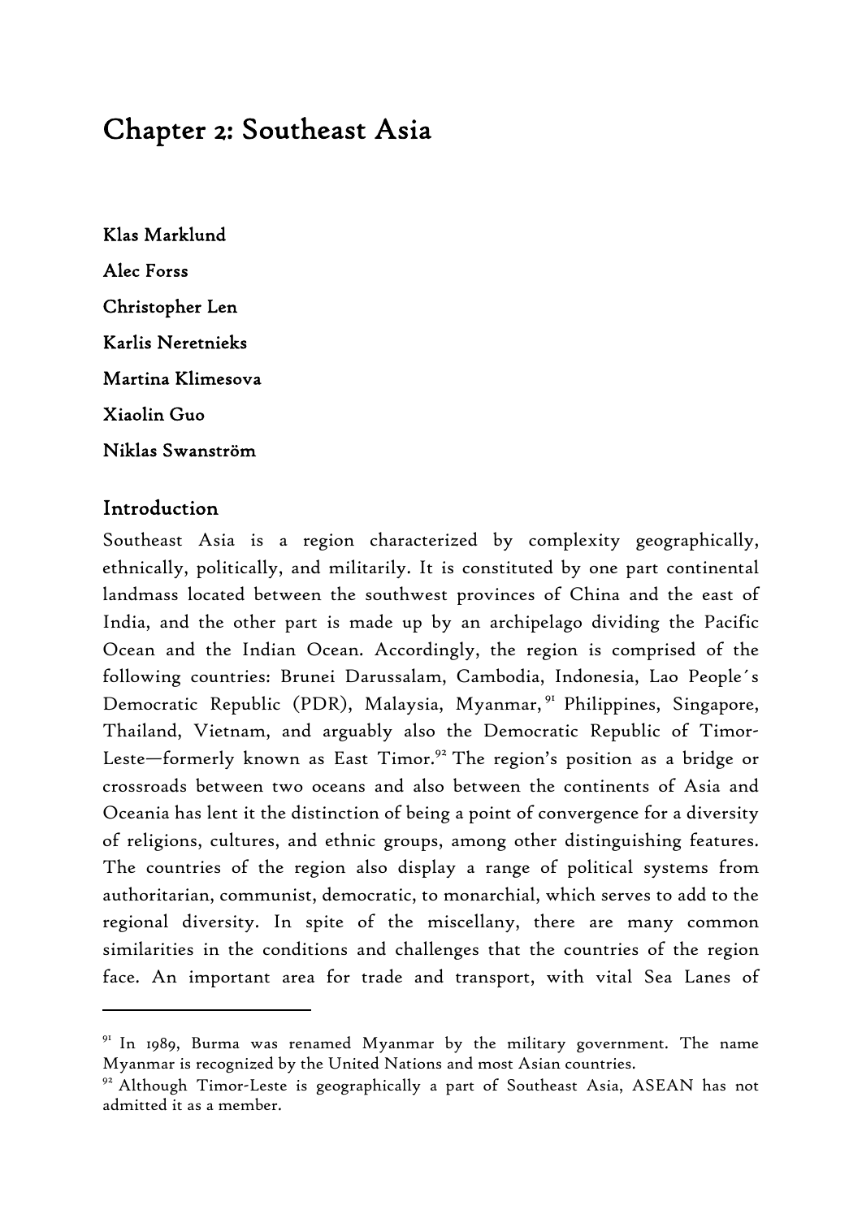# Chapter 2: Southeast Asia

**Klas Marklund**

**Alec Forss**

**Christopher Len**

**Karlis Neretnieks**

**Martina Klimesova**

**Xiaolin Guo**

**Niklas Swanström**

## Introduction

Southeast Asia is a region characterized by complexity geographically, ethnically, politically, and militarily. It is constituted by one part continental landmass located between the southwest provinces of China and the east of India, and the other part is made up by an archipelago dividing the Pacific Ocean and the Indian Ocean. Accordingly, the region is comprised of the following countries: Brunei Darussalam, Cambodia, Indonesia, Lao People´s Democratic Republic (PDR), Malaysia, Myanmar,[91] Philippines, Singapore, Thailand, Vietnam, and arguably also the Democratic Republic of Timor-Leste—formerly known as East Timor.[92] The region's position as a bridge or crossroads between two oceans and also between the continents of Asia and Oceania has lent it the distinction of being a point of convergence for a diversity of religions, cultures, and ethnic groups, among other distinguishing features. The countries of the region also display a range of political systems from authoritarian, communist, democratic, to monarchial, which serves to add to the regional diversity. In spite of the miscellany, there are many common similarities in the conditions and challenges that the countries of the region face. An important area for trade and transport, with vital Sea Lanes of

---

[91] In 1989, Burma was renamed Myanmar by the military government. The name Myanmar is recognized by the United Nations and most Asian countries.

[92] Although Timor-Leste is geographically a part of Southeast Asia, ASEAN has not admitted it as a member.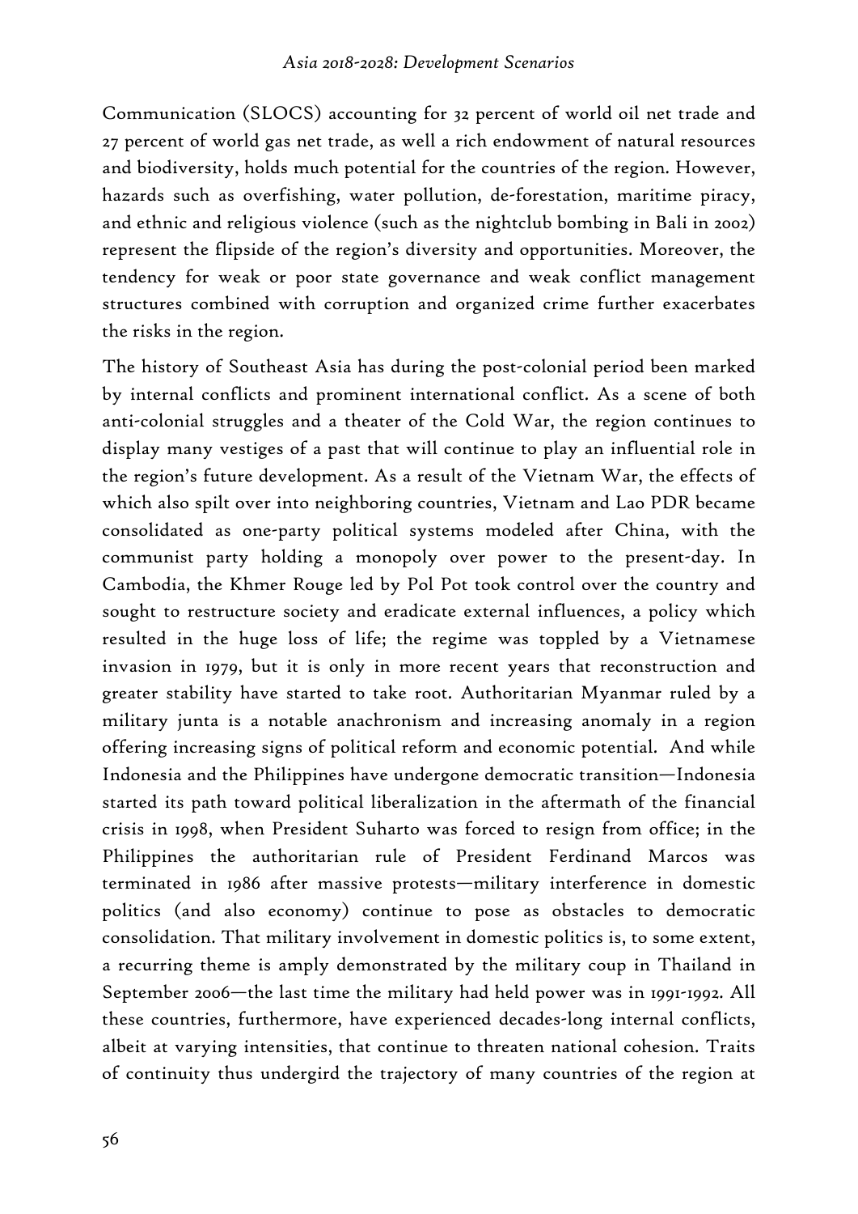Communication (SLOCS) accounting for 32 percent of world oil net trade and 27 percent of world gas net trade, as well a rich endowment of natural resources and biodiversity, holds much potential for the countries of the region. However, hazards such as overfishing, water pollution, de-forestation, maritime piracy, and ethnic and religious violence (such as the nightclub bombing in Bali in 2002) represent the flipside of the region's diversity and opportunities. Moreover, the tendency for weak or poor state governance and weak conflict management structures combined with corruption and organized crime further exacerbates the risks in the region.

The history of Southeast Asia has during the post-colonial period been marked by internal conflicts and prominent international conflict. As a scene of both anti-colonial struggles and a theater of the Cold War, the region continues to display many vestiges of a past that will continue to play an influential role in the region's future development. As a result of the Vietnam War, the effects of which also spilt over into neighboring countries, Vietnam and Lao PDR became consolidated as one-party political systems modeled after China, with the communist party holding a monopoly over power to the present-day. In Cambodia, the Khmer Rouge led by Pol Pot took control over the country and sought to restructure society and eradicate external influences, a policy which resulted in the huge loss of life; the regime was toppled by a Vietnamese invasion in 1979, but it is only in more recent years that reconstruction and greater stability have started to take root. Authoritarian Myanmar ruled by a military junta is a notable anachronism and increasing anomaly in a region offering increasing signs of political reform and economic potential. And while Indonesia and the Philippines have undergone democratic transition—Indonesia started its path toward political liberalization in the aftermath of the financial crisis in 1998, when President Suharto was forced to resign from office; in the Philippines the authoritarian rule of President Ferdinand Marcos was terminated in 1986 after massive protests—military interference in domestic politics (and also economy) continue to pose as obstacles to democratic consolidation. That military involvement in domestic politics is, to some extent, a recurring theme is amply demonstrated by the military coup in Thailand in September 2006—the last time the military had held power was in 1991-1992. All these countries, furthermore, have experienced decades-long internal conflicts, albeit at varying intensities, that continue to threaten national cohesion. Traits of continuity thus undergird the trajectory of many countries of the region at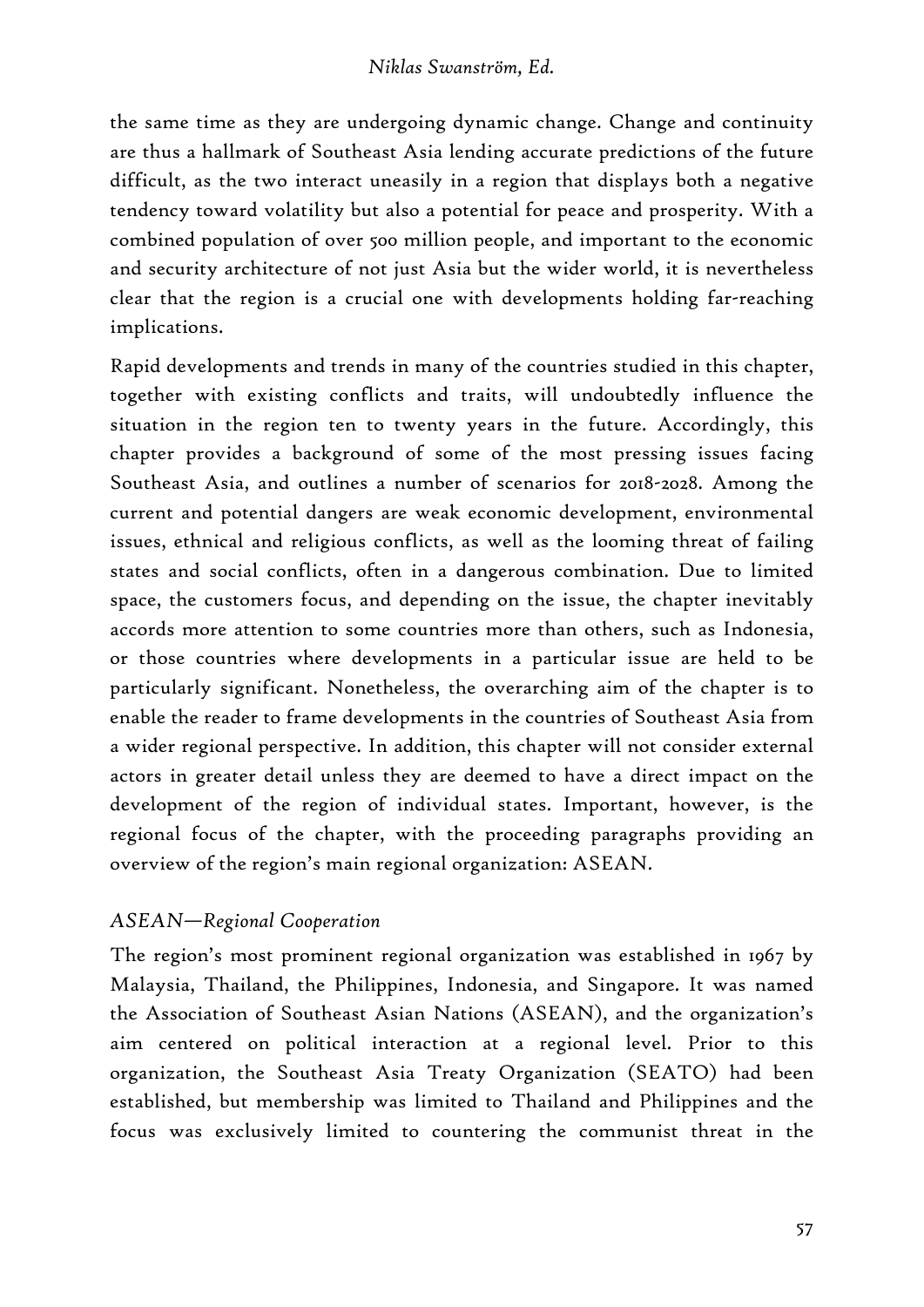the same time as they are undergoing dynamic change. Change and continuity are thus a hallmark of Southeast Asia lending accurate predictions of the future difficult, as the two interact uneasily in a region that displays both a negative tendency toward volatility but also a potential for peace and prosperity. With a combined population of over 500 million people, and important to the economic and security architecture of not just Asia but the wider world, it is nevertheless clear that the region is a crucial one with developments holding far-reaching implications.

Rapid developments and trends in many of the countries studied in this chapter, together with existing conflicts and traits, will undoubtedly influence the situation in the region ten to twenty years in the future. Accordingly, this chapter provides a background of some of the most pressing issues facing Southeast Asia, and outlines a number of scenarios for 2018-2028. Among the current and potential dangers are weak economic development, environmental issues, ethnical and religious conflicts, as well as the looming threat of failing states and social conflicts, often in a dangerous combination. Due to limited space, the customers focus, and depending on the issue, the chapter inevitably accords more attention to some countries more than others, such as Indonesia, or those countries where developments in a particular issue are held to be particularly significant. Nonetheless, the overarching aim of the chapter is to enable the reader to frame developments in the countries of Southeast Asia from a wider regional perspective. In addition, this chapter will not consider external actors in greater detail unless they are deemed to have a direct impact on the development of the region of individual states. Important, however, is the regional focus of the chapter, with the proceeding paragraphs providing an overview of the region's main regional organization: ASEAN.

### *ASEAN—Regional Cooperation*

The region's most prominent regional organization was established in 1967 by Malaysia, Thailand, the Philippines, Indonesia, and Singapore. It was named the Association of Southeast Asian Nations (ASEAN), and the organization's aim centered on political interaction at a regional level. Prior to this organization, the Southeast Asia Treaty Organization (SEATO) had been established, but membership was limited to Thailand and Philippines and the focus was exclusively limited to countering the communist threat in the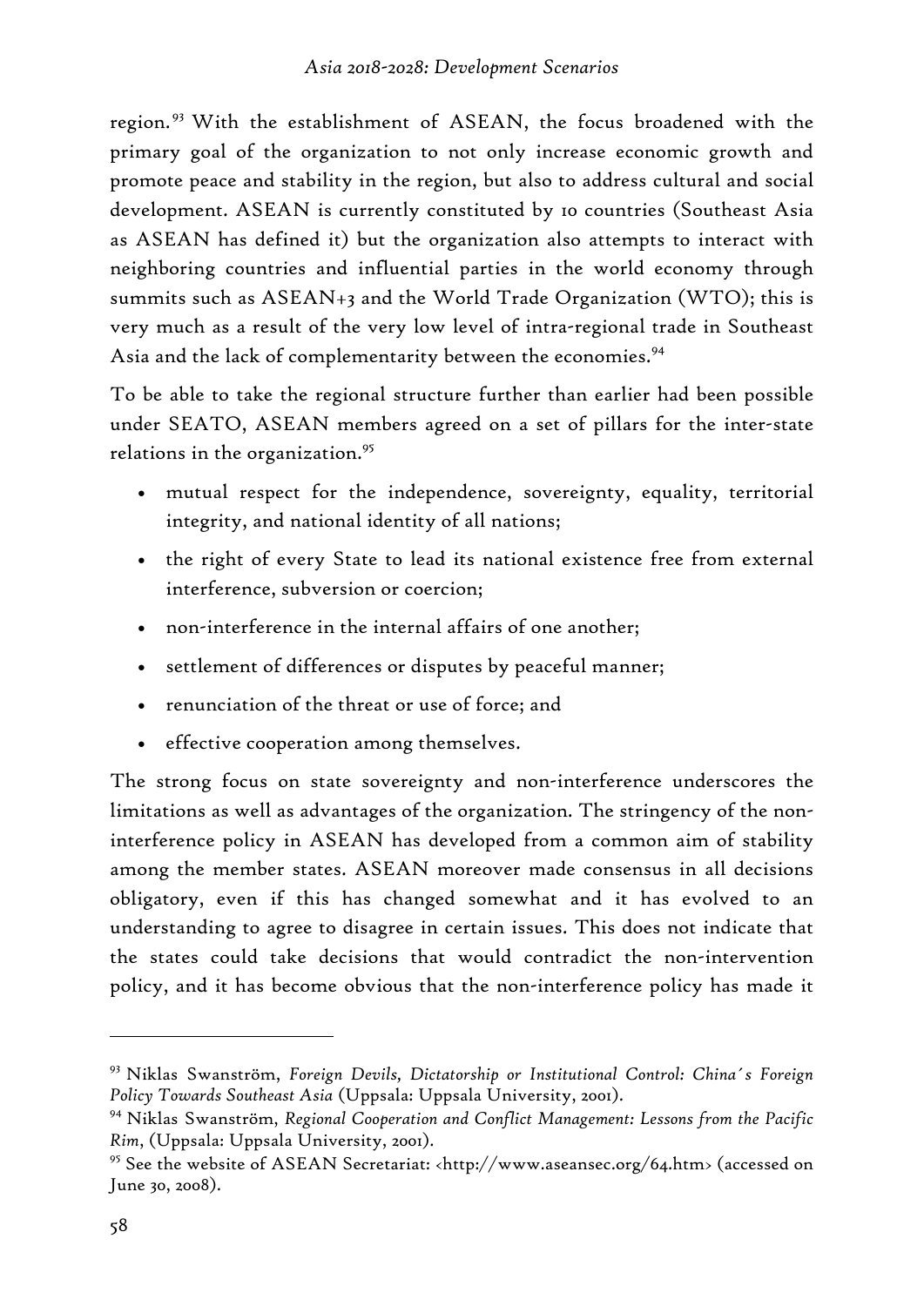region.[93] With the establishment of ASEAN, the focus broadened with the primary goal of the organization to not only increase economic growth and promote peace and stability in the region, but also to address cultural and social development. ASEAN is currently constituted by 10 countries (Southeast Asia as ASEAN has defined it) but the organization also attempts to interact with neighboring countries and influential parties in the world economy through summits such as ASEAN+3 and the World Trade Organization (WTO); this is very much as a result of the very low level of intra-regional trade in Southeast Asia and the lack of complementarity between the economies.[94]

To be able to take the regional structure further than earlier had been possible under SEATO, ASEAN members agreed on a set of pillars for the inter-state relations in the organization.[95]

- mutual respect for the independence, sovereignty, equality, territorial integrity, and national identity of all nations;
- the right of every State to lead its national existence free from external interference, subversion or coercion;
- non-interference in the internal affairs of one another;
- settlement of differences or disputes by peaceful manner;
- renunciation of the threat or use of force; and
- effective cooperation among themselves.

The strong focus on state sovereignty and non-interference underscores the limitations as well as advantages of the organization. The stringency of the non-interference policy in ASEAN has developed from a common aim of stability among the member states. ASEAN moreover made consensus in all decisions obligatory, even if this has changed somewhat and it has evolved to an understanding to agree to disagree in certain issues. This does not indicate that the states could take decisions that would contradict the non-intervention policy, and it has become obvious that the non-interference policy has made it

---

[93] Niklas Swanström, *Foreign Devils, Dictatorship or Institutional Control: China´s Foreign Policy Towards Southeast Asia* (Uppsala: Uppsala University, 2001).

[94] Niklas Swanström, *Regional Cooperation and Conflict Management: Lessons from the Pacific Rim*, (Uppsala: Uppsala University, 2001).

[95] See the website of ASEAN Secretariat: <http://www.aseansec.org/64.htm> (accessed on June 30, 2008).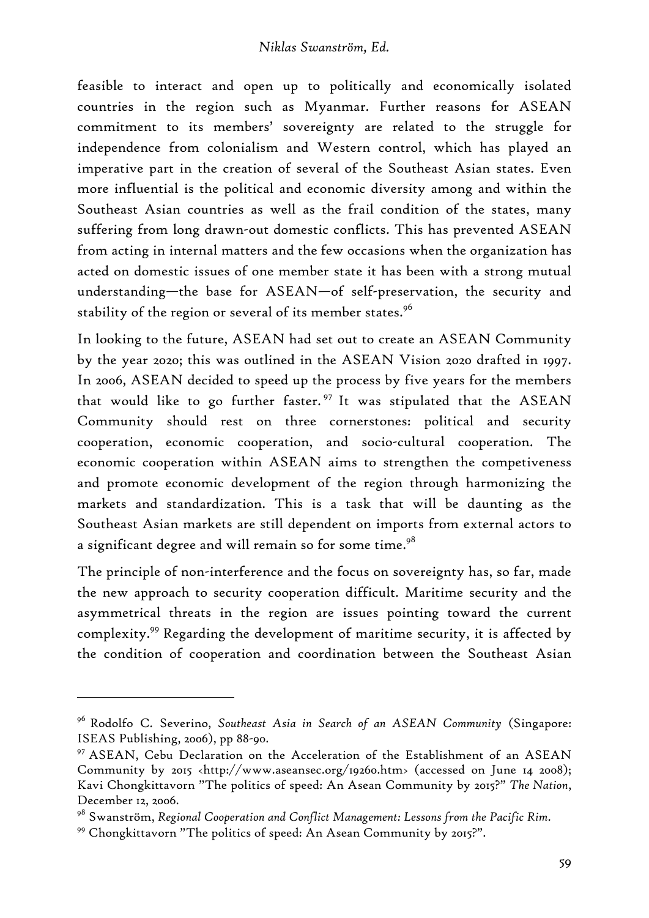feasible to interact and open up to politically and economically isolated countries in the region such as Myanmar. Further reasons for ASEAN commitment to its members' sovereignty are related to the struggle for independence from colonialism and Western control, which has played an imperative part in the creation of several of the Southeast Asian states. Even more influential is the political and economic diversity among and within the Southeast Asian countries as well as the frail condition of the states, many suffering from long drawn-out domestic conflicts. This has prevented ASEAN from acting in internal matters and the few occasions when the organization has acted on domestic issues of one member state it has been with a strong mutual understanding—the base for ASEAN—of self-preservation, the security and stability of the region or several of its member states.[96]

In looking to the future, ASEAN had set out to create an ASEAN Community by the year 2020; this was outlined in the ASEAN Vision 2020 drafted in 1997. In 2006, ASEAN decided to speed up the process by five years for the members that would like to go further faster.[97] It was stipulated that the ASEAN Community should rest on three cornerstones: political and security cooperation, economic cooperation, and socio-cultural cooperation. The economic cooperation within ASEAN aims to strengthen the competiveness and promote economic development of the region through harmonizing the markets and standardization. This is a task that will be daunting as the Southeast Asian markets are still dependent on imports from external actors to a significant degree and will remain so for some time.[98]

The principle of non-interference and the focus on sovereignty has, so far, made the new approach to security cooperation difficult. Maritime security and the asymmetrical threats in the region are issues pointing toward the current complexity.[99] Regarding the development of maritime security, it is affected by the condition of cooperation and coordination between the Southeast Asian

---

[96] Rodolfo C. Severino, *Southeast Asia in Search of an ASEAN Community* (Singapore: ISEAS Publishing, 2006), pp 88-90.

[97] ASEAN, Cebu Declaration on the Acceleration of the Establishment of an ASEAN Community by 2015 <http://www.aseansec.org/19260.htm> (accessed on June 14 2008); Kavi Chongkittavorn "The politics of speed: An Asean Community by 2015?" *The Nation*, December 12, 2006.

[98] Swanström, *Regional Cooperation and Conflict Management: Lessons from the Pacific Rim*.

[99] Chongkittavorn "The politics of speed: An Asean Community by 2015?".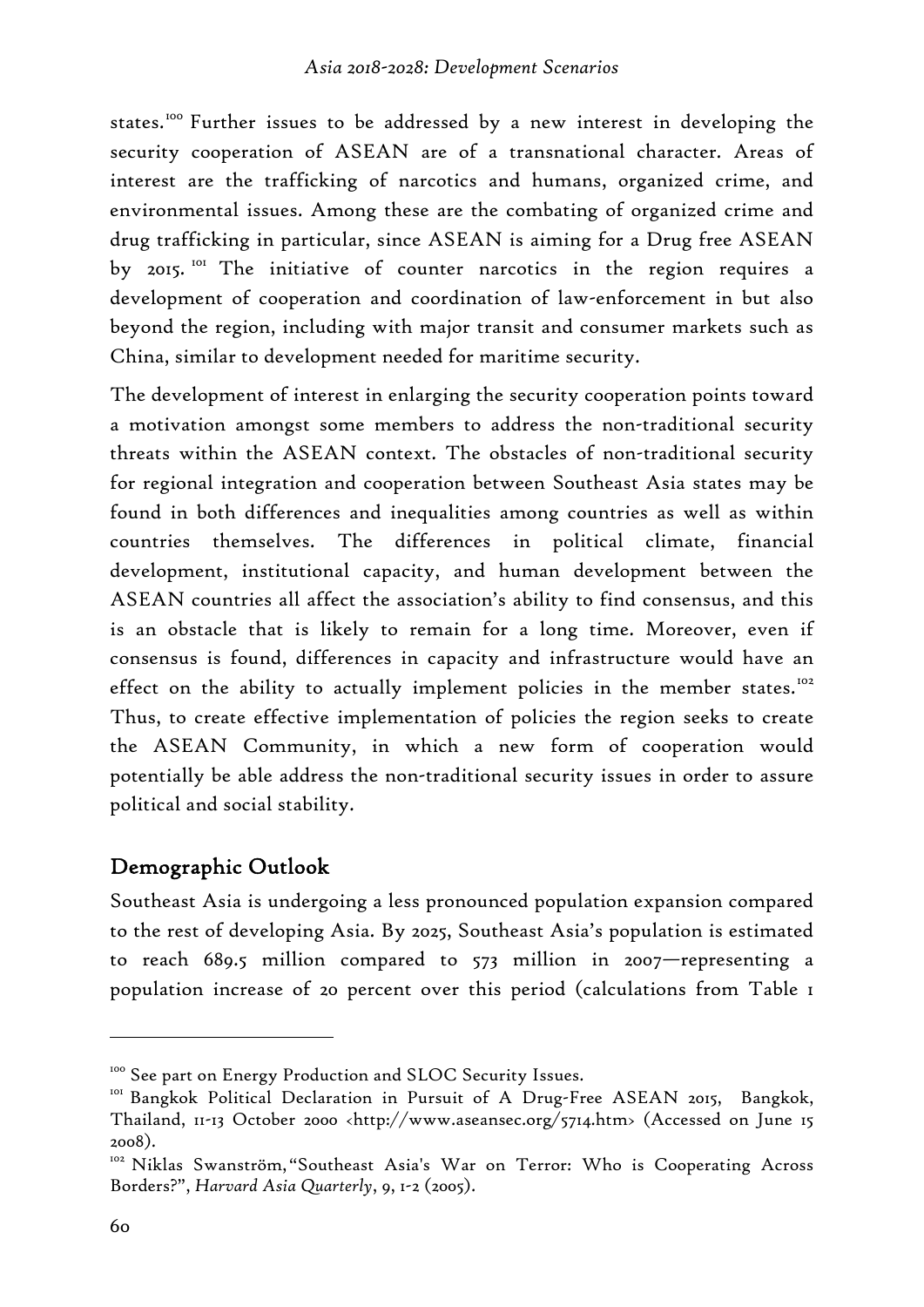states.[100] Further issues to be addressed by a new interest in developing the security cooperation of ASEAN are of a transnational character. Areas of interest are the trafficking of narcotics and humans, organized crime, and environmental issues. Among these are the combating of organized crime and drug trafficking in particular, since ASEAN is aiming for a Drug free ASEAN by 2015. [101] The initiative of counter narcotics in the region requires a development of cooperation and coordination of law-enforcement in but also beyond the region, including with major transit and consumer markets such as China, similar to development needed for maritime security.

The development of interest in enlarging the security cooperation points toward a motivation amongst some members to address the non-traditional security threats within the ASEAN context. The obstacles of non-traditional security for regional integration and cooperation between Southeast Asia states may be found in both differences and inequalities among countries as well as within countries themselves. The differences in political climate, financial development, institutional capacity, and human development between the ASEAN countries all affect the association's ability to find consensus, and this is an obstacle that is likely to remain for a long time. Moreover, even if consensus is found, differences in capacity and infrastructure would have an effect on the ability to actually implement policies in the member states.[102] Thus, to create effective implementation of policies the region seeks to create the ASEAN Community, in which a new form of cooperation would potentially be able address the non-traditional security issues in order to assure political and social stability.

## Demographic Outlook

Southeast Asia is undergoing a less pronounced population expansion compared to the rest of developing Asia. By 2025, Southeast Asia's population is estimated to reach 689.5 million compared to 573 million in 2007—representing a population increase of 20 percent over this period (calculations from Table 1

---

[100] See part on Energy Production and SLOC Security Issues.

[101] Bangkok Political Declaration in Pursuit of A Drug-Free ASEAN 2015, Bangkok, Thailand, 11-13 October 2000 <http://www.aseansec.org/5714.htm> (Accessed on June 15 2008).

[102] Niklas Swanström, "Southeast Asia's War on Terror: Who is Cooperating Across Borders?", *Harvard Asia Quarterly*, 9, 1-2 (2005).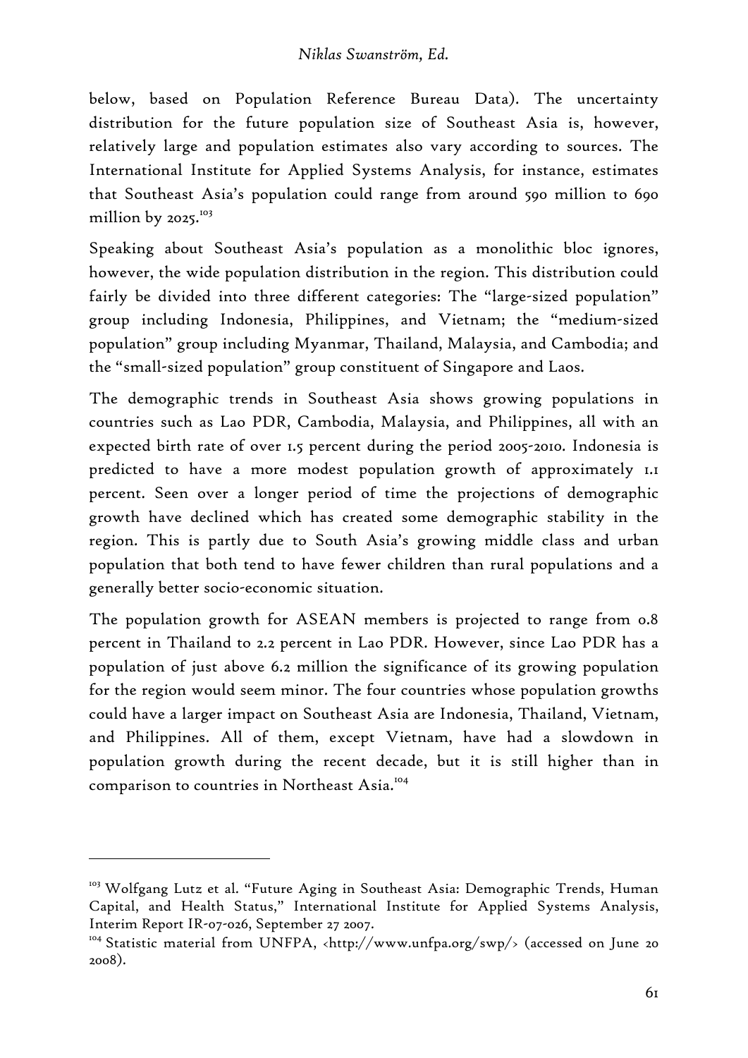below, based on Population Reference Bureau Data). The uncertainty distribution for the future population size of Southeast Asia is, however, relatively large and population estimates also vary according to sources. The International Institute for Applied Systems Analysis, for instance, estimates that Southeast Asia's population could range from around 590 million to 690 million by 2025.[103]

Speaking about Southeast Asia's population as a monolithic bloc ignores, however, the wide population distribution in the region. This distribution could fairly be divided into three different categories: The "large-sized population" group including Indonesia, Philippines, and Vietnam; the "medium-sized population" group including Myanmar, Thailand, Malaysia, and Cambodia; and the "small-sized population" group constituent of Singapore and Laos.

The demographic trends in Southeast Asia shows growing populations in countries such as Lao PDR, Cambodia, Malaysia, and Philippines, all with an expected birth rate of over 1.5 percent during the period 2005-2010. Indonesia is predicted to have a more modest population growth of approximately 1.1 percent. Seen over a longer period of time the projections of demographic growth have declined which has created some demographic stability in the region. This is partly due to South Asia's growing middle class and urban population that both tend to have fewer children than rural populations and a generally better socio-economic situation.

The population growth for ASEAN members is projected to range from 0.8 percent in Thailand to 2.2 percent in Lao PDR. However, since Lao PDR has a population of just above 6.2 million the significance of its growing population for the region would seem minor. The four countries whose population growths could have a larger impact on Southeast Asia are Indonesia, Thailand, Vietnam, and Philippines. All of them, except Vietnam, have had a slowdown in population growth during the recent decade, but it is still higher than in comparison to countries in Northeast Asia.[104]

---

[103] Wolfgang Lutz et al. "Future Aging in Southeast Asia: Demographic Trends, Human Capital, and Health Status," International Institute for Applied Systems Analysis, Interim Report IR-07-026, September 27 2007.

[104] Statistic material from UNFPA, <http://www.unfpa.org/swp/> (accessed on June 20 2008).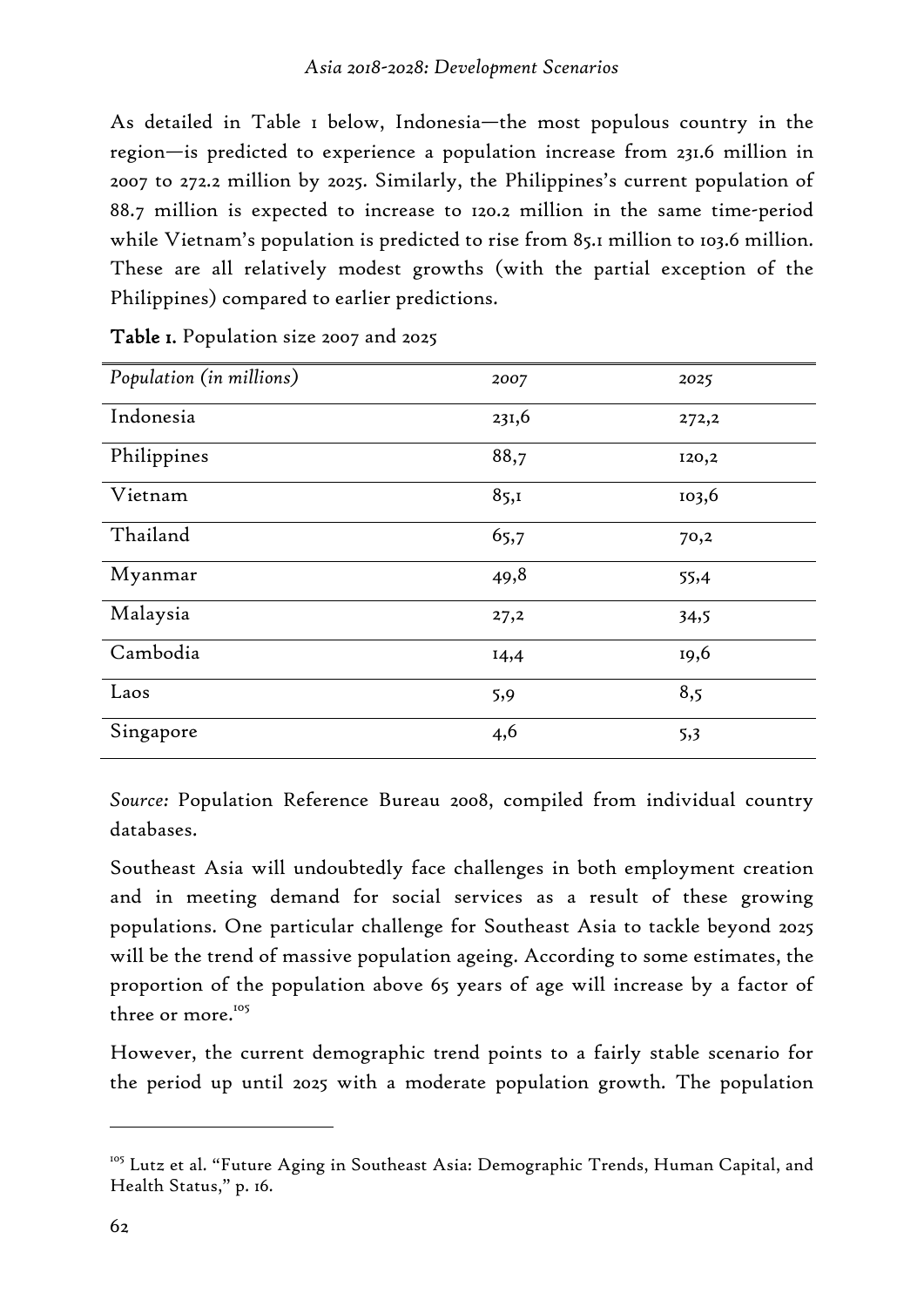As detailed in Table 1 below, Indonesia—the most populous country in the region—is predicted to experience a population increase from 231.6 million in 2007 to 272.2 million by 2025. Similarly, the Philippines's current population of 88.7 million is expected to increase to 120.2 million in the same time-period while Vietnam's population is predicted to rise from 85.1 million to 103.6 million. These are all relatively modest growths (with the partial exception of the Philippines) compared to earlier predictions.

**Table 1.** Population size 2007 and 2025

| *Population (in millions)* | *2007* | *2025* |
|---|---|---|
| Indonesia | 231,6 | 272,2 |
| Philippines | 88,7 | 120,2 |
| Vietnam | 85,1 | 103,6 |
| Thailand | 65,7 | 70,2 |
| Myanmar | 49,8 | 55,4 |
| Malaysia | 27,2 | 34,5 |
| Cambodia | 14,4 | 19,6 |
| Laos | 5,9 | 8,5 |
| Singapore | 4,6 | 5,3 |

*Source:* Population Reference Bureau 2008, compiled from individual country databases.

Southeast Asia will undoubtedly face challenges in both employment creation and in meeting demand for social services as a result of these growing populations. One particular challenge for Southeast Asia to tackle beyond 2025 will be the trend of massive population ageing. According to some estimates, the proportion of the population above 65 years of age will increase by a factor of three or more.[105]

However, the current demographic trend points to a fairly stable scenario for the period up until 2025 with a moderate population growth. The population

---

[105] Lutz et al. "Future Aging in Southeast Asia: Demographic Trends, Human Capital, and Health Status," p. 16.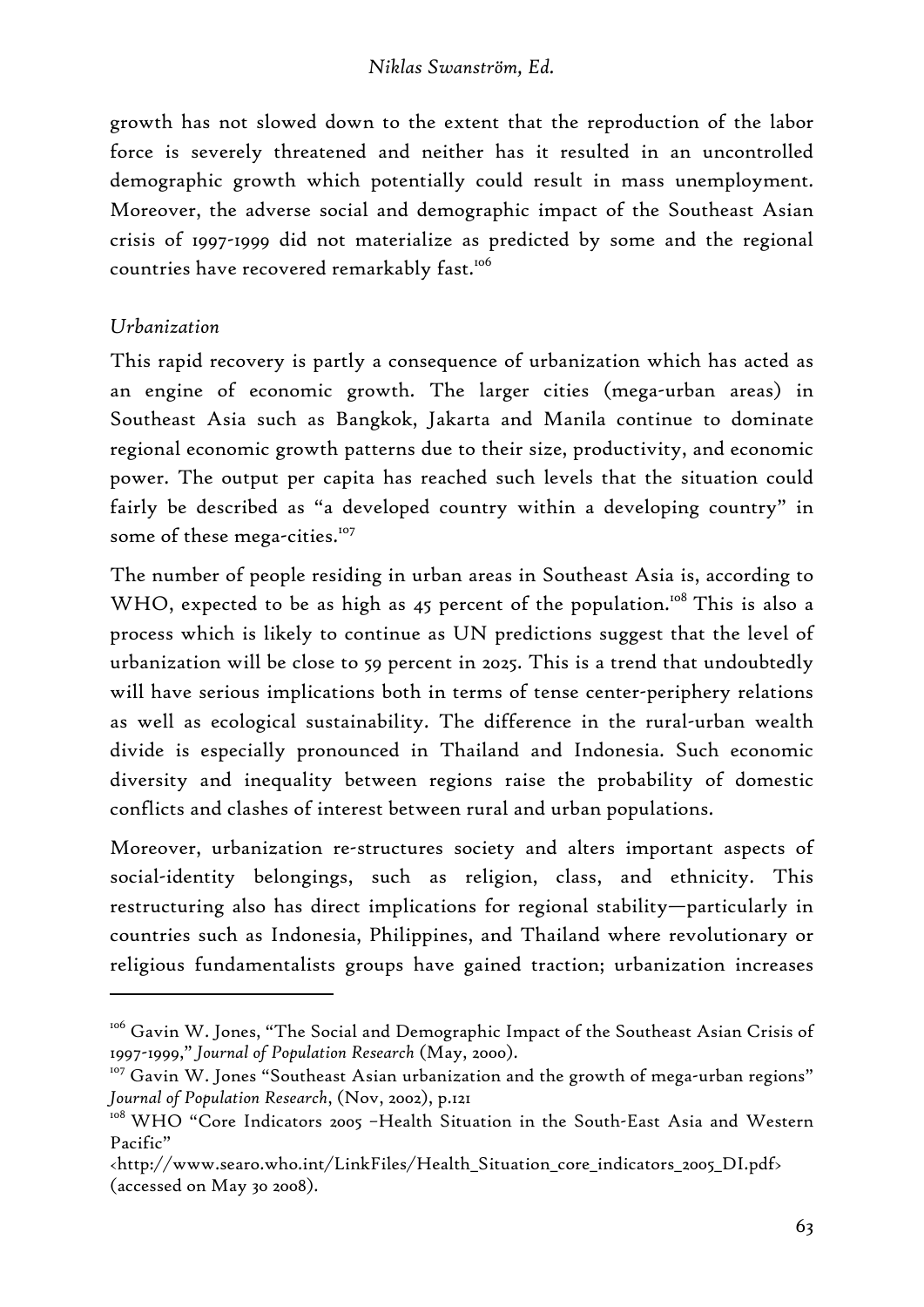growth has not slowed down to the extent that the reproduction of the labor force is severely threatened and neither has it resulted in an uncontrolled demographic growth which potentially could result in mass unemployment. Moreover, the adverse social and demographic impact of the Southeast Asian crisis of 1997-1999 did not materialize as predicted by some and the regional countries have recovered remarkably fast.[106]

### *Urbanization*

This rapid recovery is partly a consequence of urbanization which has acted as an engine of economic growth. The larger cities (mega-urban areas) in Southeast Asia such as Bangkok, Jakarta and Manila continue to dominate regional economic growth patterns due to their size, productivity, and economic power. The output per capita has reached such levels that the situation could fairly be described as "a developed country within a developing country" in some of these mega-cities.[107]

The number of people residing in urban areas in Southeast Asia is, according to WHO, expected to be as high as 45 percent of the population.[108] This is also a process which is likely to continue as UN predictions suggest that the level of urbanization will be close to 59 percent in 2025. This is a trend that undoubtedly will have serious implications both in terms of tense center-periphery relations as well as ecological sustainability. The difference in the rural-urban wealth divide is especially pronounced in Thailand and Indonesia. Such economic diversity and inequality between regions raise the probability of domestic conflicts and clashes of interest between rural and urban populations.

Moreover, urbanization re-structures society and alters important aspects of social-identity belongings, such as religion, class, and ethnicity. This restructuring also has direct implications for regional stability—particularly in countries such as Indonesia, Philippines, and Thailand where revolutionary or religious fundamentalists groups have gained traction; urbanization increases

---

[106] Gavin W. Jones, "The Social and Demographic Impact of the Southeast Asian Crisis of 1997-1999," *Journal of Population Research* (May, 2000).

[107] Gavin W. Jones "Southeast Asian urbanization and the growth of mega-urban regions" *Journal of Population Research*, (Nov, 2002), p.121

[108] WHO "Core Indicators 2005 –Health Situation in the South-East Asia and Western Pacific" <http://www.searo.who.int/LinkFiles/Health_Situation_core_indicators_2005_DI.pdf> (accessed on May 30 2008).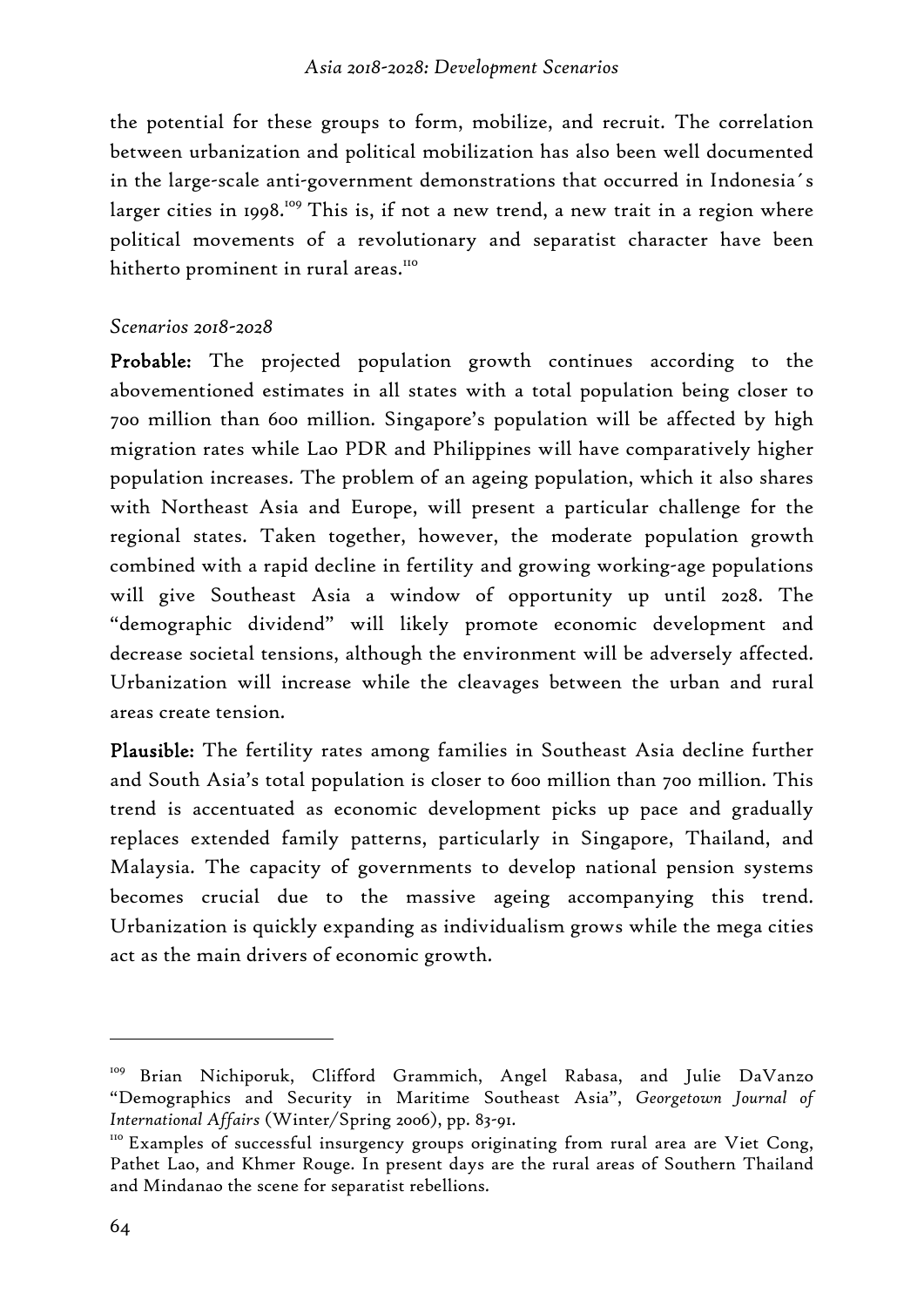the potential for these groups to form, mobilize, and recruit. The correlation between urbanization and political mobilization has also been well documented in the large-scale anti-government demonstrations that occurred in Indonesia´s larger cities in 1998.[109] This is, if not a new trend, a new trait in a region where political movements of a revolutionary and separatist character have been hitherto prominent in rural areas.[110]

*Scenarios 2018-2028*

**Probable:** The projected population growth continues according to the abovementioned estimates in all states with a total population being closer to 700 million than 600 million. Singapore's population will be affected by high migration rates while Lao PDR and Philippines will have comparatively higher population increases. The problem of an ageing population, which it also shares with Northeast Asia and Europe, will present a particular challenge for the regional states. Taken together, however, the moderate population growth combined with a rapid decline in fertility and growing working-age populations will give Southeast Asia a window of opportunity up until 2028. The "demographic dividend" will likely promote economic development and decrease societal tensions, although the environment will be adversely affected. Urbanization will increase while the cleavages between the urban and rural areas create tension.

**Plausible:** The fertility rates among families in Southeast Asia decline further and South Asia's total population is closer to 600 million than 700 million. This trend is accentuated as economic development picks up pace and gradually replaces extended family patterns, particularly in Singapore, Thailand, and Malaysia. The capacity of governments to develop national pension systems becomes crucial due to the massive ageing accompanying this trend. Urbanization is quickly expanding as individualism grows while the mega cities act as the main drivers of economic growth.

---

[109] Brian Nichiporuk, Clifford Grammich, Angel Rabasa, and Julie DaVanzo "Demographics and Security in Maritime Southeast Asia", *Georgetown Journal of International Affairs* (Winter/Spring 2006), pp. 83-91.

[110] Examples of successful insurgency groups originating from rural area are Viet Cong, Pathet Lao, and Khmer Rouge. In present days are the rural areas of Southern Thailand and Mindanao the scene for separatist rebellions.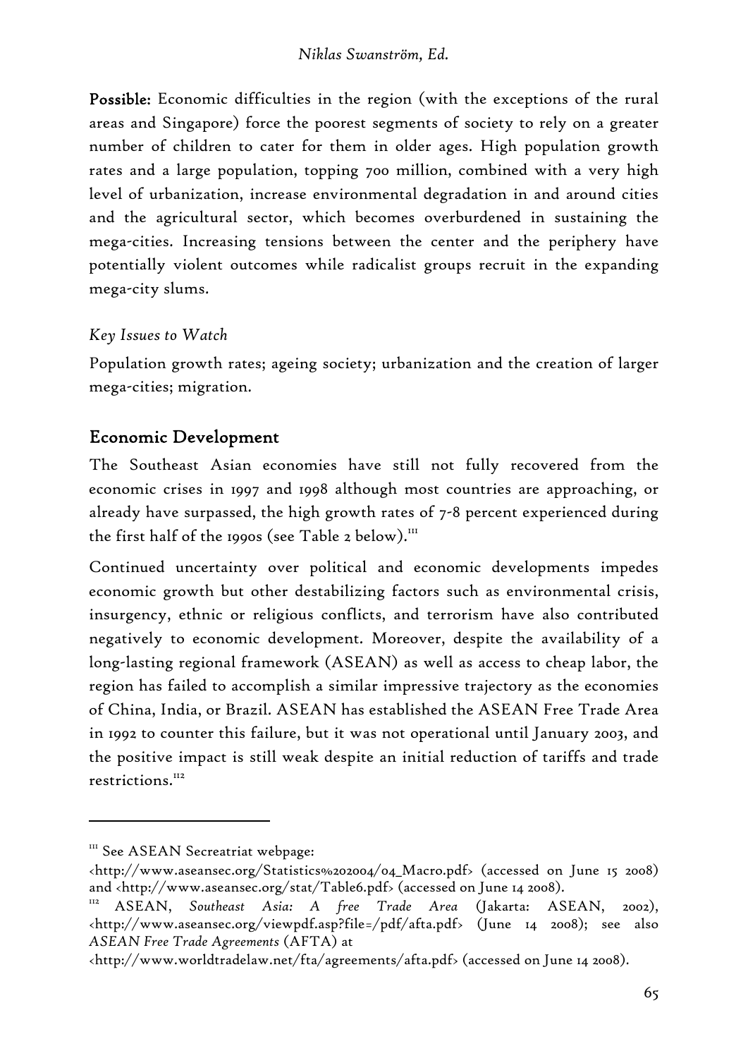**Possible:** Economic difficulties in the region (with the exceptions of the rural areas and Singapore) force the poorest segments of society to rely on a greater number of children to cater for them in older ages. High population growth rates and a large population, topping 700 million, combined with a very high level of urbanization, increase environmental degradation in and around cities and the agricultural sector, which becomes overburdened in sustaining the mega-cities. Increasing tensions between the center and the periphery have potentially violent outcomes while radicalist groups recruit in the expanding mega-city slums.

*Key Issues to Watch*

Population growth rates; ageing society; urbanization and the creation of larger mega-cities; migration.

## Economic Development

The Southeast Asian economies have still not fully recovered from the economic crises in 1997 and 1998 although most countries are approaching, or already have surpassed, the high growth rates of 7-8 percent experienced during the first half of the 1990s (see Table 2 below).[111]

Continued uncertainty over political and economic developments impedes economic growth but other destabilizing factors such as environmental crisis, insurgency, ethnic or religious conflicts, and terrorism have also contributed negatively to economic development. Moreover, despite the availability of a long-lasting regional framework (ASEAN) as well as access to cheap labor, the region has failed to accomplish a similar impressive trajectory as the economies of China, India, or Brazil. ASEAN has established the ASEAN Free Trade Area in 1992 to counter this failure, but it was not operational until January 2003, and the positive impact is still weak despite an initial reduction of tariffs and trade restrictions.[112]

---

[111] See ASEAN Secreatriat webpage: <http://www.aseansec.org/Statistics%202004/04_Macro.pdf> (accessed on June 15 2008) and <http://www.aseansec.org/stat/Table6.pdf> (accessed on June 14 2008).

[112] ASEAN, *Southeast Asia: A free Trade Area* (Jakarta: ASEAN, 2002), <http://www.aseansec.org/viewpdf.asp?file=/pdf/afta.pdf> (June 14 2008); see also *ASEAN Free Trade Agreements* (AFTA) at <http://www.worldtradelaw.net/fta/agreements/afta.pdf> (accessed on June 14 2008).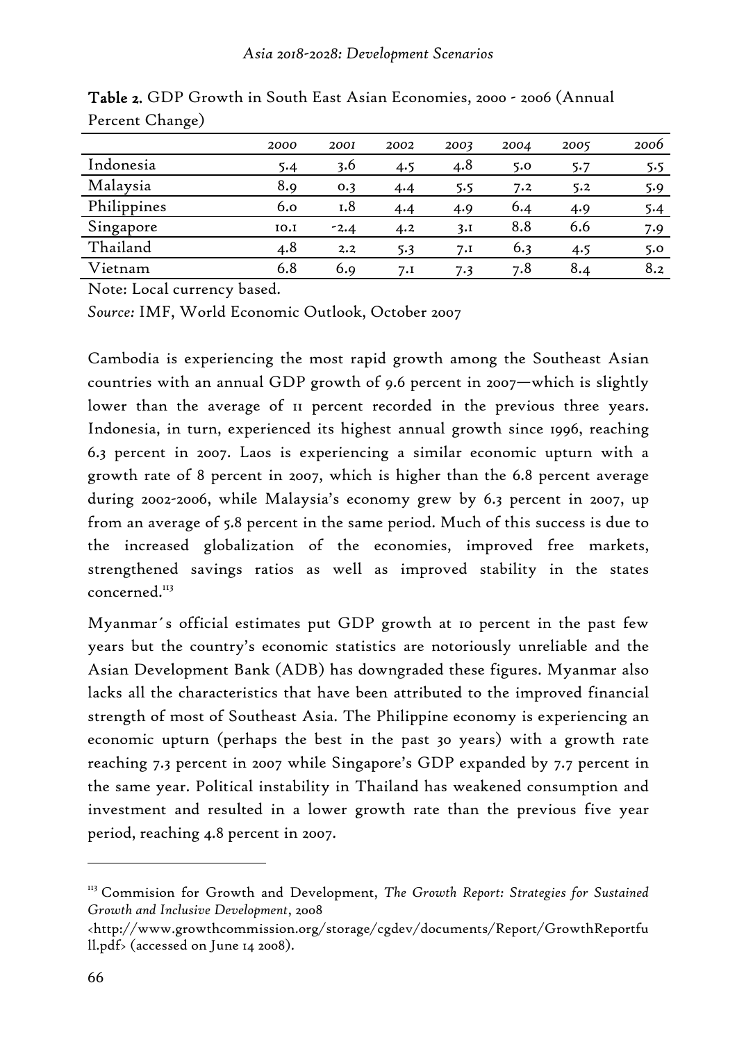**Table 2.** GDP Growth in South East Asian Economies, 2000 - 2006 (Annual Percent Change)

| | *2000* | *2001* | *2002* | *2003* | *2004* | *2005* | *2006* |
|---|---|---|---|---|---|---|---|
| Indonesia | 5.4 | 3.6 | 4.5 | 4.8 | 5.0 | 5.7 | 5.5 |
| Malaysia | 8.9 | 0.3 | 4.4 | 5.5 | 7.2 | 5.2 | 5.9 |
| Philippines | 6.0 | 1.8 | 4.4 | 4.9 | 6.4 | 4.9 | 5.4 |
| Singapore | 10.1 | -2.4 | 4.2 | 3.1 | 8.8 | 6.6 | 7.9 |
| Thailand | 4.8 | 2.2 | 5.3 | 7.1 | 6.3 | 4.5 | 5.0 |
| Vietnam | 6.8 | 6.9 | 7.1 | 7.3 | 7.8 | 8.4 | 8.2 |

Note: Local currency based.

*Source:* IMF, World Economic Outlook, October 2007

Cambodia is experiencing the most rapid growth among the Southeast Asian countries with an annual GDP growth of 9.6 percent in 2007—which is slightly lower than the average of 11 percent recorded in the previous three years. Indonesia, in turn, experienced its highest annual growth since 1996, reaching 6.3 percent in 2007. Laos is experiencing a similar economic upturn with a growth rate of 8 percent in 2007, which is higher than the 6.8 percent average during 2002-2006, while Malaysia's economy grew by 6.3 percent in 2007, up from an average of 5.8 percent in the same period. Much of this success is due to the increased globalization of the economies, improved free markets, strengthened savings ratios as well as improved stability in the states concerned.[113]

Myanmar´s official estimates put GDP growth at 10 percent in the past few years but the country's economic statistics are notoriously unreliable and the Asian Development Bank (ADB) has downgraded these figures. Myanmar also lacks all the characteristics that have been attributed to the improved financial strength of most of Southeast Asia. The Philippine economy is experiencing an economic upturn (perhaps the best in the past 30 years) with a growth rate reaching 7.3 percent in 2007 while Singapore's GDP expanded by 7.7 percent in the same year. Political instability in Thailand has weakened consumption and investment and resulted in a lower growth rate than the previous five year period, reaching 4.8 percent in 2007.

---

[113] Commision for Growth and Development, *The Growth Report: Strategies for Sustained Growth and Inclusive Development*, 2008 <http://www.growthcommission.org/storage/cgdev/documents/Report/GrowthReportfull.pdf> (accessed on June 14 2008).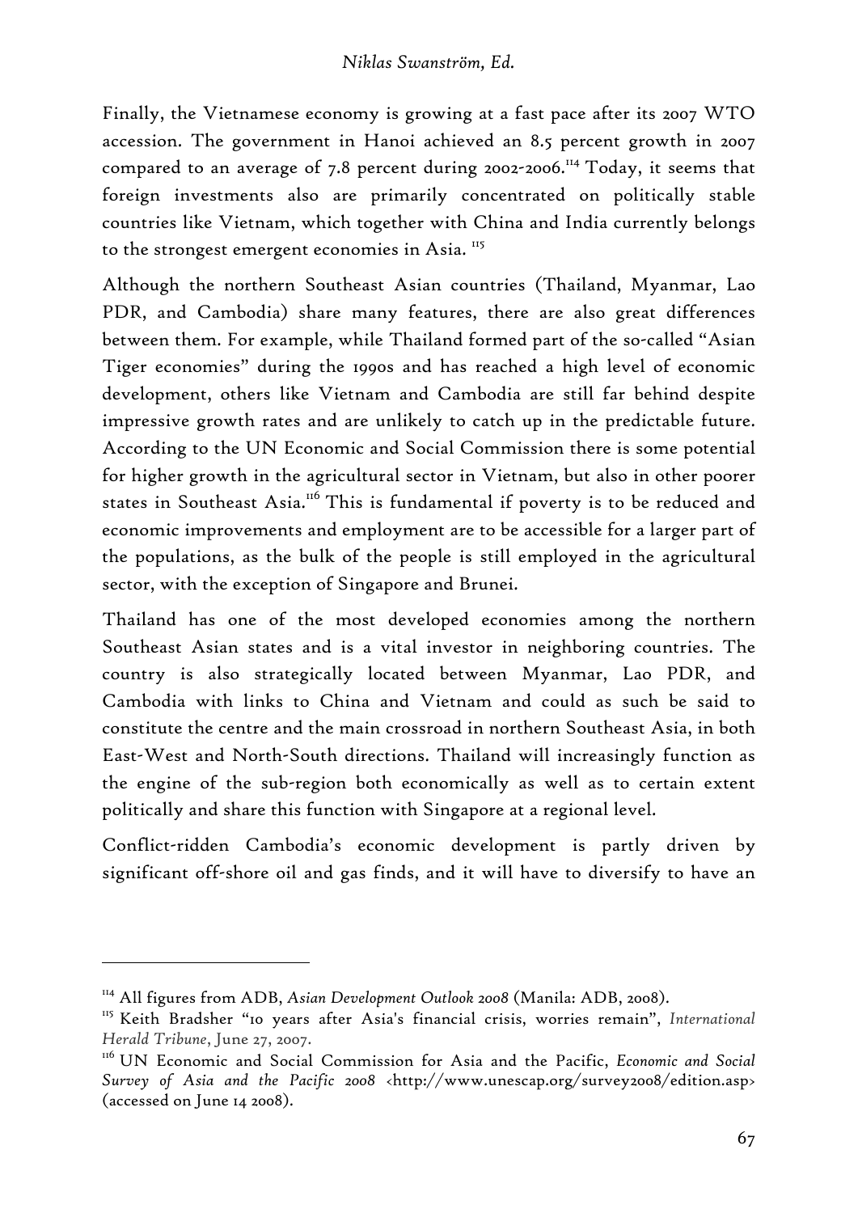Finally, the Vietnamese economy is growing at a fast pace after its 2007 WTO accession. The government in Hanoi achieved an 8.5 percent growth in 2007 compared to an average of 7.8 percent during 2002-2006.[114] Today, it seems that foreign investments also are primarily concentrated on politically stable countries like Vietnam, which together with China and India currently belongs to the strongest emergent economies in Asia. [115]

Although the northern Southeast Asian countries (Thailand, Myanmar, Lao PDR, and Cambodia) share many features, there are also great differences between them. For example, while Thailand formed part of the so-called "Asian Tiger economies" during the 1990s and has reached a high level of economic development, others like Vietnam and Cambodia are still far behind despite impressive growth rates and are unlikely to catch up in the predictable future. According to the UN Economic and Social Commission there is some potential for higher growth in the agricultural sector in Vietnam, but also in other poorer states in Southeast Asia.[116] This is fundamental if poverty is to be reduced and economic improvements and employment are to be accessible for a larger part of the populations, as the bulk of the people is still employed in the agricultural sector, with the exception of Singapore and Brunei.

Thailand has one of the most developed economies among the northern Southeast Asian states and is a vital investor in neighboring countries. The country is also strategically located between Myanmar, Lao PDR, and Cambodia with links to China and Vietnam and could as such be said to constitute the centre and the main crossroad in northern Southeast Asia, in both East-West and North-South directions. Thailand will increasingly function as the engine of the sub-region both economically as well as to certain extent politically and share this function with Singapore at a regional level.

Conflict-ridden Cambodia's economic development is partly driven by significant off-shore oil and gas finds, and it will have to diversify to have an

---

[114] All figures from ADB, *Asian Development Outlook 2008* (Manila: ADB, 2008).

[115] Keith Bradsher "10 years after Asia's financial crisis, worries remain", *International Herald Tribune*, June 27, 2007.

[116] UN Economic and Social Commission for Asia and the Pacific, *Economic and Social Survey of Asia and the Pacific 2008* <http://www.unescap.org/survey2008/edition.asp> (accessed on June 14 2008).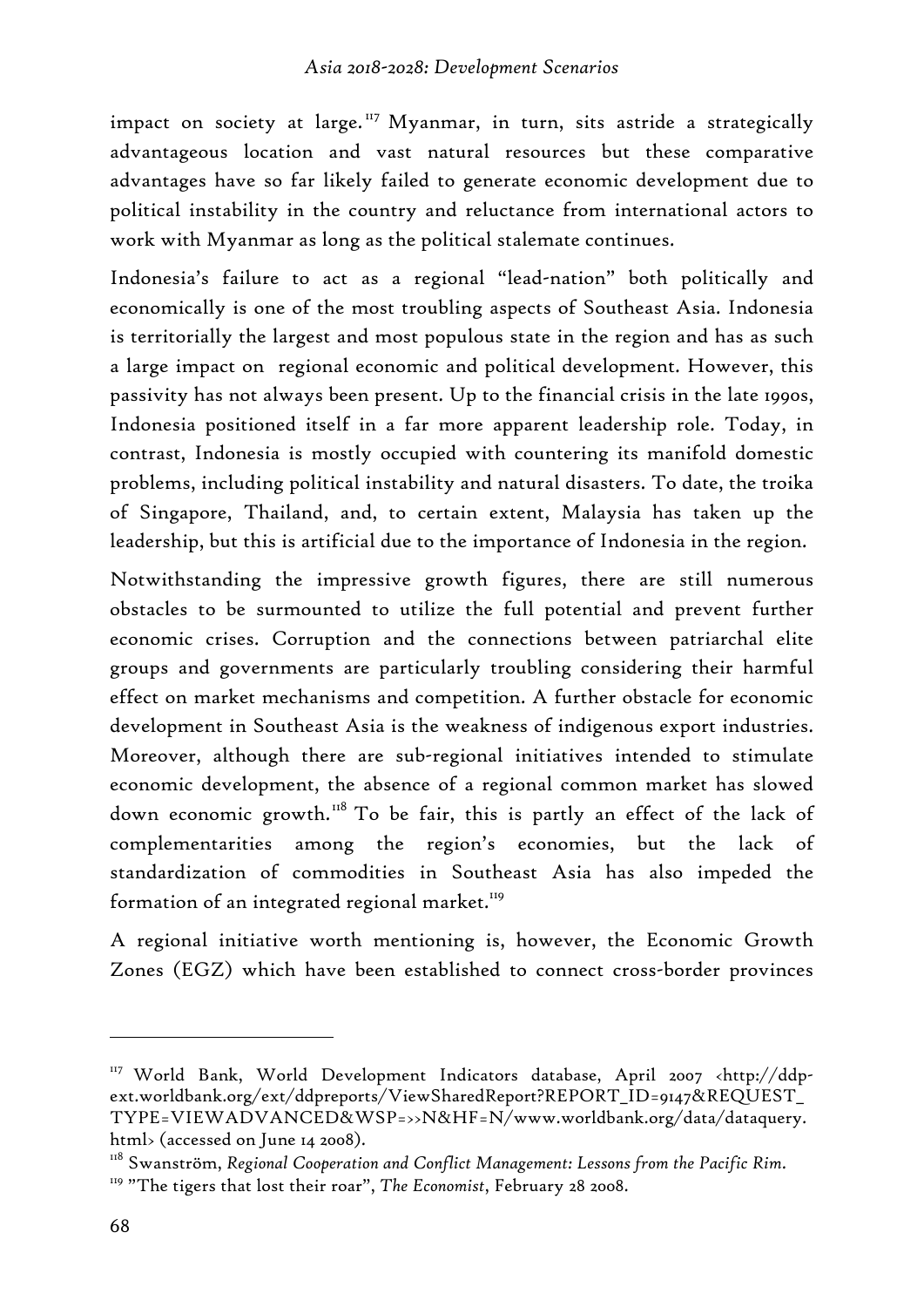impact on society at large.[117] Myanmar, in turn, sits astride a strategically advantageous location and vast natural resources but these comparative advantages have so far likely failed to generate economic development due to political instability in the country and reluctance from international actors to work with Myanmar as long as the political stalemate continues.

Indonesia's failure to act as a regional "lead-nation" both politically and economically is one of the most troubling aspects of Southeast Asia. Indonesia is territorially the largest and most populous state in the region and has as such a large impact on regional economic and political development. However, this passivity has not always been present. Up to the financial crisis in the late 1990s, Indonesia positioned itself in a far more apparent leadership role. Today, in contrast, Indonesia is mostly occupied with countering its manifold domestic problems, including political instability and natural disasters. To date, the troika of Singapore, Thailand, and, to certain extent, Malaysia has taken up the leadership, but this is artificial due to the importance of Indonesia in the region.

Notwithstanding the impressive growth figures, there are still numerous obstacles to be surmounted to utilize the full potential and prevent further economic crises. Corruption and the connections between patriarchal elite groups and governments are particularly troubling considering their harmful effect on market mechanisms and competition. A further obstacle for economic development in Southeast Asia is the weakness of indigenous export industries. Moreover, although there are sub-regional initiatives intended to stimulate economic development, the absence of a regional common market has slowed down economic growth.[118] To be fair, this is partly an effect of the lack of complementarities among the region's economies, but the lack of standardization of commodities in Southeast Asia has also impeded the formation of an integrated regional market.[119]

A regional initiative worth mentioning is, however, the Economic Growth Zones (EGZ) which have been established to connect cross-border provinces

---

[117] World Bank, World Development Indicators database, April 2007 <http://ddp-ext.worldbank.org/ext/ddpreports/ViewSharedReport?REPORT_ID=9147&REQUEST_TYPE=VIEWADVANCED&WSP=>>N&HF=N/www.worldbank.org/data/dataquery.html> (accessed on June 14 2008).

[118] Swanström, *Regional Cooperation and Conflict Management: Lessons from the Pacific Rim*.

[119] "The tigers that lost their roar", *The Economist*, February 28 2008.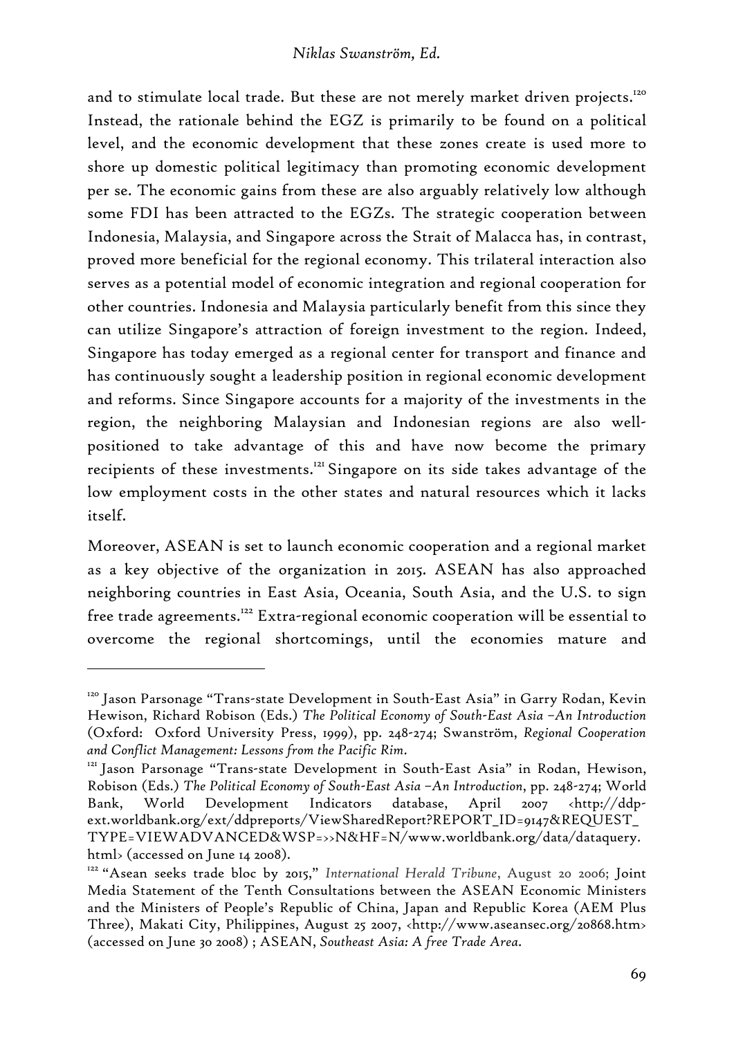and to stimulate local trade. But these are not merely market driven projects.[120] Instead, the rationale behind the EGZ is primarily to be found on a political level, and the economic development that these zones create is used more to shore up domestic political legitimacy than promoting economic development per se. The economic gains from these are also arguably relatively low although some FDI has been attracted to the EGZs. The strategic cooperation between Indonesia, Malaysia, and Singapore across the Strait of Malacca has, in contrast, proved more beneficial for the regional economy. This trilateral interaction also serves as a potential model of economic integration and regional cooperation for other countries. Indonesia and Malaysia particularly benefit from this since they can utilize Singapore's attraction of foreign investment to the region. Indeed, Singapore has today emerged as a regional center for transport and finance and has continuously sought a leadership position in regional economic development and reforms. Since Singapore accounts for a majority of the investments in the region, the neighboring Malaysian and Indonesian regions are also well-positioned to take advantage of this and have now become the primary recipients of these investments.[121] Singapore on its side takes advantage of the low employment costs in the other states and natural resources which it lacks itself.

Moreover, ASEAN is set to launch economic cooperation and a regional market as a key objective of the organization in 2015. ASEAN has also approached neighboring countries in East Asia, Oceania, South Asia, and the U.S. to sign free trade agreements.[122] Extra-regional economic cooperation will be essential to overcome the regional shortcomings, until the economies mature and

---

[120] Jason Parsonage "Trans-state Development in South-East Asia" in Garry Rodan, Kevin Hewison, Richard Robison (Eds.) *The Political Economy of South-East Asia –An Introduction* (Oxford: Oxford University Press, 1999), pp. 248-274; Swanström, *Regional Cooperation and Conflict Management: Lessons from the Pacific Rim*.

[121] Jason Parsonage "Trans-state Development in South-East Asia" in Rodan, Hewison, Robison (Eds.) *The Political Economy of South-East Asia –An Introduction*, pp. 248-274; World Bank, World Development Indicators database, April 2007 <http://ddp-ext.worldbank.org/ext/ddpreports/ViewSharedReport?REPORT_ID=9147&REQUEST_TYPE=VIEWADVANCED&WSP=>>N&HF=N/www.worldbank.org/data/dataquery.html> (accessed on June 14 2008).

[122] "Asean seeks trade bloc by 2015," *International Herald Tribune*, August 20 2006; Joint Media Statement of the Tenth Consultations between the ASEAN Economic Ministers and the Ministers of People's Republic of China, Japan and Republic Korea (AEM Plus Three), Makati City, Philippines, August 25 2007, <http://www.aseansec.org/20868.htm> (accessed on June 30 2008) ; ASEAN, *Southeast Asia: A free Trade Area*.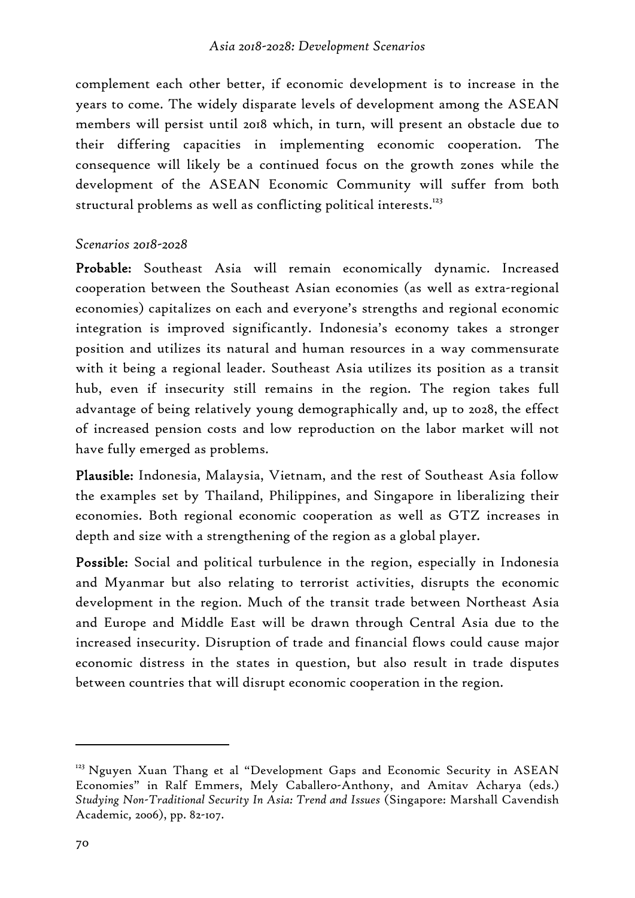complement each other better, if economic development is to increase in the years to come. The widely disparate levels of development among the ASEAN members will persist until 2018 which, in turn, will present an obstacle due to their differing capacities in implementing economic cooperation. The consequence will likely be a continued focus on the growth zones while the development of the ASEAN Economic Community will suffer from both structural problems as well as conflicting political interests.[123]

*Scenarios 2018-2028*

**Probable:** Southeast Asia will remain economically dynamic. Increased cooperation between the Southeast Asian economies (as well as extra-regional economies) capitalizes on each and everyone's strengths and regional economic integration is improved significantly. Indonesia's economy takes a stronger position and utilizes its natural and human resources in a way commensurate with it being a regional leader. Southeast Asia utilizes its position as a transit hub, even if insecurity still remains in the region. The region takes full advantage of being relatively young demographically and, up to 2028, the effect of increased pension costs and low reproduction on the labor market will not have fully emerged as problems.

**Plausible:** Indonesia, Malaysia, Vietnam, and the rest of Southeast Asia follow the examples set by Thailand, Philippines, and Singapore in liberalizing their economies. Both regional economic cooperation as well as GTZ increases in depth and size with a strengthening of the region as a global player.

**Possible:** Social and political turbulence in the region, especially in Indonesia and Myanmar but also relating to terrorist activities, disrupts the economic development in the region. Much of the transit trade between Northeast Asia and Europe and Middle East will be drawn through Central Asia due to the increased insecurity. Disruption of trade and financial flows could cause major economic distress in the states in question, but also result in trade disputes between countries that will disrupt economic cooperation in the region.

---

[123] Nguyen Xuan Thang et al "Development Gaps and Economic Security in ASEAN Economies" in Ralf Emmers, Mely Caballero-Anthony, and Amitav Acharya (eds.) *Studying Non-Traditional Security In Asia: Trend and Issues* (Singapore: Marshall Cavendish Academic, 2006), pp. 82-107.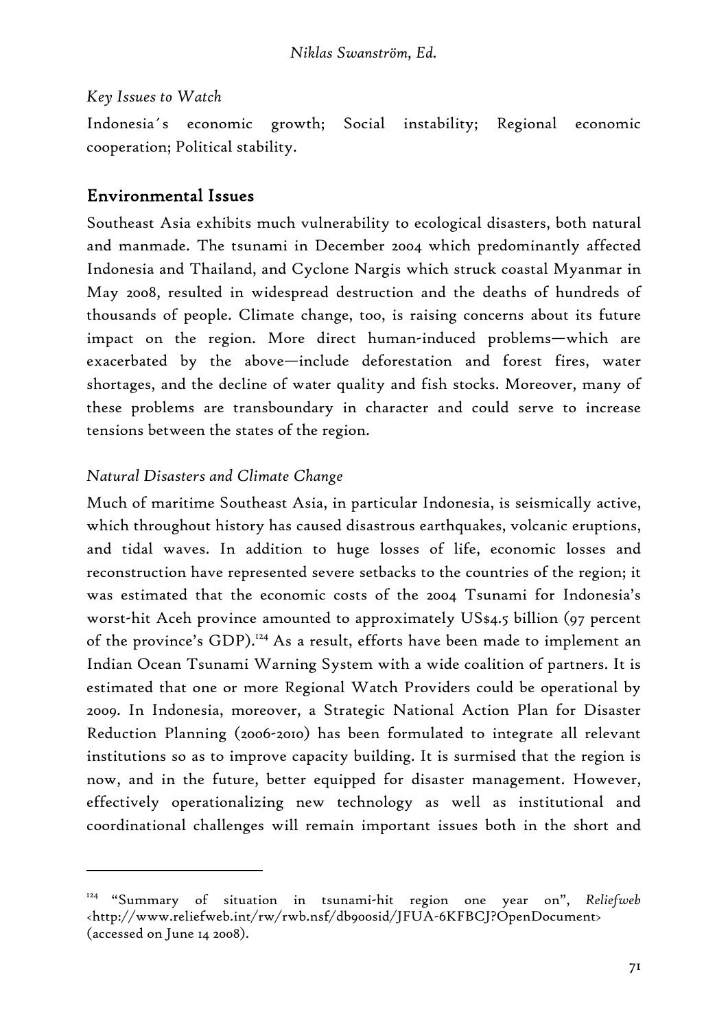*Key Issues to Watch*

Indonesia´s economic growth; Social instability; Regional economic cooperation; Political stability.

## Environmental Issues

Southeast Asia exhibits much vulnerability to ecological disasters, both natural and manmade. The tsunami in December 2004 which predominantly affected Indonesia and Thailand, and Cyclone Nargis which struck coastal Myanmar in May 2008, resulted in widespread destruction and the deaths of hundreds of thousands of people. Climate change, too, is raising concerns about its future impact on the region. More direct human-induced problems—which are exacerbated by the above—include deforestation and forest fires, water shortages, and the decline of water quality and fish stocks. Moreover, many of these problems are transboundary in character and could serve to increase tensions between the states of the region.

*Natural Disasters and Climate Change*

Much of maritime Southeast Asia, in particular Indonesia, is seismically active, which throughout history has caused disastrous earthquakes, volcanic eruptions, and tidal waves. In addition to huge losses of life, economic losses and reconstruction have represented severe setbacks to the countries of the region; it was estimated that the economic costs of the 2004 Tsunami for Indonesia's worst-hit Aceh province amounted to approximately US$4.5 billion (97 percent of the province's GDP).[124] As a result, efforts have been made to implement an Indian Ocean Tsunami Warning System with a wide coalition of partners. It is estimated that one or more Regional Watch Providers could be operational by 2009. In Indonesia, moreover, a Strategic National Action Plan for Disaster Reduction Planning (2006-2010) has been formulated to integrate all relevant institutions so as to improve capacity building. It is surmised that the region is now, and in the future, better equipped for disaster management. However, effectively operationalizing new technology as well as institutional and coordinational challenges will remain important issues both in the short and

---

[124] "Summary of situation in tsunami-hit region one year on", *Reliefweb* <http://www.reliefweb.int/rw/rwb.nsf/db900sid/JFUA-6KFBCJ?OpenDocument> (accessed on June 14 2008).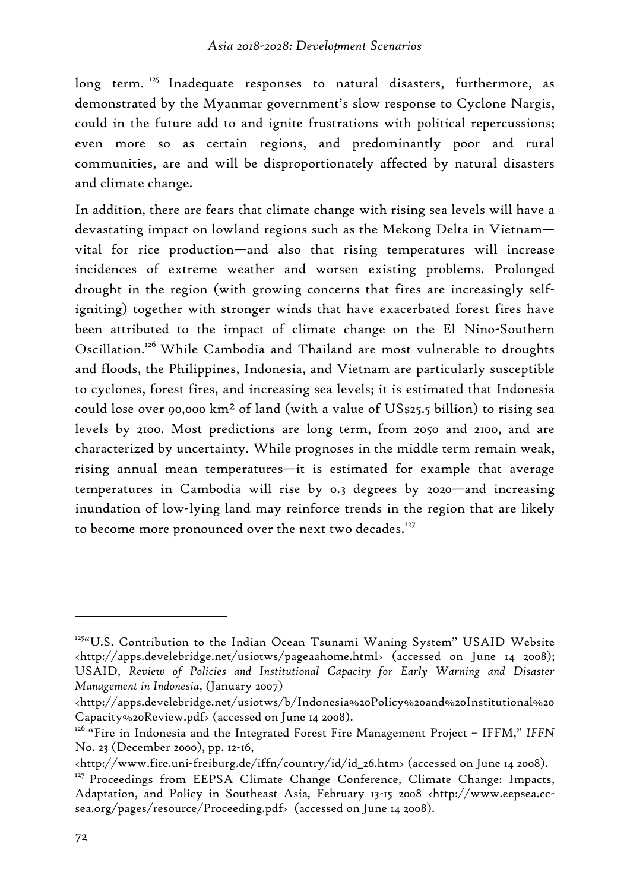long term.[125] Inadequate responses to natural disasters, furthermore, as demonstrated by the Myanmar government's slow response to Cyclone Nargis, could in the future add to and ignite frustrations with political repercussions; even more so as certain regions, and predominantly poor and rural communities, are and will be disproportionately affected by natural disasters and climate change.

In addition, there are fears that climate change with rising sea levels will have a devastating impact on lowland regions such as the Mekong Delta in Vietnam—vital for rice production—and also that rising temperatures will increase incidences of extreme weather and worsen existing problems. Prolonged drought in the region (with growing concerns that fires are increasingly self-igniting) together with stronger winds that have exacerbated forest fires have been attributed to the impact of climate change on the El Nino-Southern Oscillation.[126] While Cambodia and Thailand are most vulnerable to droughts and floods, the Philippines, Indonesia, and Vietnam are particularly susceptible to cyclones, forest fires, and increasing sea levels; it is estimated that Indonesia could lose over 90,000 km² of land (with a value of US$25.5 billion) to rising sea levels by 2100. Most predictions are long term, from 2050 and 2100, and are characterized by uncertainty. While prognoses in the middle term remain weak, rising annual mean temperatures—it is estimated for example that average temperatures in Cambodia will rise by 0.3 degrees by 2020—and increasing inundation of low-lying land may reinforce trends in the region that are likely to become more pronounced over the next two decades.[127]

---

[125] "U.S. Contribution to the Indian Ocean Tsunami Waning System" USAID Website <http://apps.develebridge.net/usiotws/pageaahome.html> (accessed on June 14 2008); USAID, *Review of Policies and Institutional Capacity for Early Warning and Disaster Management in Indonesia*, (January 2007) <http://apps.develebridge.net/usiotws/b/Indonesia%20Policy%20and%20Institutional%20Capacity%20Review.pdf> (accessed on June 14 2008).

[126] "Fire in Indonesia and the Integrated Forest Fire Management Project – IFFM," *IFFN* No. 23 (December 2000), pp. 12-16, <http://www.fire.uni-freiburg.de/iffn/country/id/id_26.htm> (accessed on June 14 2008).

[127] Proceedings from EEPSA Climate Change Conference, Climate Change: Impacts, Adaptation, and Policy in Southeast Asia, February 13-15 2008 <http://www.eepsea.cc-sea.org/pages/resource/Proceeding.pdf> (accessed on June 14 2008).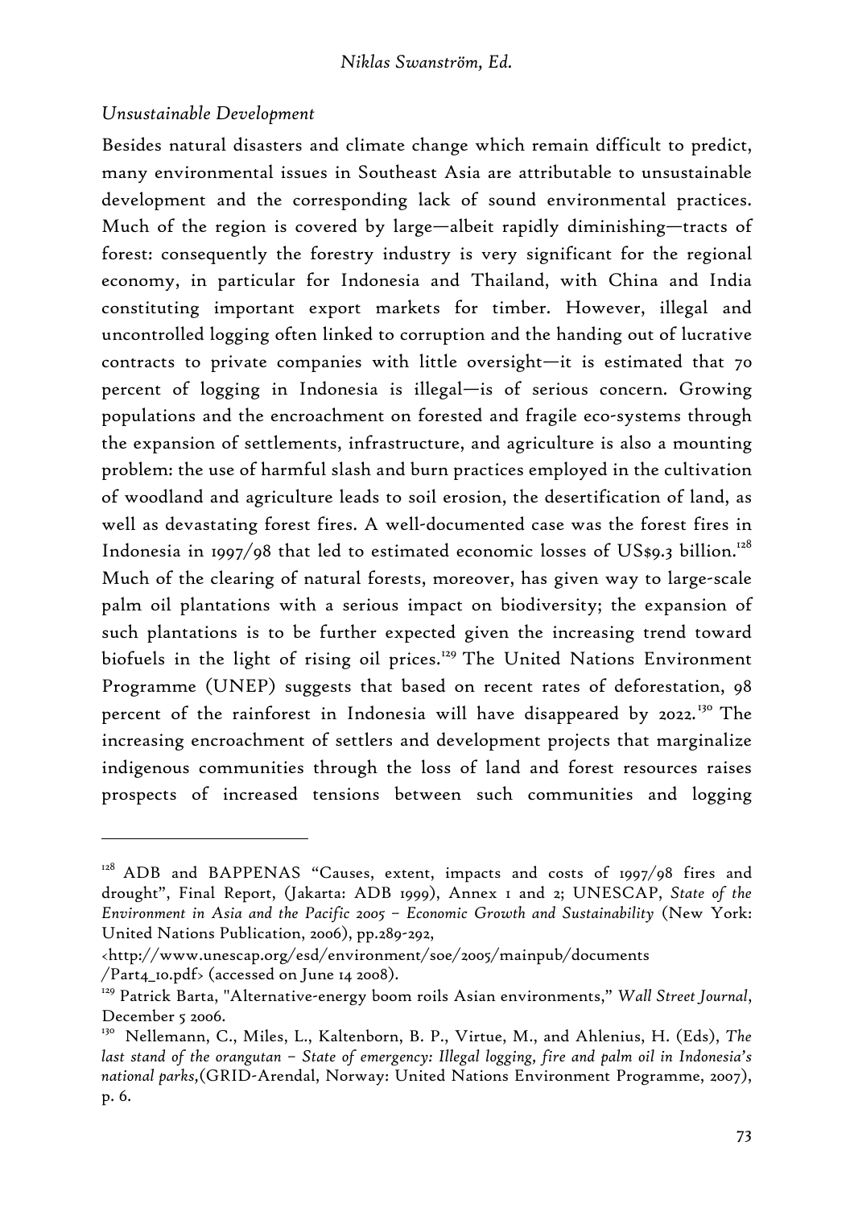*Unsustainable Development*

Besides natural disasters and climate change which remain difficult to predict, many environmental issues in Southeast Asia are attributable to unsustainable development and the corresponding lack of sound environmental practices. Much of the region is covered by large—albeit rapidly diminishing—tracts of forest: consequently the forestry industry is very significant for the regional economy, in particular for Indonesia and Thailand, with China and India constituting important export markets for timber. However, illegal and uncontrolled logging often linked to corruption and the handing out of lucrative contracts to private companies with little oversight—it is estimated that 70 percent of logging in Indonesia is illegal—is of serious concern. Growing populations and the encroachment on forested and fragile eco-systems through the expansion of settlements, infrastructure, and agriculture is also a mounting problem: the use of harmful slash and burn practices employed in the cultivation of woodland and agriculture leads to soil erosion, the desertification of land, as well as devastating forest fires. A well-documented case was the forest fires in Indonesia in 1997/98 that led to estimated economic losses of US$9.3 billion.[128] Much of the clearing of natural forests, moreover, has given way to large-scale palm oil plantations with a serious impact on biodiversity; the expansion of such plantations is to be further expected given the increasing trend toward biofuels in the light of rising oil prices.[129] The United Nations Environment Programme (UNEP) suggests that based on recent rates of deforestation, 98 percent of the rainforest in Indonesia will have disappeared by 2022.[130] The increasing encroachment of settlers and development projects that marginalize indigenous communities through the loss of land and forest resources raises prospects of increased tensions between such communities and logging

---

[128] ADB and BAPPENAS "Causes, extent, impacts and costs of 1997/98 fires and drought", Final Report, (Jakarta: ADB 1999), Annex 1 and 2; UNESCAP, *State of the Environment in Asia and the Pacific 2005 – Economic Growth and Sustainability* (New York: United Nations Publication, 2006), pp.289-292, <http://www.unescap.org/esd/environment/soe/2005/mainpub/documents /Part4_10.pdf> (accessed on June 14 2008).

[129] Patrick Barta, "Alternative-energy boom roils Asian environments," *Wall Street Journal*, December 5 2006.

[130] Nellemann, C., Miles, L., Kaltenborn, B. P., Virtue, M., and Ahlenius, H. (Eds), *The last stand of the orangutan – State of emergency: Illegal logging, fire and palm oil in Indonesia's national parks*,(GRID-Arendal, Norway: United Nations Environment Programme, 2007), p. 6.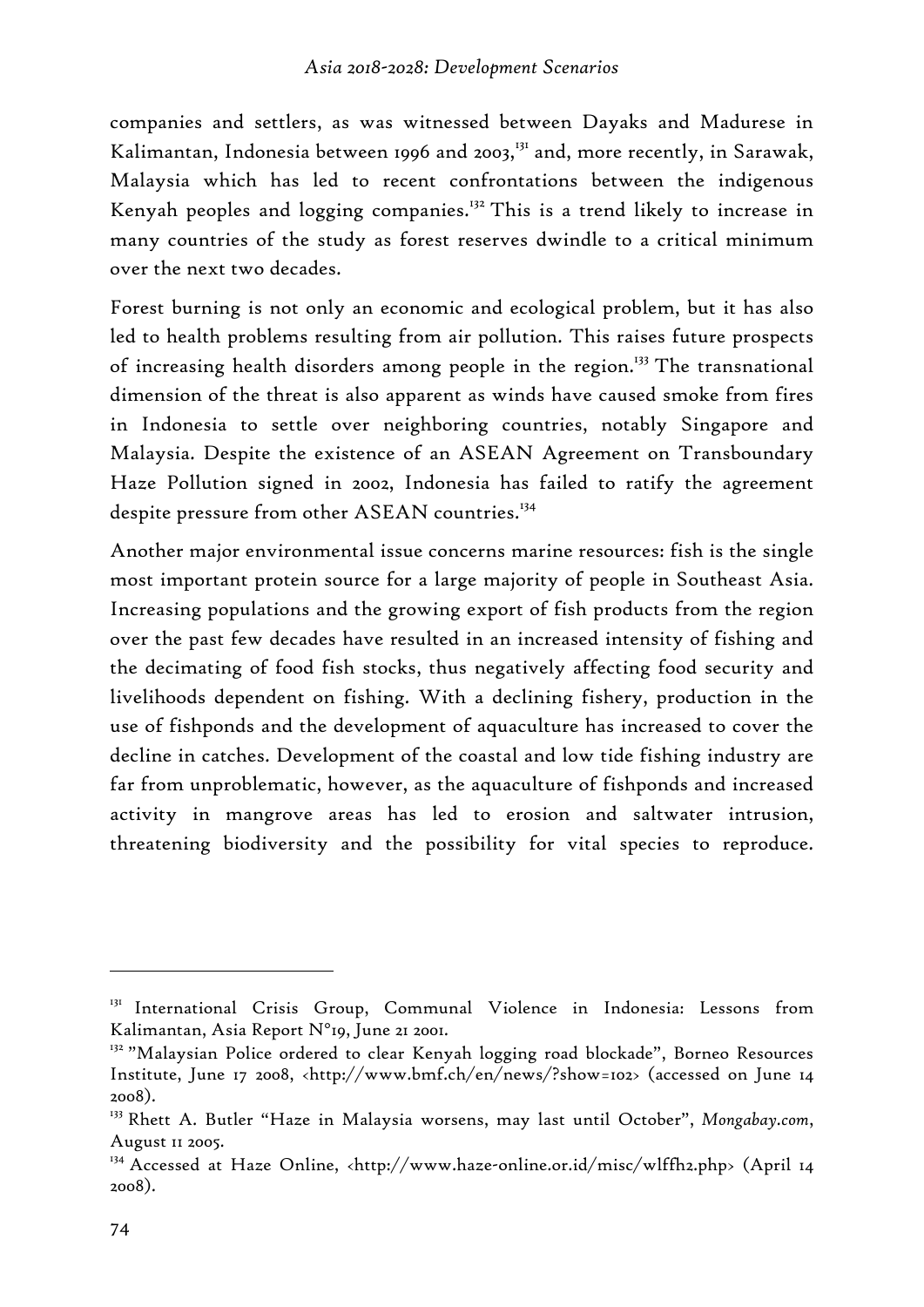companies and settlers, as was witnessed between Dayaks and Madurese in Kalimantan, Indonesia between 1996 and 2003,[131] and, more recently, in Sarawak, Malaysia which has led to recent confrontations between the indigenous Kenyah peoples and logging companies.[132] This is a trend likely to increase in many countries of the study as forest reserves dwindle to a critical minimum over the next two decades.

Forest burning is not only an economic and ecological problem, but it has also led to health problems resulting from air pollution. This raises future prospects of increasing health disorders among people in the region.[133] The transnational dimension of the threat is also apparent as winds have caused smoke from fires in Indonesia to settle over neighboring countries, notably Singapore and Malaysia. Despite the existence of an ASEAN Agreement on Transboundary Haze Pollution signed in 2002, Indonesia has failed to ratify the agreement despite pressure from other ASEAN countries.[134]

Another major environmental issue concerns marine resources: fish is the single most important protein source for a large majority of people in Southeast Asia. Increasing populations and the growing export of fish products from the region over the past few decades have resulted in an increased intensity of fishing and the decimating of food fish stocks, thus negatively affecting food security and livelihoods dependent on fishing. With a declining fishery, production in the use of fishponds and the development of aquaculture has increased to cover the decline in catches. Development of the coastal and low tide fishing industry are far from unproblematic, however, as the aquaculture of fishponds and increased activity in mangrove areas has led to erosion and saltwater intrusion, threatening biodiversity and the possibility for vital species to reproduce.

---

[131] International Crisis Group, Communal Violence in Indonesia: Lessons from Kalimantan, Asia Report N°19, June 21 2001.

[132] "Malaysian Police ordered to clear Kenyah logging road blockade", Borneo Resources Institute, June 17 2008, <http://www.bmf.ch/en/news/?show=102> (accessed on June 14 2008).

[133] Rhett A. Butler "Haze in Malaysia worsens, may last until October", *Mongabay.com*, August 11 2005.

[134] Accessed at Haze Online, <http://www.haze-online.or.id/misc/wlffh2.php> (April 14 2008).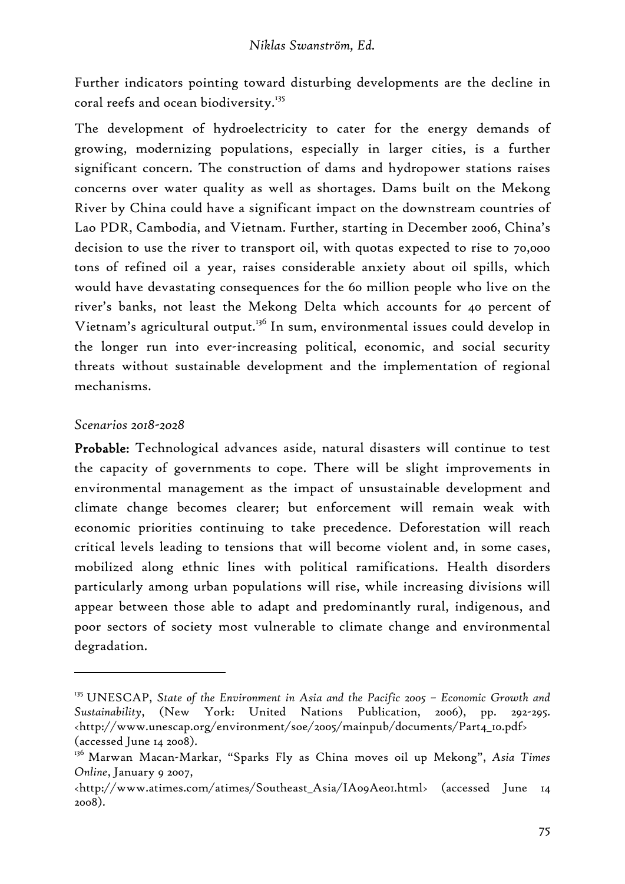Further indicators pointing toward disturbing developments are the decline in coral reefs and ocean biodiversity.[135]

The development of hydroelectricity to cater for the energy demands of growing, modernizing populations, especially in larger cities, is a further significant concern. The construction of dams and hydropower stations raises concerns over water quality as well as shortages. Dams built on the Mekong River by China could have a significant impact on the downstream countries of Lao PDR, Cambodia, and Vietnam. Further, starting in December 2006, China's decision to use the river to transport oil, with quotas expected to rise to 70,000 tons of refined oil a year, raises considerable anxiety about oil spills, which would have devastating consequences for the 60 million people who live on the river's banks, not least the Mekong Delta which accounts for 40 percent of Vietnam's agricultural output.[136] In sum, environmental issues could develop in the longer run into ever-increasing political, economic, and social security threats without sustainable development and the implementation of regional mechanisms.

*Scenarios 2018-2028*

**Probable:** Technological advances aside, natural disasters will continue to test the capacity of governments to cope. There will be slight improvements in environmental management as the impact of unsustainable development and climate change becomes clearer; but enforcement will remain weak with economic priorities continuing to take precedence. Deforestation will reach critical levels leading to tensions that will become violent and, in some cases, mobilized along ethnic lines with political ramifications. Health disorders particularly among urban populations will rise, while increasing divisions will appear between those able to adapt and predominantly rural, indigenous, and poor sectors of society most vulnerable to climate change and environmental degradation.

---

[135] UNESCAP, *State of the Environment in Asia and the Pacific 2005 – Economic Growth and Sustainability*, (New York: United Nations Publication, 2006), pp. 292-295. <http://www.unescap.org/environment/soe/2005/mainpub/documents/Part4_10.pdf> (accessed June 14 2008).

[136] Marwan Macan-Markar, "Sparks Fly as China moves oil up Mekong", *Asia Times Online*, January 9 2007, <http://www.atimes.com/atimes/Southeast_Asia/IA09Ae01.html> (accessed June 14 2008).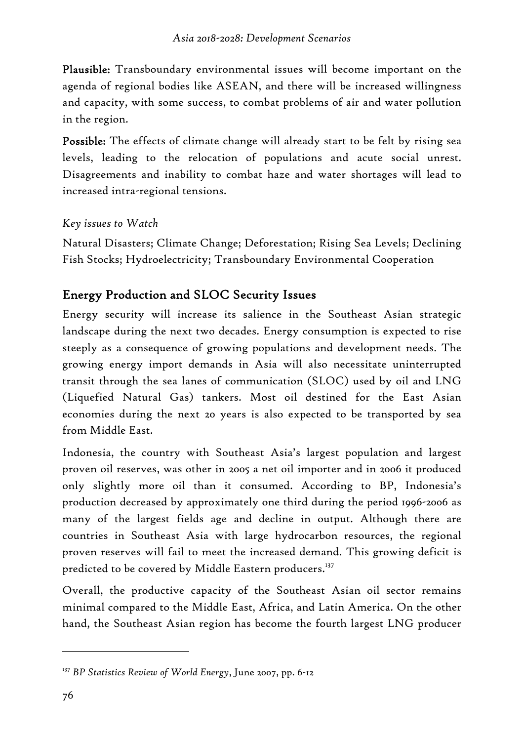**Plausible:** Transboundary environmental issues will become important on the agenda of regional bodies like ASEAN, and there will be increased willingness and capacity, with some success, to combat problems of air and water pollution in the region.

**Possible:** The effects of climate change will already start to be felt by rising sea levels, leading to the relocation of populations and acute social unrest. Disagreements and inability to combat haze and water shortages will lead to increased intra-regional tensions.

*Key issues to Watch*

Natural Disasters; Climate Change; Deforestation; Rising Sea Levels; Declining Fish Stocks; Hydroelectricity; Transboundary Environmental Cooperation

## Energy Production and SLOC Security Issues

Energy security will increase its salience in the Southeast Asian strategic landscape during the next two decades. Energy consumption is expected to rise steeply as a consequence of growing populations and development needs. The growing energy import demands in Asia will also necessitate uninterrupted transit through the sea lanes of communication (SLOC) used by oil and LNG (Liquefied Natural Gas) tankers. Most oil destined for the East Asian economies during the next 20 years is also expected to be transported by sea from Middle East.

Indonesia, the country with Southeast Asia's largest population and largest proven oil reserves, was other in 2005 a net oil importer and in 2006 it produced only slightly more oil than it consumed. According to BP, Indonesia's production decreased by approximately one third during the period 1996-2006 as many of the largest fields age and decline in output. Although there are countries in Southeast Asia with large hydrocarbon resources, the regional proven reserves will fail to meet the increased demand. This growing deficit is predicted to be covered by Middle Eastern producers.[137]

Overall, the productive capacity of the Southeast Asian oil sector remains minimal compared to the Middle East, Africa, and Latin America. On the other hand, the Southeast Asian region has become the fourth largest LNG producer

---

[137] *BP Statistics Review of World Energy*, June 2007, pp. 6-12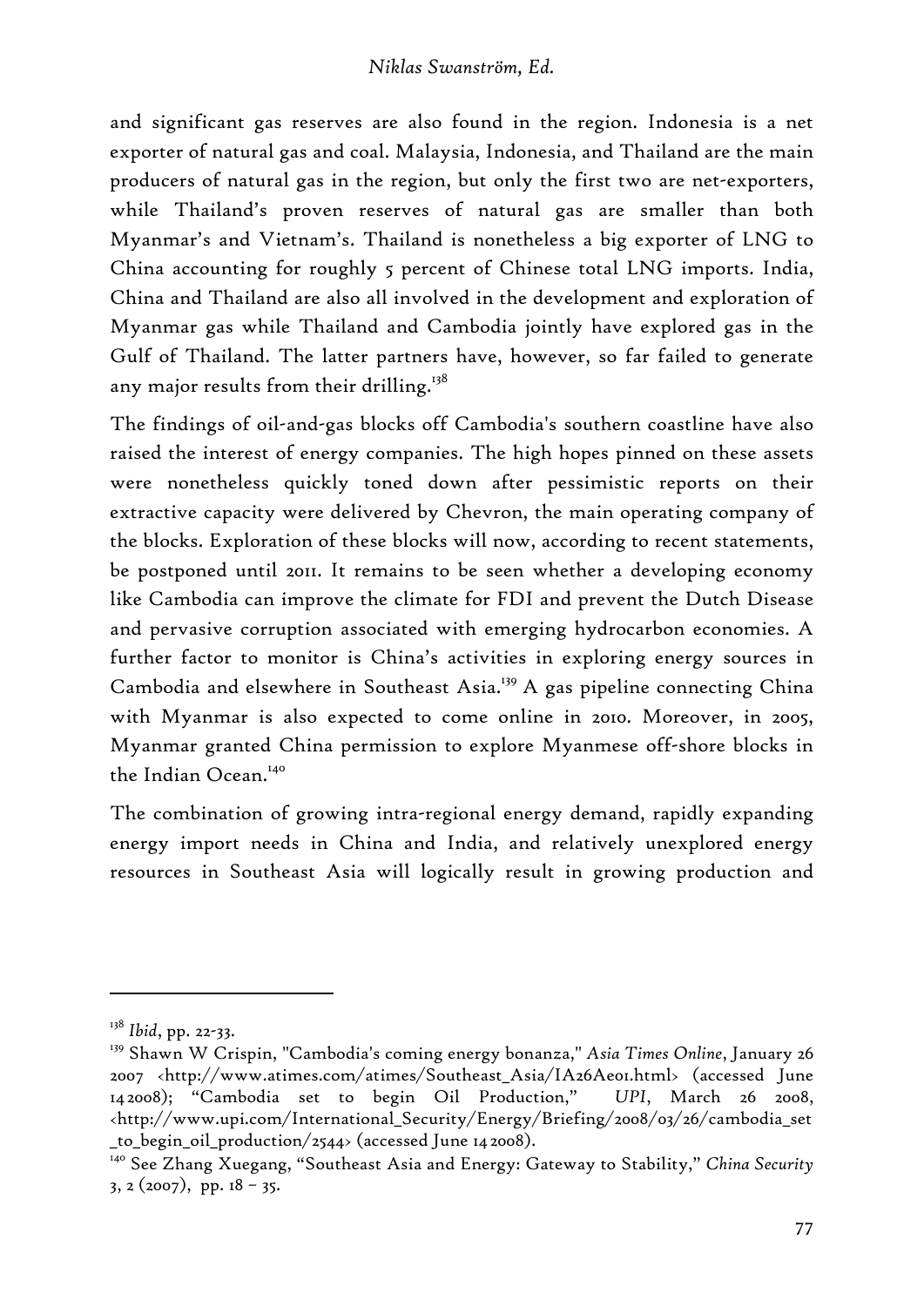and significant gas reserves are also found in the region. Indonesia is a net exporter of natural gas and coal. Malaysia, Indonesia, and Thailand are the main producers of natural gas in the region, but only the first two are net-exporters, while Thailand's proven reserves of natural gas are smaller than both Myanmar's and Vietnam's. Thailand is nonetheless a big exporter of LNG to China accounting for roughly 5 percent of Chinese total LNG imports. India, China and Thailand are also all involved in the development and exploration of Myanmar gas while Thailand and Cambodia jointly have explored gas in the Gulf of Thailand. The latter partners have, however, so far failed to generate any major results from their drilling.[138]

The findings of oil-and-gas blocks off Cambodia's southern coastline have also raised the interest of energy companies. The high hopes pinned on these assets were nonetheless quickly toned down after pessimistic reports on their extractive capacity were delivered by Chevron, the main operating company of the blocks. Exploration of these blocks will now, according to recent statements, be postponed until 2011. It remains to be seen whether a developing economy like Cambodia can improve the climate for FDI and prevent the Dutch Disease and pervasive corruption associated with emerging hydrocarbon economies. A further factor to monitor is China's activities in exploring energy sources in Cambodia and elsewhere in Southeast Asia.[139] A gas pipeline connecting China with Myanmar is also expected to come online in 2010. Moreover, in 2005, Myanmar granted China permission to explore Myanmese off-shore blocks in the Indian Ocean.[140]

The combination of growing intra-regional energy demand, rapidly expanding energy import needs in China and India, and relatively unexplored energy resources in Southeast Asia will logically result in growing production and

---

[138] *Ibid*, pp. 22-33.

[139] Shawn W Crispin, "Cambodia's coming energy bonanza," *Asia Times Online*, January 26 2007 <http://www.atimes.com/atimes/Southeast_Asia/IA26Ae01.html> (accessed June 14 2008); "Cambodia set to begin Oil Production," *UPI*, March 26 2008, <http://www.upi.com/International_Security/Energy/Briefing/2008/03/26/cambodia_set_to_begin_oil_production/2544> (accessed June 14 2008).

[140] See Zhang Xuegang, "Southeast Asia and Energy: Gateway to Stability," *China Security* 3, 2 (2007), pp. 18 – 35.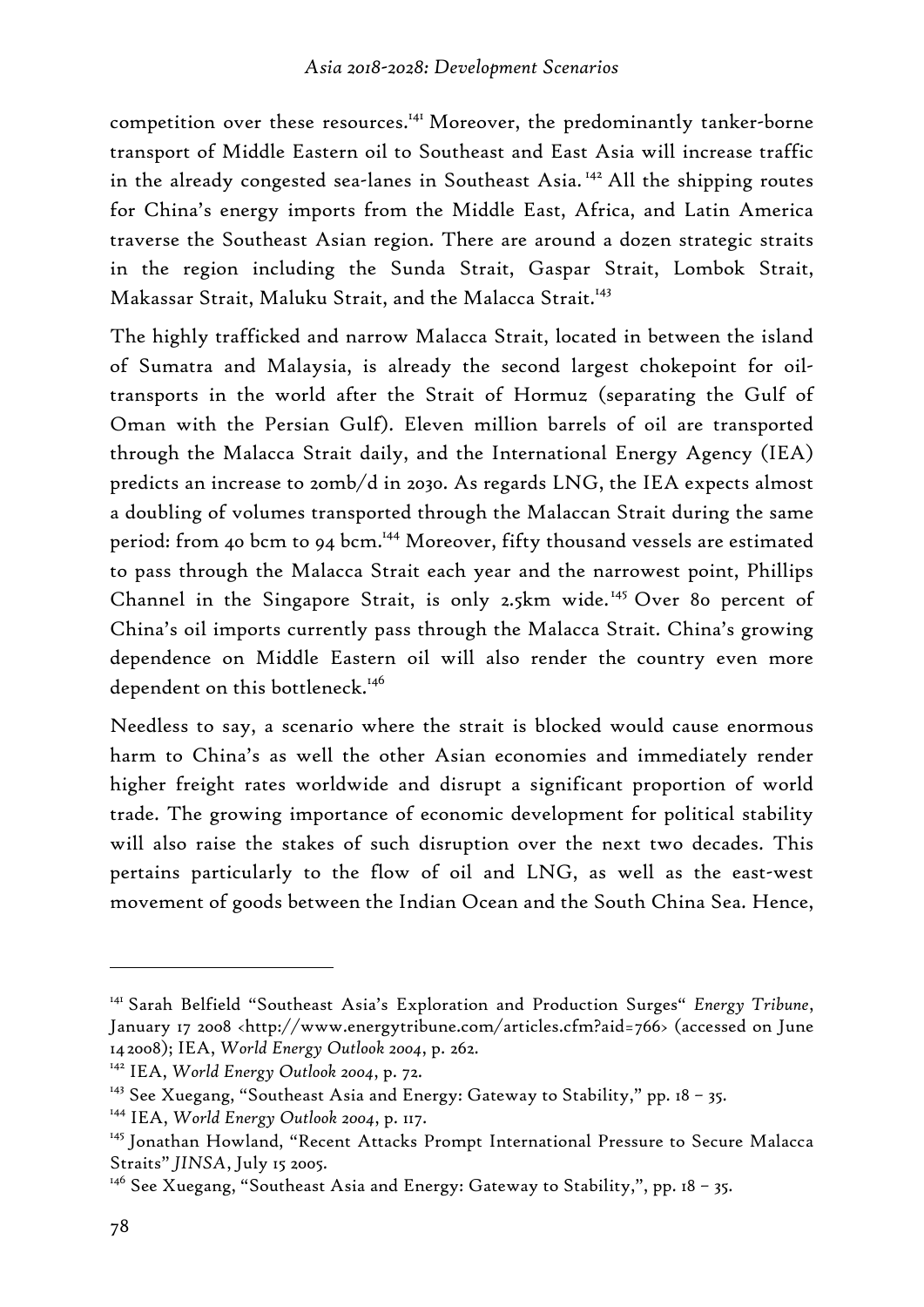competition over these resources.[141] Moreover, the predominantly tanker-borne transport of Middle Eastern oil to Southeast and East Asia will increase traffic in the already congested sea-lanes in Southeast Asia.[142] All the shipping routes for China's energy imports from the Middle East, Africa, and Latin America traverse the Southeast Asian region. There are around a dozen strategic straits in the region including the Sunda Strait, Gaspar Strait, Lombok Strait, Makassar Strait, Maluku Strait, and the Malacca Strait.[143]

The highly trafficked and narrow Malacca Strait, located in between the island of Sumatra and Malaysia, is already the second largest chokepoint for oil-transports in the world after the Strait of Hormuz (separating the Gulf of Oman with the Persian Gulf). Eleven million barrels of oil are transported through the Malacca Strait daily, and the International Energy Agency (IEA) predicts an increase to 20mb/d in 2030. As regards LNG, the IEA expects almost a doubling of volumes transported through the Malaccan Strait during the same period: from 40 bcm to 94 bcm.[144] Moreover, fifty thousand vessels are estimated to pass through the Malacca Strait each year and the narrowest point, Phillips Channel in the Singapore Strait, is only 2.5km wide.[145] Over 80 percent of China's oil imports currently pass through the Malacca Strait. China's growing dependence on Middle Eastern oil will also render the country even more dependent on this bottleneck.[146]

Needless to say, a scenario where the strait is blocked would cause enormous harm to China's as well the other Asian economies and immediately render higher freight rates worldwide and disrupt a significant proportion of world trade. The growing importance of economic development for political stability will also raise the stakes of such disruption over the next two decades. This pertains particularly to the flow of oil and LNG, as well as the east-west movement of goods between the Indian Ocean and the South China Sea. Hence,

---

[141] Sarah Belfield "Southeast Asia's Exploration and Production Surges" *Energy Tribune*, January 17 2008 <http://www.energytribune.com/articles.cfm?aid=766> (accessed on June 14 2008); IEA, *World Energy Outlook 2004*, p. 262.

[142] IEA, *World Energy Outlook 2004*, p. 72.

[143] See Xuegang, "Southeast Asia and Energy: Gateway to Stability," pp. 18 – 35.

[144] IEA, *World Energy Outlook 2004*, p. 117.

[145] Jonathan Howland, "Recent Attacks Prompt International Pressure to Secure Malacca Straits" *JINSA*, July 15 2005.

[146] See Xuegang, "Southeast Asia and Energy: Gateway to Stability,", pp. 18 – 35.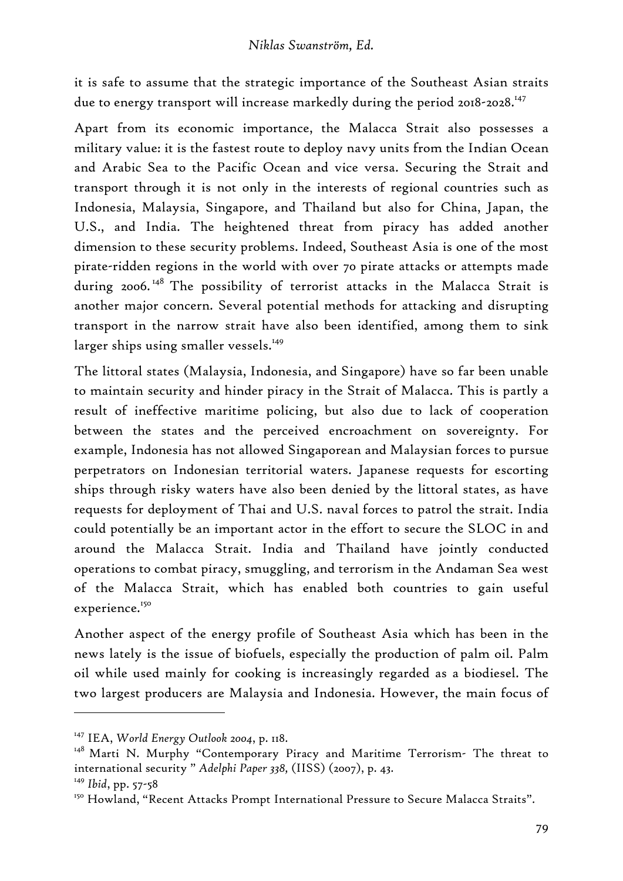it is safe to assume that the strategic importance of the Southeast Asian straits due to energy transport will increase markedly during the period 2018-2028.[147]

Apart from its economic importance, the Malacca Strait also possesses a military value: it is the fastest route to deploy navy units from the Indian Ocean and Arabic Sea to the Pacific Ocean and vice versa. Securing the Strait and transport through it is not only in the interests of regional countries such as Indonesia, Malaysia, Singapore, and Thailand but also for China, Japan, the U.S., and India. The heightened threat from piracy has added another dimension to these security problems. Indeed, Southeast Asia is one of the most pirate-ridden regions in the world with over 70 pirate attacks or attempts made during 2006.[148] The possibility of terrorist attacks in the Malacca Strait is another major concern. Several potential methods for attacking and disrupting transport in the narrow strait have also been identified, among them to sink larger ships using smaller vessels.[149]

The littoral states (Malaysia, Indonesia, and Singapore) have so far been unable to maintain security and hinder piracy in the Strait of Malacca. This is partly a result of ineffective maritime policing, but also due to lack of cooperation between the states and the perceived encroachment on sovereignty. For example, Indonesia has not allowed Singaporean and Malaysian forces to pursue perpetrators on Indonesian territorial waters. Japanese requests for escorting ships through risky waters have also been denied by the littoral states, as have requests for deployment of Thai and U.S. naval forces to patrol the strait. India could potentially be an important actor in the effort to secure the SLOC in and around the Malacca Strait. India and Thailand have jointly conducted operations to combat piracy, smuggling, and terrorism in the Andaman Sea west of the Malacca Strait, which has enabled both countries to gain useful experience.[150]

Another aspect of the energy profile of Southeast Asia which has been in the news lately is the issue of biofuels, especially the production of palm oil. Palm oil while used mainly for cooking is increasingly regarded as a biodiesel. The two largest producers are Malaysia and Indonesia. However, the main focus of

---

[147] IEA, *World Energy Outlook 2004*, p. 118.

[148] Marti N. Murphy "Contemporary Piracy and Maritime Terrorism- The threat to international security " *Adelphi Paper 338*, (IISS) (2007), p. 43.

[149] *Ibid*, pp. 57-58

[150] Howland, "Recent Attacks Prompt International Pressure to Secure Malacca Straits".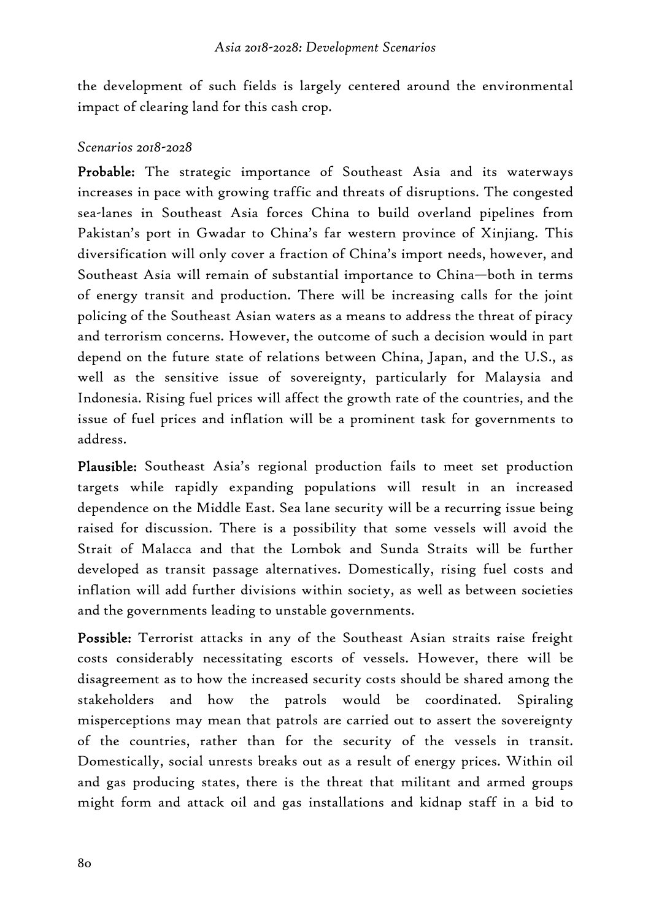the development of such fields is largely centered around the environmental impact of clearing land for this cash crop.

*Scenarios 2018-2028*

**Probable:** The strategic importance of Southeast Asia and its waterways increases in pace with growing traffic and threats of disruptions. The congested sea-lanes in Southeast Asia forces China to build overland pipelines from Pakistan's port in Gwadar to China's far western province of Xinjiang. This diversification will only cover a fraction of China's import needs, however, and Southeast Asia will remain of substantial importance to China—both in terms of energy transit and production. There will be increasing calls for the joint policing of the Southeast Asian waters as a means to address the threat of piracy and terrorism concerns. However, the outcome of such a decision would in part depend on the future state of relations between China, Japan, and the U.S., as well as the sensitive issue of sovereignty, particularly for Malaysia and Indonesia. Rising fuel prices will affect the growth rate of the countries, and the issue of fuel prices and inflation will be a prominent task for governments to address.

**Plausible:** Southeast Asia's regional production fails to meet set production targets while rapidly expanding populations will result in an increased dependence on the Middle East. Sea lane security will be a recurring issue being raised for discussion. There is a possibility that some vessels will avoid the Strait of Malacca and that the Lombok and Sunda Straits will be further developed as transit passage alternatives. Domestically, rising fuel costs and inflation will add further divisions within society, as well as between societies and the governments leading to unstable governments.

**Possible:** Terrorist attacks in any of the Southeast Asian straits raise freight costs considerably necessitating escorts of vessels. However, there will be disagreement as to how the increased security costs should be shared among the stakeholders and how the patrols would be coordinated. Spiraling misperceptions may mean that patrols are carried out to assert the sovereignty of the countries, rather than for the security of the vessels in transit. Domestically, social unrests breaks out as a result of energy prices. Within oil and gas producing states, there is the threat that militant and armed groups might form and attack oil and gas installations and kidnap staff in a bid to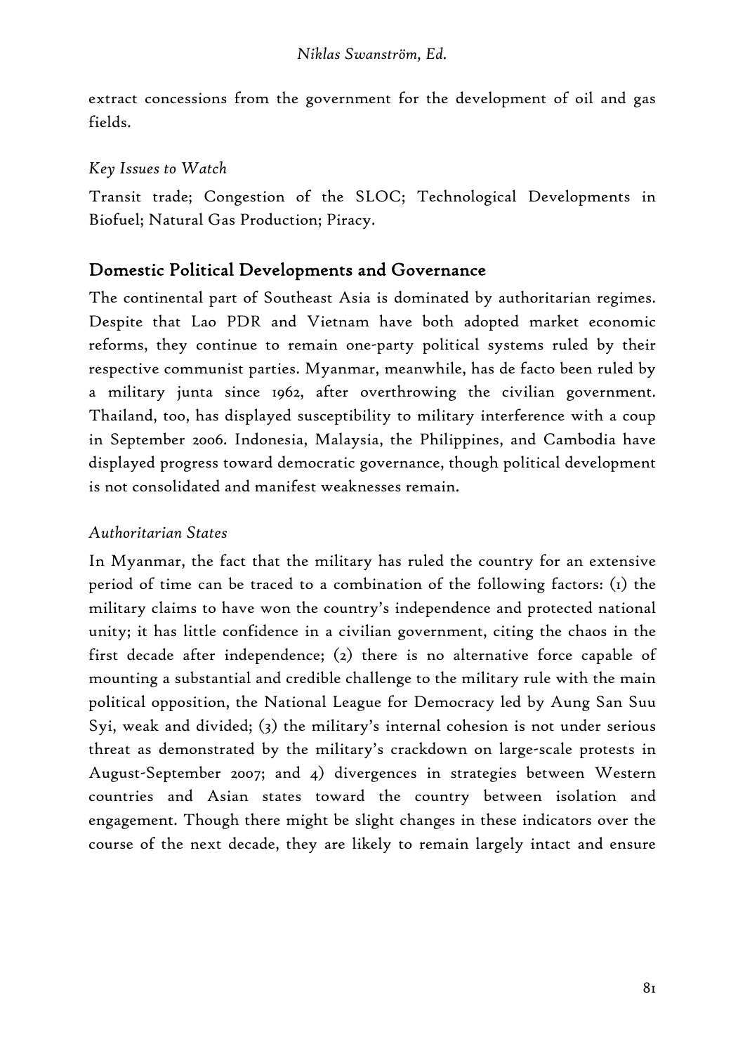extract concessions from the government for the development of oil and gas fields.

*Key Issues to Watch*

Transit trade; Congestion of the SLOC; Technological Developments in Biofuel; Natural Gas Production; Piracy.

## Domestic Political Developments and Governance

The continental part of Southeast Asia is dominated by authoritarian regimes. Despite that Lao PDR and Vietnam have both adopted market economic reforms, they continue to remain one-party political systems ruled by their respective communist parties. Myanmar, meanwhile, has de facto been ruled by a military junta since 1962, after overthrowing the civilian government. Thailand, too, has displayed susceptibility to military interference with a coup in September 2006. Indonesia, Malaysia, the Philippines, and Cambodia have displayed progress toward democratic governance, though political development is not consolidated and manifest weaknesses remain.

*Authoritarian States*

In Myanmar, the fact that the military has ruled the country for an extensive period of time can be traced to a combination of the following factors: (1) the military claims to have won the country's independence and protected national unity; it has little confidence in a civilian government, citing the chaos in the first decade after independence; (2) there is no alternative force capable of mounting a substantial and credible challenge to the military rule with the main political opposition, the National League for Democracy led by Aung San Suu Syi, weak and divided; (3) the military's internal cohesion is not under serious threat as demonstrated by the military's crackdown on large-scale protests in August-September 2007; and 4) divergences in strategies between Western countries and Asian states toward the country between isolation and engagement. Though there might be slight changes in these indicators over the course of the next decade, they are likely to remain largely intact and ensure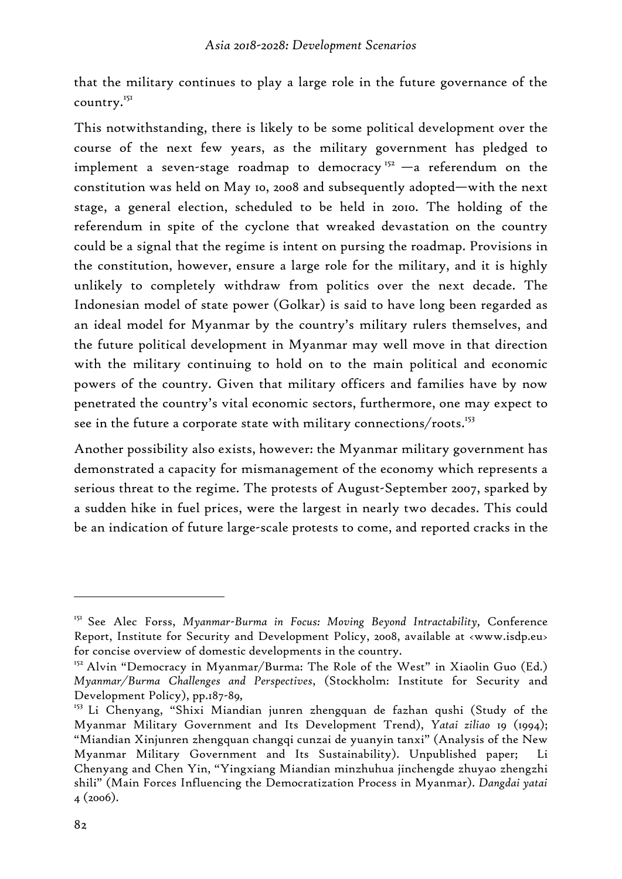that the military continues to play a large role in the future governance of the country.[151]

This notwithstanding, there is likely to be some political development over the course of the next few years, as the military government has pledged to implement a seven-stage roadmap to democracy[152] —a referendum on the constitution was held on May 10, 2008 and subsequently adopted—with the next stage, a general election, scheduled to be held in 2010. The holding of the referendum in spite of the cyclone that wreaked devastation on the country could be a signal that the regime is intent on pursing the roadmap. Provisions in the constitution, however, ensure a large role for the military, and it is highly unlikely to completely withdraw from politics over the next decade. The Indonesian model of state power (Golkar) is said to have long been regarded as an ideal model for Myanmar by the country's military rulers themselves, and the future political development in Myanmar may well move in that direction with the military continuing to hold on to the main political and economic powers of the country. Given that military officers and families have by now penetrated the country's vital economic sectors, furthermore, one may expect to see in the future a corporate state with military connections/roots.[153]

Another possibility also exists, however: the Myanmar military government has demonstrated a capacity for mismanagement of the economy which represents a serious threat to the regime. The protests of August-September 2007, sparked by a sudden hike in fuel prices, were the largest in nearly two decades. This could be an indication of future large-scale protests to come, and reported cracks in the

---

[151] See Alec Forss, *Myanmar-Burma in Focus: Moving Beyond Intractability*, Conference Report, Institute for Security and Development Policy, 2008, available at <www.isdp.eu> for concise overview of domestic developments in the country.

[152] Alvin "Democracy in Myanmar/Burma: The Role of the West" in Xiaolin Guo (Ed.) *Myanmar/Burma Challenges and Perspectives*, (Stockholm: Institute for Security and Development Policy), pp.187-89,

[153] Li Chenyang, "Shixi Miandian junren zhengquan de fazhan qushi (Study of the Myanmar Military Government and Its Development Trend), *Yatai ziliao* 19 (1994); "Miandian Xinjunren zhengquan changqi cunzai de yuanyin tanxi" (Analysis of the New Myanmar Military Government and Its Sustainability). Unpublished paper; Li Chenyang and Chen Yin, "Yingxiang Miandian minzhuhua jinchengde zhuyao zhengzhi shili" (Main Forces Influencing the Democratization Process in Myanmar). *Dangdai yatai* 4 (2006).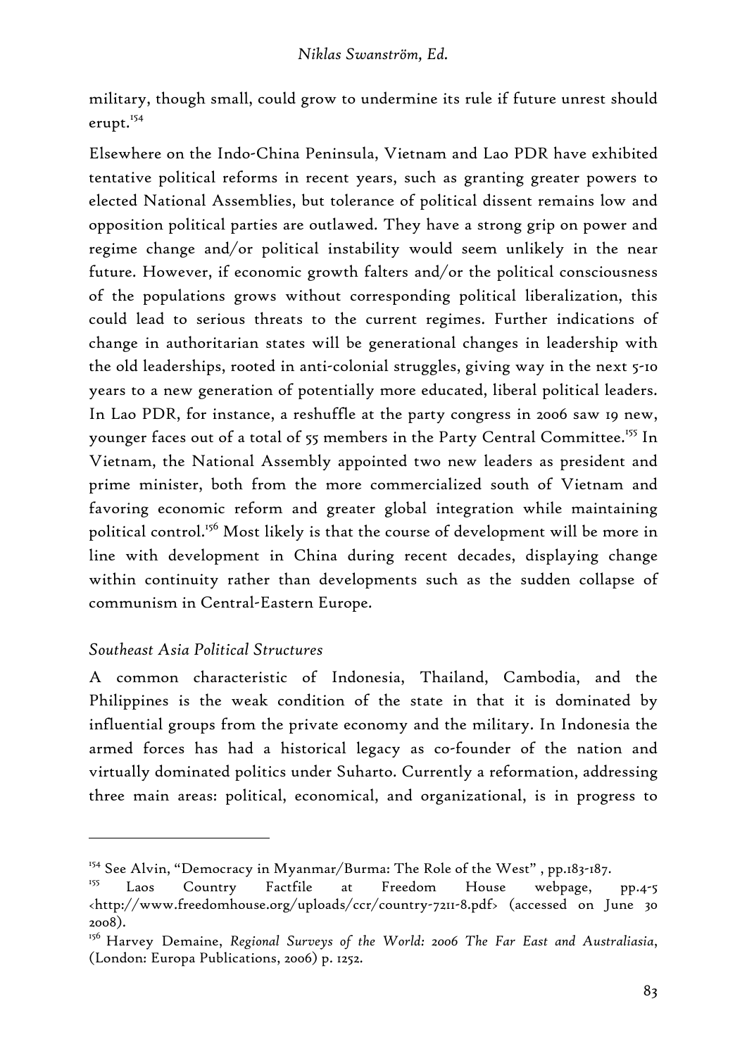military, though small, could grow to undermine its rule if future unrest should erupt.[154]

Elsewhere on the Indo-China Peninsula, Vietnam and Lao PDR have exhibited tentative political reforms in recent years, such as granting greater powers to elected National Assemblies, but tolerance of political dissent remains low and opposition political parties are outlawed. They have a strong grip on power and regime change and/or political instability would seem unlikely in the near future. However, if economic growth falters and/or the political consciousness of the populations grows without corresponding political liberalization, this could lead to serious threats to the current regimes. Further indications of change in authoritarian states will be generational changes in leadership with the old leaderships, rooted in anti-colonial struggles, giving way in the next 5-10 years to a new generation of potentially more educated, liberal political leaders. In Lao PDR, for instance, a reshuffle at the party congress in 2006 saw 19 new, younger faces out of a total of 55 members in the Party Central Committee.[155] In Vietnam, the National Assembly appointed two new leaders as president and prime minister, both from the more commercialized south of Vietnam and favoring economic reform and greater global integration while maintaining political control.[156] Most likely is that the course of development will be more in line with development in China during recent decades, displaying change within continuity rather than developments such as the sudden collapse of communism in Central-Eastern Europe.

*Southeast Asia Political Structures*

A common characteristic of Indonesia, Thailand, Cambodia, and the Philippines is the weak condition of the state in that it is dominated by influential groups from the private economy and the military. In Indonesia the armed forces has had a historical legacy as co-founder of the nation and virtually dominated politics under Suharto. Currently a reformation, addressing three main areas: political, economical, and organizational, is in progress to

---

[154] See Alvin, "Democracy in Myanmar/Burma: The Role of the West" , pp.183-187.

[155] Laos Country Factfile at Freedom House webpage, pp.4-5 <http://www.freedomhouse.org/uploads/ccr/country-7211-8.pdf> (accessed on June 30 2008).

[156] Harvey Demaine, *Regional Surveys of the World: 2006 The Far East and Australiasia*, (London: Europa Publications, 2006) p. 1252.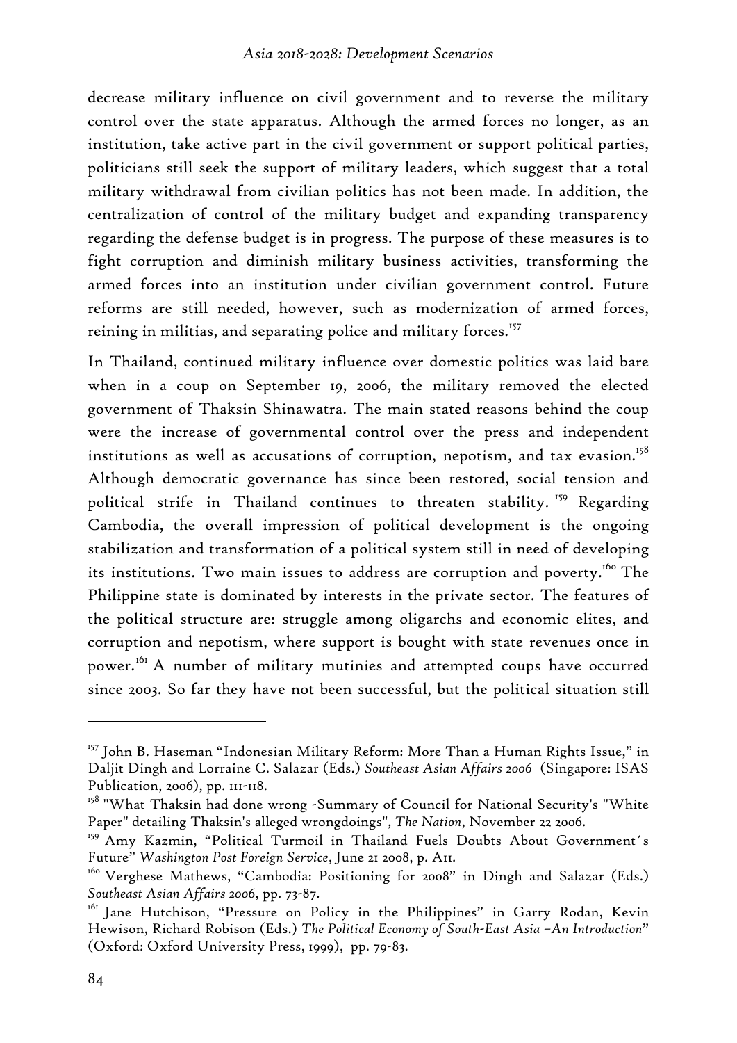decrease military influence on civil government and to reverse the military control over the state apparatus. Although the armed forces no longer, as an institution, take active part in the civil government or support political parties, politicians still seek the support of military leaders, which suggest that a total military withdrawal from civilian politics has not been made. In addition, the centralization of control of the military budget and expanding transparency regarding the defense budget is in progress. The purpose of these measures is to fight corruption and diminish military business activities, transforming the armed forces into an institution under civilian government control. Future reforms are still needed, however, such as modernization of armed forces, reining in militias, and separating police and military forces.[157]

In Thailand, continued military influence over domestic politics was laid bare when in a coup on September 19, 2006, the military removed the elected government of Thaksin Shinawatra. The main stated reasons behind the coup were the increase of governmental control over the press and independent institutions as well as accusations of corruption, nepotism, and tax evasion.[158] Although democratic governance has since been restored, social tension and political strife in Thailand continues to threaten stability.[159] Regarding Cambodia, the overall impression of political development is the ongoing stabilization and transformation of a political system still in need of developing its institutions. Two main issues to address are corruption and poverty.[160] The Philippine state is dominated by interests in the private sector. The features of the political structure are: struggle among oligarchs and economic elites, and corruption and nepotism, where support is bought with state revenues once in power.[161] A number of military mutinies and attempted coups have occurred since 2003. So far they have not been successful, but the political situation still

---

[157] John B. Haseman "Indonesian Military Reform: More Than a Human Rights Issue," in Daljit Dingh and Lorraine C. Salazar (Eds.) *Southeast Asian Affairs 2006* (Singapore: ISAS Publication, 2006), pp. 111-118.

[158] "What Thaksin had done wrong -Summary of Council for National Security's "White Paper" detailing Thaksin's alleged wrongdoings", *The Nation*, November 22 2006.

[159] Amy Kazmin, "Political Turmoil in Thailand Fuels Doubts About Government´s Future" *Washington Post Foreign Service*, June 21 2008, p. A11.

[160] Verghese Mathews, "Cambodia: Positioning for 2008" in Dingh and Salazar (Eds.) *Southeast Asian Affairs 2006*, pp. 73-87.

[161] Jane Hutchison, "Pressure on Policy in the Philippines" in Garry Rodan, Kevin Hewison, Richard Robison (Eds.) *The Political Economy of South-East Asia –An Introduction*" (Oxford: Oxford University Press, 1999), pp. 79-83.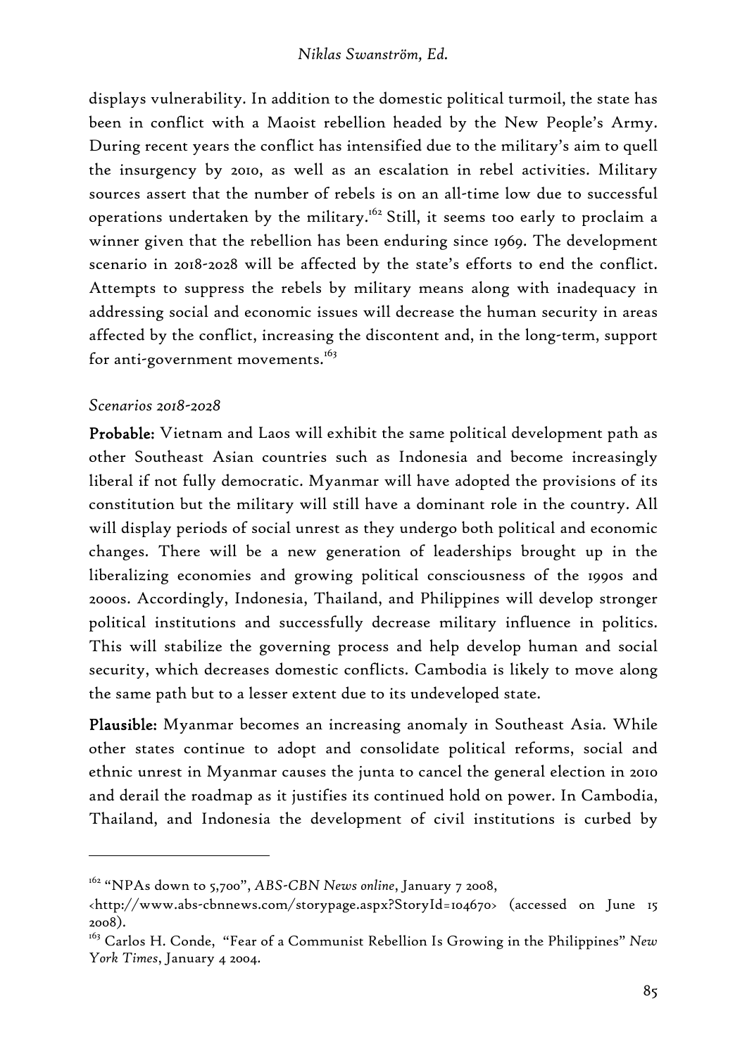displays vulnerability. In addition to the domestic political turmoil, the state has been in conflict with a Maoist rebellion headed by the New People's Army. During recent years the conflict has intensified due to the military's aim to quell the insurgency by 2010, as well as an escalation in rebel activities. Military sources assert that the number of rebels is on an all-time low due to successful operations undertaken by the military.[162] Still, it seems too early to proclaim a winner given that the rebellion has been enduring since 1969. The development scenario in 2018-2028 will be affected by the state's efforts to end the conflict. Attempts to suppress the rebels by military means along with inadequacy in addressing social and economic issues will decrease the human security in areas affected by the conflict, increasing the discontent and, in the long-term, support for anti-government movements.[163]

*Scenarios 2018-2028*

**Probable:** Vietnam and Laos will exhibit the same political development path as other Southeast Asian countries such as Indonesia and become increasingly liberal if not fully democratic. Myanmar will have adopted the provisions of its constitution but the military will still have a dominant role in the country. All will display periods of social unrest as they undergo both political and economic changes. There will be a new generation of leaderships brought up in the liberalizing economies and growing political consciousness of the 1990s and 2000s. Accordingly, Indonesia, Thailand, and Philippines will develop stronger political institutions and successfully decrease military influence in politics. This will stabilize the governing process and help develop human and social security, which decreases domestic conflicts. Cambodia is likely to move along the same path but to a lesser extent due to its undeveloped state.

**Plausible:** Myanmar becomes an increasing anomaly in Southeast Asia. While other states continue to adopt and consolidate political reforms, social and ethnic unrest in Myanmar causes the junta to cancel the general election in 2010 and derail the roadmap as it justifies its continued hold on power. In Cambodia, Thailand, and Indonesia the development of civil institutions is curbed by

---

[162] "NPAs down to 5,700", *ABS-CBN News online*, January 7 2008, <http://www.abs-cbnnews.com/storypage.aspx?StoryId=104670> (accessed on June 15 2008).

[163] Carlos H. Conde, "Fear of a Communist Rebellion Is Growing in the Philippines" *New York Times*, January 4 2004.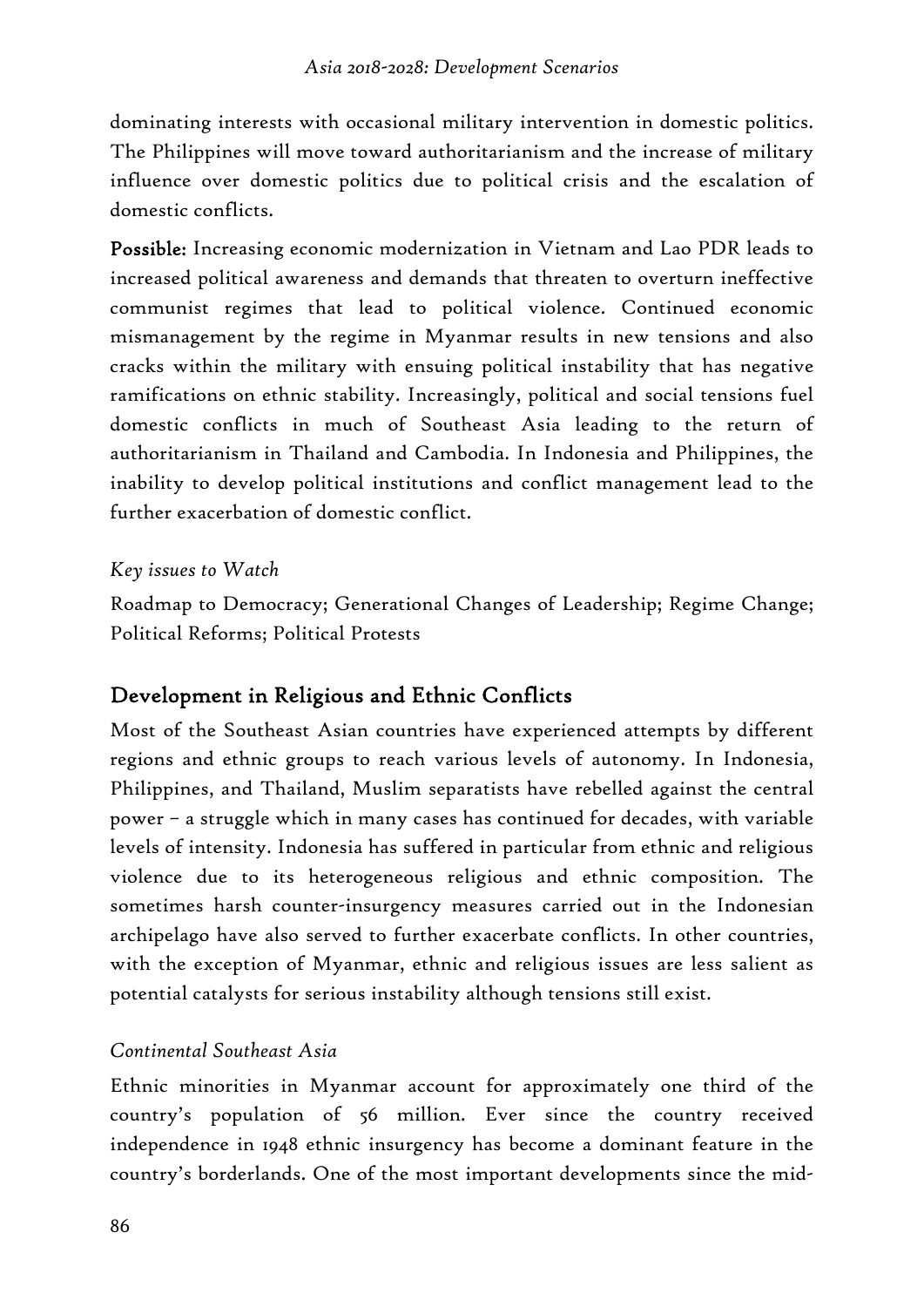dominating interests with occasional military intervention in domestic politics. The Philippines will move toward authoritarianism and the increase of military influence over domestic politics due to political crisis and the escalation of domestic conflicts.

**Possible:** Increasing economic modernization in Vietnam and Lao PDR leads to increased political awareness and demands that threaten to overturn ineffective communist regimes that lead to political violence. Continued economic mismanagement by the regime in Myanmar results in new tensions and also cracks within the military with ensuing political instability that has negative ramifications on ethnic stability. Increasingly, political and social tensions fuel domestic conflicts in much of Southeast Asia leading to the return of authoritarianism in Thailand and Cambodia. In Indonesia and Philippines, the inability to develop political institutions and conflict management lead to the further exacerbation of domestic conflict.

*Key issues to Watch*

Roadmap to Democracy; Generational Changes of Leadership; Regime Change; Political Reforms; Political Protests

## Development in Religious and Ethnic Conflicts

Most of the Southeast Asian countries have experienced attempts by different regions and ethnic groups to reach various levels of autonomy. In Indonesia, Philippines, and Thailand, Muslim separatists have rebelled against the central power – a struggle which in many cases has continued for decades, with variable levels of intensity. Indonesia has suffered in particular from ethnic and religious violence due to its heterogeneous religious and ethnic composition. The sometimes harsh counter-insurgency measures carried out in the Indonesian archipelago have also served to further exacerbate conflicts. In other countries, with the exception of Myanmar, ethnic and religious issues are less salient as potential catalysts for serious instability although tensions still exist.

*Continental Southeast Asia*

Ethnic minorities in Myanmar account for approximately one third of the country's population of 56 million. Ever since the country received independence in 1948 ethnic insurgency has become a dominant feature in the country's borderlands. One of the most important developments since the mid-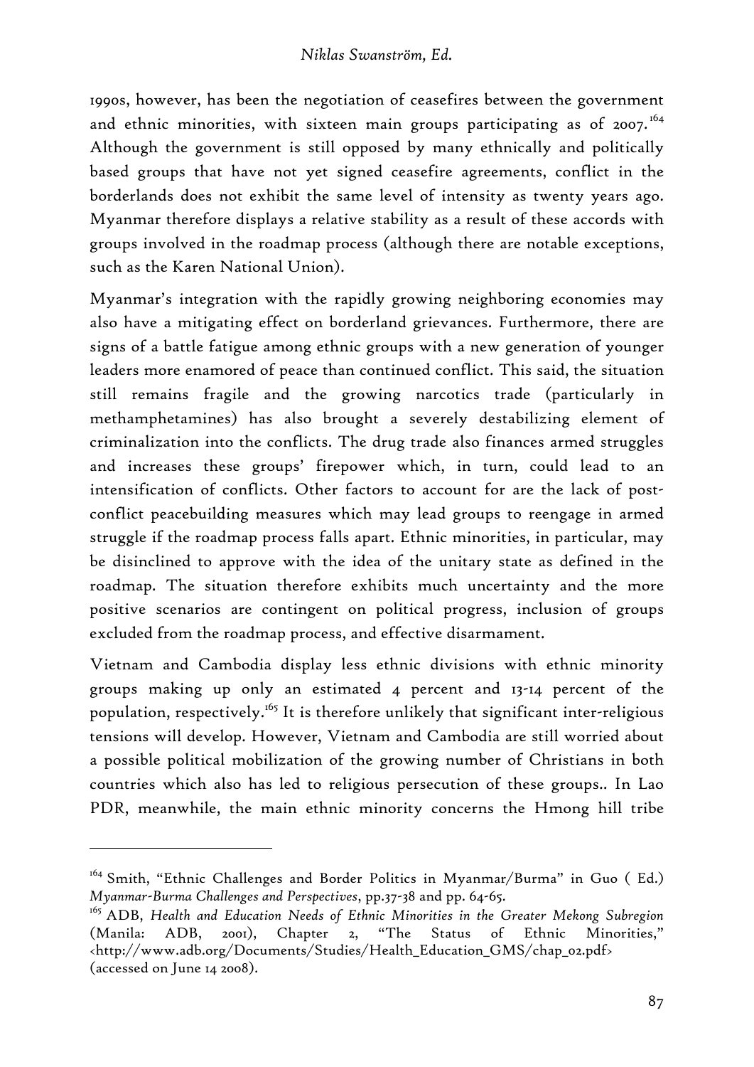1990s, however, has been the negotiation of ceasefires between the government and ethnic minorities, with sixteen main groups participating as of 2007.[164] Although the government is still opposed by many ethnically and politically based groups that have not yet signed ceasefire agreements, conflict in the borderlands does not exhibit the same level of intensity as twenty years ago. Myanmar therefore displays a relative stability as a result of these accords with groups involved in the roadmap process (although there are notable exceptions, such as the Karen National Union).

Myanmar's integration with the rapidly growing neighboring economies may also have a mitigating effect on borderland grievances. Furthermore, there are signs of a battle fatigue among ethnic groups with a new generation of younger leaders more enamored of peace than continued conflict. This said, the situation still remains fragile and the growing narcotics trade (particularly in methamphetamines) has also brought a severely destabilizing element of criminalization into the conflicts. The drug trade also finances armed struggles and increases these groups' firepower which, in turn, could lead to an intensification of conflicts. Other factors to account for are the lack of post-conflict peacebuilding measures which may lead groups to reengage in armed struggle if the roadmap process falls apart. Ethnic minorities, in particular, may be disinclined to approve with the idea of the unitary state as defined in the roadmap. The situation therefore exhibits much uncertainty and the more positive scenarios are contingent on political progress, inclusion of groups excluded from the roadmap process, and effective disarmament.

Vietnam and Cambodia display less ethnic divisions with ethnic minority groups making up only an estimated 4 percent and 13-14 percent of the population, respectively.[165] It is therefore unlikely that significant inter-religious tensions will develop. However, Vietnam and Cambodia are still worried about a possible political mobilization of the growing number of Christians in both countries which also has led to religious persecution of these groups.. In Lao PDR, meanwhile, the main ethnic minority concerns the Hmong hill tribe

---

[164] Smith, "Ethnic Challenges and Border Politics in Myanmar/Burma" in Guo ( Ed.) *Myanmar-Burma Challenges and Perspectives*, pp.37-38 and pp. 64-65.

[165] ADB, *Health and Education Needs of Ethnic Minorities in the Greater Mekong Subregion* (Manila: ADB, 2001), Chapter 2, "The Status of Ethnic Minorities," <http://www.adb.org/Documents/Studies/Health_Education_GMS/chap_02.pdf> (accessed on June 14 2008).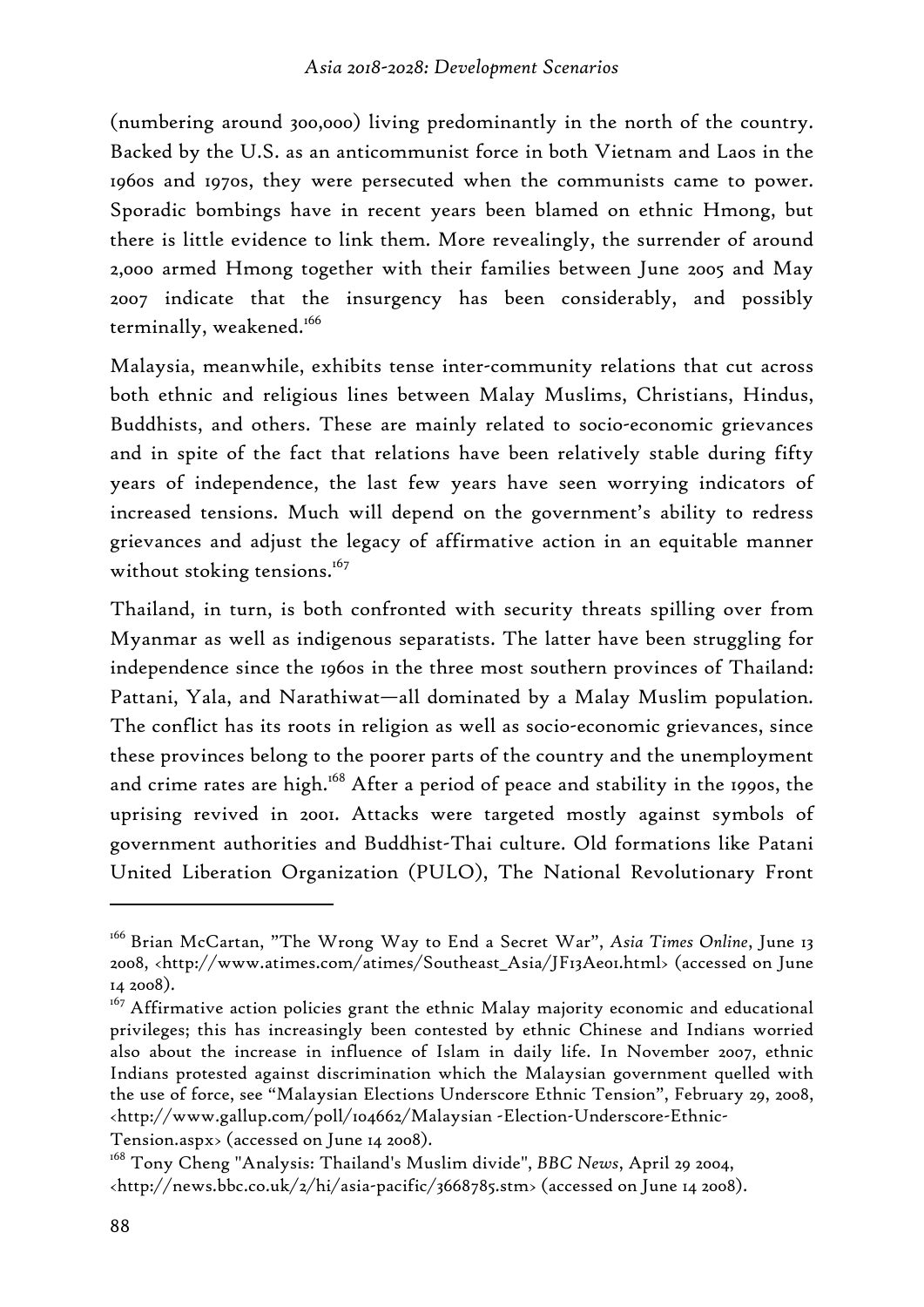(numbering around 300,000) living predominantly in the north of the country. Backed by the U.S. as an anticommunist force in both Vietnam and Laos in the 1960s and 1970s, they were persecuted when the communists came to power. Sporadic bombings have in recent years been blamed on ethnic Hmong, but there is little evidence to link them. More revealingly, the surrender of around 2,000 armed Hmong together with their families between June 2005 and May 2007 indicate that the insurgency has been considerably, and possibly terminally, weakened.[166]

Malaysia, meanwhile, exhibits tense inter-community relations that cut across both ethnic and religious lines between Malay Muslims, Christians, Hindus, Buddhists, and others. These are mainly related to socio-economic grievances and in spite of the fact that relations have been relatively stable during fifty years of independence, the last few years have seen worrying indicators of increased tensions. Much will depend on the government's ability to redress grievances and adjust the legacy of affirmative action in an equitable manner without stoking tensions.[167]

Thailand, in turn, is both confronted with security threats spilling over from Myanmar as well as indigenous separatists. The latter have been struggling for independence since the 1960s in the three most southern provinces of Thailand: Pattani, Yala, and Narathiwat—all dominated by a Malay Muslim population. The conflict has its roots in religion as well as socio-economic grievances, since these provinces belong to the poorer parts of the country and the unemployment and crime rates are high.[168] After a period of peace and stability in the 1990s, the uprising revived in 2001. Attacks were targeted mostly against symbols of government authorities and Buddhist-Thai culture. Old formations like Patani United Liberation Organization (PULO), The National Revolutionary Front

---

[166] Brian McCartan, "The Wrong Way to End a Secret War", *Asia Times Online*, June 13 2008, <http://www.atimes.com/atimes/Southeast_Asia/JF13Ae01.html> (accessed on June 14 2008).

[167] Affirmative action policies grant the ethnic Malay majority economic and educational privileges; this has increasingly been contested by ethnic Chinese and Indians worried also about the increase in influence of Islam in daily life. In November 2007, ethnic Indians protested against discrimination which the Malaysian government quelled with the use of force, see "Malaysian Elections Underscore Ethnic Tension", February 29, 2008, <http://www.gallup.com/poll/104662/Malaysian -Election-Underscore-Ethnic-Tension.aspx> (accessed on June 14 2008).

[168] Tony Cheng "Analysis: Thailand's Muslim divide", *BBC News*, April 29 2004, <http://news.bbc.co.uk/2/hi/asia-pacific/3668785.stm> (accessed on June 14 2008).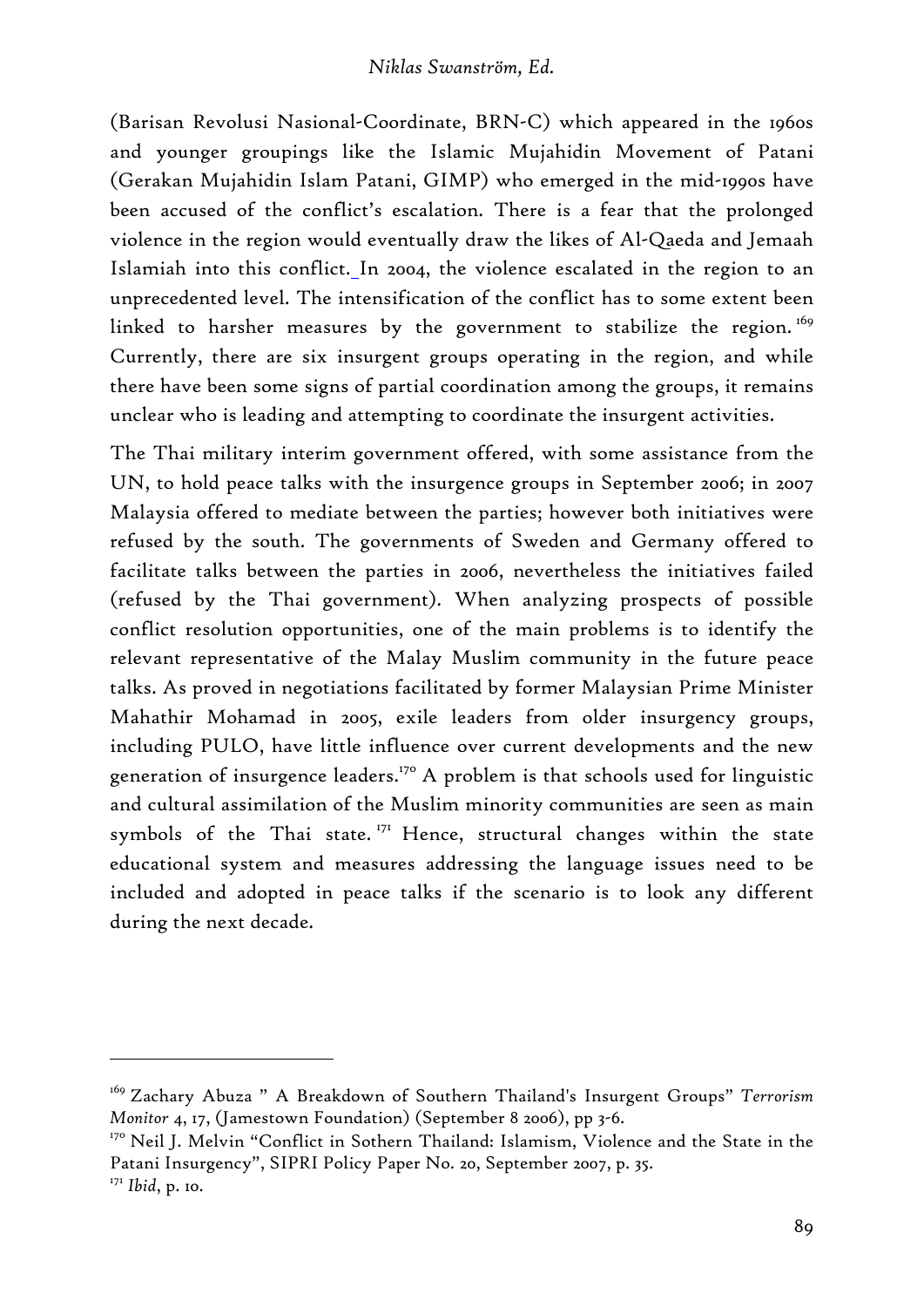(Barisan Revolusi Nasional-Coordinate, BRN-C) which appeared in the 1960s and younger groupings like the Islamic Mujahidin Movement of Patani (Gerakan Mujahidin Islam Patani, GIMP) who emerged in the mid-1990s have been accused of the conflict's escalation. There is a fear that the prolonged violence in the region would eventually draw the likes of Al-Qaeda and Jemaah Islamiah into this conflict. In 2004, the violence escalated in the region to an unprecedented level. The intensification of the conflict has to some extent been linked to harsher measures by the government to stabilize the region.[169] Currently, there are six insurgent groups operating in the region, and while there have been some signs of partial coordination among the groups, it remains unclear who is leading and attempting to coordinate the insurgent activities.

The Thai military interim government offered, with some assistance from the UN, to hold peace talks with the insurgence groups in September 2006; in 2007 Malaysia offered to mediate between the parties; however both initiatives were refused by the south. The governments of Sweden and Germany offered to facilitate talks between the parties in 2006, nevertheless the initiatives failed (refused by the Thai government). When analyzing prospects of possible conflict resolution opportunities, one of the main problems is to identify the relevant representative of the Malay Muslim community in the future peace talks. As proved in negotiations facilitated by former Malaysian Prime Minister Mahathir Mohamad in 2005, exile leaders from older insurgency groups, including PULO, have little influence over current developments and the new generation of insurgence leaders.[170] A problem is that schools used for linguistic and cultural assimilation of the Muslim minority communities are seen as main symbols of the Thai state.[171] Hence, structural changes within the state educational system and measures addressing the language issues need to be included and adopted in peace talks if the scenario is to look any different during the next decade.

---

[169] Zachary Abuza " A Breakdown of Southern Thailand's Insurgent Groups" *Terrorism Monitor* 4, 17, (Jamestown Foundation) (September 8 2006), pp 3-6.

[170] Neil J. Melvin "Conflict in Sothern Thailand: Islamism, Violence and the State in the Patani Insurgency", SIPRI Policy Paper No. 20, September 2007, p. 35.

[171] *Ibid*, p. 10.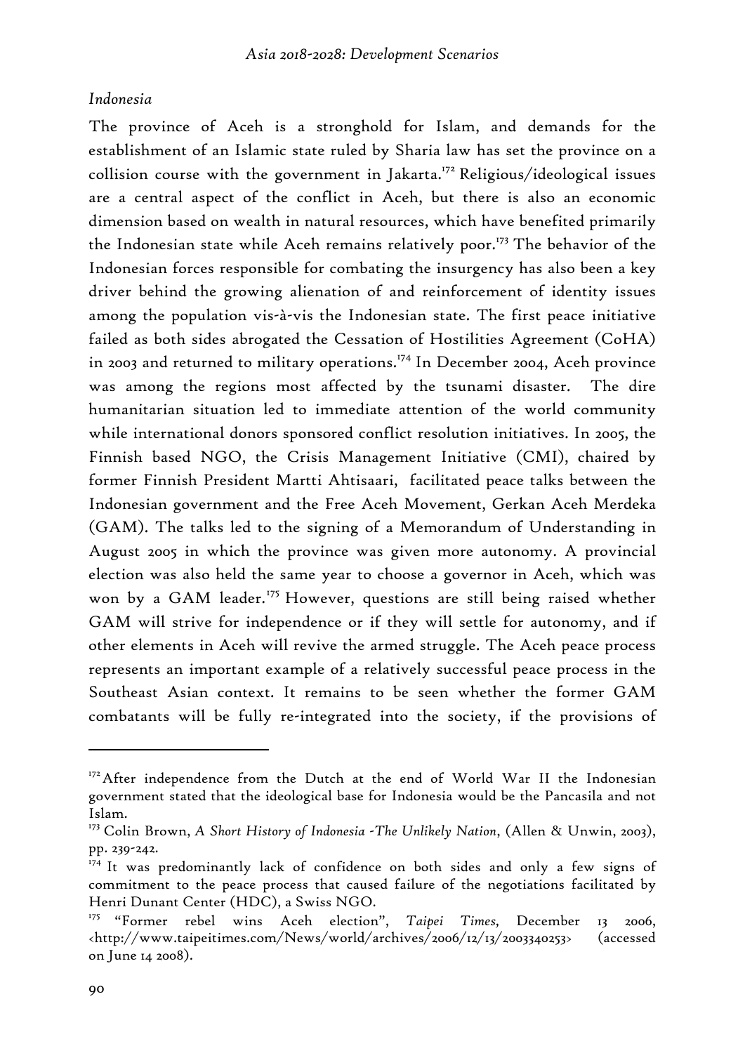*Indonesia*

The province of Aceh is a stronghold for Islam, and demands for the establishment of an Islamic state ruled by Sharia law has set the province on a collision course with the government in Jakarta.[172] Religious/ideological issues are a central aspect of the conflict in Aceh, but there is also an economic dimension based on wealth in natural resources, which have benefited primarily the Indonesian state while Aceh remains relatively poor.[173] The behavior of the Indonesian forces responsible for combating the insurgency has also been a key driver behind the growing alienation of and reinforcement of identity issues among the population vis-à-vis the Indonesian state. The first peace initiative failed as both sides abrogated the Cessation of Hostilities Agreement (CoHA) in 2003 and returned to military operations.[174] In December 2004, Aceh province was among the regions most affected by the tsunami disaster. The dire humanitarian situation led to immediate attention of the world community while international donors sponsored conflict resolution initiatives. In 2005, the Finnish based NGO, the Crisis Management Initiative (CMI), chaired by former Finnish President Martti Ahtisaari, facilitated peace talks between the Indonesian government and the Free Aceh Movement, Gerkan Aceh Merdeka (GAM). The talks led to the signing of a Memorandum of Understanding in August 2005 in which the province was given more autonomy. A provincial election was also held the same year to choose a governor in Aceh, which was won by a GAM leader.[175] However, questions are still being raised whether GAM will strive for independence or if they will settle for autonomy, and if other elements in Aceh will revive the armed struggle. The Aceh peace process represents an important example of a relatively successful peace process in the Southeast Asian context. It remains to be seen whether the former GAM combatants will be fully re-integrated into the society, if the provisions of

---

[172] After independence from the Dutch at the end of World War II the Indonesian government stated that the ideological base for Indonesia would be the Pancasila and not Islam.

[173] Colin Brown, *A Short History of Indonesia -The Unlikely Nation*, (Allen & Unwin, 2003), pp. 239-242.

[174] It was predominantly lack of confidence on both sides and only a few signs of commitment to the peace process that caused failure of the negotiations facilitated by Henri Dunant Center (HDC), a Swiss NGO.

[175] "Former rebel wins Aceh election", *Taipei Times*, December 13 2006, <http://www.taipeitimes.com/News/world/archives/2006/12/13/2003340253> (accessed on June 14 2008).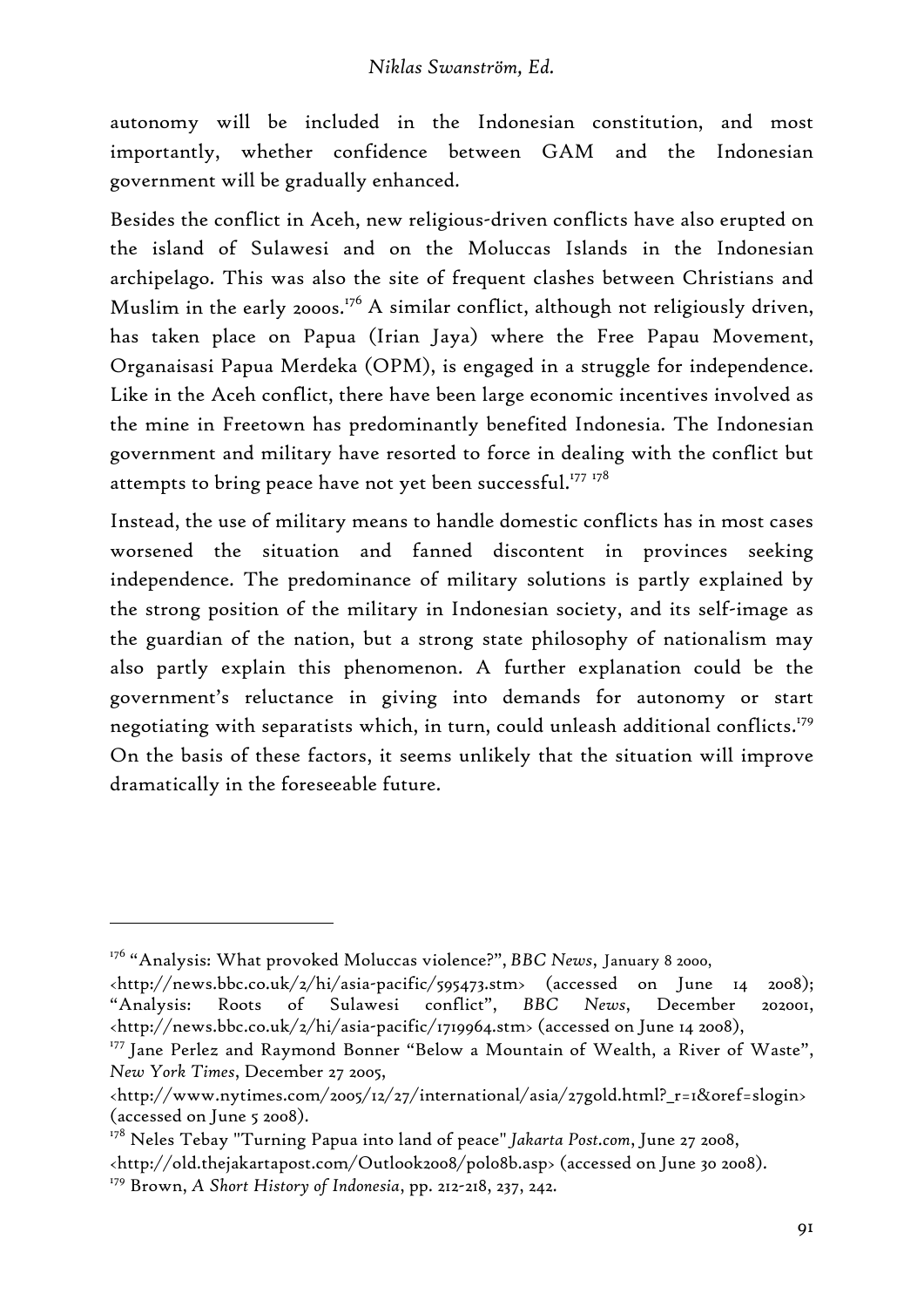autonomy will be included in the Indonesian constitution, and most importantly, whether confidence between GAM and the Indonesian government will be gradually enhanced.

Besides the conflict in Aceh, new religious-driven conflicts have also erupted on the island of Sulawesi and on the Moluccas Islands in the Indonesian archipelago. This was also the site of frequent clashes between Christians and Muslim in the early 2000s.[176] A similar conflict, although not religiously driven, has taken place on Papua (Irian Jaya) where the Free Papau Movement, Organaisasi Papua Merdeka (OPM), is engaged in a struggle for independence. Like in the Aceh conflict, there have been large economic incentives involved as the mine in Freetown has predominantly benefited Indonesia. The Indonesian government and military have resorted to force in dealing with the conflict but attempts to bring peace have not yet been successful.[177] [178]

Instead, the use of military means to handle domestic conflicts has in most cases worsened the situation and fanned discontent in provinces seeking independence. The predominance of military solutions is partly explained by the strong position of the military in Indonesian society, and its self-image as the guardian of the nation, but a strong state philosophy of nationalism may also partly explain this phenomenon. A further explanation could be the government's reluctance in giving into demands for autonomy or start negotiating with separatists which, in turn, could unleash additional conflicts.[179] On the basis of these factors, it seems unlikely that the situation will improve dramatically in the foreseeable future.

---

[176] "Analysis: What provoked Moluccas violence?", *BBC News*, January 8 2000, <http://news.bbc.co.uk/2/hi/asia-pacific/595473.stm> (accessed on June 14 2008); "Analysis: Roots of Sulawesi conflict", *BBC News*, December 202001, <http://news.bbc.co.uk/2/hi/asia-pacific/1719964.stm> (accessed on June 14 2008),

[177] Jane Perlez and Raymond Bonner "Below a Mountain of Wealth, a River of Waste", *New York Times*, December 27 2005, <http://www.nytimes.com/2005/12/27/international/asia/27gold.html?_r=1&oref=slogin> (accessed on June 5 2008).

[178] Neles Tebay "Turning Papua into land of peace" *Jakarta Post.com*, June 27 2008, <http://old.thejakartapost.com/Outlook2008/pol08b.asp> (accessed on June 30 2008).

[179] Brown, *A Short History of Indonesia*, pp. 212-218, 237, 242.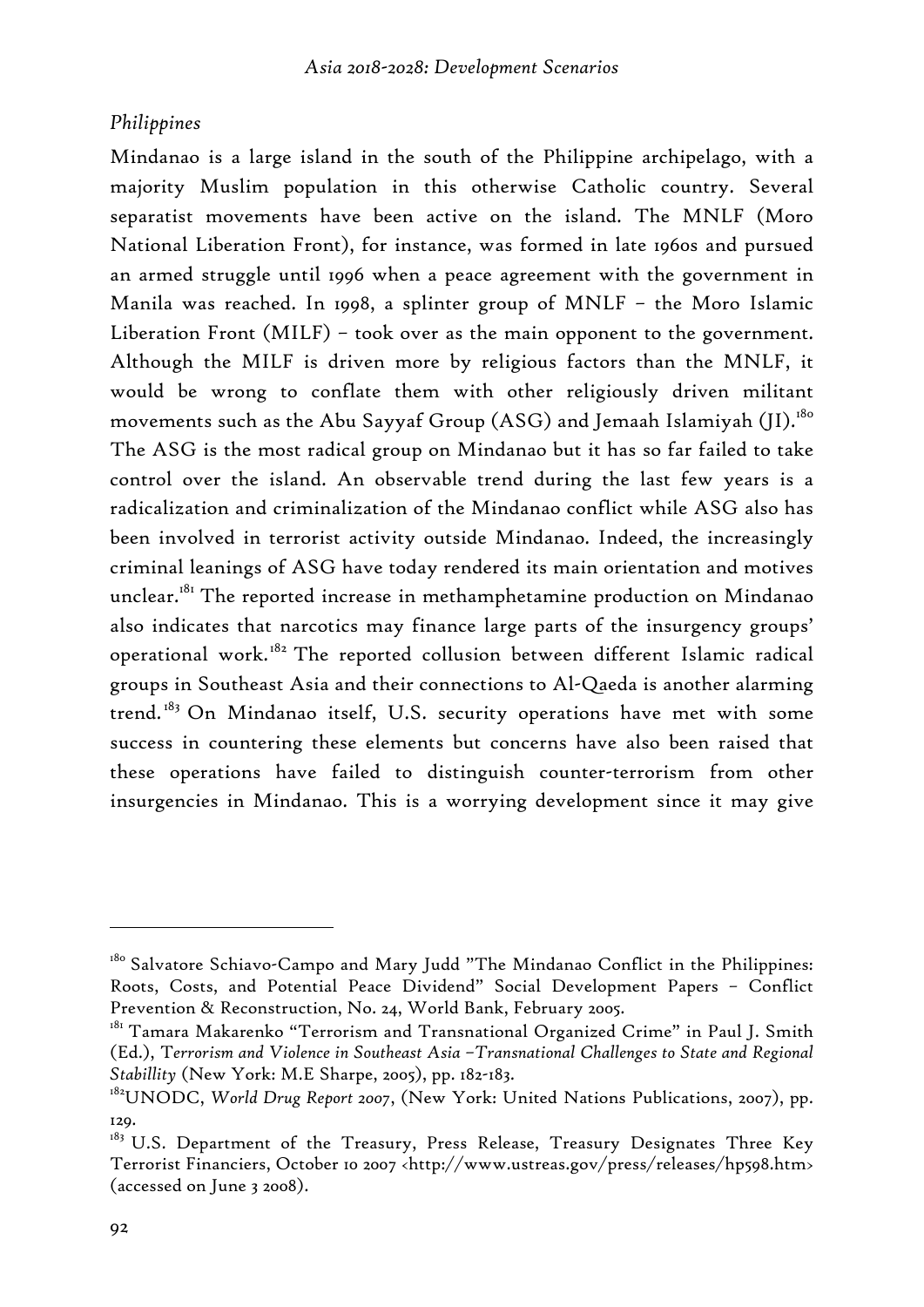*Philippines*

Mindanao is a large island in the south of the Philippine archipelago, with a majority Muslim population in this otherwise Catholic country. Several separatist movements have been active on the island. The MNLF (Moro National Liberation Front), for instance, was formed in late 1960s and pursued an armed struggle until 1996 when a peace agreement with the government in Manila was reached. In 1998, a splinter group of MNLF – the Moro Islamic Liberation Front (MILF) – took over as the main opponent to the government. Although the MILF is driven more by religious factors than the MNLF, it would be wrong to conflate them with other religiously driven militant movements such as the Abu Sayyaf Group (ASG) and Jemaah Islamiyah (JI).[180] The ASG is the most radical group on Mindanao but it has so far failed to take control over the island. An observable trend during the last few years is a radicalization and criminalization of the Mindanao conflict while ASG also has been involved in terrorist activity outside Mindanao. Indeed, the increasingly criminal leanings of ASG have today rendered its main orientation and motives unclear.[181] The reported increase in methamphetamine production on Mindanao also indicates that narcotics may finance large parts of the insurgency groups' operational work.[182] The reported collusion between different Islamic radical groups in Southeast Asia and their connections to Al-Qaeda is another alarming trend.[183] On Mindanao itself, U.S. security operations have met with some success in countering these elements but concerns have also been raised that these operations have failed to distinguish counter-terrorism from other insurgencies in Mindanao. This is a worrying development since it may give

---

[180] Salvatore Schiavo-Campo and Mary Judd "The Mindanao Conflict in the Philippines: Roots, Costs, and Potential Peace Dividend" Social Development Papers – Conflict Prevention & Reconstruction, No. 24, World Bank, February 2005.

[181] Tamara Makarenko "Terrorism and Transnational Organized Crime" in Paul J. Smith (Ed.), *Terrorism and Violence in Southeast Asia –Transnational Challenges to State and Regional Stabillity* (New York: M.E Sharpe, 2005), pp. 182-183.

[182] UNODC, *World Drug Report 2007*, (New York: United Nations Publications, 2007), pp. 129.

[183] U.S. Department of the Treasury, Press Release, Treasury Designates Three Key Terrorist Financiers, October 10 2007 <http://www.ustreas.gov/press/releases/hp598.htm> (accessed on June 3 2008).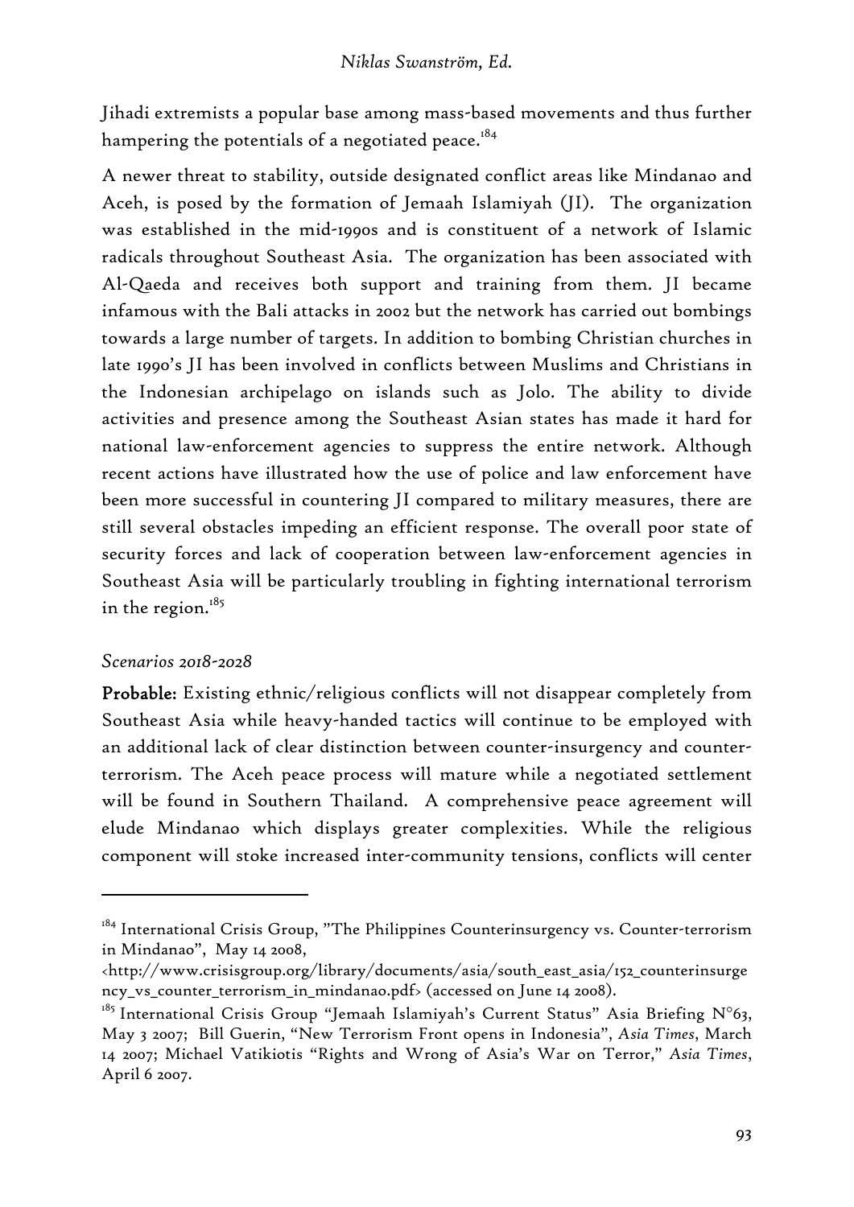Jihadi extremists a popular base among mass-based movements and thus further hampering the potentials of a negotiated peace.[184]

A newer threat to stability, outside designated conflict areas like Mindanao and Aceh, is posed by the formation of Jemaah Islamiyah (JI). The organization was established in the mid-1990s and is constituent of a network of Islamic radicals throughout Southeast Asia. The organization has been associated with Al-Qaeda and receives both support and training from them. JI became infamous with the Bali attacks in 2002 but the network has carried out bombings towards a large number of targets. In addition to bombing Christian churches in late 1990's JI has been involved in conflicts between Muslims and Christians in the Indonesian archipelago on islands such as Jolo. The ability to divide activities and presence among the Southeast Asian states has made it hard for national law-enforcement agencies to suppress the entire network. Although recent actions have illustrated how the use of police and law enforcement have been more successful in countering JI compared to military measures, there are still several obstacles impeding an efficient response. The overall poor state of security forces and lack of cooperation between law-enforcement agencies in Southeast Asia will be particularly troubling in fighting international terrorism in the region.[185]

*Scenarios 2018-2028*

**Probable:** Existing ethnic/religious conflicts will not disappear completely from Southeast Asia while heavy-handed tactics will continue to be employed with an additional lack of clear distinction between counter-insurgency and counter-terrorism. The Aceh peace process will mature while a negotiated settlement will be found in Southern Thailand. A comprehensive peace agreement will elude Mindanao which displays greater complexities. While the religious component will stoke increased inter-community tensions, conflicts will center

---

[184] International Crisis Group, "The Philippines Counterinsurgency vs. Counter-terrorism in Mindanao", May 14 2008, <http://www.crisisgroup.org/library/documents/asia/south_east_asia/152_counterinsurgency_vs_counter_terrorism_in_mindanao.pdf> (accessed on June 14 2008).

[185] International Crisis Group "Jemaah Islamiyah's Current Status" Asia Briefing N°63, May 3 2007; Bill Guerin, "New Terrorism Front opens in Indonesia", *Asia Times*, March 14 2007; Michael Vatikiotis "Rights and Wrong of Asia's War on Terror," *Asia Times*, April 6 2007.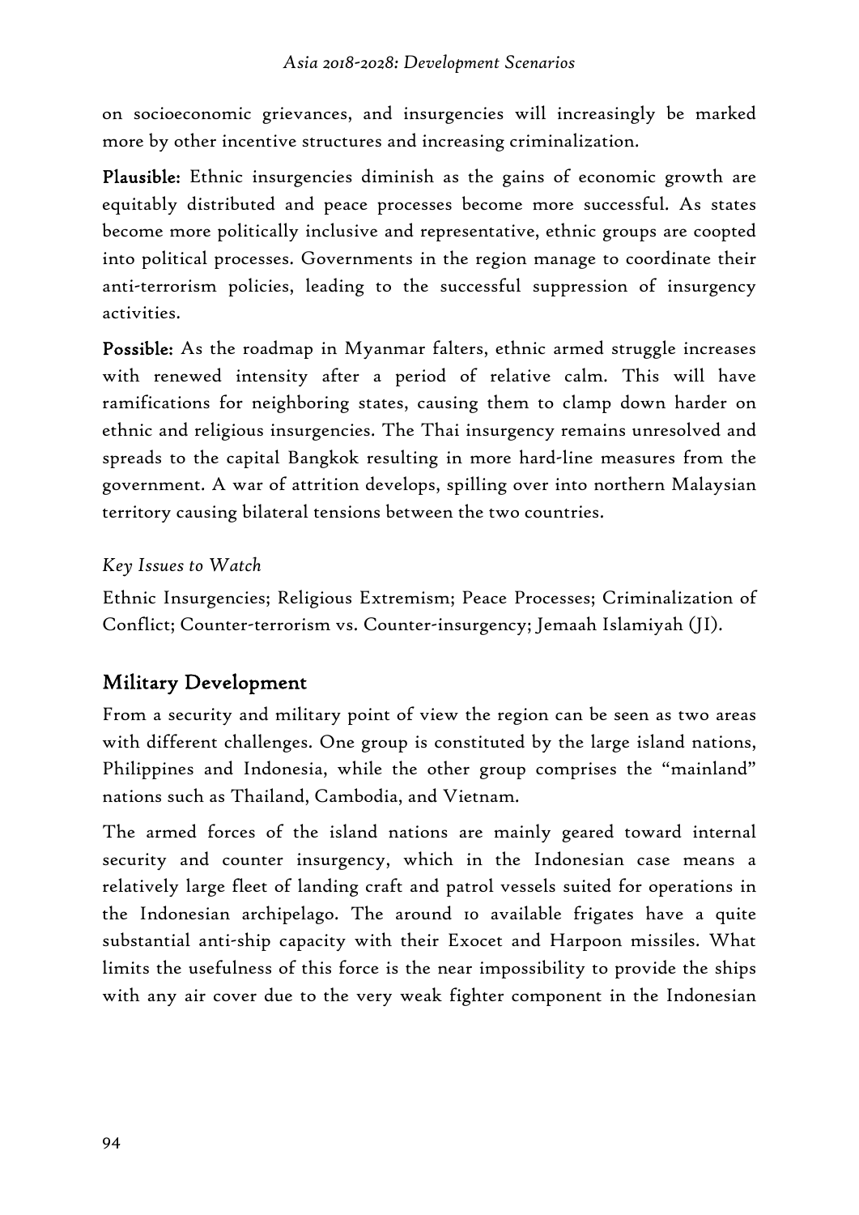on socioeconomic grievances, and insurgencies will increasingly be marked more by other incentive structures and increasing criminalization.

**Plausible:** Ethnic insurgencies diminish as the gains of economic growth are equitably distributed and peace processes become more successful. As states become more politically inclusive and representative, ethnic groups are coopted into political processes. Governments in the region manage to coordinate their anti-terrorism policies, leading to the successful suppression of insurgency activities.

**Possible:** As the roadmap in Myanmar falters, ethnic armed struggle increases with renewed intensity after a period of relative calm. This will have ramifications for neighboring states, causing them to clamp down harder on ethnic and religious insurgencies. The Thai insurgency remains unresolved and spreads to the capital Bangkok resulting in more hard-line measures from the government. A war of attrition develops, spilling over into northern Malaysian territory causing bilateral tensions between the two countries.

*Key Issues to Watch*

Ethnic Insurgencies; Religious Extremism; Peace Processes; Criminalization of Conflict; Counter-terrorism vs. Counter-insurgency; Jemaah Islamiyah (JI).

## Military Development

From a security and military point of view the region can be seen as two areas with different challenges. One group is constituted by the large island nations, Philippines and Indonesia, while the other group comprises the "mainland" nations such as Thailand, Cambodia, and Vietnam.

The armed forces of the island nations are mainly geared toward internal security and counter insurgency, which in the Indonesian case means a relatively large fleet of landing craft and patrol vessels suited for operations in the Indonesian archipelago. The around 10 available frigates have a quite substantial anti-ship capacity with their Exocet and Harpoon missiles. What limits the usefulness of this force is the near impossibility to provide the ships with any air cover due to the very weak fighter component in the Indonesian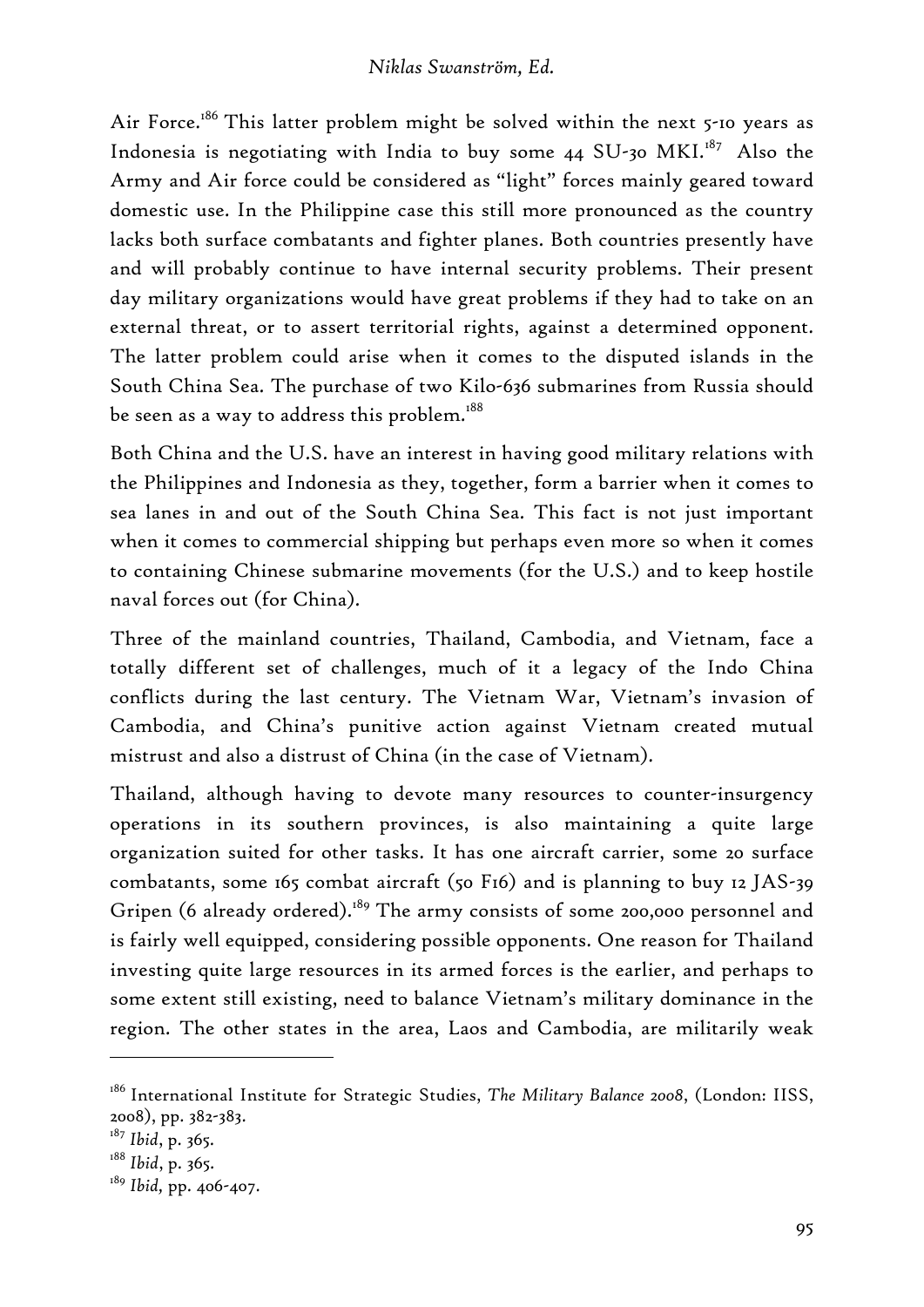Air Force.[186] This latter problem might be solved within the next 5-10 years as Indonesia is negotiating with India to buy some 44 SU-30 MKI.[187] Also the Army and Air force could be considered as "light" forces mainly geared toward domestic use. In the Philippine case this still more pronounced as the country lacks both surface combatants and fighter planes. Both countries presently have and will probably continue to have internal security problems. Their present day military organizations would have great problems if they had to take on an external threat, or to assert territorial rights, against a determined opponent. The latter problem could arise when it comes to the disputed islands in the South China Sea. The purchase of two Kilo-636 submarines from Russia should be seen as a way to address this problem.[188]

Both China and the U.S. have an interest in having good military relations with the Philippines and Indonesia as they, together, form a barrier when it comes to sea lanes in and out of the South China Sea. This fact is not just important when it comes to commercial shipping but perhaps even more so when it comes to containing Chinese submarine movements (for the U.S.) and to keep hostile naval forces out (for China).

Three of the mainland countries, Thailand, Cambodia, and Vietnam, face a totally different set of challenges, much of it a legacy of the Indo China conflicts during the last century. The Vietnam War, Vietnam's invasion of Cambodia, and China's punitive action against Vietnam created mutual mistrust and also a distrust of China (in the case of Vietnam).

Thailand, although having to devote many resources to counter-insurgency operations in its southern provinces, is also maintaining a quite large organization suited for other tasks. It has one aircraft carrier, some 20 surface combatants, some 165 combat aircraft (50 F16) and is planning to buy 12 JAS-39 Gripen (6 already ordered).[189] The army consists of some 200,000 personnel and is fairly well equipped, considering possible opponents. One reason for Thailand investing quite large resources in its armed forces is the earlier, and perhaps to some extent still existing, need to balance Vietnam's military dominance in the region. The other states in the area, Laos and Cambodia, are militarily weak

---

[186] International Institute for Strategic Studies, *The Military Balance 2008*, (London: IISS, 2008), pp. 382-383.

[187] *Ibid*, p. 365.

[188] *Ibid*, p. 365.

[189] *Ibid*, pp. 406-407.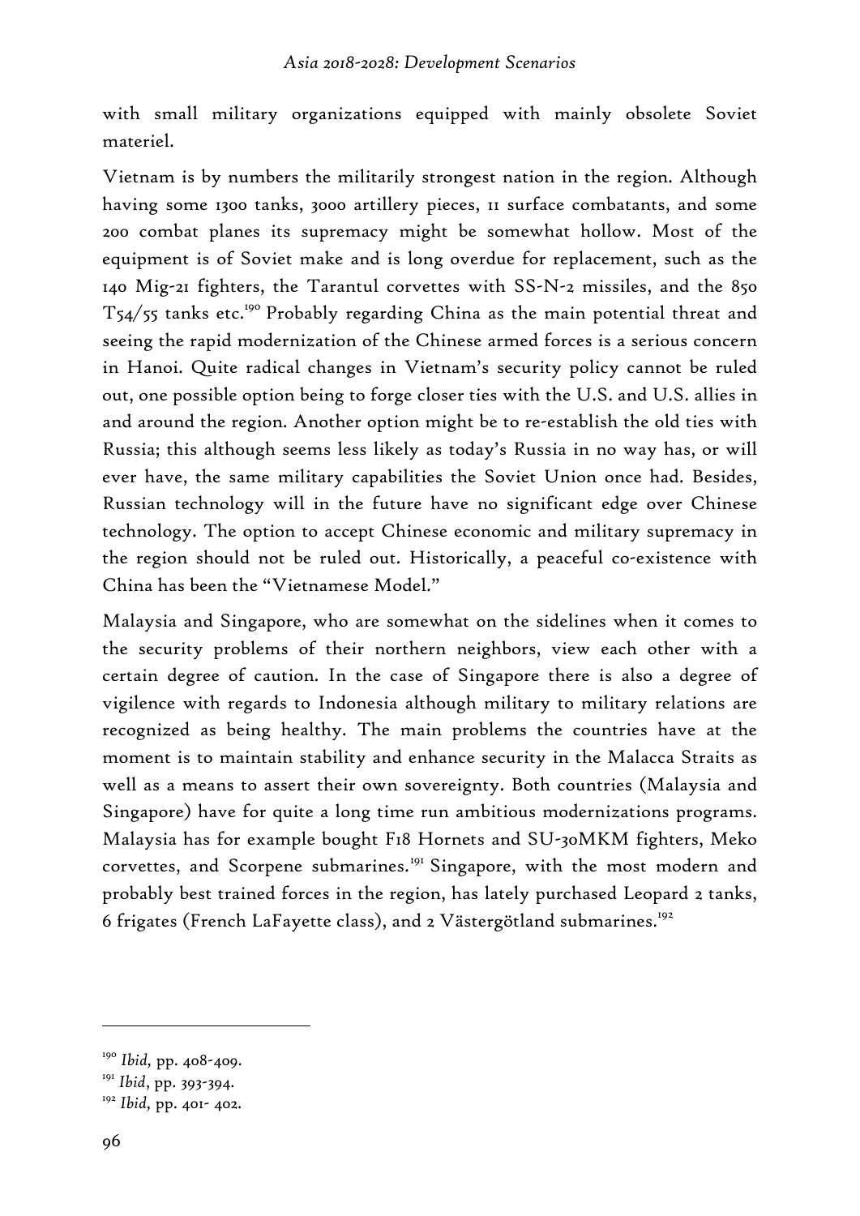with small military organizations equipped with mainly obsolete Soviet materiel.

Vietnam is by numbers the militarily strongest nation in the region. Although having some 1300 tanks, 3000 artillery pieces, 11 surface combatants, and some 200 combat planes its supremacy might be somewhat hollow. Most of the equipment is of Soviet make and is long overdue for replacement, such as the 140 Mig-21 fighters, the Tarantul corvettes with SS-N-2 missiles, and the 850 T54/55 tanks etc.[190] Probably regarding China as the main potential threat and seeing the rapid modernization of the Chinese armed forces is a serious concern in Hanoi. Quite radical changes in Vietnam's security policy cannot be ruled out, one possible option being to forge closer ties with the U.S. and U.S. allies in and around the region. Another option might be to re-establish the old ties with Russia; this although seems less likely as today's Russia in no way has, or will ever have, the same military capabilities the Soviet Union once had. Besides, Russian technology will in the future have no significant edge over Chinese technology. The option to accept Chinese economic and military supremacy in the region should not be ruled out. Historically, a peaceful co-existence with China has been the "Vietnamese Model."

Malaysia and Singapore, who are somewhat on the sidelines when it comes to the security problems of their northern neighbors, view each other with a certain degree of caution. In the case of Singapore there is also a degree of vigilence with regards to Indonesia although military to military relations are recognized as being healthy. The main problems the countries have at the moment is to maintain stability and enhance security in the Malacca Straits as well as a means to assert their own sovereignty. Both countries (Malaysia and Singapore) have for quite a long time run ambitious modernizations programs. Malaysia has for example bought F18 Hornets and SU-30MKM fighters, Meko corvettes, and Scorpene submarines.[191] Singapore, with the most modern and probably best trained forces in the region, has lately purchased Leopard 2 tanks, 6 frigates (French LaFayette class), and 2 Västergötland submarines.[192]

---

[190] *Ibid*, pp. 408-409.

[191] *Ibid*, pp. 393-394.

[192] *Ibid*, pp. 401- 402.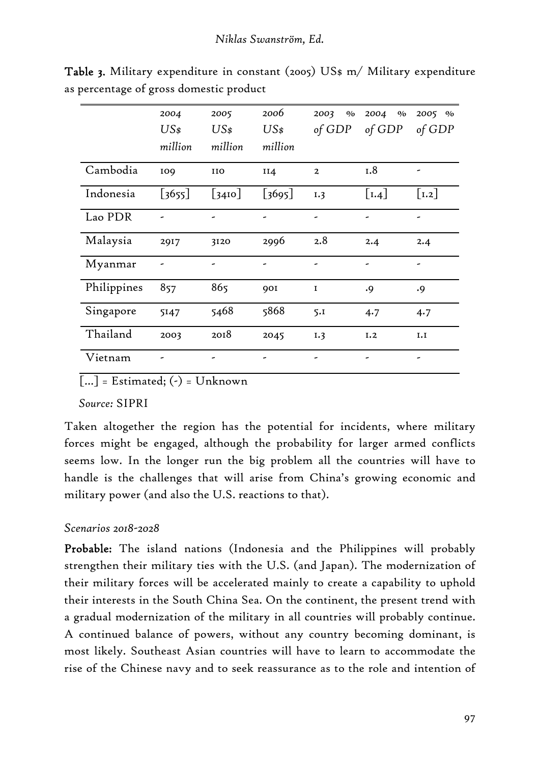**Table 3.** Military expenditure in constant (2005) US$ m/ Military expenditure as percentage of gross domestic product

| | *2004 US$ million* | *2005 US$ million* | *2006 US$ million* | *2003 % of GDP* | *2004 % of GDP* | *2005 % of GDP* |
|---|---|---|---|---|---|---|
| Cambodia | 109 | 110 | 114 | 2 | 1.8 | - |
| Indonesia | [3655] | [3410] | [3695] | 1.3 | [1.4] | [1.2] |
| Lao PDR | - | - | - | - | - | - |
| Malaysia | 2917 | 3120 | 2996 | 2.8 | 2.4 | 2.4 |
| Myanmar | - | - | - | - | - | - |
| Philippines | 857 | 865 | 901 | 1 | .9 | .9 |
| Singapore | 5147 | 5468 | 5868 | 5.1 | 4.7 | 4.7 |
| Thailand | 2003 | 2018 | 2045 | 1.3 | 1.2 | 1.1 |
| Vietnam | - | - | - | - | - | - |

[...] = Estimated; (-) = Unknown

*Source:* SIPRI

Taken altogether the region has the potential for incidents, where military forces might be engaged, although the probability for larger armed conflicts seems low. In the longer run the big problem all the countries will have to handle is the challenges that will arise from China's growing economic and military power (and also the U.S. reactions to that).

*Scenarios 2018-2028*

**Probable:** The island nations (Indonesia and the Philippines will probably strengthen their military ties with the U.S. (and Japan). The modernization of their military forces will be accelerated mainly to create a capability to uphold their interests in the South China Sea. On the continent, the present trend with a gradual modernization of the military in all countries will probably continue. A continued balance of powers, without any country becoming dominant, is most likely. Southeast Asian countries will have to learn to accommodate the rise of the Chinese navy and to seek reassurance as to the role and intention of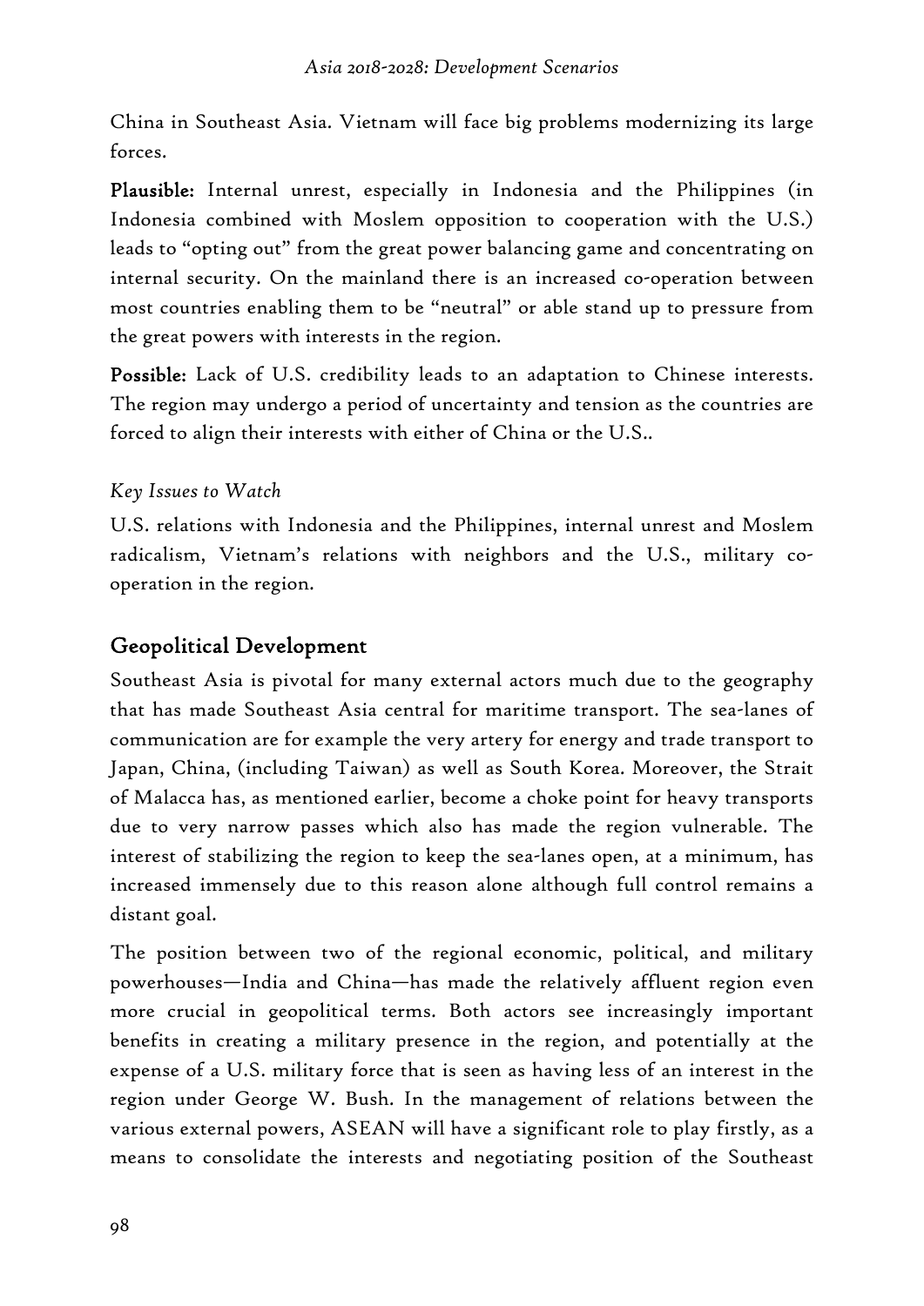China in Southeast Asia. Vietnam will face big problems modernizing its large forces.

**Plausible:** Internal unrest, especially in Indonesia and the Philippines (in Indonesia combined with Moslem opposition to cooperation with the U.S.) leads to "opting out" from the great power balancing game and concentrating on internal security. On the mainland there is an increased co-operation between most countries enabling them to be "neutral" or able stand up to pressure from the great powers with interests in the region.

**Possible:** Lack of U.S. credibility leads to an adaptation to Chinese interests. The region may undergo a period of uncertainty and tension as the countries are forced to align their interests with either of China or the U.S..

*Key Issues to Watch*

U.S. relations with Indonesia and the Philippines, internal unrest and Moslem radicalism, Vietnam's relations with neighbors and the U.S., military co-operation in the region.

## Geopolitical Development

Southeast Asia is pivotal for many external actors much due to the geography that has made Southeast Asia central for maritime transport. The sea-lanes of communication are for example the very artery for energy and trade transport to Japan, China, (including Taiwan) as well as South Korea. Moreover, the Strait of Malacca has, as mentioned earlier, become a choke point for heavy transports due to very narrow passes which also has made the region vulnerable. The interest of stabilizing the region to keep the sea-lanes open, at a minimum, has increased immensely due to this reason alone although full control remains a distant goal.

The position between two of the regional economic, political, and military powerhouses—India and China—has made the relatively affluent region even more crucial in geopolitical terms. Both actors see increasingly important benefits in creating a military presence in the region, and potentially at the expense of a U.S. military force that is seen as having less of an interest in the region under George W. Bush. In the management of relations between the various external powers, ASEAN will have a significant role to play firstly, as a means to consolidate the interests and negotiating position of the Southeast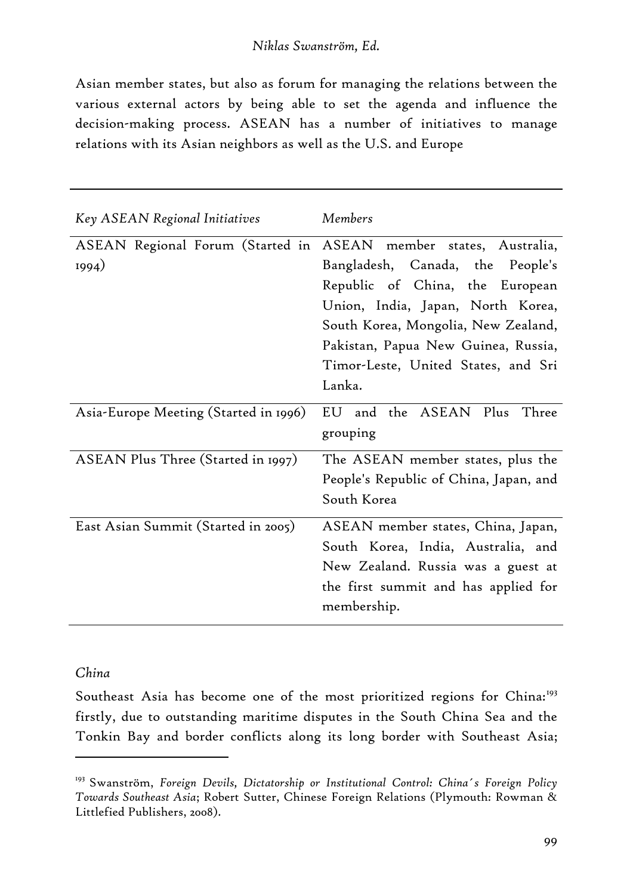Asian member states, but also as forum for managing the relations between the various external actors by being able to set the agenda and influence the decision-making process. ASEAN has a number of initiatives to manage relations with its Asian neighbors as well as the U.S. and Europe

| *Key ASEAN Regional Initiatives* | *Members* |
| --- | --- |
| ASEAN Regional Forum (Started in 1994) | ASEAN member states, Australia, Bangladesh, Canada, the People's Republic of China, the European Union, India, Japan, North Korea, South Korea, Mongolia, New Zealand, Pakistan, Papua New Guinea, Russia, Timor-Leste, United States, and Sri Lanka. |
| Asia-Europe Meeting (Started in 1996) | EU and the ASEAN Plus Three grouping |
| ASEAN Plus Three (Started in 1997) | The ASEAN member states, plus the People's Republic of China, Japan, and South Korea |
| East Asian Summit (Started in 2005) | ASEAN member states, China, Japan, South Korea, India, Australia, and New Zealand. Russia was a guest at the first summit and has applied for membership. |

*China*

Southeast Asia has become one of the most prioritized regions for China:[193] firstly, due to outstanding maritime disputes in the South China Sea and the Tonkin Bay and border conflicts along its long border with Southeast Asia;

---

[193] Swanström, *Foreign Devils, Dictatorship or Institutional Control: China´s Foreign Policy Towards Southeast Asia*; Robert Sutter, Chinese Foreign Relations (Plymouth: Rowman & Littlefied Publishers, 2008).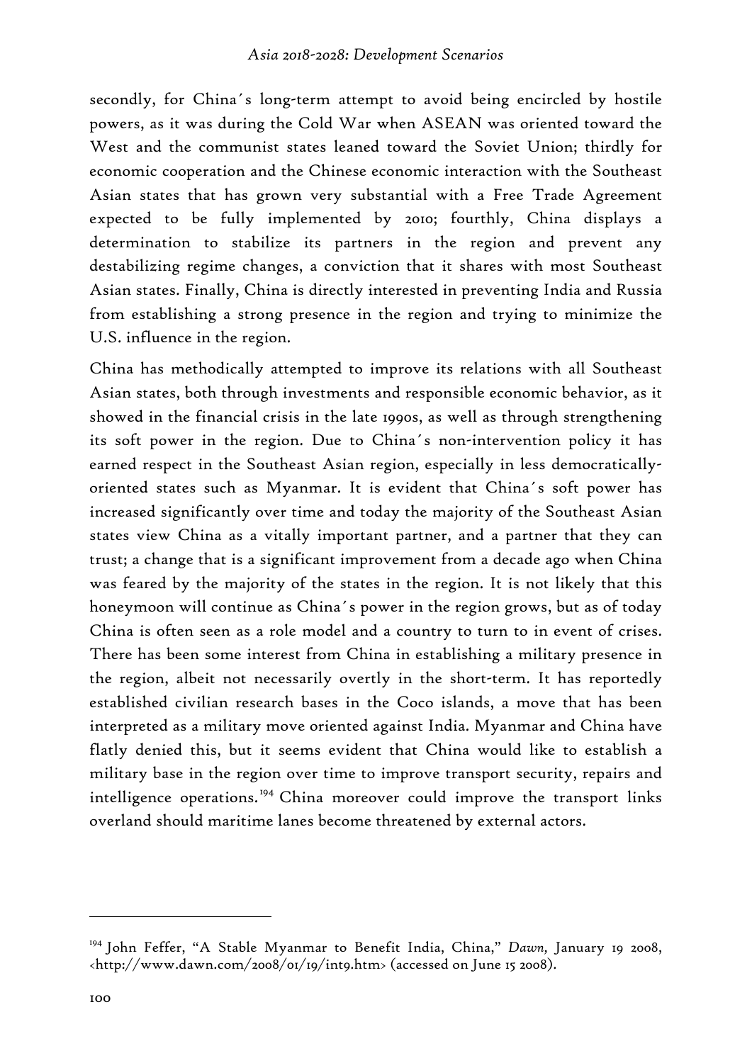secondly, for China´s long-term attempt to avoid being encircled by hostile powers, as it was during the Cold War when ASEAN was oriented toward the West and the communist states leaned toward the Soviet Union; thirdly for economic cooperation and the Chinese economic interaction with the Southeast Asian states that has grown very substantial with a Free Trade Agreement expected to be fully implemented by 2010; fourthly, China displays a determination to stabilize its partners in the region and prevent any destabilizing regime changes, a conviction that it shares with most Southeast Asian states. Finally, China is directly interested in preventing India and Russia from establishing a strong presence in the region and trying to minimize the U.S. influence in the region.

China has methodically attempted to improve its relations with all Southeast Asian states, both through investments and responsible economic behavior, as it showed in the financial crisis in the late 1990s, as well as through strengthening its soft power in the region. Due to China´s non-intervention policy it has earned respect in the Southeast Asian region, especially in less democratically-oriented states such as Myanmar. It is evident that China´s soft power has increased significantly over time and today the majority of the Southeast Asian states view China as a vitally important partner, and a partner that they can trust; a change that is a significant improvement from a decade ago when China was feared by the majority of the states in the region. It is not likely that this honeymoon will continue as China´s power in the region grows, but as of today China is often seen as a role model and a country to turn to in event of crises. There has been some interest from China in establishing a military presence in the region, albeit not necessarily overtly in the short-term. It has reportedly established civilian research bases in the Coco islands, a move that has been interpreted as a military move oriented against India. Myanmar and China have flatly denied this, but it seems evident that China would like to establish a military base in the region over time to improve transport security, repairs and intelligence operations.[194] China moreover could improve the transport links overland should maritime lanes become threatened by external actors.

---

[194] John Feffer, "A Stable Myanmar to Benefit India, China," *Dawn*, January 19 2008, <http://www.dawn.com/2008/01/19/int9.htm> (accessed on June 15 2008).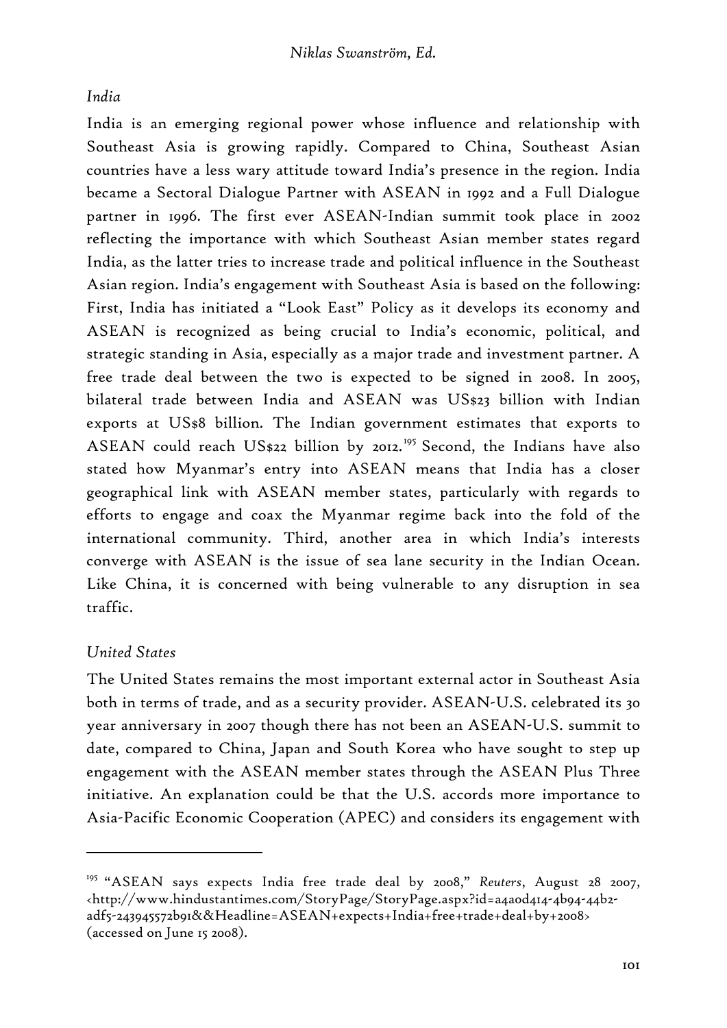*India*

India is an emerging regional power whose influence and relationship with Southeast Asia is growing rapidly. Compared to China, Southeast Asian countries have a less wary attitude toward India's presence in the region. India became a Sectoral Dialogue Partner with ASEAN in 1992 and a Full Dialogue partner in 1996. The first ever ASEAN-Indian summit took place in 2002 reflecting the importance with which Southeast Asian member states regard India, as the latter tries to increase trade and political influence in the Southeast Asian region. India's engagement with Southeast Asia is based on the following: First, India has initiated a "Look East" Policy as it develops its economy and ASEAN is recognized as being crucial to India's economic, political, and strategic standing in Asia, especially as a major trade and investment partner. A free trade deal between the two is expected to be signed in 2008. In 2005, bilateral trade between India and ASEAN was US$23 billion with Indian exports at US$8 billion. The Indian government estimates that exports to ASEAN could reach US$22 billion by 2012.[195] Second, the Indians have also stated how Myanmar's entry into ASEAN means that India has a closer geographical link with ASEAN member states, particularly with regards to efforts to engage and coax the Myanmar regime back into the fold of the international community. Third, another area in which India's interests converge with ASEAN is the issue of sea lane security in the Indian Ocean. Like China, it is concerned with being vulnerable to any disruption in sea traffic.

*United States*

The United States remains the most important external actor in Southeast Asia both in terms of trade, and as a security provider. ASEAN-U.S. celebrated its 30 year anniversary in 2007 though there has not been an ASEAN-U.S. summit to date, compared to China, Japan and South Korea who have sought to step up engagement with the ASEAN member states through the ASEAN Plus Three initiative. An explanation could be that the U.S. accords more importance to Asia-Pacific Economic Cooperation (APEC) and considers its engagement with

[195] "ASEAN says expects India free trade deal by 2008," *Reuters*, August 28 2007, <http://www.hindustantimes.com/StoryPage/StoryPage.aspx?id=a4a0d414-4b94-44b2-adf5-243945572b91&&Headline=ASEAN+expects+India+free+trade+deal+by+2008> (accessed on June 15 2008).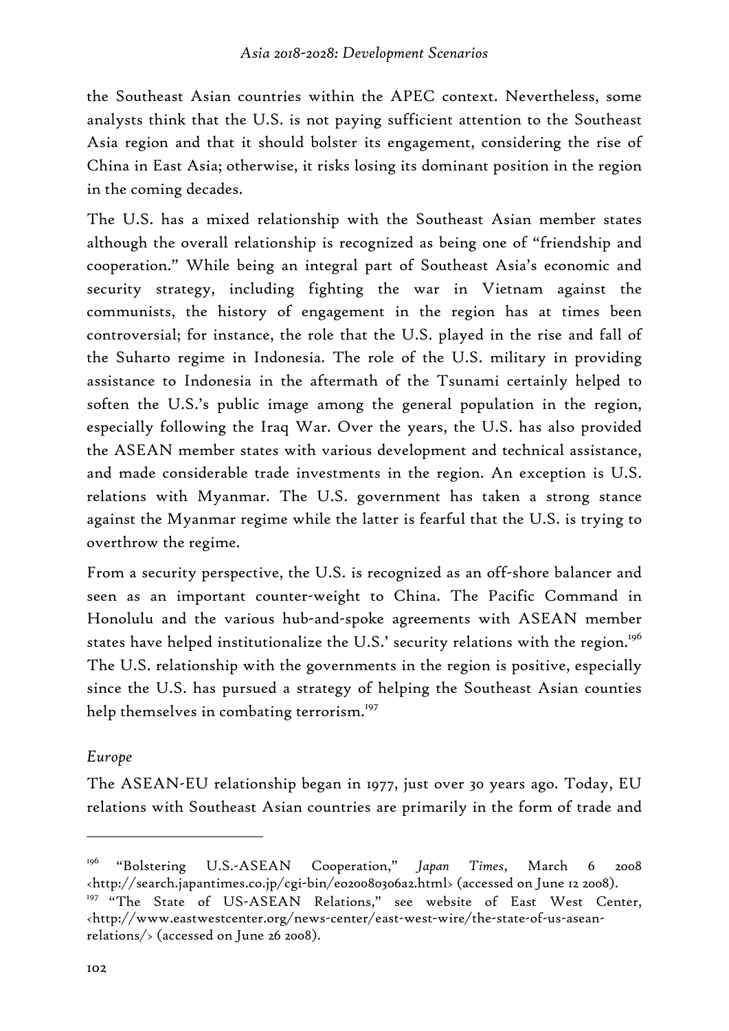the Southeast Asian countries within the APEC context. Nevertheless, some analysts think that the U.S. is not paying sufficient attention to the Southeast Asia region and that it should bolster its engagement, considering the rise of China in East Asia; otherwise, it risks losing its dominant position in the region in the coming decades.

The U.S. has a mixed relationship with the Southeast Asian member states although the overall relationship is recognized as being one of "friendship and cooperation." While being an integral part of Southeast Asia's economic and security strategy, including fighting the war in Vietnam against the communists, the history of engagement in the region has at times been controversial; for instance, the role that the U.S. played in the rise and fall of the Suharto regime in Indonesia. The role of the U.S. military in providing assistance to Indonesia in the aftermath of the Tsunami certainly helped to soften the U.S.'s public image among the general population in the region, especially following the Iraq War. Over the years, the U.S. has also provided the ASEAN member states with various development and technical assistance, and made considerable trade investments in the region. An exception is U.S. relations with Myanmar. The U.S. government has taken a strong stance against the Myanmar regime while the latter is fearful that the U.S. is trying to overthrow the regime.

From a security perspective, the U.S. is recognized as an off-shore balancer and seen as an important counter-weight to China. The Pacific Command in Honolulu and the various hub-and-spoke agreements with ASEAN member states have helped institutionalize the U.S.' security relations with the region.[196] The U.S. relationship with the governments in the region is positive, especially since the U.S. has pursued a strategy of helping the Southeast Asian counties help themselves in combating terrorism.[197]

*Europe*

The ASEAN-EU relationship began in 1977, just over 30 years ago. Today, EU relations with Southeast Asian countries are primarily in the form of trade and

---

[196] "Bolstering U.S.-ASEAN Cooperation," *Japan Times*, March 6 2008 <http://search.japantimes.co.jp/cgi-bin/eo20080306a2.html> (accessed on June 12 2008).

[197] "The State of US-ASEAN Relations," see website of East West Center, <http://www.eastwestcenter.org/news-center/east-west-wire/the-state-of-us-asean-relations/> (accessed on June 26 2008).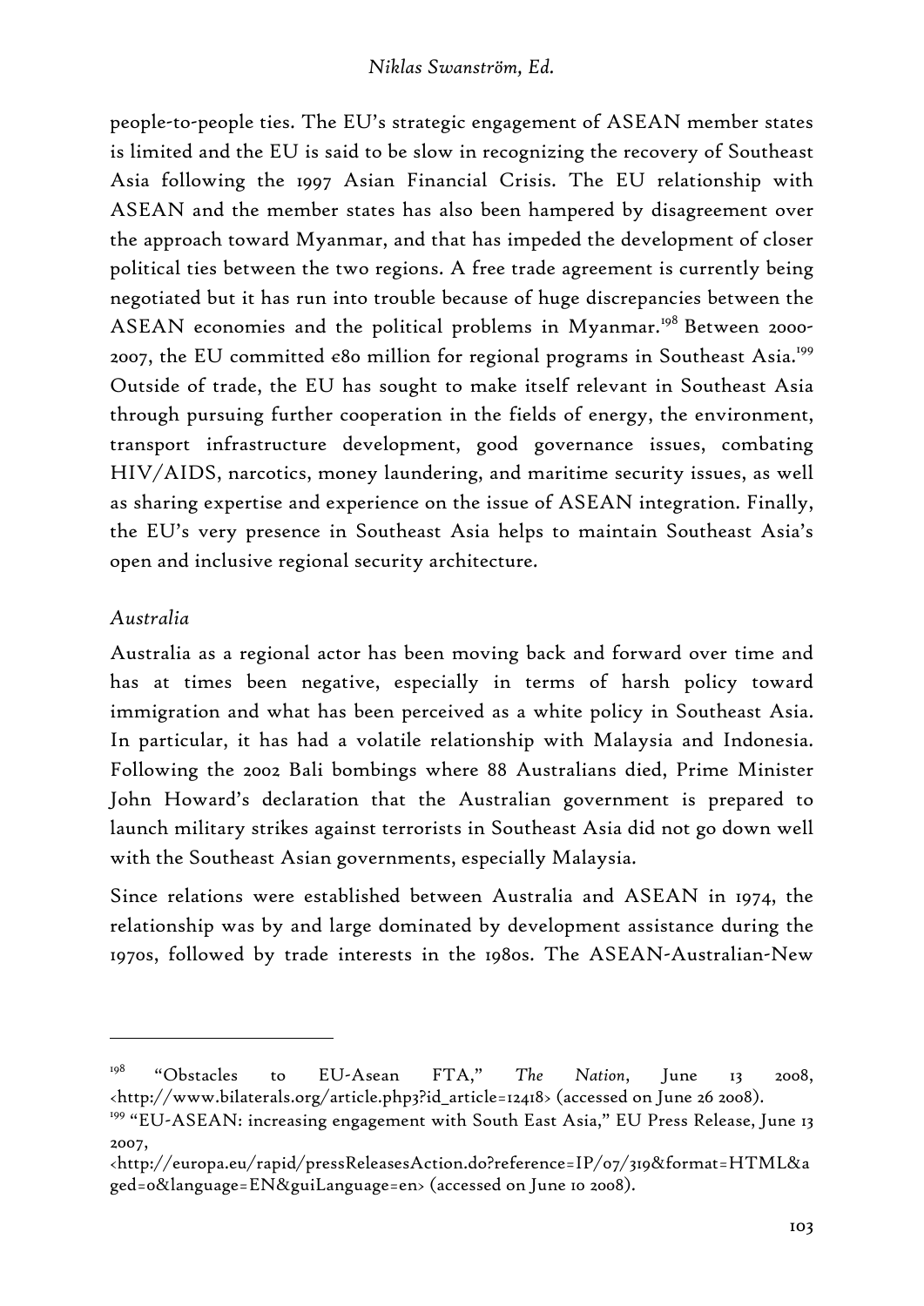people-to-people ties. The EU's strategic engagement of ASEAN member states is limited and the EU is said to be slow in recognizing the recovery of Southeast Asia following the 1997 Asian Financial Crisis. The EU relationship with ASEAN and the member states has also been hampered by disagreement over the approach toward Myanmar, and that has impeded the development of closer political ties between the two regions. A free trade agreement is currently being negotiated but it has run into trouble because of huge discrepancies between the ASEAN economies and the political problems in Myanmar.[198] Between 2000-2007, the EU committed €80 million for regional programs in Southeast Asia.[199] Outside of trade, the EU has sought to make itself relevant in Southeast Asia through pursuing further cooperation in the fields of energy, the environment, transport infrastructure development, good governance issues, combating HIV/AIDS, narcotics, money laundering, and maritime security issues, as well as sharing expertise and experience on the issue of ASEAN integration. Finally, the EU's very presence in Southeast Asia helps to maintain Southeast Asia's open and inclusive regional security architecture.

*Australia*

Australia as a regional actor has been moving back and forward over time and has at times been negative, especially in terms of harsh policy toward immigration and what has been perceived as a white policy in Southeast Asia. In particular, it has had a volatile relationship with Malaysia and Indonesia. Following the 2002 Bali bombings where 88 Australians died, Prime Minister John Howard's declaration that the Australian government is prepared to launch military strikes against terrorists in Southeast Asia did not go down well with the Southeast Asian governments, especially Malaysia.

Since relations were established between Australia and ASEAN in 1974, the relationship was by and large dominated by development assistance during the 1970s, followed by trade interests in the 1980s. The ASEAN-Australian-New

---

[198] "Obstacles to EU-Asean FTA," *The Nation*, June 13 2008, <http://www.bilaterals.org/article.php3?id_article=12418> (accessed on June 26 2008).

[199] "EU-ASEAN: increasing engagement with South East Asia," EU Press Release, June 13 2007, <http://europa.eu/rapid/pressReleasesAction.do?reference=IP/07/319&format=HTML&aged=0&language=EN&guiLanguage=en> (accessed on June 10 2008).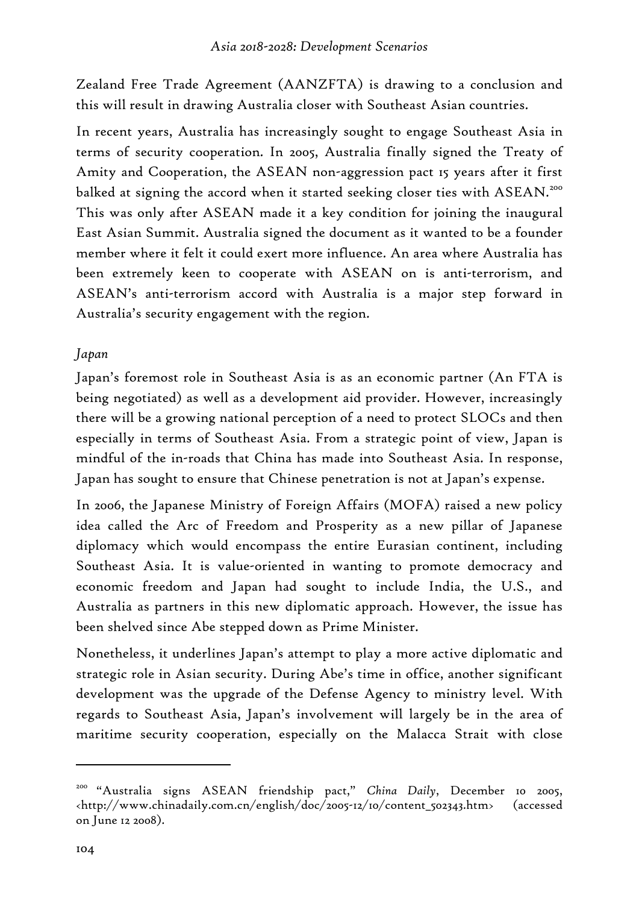Zealand Free Trade Agreement (AANZFTA) is drawing to a conclusion and this will result in drawing Australia closer with Southeast Asian countries.

In recent years, Australia has increasingly sought to engage Southeast Asia in terms of security cooperation. In 2005, Australia finally signed the Treaty of Amity and Cooperation, the ASEAN non-aggression pact 15 years after it first balked at signing the accord when it started seeking closer ties with ASEAN.[200] This was only after ASEAN made it a key condition for joining the inaugural East Asian Summit. Australia signed the document as it wanted to be a founder member where it felt it could exert more influence. An area where Australia has been extremely keen to cooperate with ASEAN on is anti-terrorism, and ASEAN's anti-terrorism accord with Australia is a major step forward in Australia's security engagement with the region.

*Japan*

Japan's foremost role in Southeast Asia is as an economic partner (An FTA is being negotiated) as well as a development aid provider. However, increasingly there will be a growing national perception of a need to protect SLOCs and then especially in terms of Southeast Asia. From a strategic point of view, Japan is mindful of the in-roads that China has made into Southeast Asia. In response, Japan has sought to ensure that Chinese penetration is not at Japan's expense.

In 2006, the Japanese Ministry of Foreign Affairs (MOFA) raised a new policy idea called the Arc of Freedom and Prosperity as a new pillar of Japanese diplomacy which would encompass the entire Eurasian continent, including Southeast Asia. It is value-oriented in wanting to promote democracy and economic freedom and Japan had sought to include India, the U.S., and Australia as partners in this new diplomatic approach. However, the issue has been shelved since Abe stepped down as Prime Minister.

Nonetheless, it underlines Japan's attempt to play a more active diplomatic and strategic role in Asian security. During Abe's time in office, another significant development was the upgrade of the Defense Agency to ministry level. With regards to Southeast Asia, Japan's involvement will largely be in the area of maritime security cooperation, especially on the Malacca Strait with close

---

[200] "Australia signs ASEAN friendship pact," *China Daily*, December 10 2005, <http://www.chinadaily.com.cn/english/doc/2005-12/10/content_502343.htm> (accessed on June 12 2008).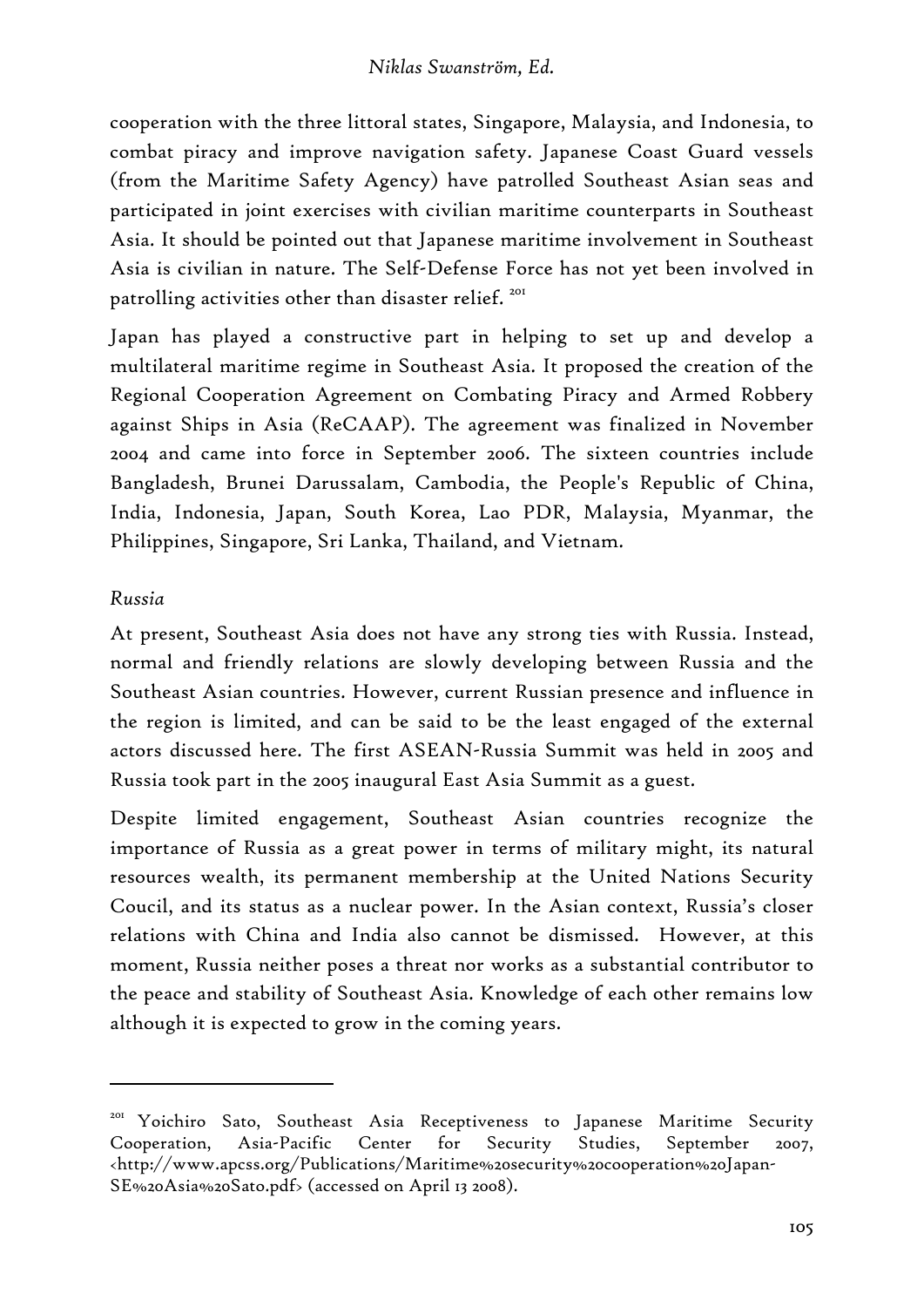cooperation with the three littoral states, Singapore, Malaysia, and Indonesia, to combat piracy and improve navigation safety. Japanese Coast Guard vessels (from the Maritime Safety Agency) have patrolled Southeast Asian seas and participated in joint exercises with civilian maritime counterparts in Southeast Asia. It should be pointed out that Japanese maritime involvement in Southeast Asia is civilian in nature. The Self-Defense Force has not yet been involved in patrolling activities other than disaster relief. [201]

Japan has played a constructive part in helping to set up and develop a multilateral maritime regime in Southeast Asia. It proposed the creation of the Regional Cooperation Agreement on Combating Piracy and Armed Robbery against Ships in Asia (ReCAAP). The agreement was finalized in November 2004 and came into force in September 2006. The sixteen countries include Bangladesh, Brunei Darussalam, Cambodia, the People's Republic of China, India, Indonesia, Japan, South Korea, Lao PDR, Malaysia, Myanmar, the Philippines, Singapore, Sri Lanka, Thailand, and Vietnam.

*Russia*

At present, Southeast Asia does not have any strong ties with Russia. Instead, normal and friendly relations are slowly developing between Russia and the Southeast Asian countries. However, current Russian presence and influence in the region is limited, and can be said to be the least engaged of the external actors discussed here. The first ASEAN-Russia Summit was held in 2005 and Russia took part in the 2005 inaugural East Asia Summit as a guest.

Despite limited engagement, Southeast Asian countries recognize the importance of Russia as a great power in terms of military might, its natural resources wealth, its permanent membership at the United Nations Security Coucil, and its status as a nuclear power. In the Asian context, Russia's closer relations with China and India also cannot be dismissed. However, at this moment, Russia neither poses a threat nor works as a substantial contributor to the peace and stability of Southeast Asia. Knowledge of each other remains low although it is expected to grow in the coming years.

---

[201] Yoichiro Sato, Southeast Asia Receptiveness to Japanese Maritime Security Cooperation, Asia-Pacific Center for Security Studies, September 2007, <http://www.apcss.org/Publications/Maritime%20security%20cooperation%20Japan-SE%20Asia%20Sato.pdf> (accessed on April 13 2008).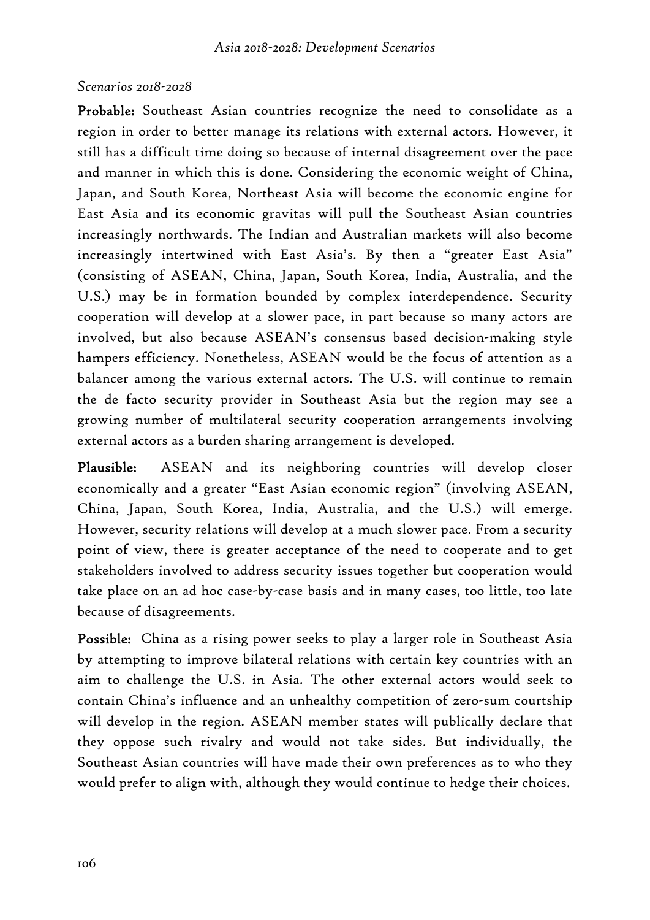*Scenarios 2018-2028*

**Probable:** Southeast Asian countries recognize the need to consolidate as a region in order to better manage its relations with external actors. However, it still has a difficult time doing so because of internal disagreement over the pace and manner in which this is done. Considering the economic weight of China, Japan, and South Korea, Northeast Asia will become the economic engine for East Asia and its economic gravitas will pull the Southeast Asian countries increasingly northwards. The Indian and Australian markets will also become increasingly intertwined with East Asia's. By then a "greater East Asia" (consisting of ASEAN, China, Japan, South Korea, India, Australia, and the U.S.) may be in formation bounded by complex interdependence. Security cooperation will develop at a slower pace, in part because so many actors are involved, but also because ASEAN's consensus based decision-making style hampers efficiency. Nonetheless, ASEAN would be the focus of attention as a balancer among the various external actors. The U.S. will continue to remain the de facto security provider in Southeast Asia but the region may see a growing number of multilateral security cooperation arrangements involving external actors as a burden sharing arrangement is developed.

**Plausible:** ASEAN and its neighboring countries will develop closer economically and a greater "East Asian economic region" (involving ASEAN, China, Japan, South Korea, India, Australia, and the U.S.) will emerge. However, security relations will develop at a much slower pace. From a security point of view, there is greater acceptance of the need to cooperate and to get stakeholders involved to address security issues together but cooperation would take place on an ad hoc case-by-case basis and in many cases, too little, too late because of disagreements.

**Possible:** China as a rising power seeks to play a larger role in Southeast Asia by attempting to improve bilateral relations with certain key countries with an aim to challenge the U.S. in Asia. The other external actors would seek to contain China's influence and an unhealthy competition of zero-sum courtship will develop in the region. ASEAN member states will publically declare that they oppose such rivalry and would not take sides. But individually, the Southeast Asian countries will have made their own preferences as to who they would prefer to align with, although they would continue to hedge their choices.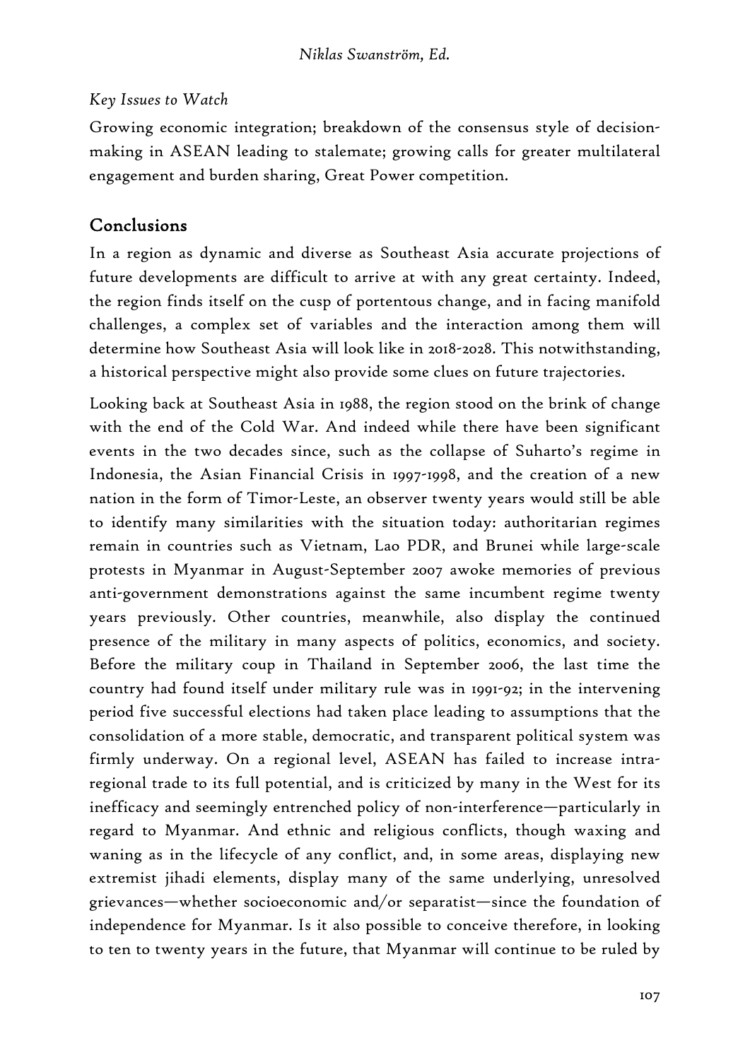*Key Issues to Watch*

Growing economic integration; breakdown of the consensus style of decision-making in ASEAN leading to stalemate; growing calls for greater multilateral engagement and burden sharing, Great Power competition.

## Conclusions

In a region as dynamic and diverse as Southeast Asia accurate projections of future developments are difficult to arrive at with any great certainty. Indeed, the region finds itself on the cusp of portentous change, and in facing manifold challenges, a complex set of variables and the interaction among them will determine how Southeast Asia will look like in 2018-2028. This notwithstanding, a historical perspective might also provide some clues on future trajectories.

Looking back at Southeast Asia in 1988, the region stood on the brink of change with the end of the Cold War. And indeed while there have been significant events in the two decades since, such as the collapse of Suharto's regime in Indonesia, the Asian Financial Crisis in 1997-1998, and the creation of a new nation in the form of Timor-Leste, an observer twenty years would still be able to identify many similarities with the situation today: authoritarian regimes remain in countries such as Vietnam, Lao PDR, and Brunei while large-scale protests in Myanmar in August-September 2007 awoke memories of previous anti-government demonstrations against the same incumbent regime twenty years previously. Other countries, meanwhile, also display the continued presence of the military in many aspects of politics, economics, and society. Before the military coup in Thailand in September 2006, the last time the country had found itself under military rule was in 1991-92; in the intervening period five successful elections had taken place leading to assumptions that the consolidation of a more stable, democratic, and transparent political system was firmly underway. On a regional level, ASEAN has failed to increase intra-regional trade to its full potential, and is criticized by many in the West for its inefficacy and seemingly entrenched policy of non-interference—particularly in regard to Myanmar. And ethnic and religious conflicts, though waxing and waning as in the lifecycle of any conflict, and, in some areas, displaying new extremist jihadi elements, display many of the same underlying, unresolved grievances—whether socioeconomic and/or separatist—since the foundation of independence for Myanmar. Is it also possible to conceive therefore, in looking to ten to twenty years in the future, that Myanmar will continue to be ruled by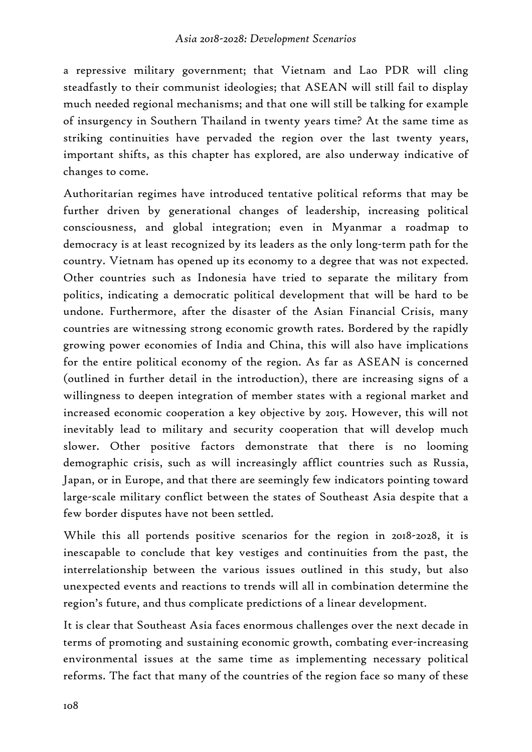a repressive military government; that Vietnam and Lao PDR will cling steadfastly to their communist ideologies; that ASEAN will still fail to display much needed regional mechanisms; and that one will still be talking for example of insurgency in Southern Thailand in twenty years time? At the same time as striking continuities have pervaded the region over the last twenty years, important shifts, as this chapter has explored, are also underway indicative of changes to come.

Authoritarian regimes have introduced tentative political reforms that may be further driven by generational changes of leadership, increasing political consciousness, and global integration; even in Myanmar a roadmap to democracy is at least recognized by its leaders as the only long-term path for the country. Vietnam has opened up its economy to a degree that was not expected. Other countries such as Indonesia have tried to separate the military from politics, indicating a democratic political development that will be hard to be undone. Furthermore, after the disaster of the Asian Financial Crisis, many countries are witnessing strong economic growth rates. Bordered by the rapidly growing power economies of India and China, this will also have implications for the entire political economy of the region. As far as ASEAN is concerned (outlined in further detail in the introduction), there are increasing signs of a willingness to deepen integration of member states with a regional market and increased economic cooperation a key objective by 2015. However, this will not inevitably lead to military and security cooperation that will develop much slower. Other positive factors demonstrate that there is no looming demographic crisis, such as will increasingly afflict countries such as Russia, Japan, or in Europe, and that there are seemingly few indicators pointing toward large-scale military conflict between the states of Southeast Asia despite that a few border disputes have not been settled.

While this all portends positive scenarios for the region in 2018-2028, it is inescapable to conclude that key vestiges and continuities from the past, the interrelationship between the various issues outlined in this study, but also unexpected events and reactions to trends will all in combination determine the region's future, and thus complicate predictions of a linear development.

It is clear that Southeast Asia faces enormous challenges over the next decade in terms of promoting and sustaining economic growth, combating ever-increasing environmental issues at the same time as implementing necessary political reforms. The fact that many of the countries of the region face so many of these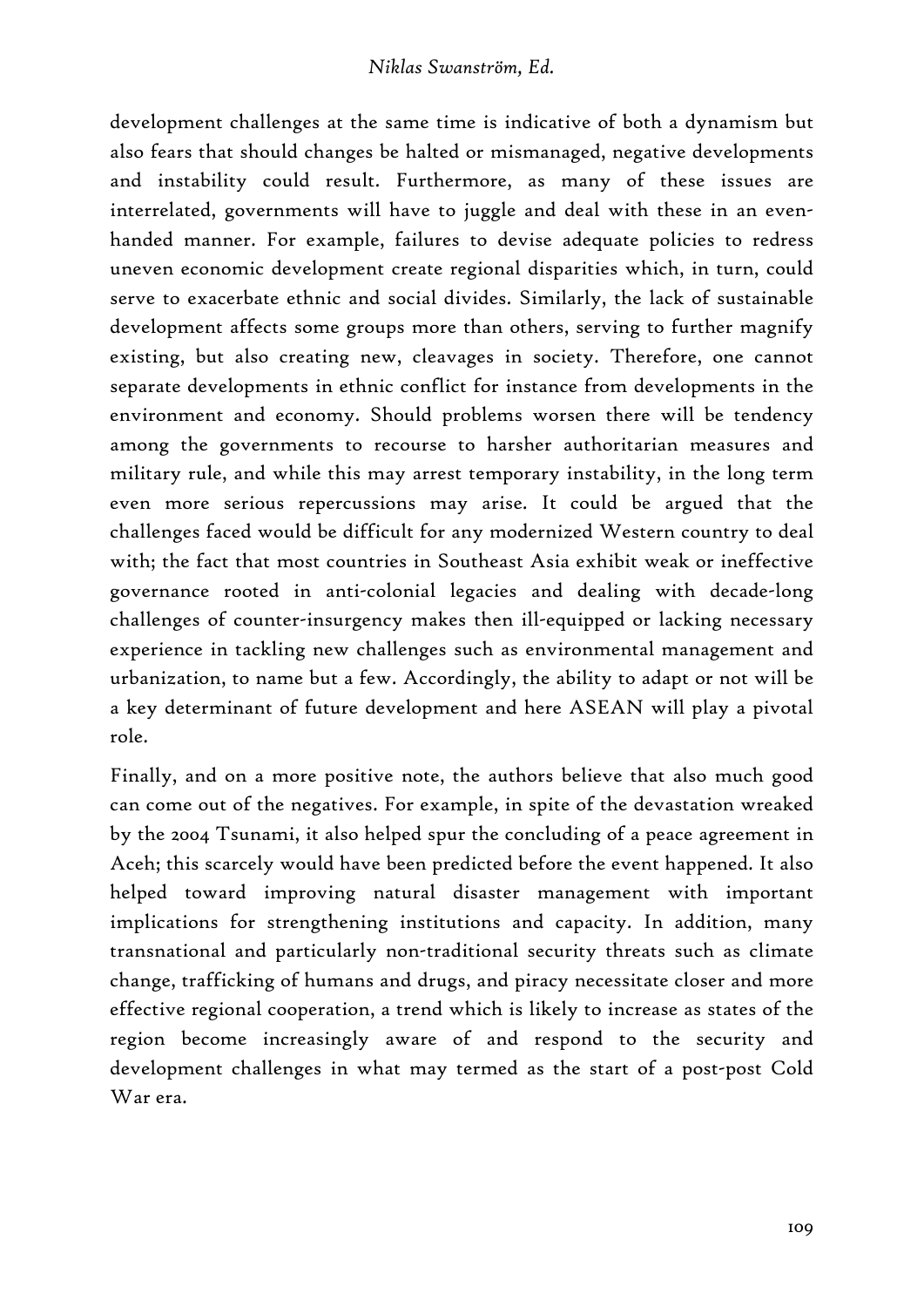development challenges at the same time is indicative of both a dynamism but also fears that should changes be halted or mismanaged, negative developments and instability could result. Furthermore, as many of these issues are interrelated, governments will have to juggle and deal with these in an even-handed manner. For example, failures to devise adequate policies to redress uneven economic development create regional disparities which, in turn, could serve to exacerbate ethnic and social divides. Similarly, the lack of sustainable development affects some groups more than others, serving to further magnify existing, but also creating new, cleavages in society. Therefore, one cannot separate developments in ethnic conflict for instance from developments in the environment and economy. Should problems worsen there will be tendency among the governments to recourse to harsher authoritarian measures and military rule, and while this may arrest temporary instability, in the long term even more serious repercussions may arise. It could be argued that the challenges faced would be difficult for any modernized Western country to deal with; the fact that most countries in Southeast Asia exhibit weak or ineffective governance rooted in anti-colonial legacies and dealing with decade-long challenges of counter-insurgency makes then ill-equipped or lacking necessary experience in tackling new challenges such as environmental management and urbanization, to name but a few. Accordingly, the ability to adapt or not will be a key determinant of future development and here ASEAN will play a pivotal role.

Finally, and on a more positive note, the authors believe that also much good can come out of the negatives. For example, in spite of the devastation wreaked by the 2004 Tsunami, it also helped spur the concluding of a peace agreement in Aceh; this scarcely would have been predicted before the event happened. It also helped toward improving natural disaster management with important implications for strengthening institutions and capacity. In addition, many transnational and particularly non-traditional security threats such as climate change, trafficking of humans and drugs, and piracy necessitate closer and more effective regional cooperation, a trend which is likely to increase as states of the region become increasingly aware of and respond to the security and development challenges in what may termed as the start of a post-post Cold War era.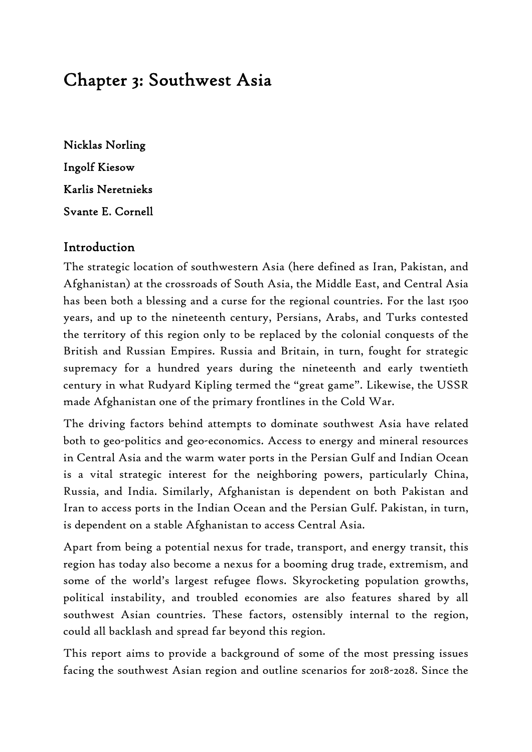# Chapter 3: Southwest Asia

**Nicklas Norling**

**Ingolf Kiesow**

**Karlis Neretnieks**

**Svante E. Cornell**

## Introduction

The strategic location of southwestern Asia (here defined as Iran, Pakistan, and Afghanistan) at the crossroads of South Asia, the Middle East, and Central Asia has been both a blessing and a curse for the regional countries. For the last 1500 years, and up to the nineteenth century, Persians, Arabs, and Turks contested the territory of this region only to be replaced by the colonial conquests of the British and Russian Empires. Russia and Britain, in turn, fought for strategic supremacy for a hundred years during the nineteenth and early twentieth century in what Rudyard Kipling termed the "great game". Likewise, the USSR made Afghanistan one of the primary frontlines in the Cold War.

The driving factors behind attempts to dominate southwest Asia have related both to geo-politics and geo-economics. Access to energy and mineral resources in Central Asia and the warm water ports in the Persian Gulf and Indian Ocean is a vital strategic interest for the neighboring powers, particularly China, Russia, and India. Similarly, Afghanistan is dependent on both Pakistan and Iran to access ports in the Indian Ocean and the Persian Gulf. Pakistan, in turn, is dependent on a stable Afghanistan to access Central Asia.

Apart from being a potential nexus for trade, transport, and energy transit, this region has today also become a nexus for a booming drug trade, extremism, and some of the world's largest refugee flows. Skyrocketing population growths, political instability, and troubled economies are also features shared by all southwest Asian countries. These factors, ostensibly internal to the region, could all backlash and spread far beyond this region.

This report aims to provide a background of some of the most pressing issues facing the southwest Asian region and outline scenarios for 2018-2028. Since the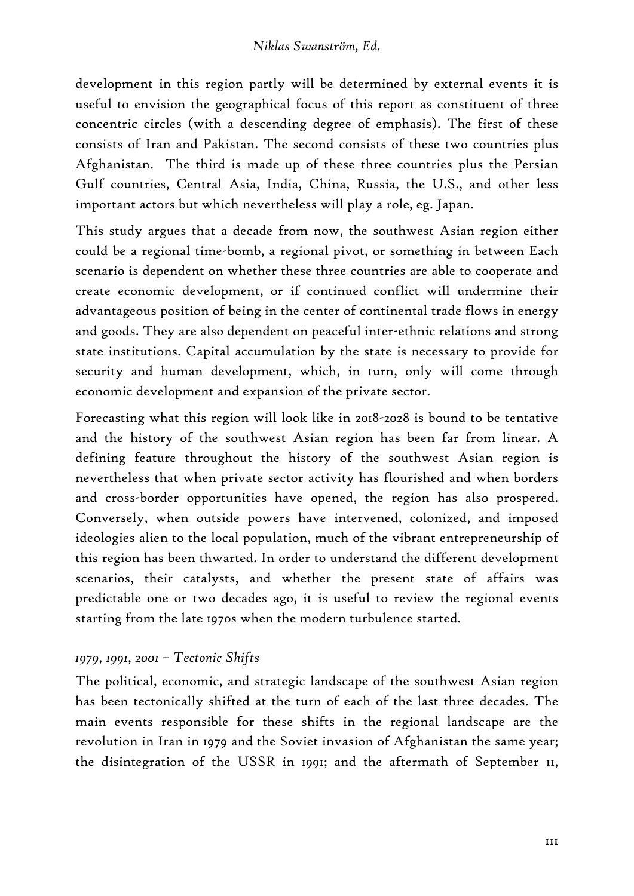development in this region partly will be determined by external events it is useful to envision the geographical focus of this report as constituent of three concentric circles (with a descending degree of emphasis). The first of these consists of Iran and Pakistan. The second consists of these two countries plus Afghanistan. The third is made up of these three countries plus the Persian Gulf countries, Central Asia, India, China, Russia, the U.S., and other less important actors but which nevertheless will play a role, eg. Japan.

This study argues that a decade from now, the southwest Asian region either could be a regional time-bomb, a regional pivot, or something in between Each scenario is dependent on whether these three countries are able to cooperate and create economic development, or if continued conflict will undermine their advantageous position of being in the center of continental trade flows in energy and goods. They are also dependent on peaceful inter-ethnic relations and strong state institutions. Capital accumulation by the state is necessary to provide for security and human development, which, in turn, only will come through economic development and expansion of the private sector.

Forecasting what this region will look like in 2018-2028 is bound to be tentative and the history of the southwest Asian region has been far from linear. A defining feature throughout the history of the southwest Asian region is nevertheless that when private sector activity has flourished and when borders and cross-border opportunities have opened, the region has also prospered. Conversely, when outside powers have intervened, colonized, and imposed ideologies alien to the local population, much of the vibrant entrepreneurship of this region has been thwarted. In order to understand the different development scenarios, their catalysts, and whether the present state of affairs was predictable one or two decades ago, it is useful to review the regional events starting from the late 1970s when the modern turbulence started.

### *1979, 1991, 2001 – Tectonic Shifts*

The political, economic, and strategic landscape of the southwest Asian region has been tectonically shifted at the turn of each of the last three decades. The main events responsible for these shifts in the regional landscape are the revolution in Iran in 1979 and the Soviet invasion of Afghanistan the same year; the disintegration of the USSR in 1991; and the aftermath of September 11,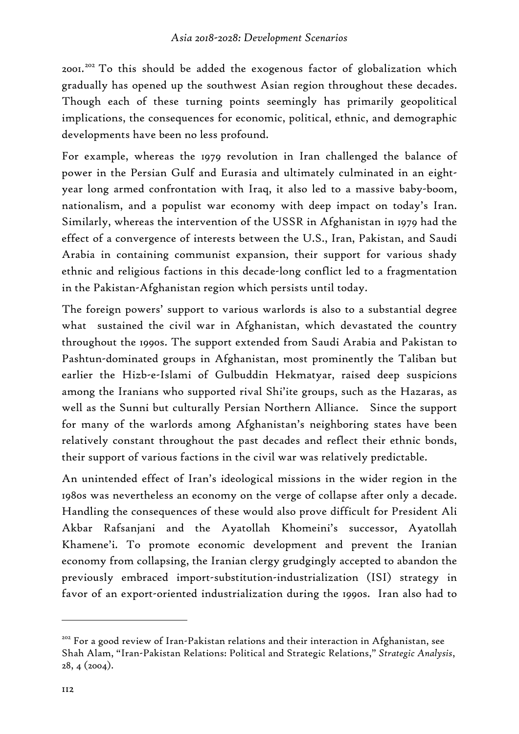2001.[202] To this should be added the exogenous factor of globalization which gradually has opened up the southwest Asian region throughout these decades. Though each of these turning points seemingly has primarily geopolitical implications, the consequences for economic, political, ethnic, and demographic developments have been no less profound.

For example, whereas the 1979 revolution in Iran challenged the balance of power in the Persian Gulf and Eurasia and ultimately culminated in an eight-year long armed confrontation with Iraq, it also led to a massive baby-boom, nationalism, and a populist war economy with deep impact on today's Iran. Similarly, whereas the intervention of the USSR in Afghanistan in 1979 had the effect of a convergence of interests between the U.S., Iran, Pakistan, and Saudi Arabia in containing communist expansion, their support for various shady ethnic and religious factions in this decade-long conflict led to a fragmentation in the Pakistan-Afghanistan region which persists until today.

The foreign powers' support to various warlords is also to a substantial degree what sustained the civil war in Afghanistan, which devastated the country throughout the 1990s. The support extended from Saudi Arabia and Pakistan to Pashtun-dominated groups in Afghanistan, most prominently the Taliban but earlier the Hizb-e-Islami of Gulbuddin Hekmatyar, raised deep suspicions among the Iranians who supported rival Shi'ite groups, such as the Hazaras, as well as the Sunni but culturally Persian Northern Alliance. Since the support for many of the warlords among Afghanistan's neighboring states have been relatively constant throughout the past decades and reflect their ethnic bonds, their support of various factions in the civil war was relatively predictable.

An unintended effect of Iran's ideological missions in the wider region in the 1980s was nevertheless an economy on the verge of collapse after only a decade. Handling the consequences of these would also prove difficult for President Ali Akbar Rafsanjani and the Ayatollah Khomeini's successor, Ayatollah Khamene'i. To promote economic development and prevent the Iranian economy from collapsing, the Iranian clergy grudgingly accepted to abandon the previously embraced import-substitution-industrialization (ISI) strategy in favor of an export-oriented industrialization during the 1990s. Iran also had to

---

[202] For a good review of Iran-Pakistan relations and their interaction in Afghanistan, see Shah Alam, "Iran-Pakistan Relations: Political and Strategic Relations," *Strategic Analysis*, 28, 4 (2004).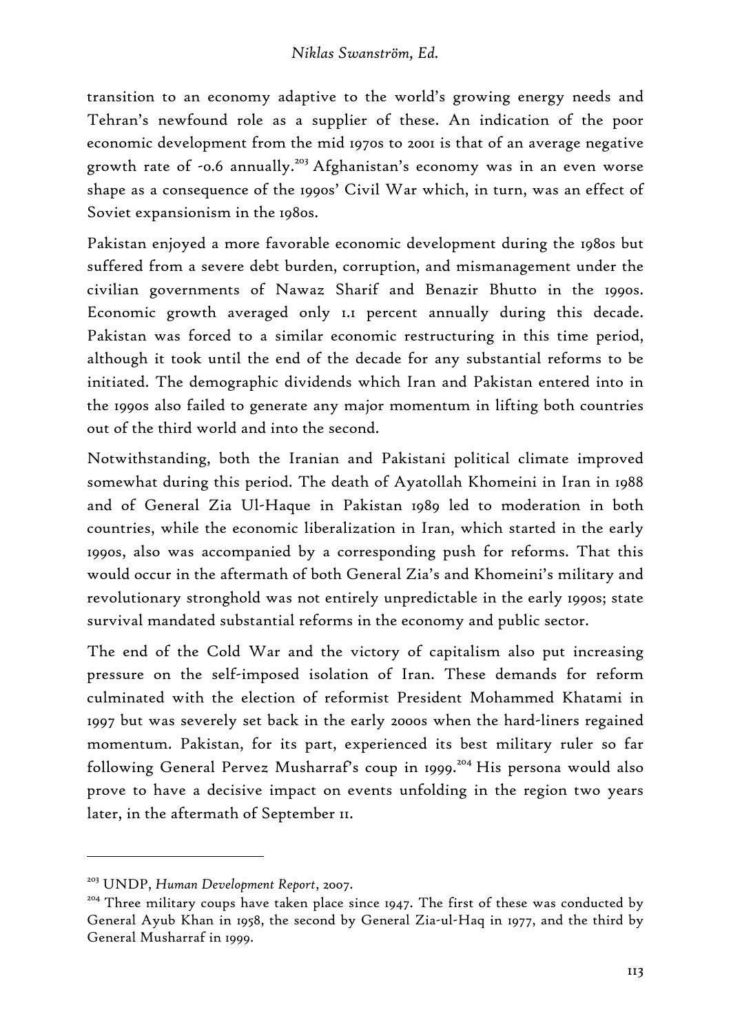transition to an economy adaptive to the world's growing energy needs and Tehran's newfound role as a supplier of these. An indication of the poor economic development from the mid 1970s to 2001 is that of an average negative growth rate of -0.6 annually.[203] Afghanistan's economy was in an even worse shape as a consequence of the 1990s' Civil War which, in turn, was an effect of Soviet expansionism in the 1980s.

Pakistan enjoyed a more favorable economic development during the 1980s but suffered from a severe debt burden, corruption, and mismanagement under the civilian governments of Nawaz Sharif and Benazir Bhutto in the 1990s. Economic growth averaged only 1.1 percent annually during this decade. Pakistan was forced to a similar economic restructuring in this time period, although it took until the end of the decade for any substantial reforms to be initiated. The demographic dividends which Iran and Pakistan entered into in the 1990s also failed to generate any major momentum in lifting both countries out of the third world and into the second.

Notwithstanding, both the Iranian and Pakistani political climate improved somewhat during this period. The death of Ayatollah Khomeini in Iran in 1988 and of General Zia Ul-Haque in Pakistan 1989 led to moderation in both countries, while the economic liberalization in Iran, which started in the early 1990s, also was accompanied by a corresponding push for reforms. That this would occur in the aftermath of both General Zia's and Khomeini's military and revolutionary stronghold was not entirely unpredictable in the early 1990s; state survival mandated substantial reforms in the economy and public sector.

The end of the Cold War and the victory of capitalism also put increasing pressure on the self-imposed isolation of Iran. These demands for reform culminated with the election of reformist President Mohammed Khatami in 1997 but was severely set back in the early 2000s when the hard-liners regained momentum. Pakistan, for its part, experienced its best military ruler so far following General Pervez Musharraf's coup in 1999.[204] His persona would also prove to have a decisive impact on events unfolding in the region two years later, in the aftermath of September 11.

---

[203] UNDP, *Human Development Report*, 2007.

[204] Three military coups have taken place since 1947. The first of these was conducted by General Ayub Khan in 1958, the second by General Zia-ul-Haq in 1977, and the third by General Musharraf in 1999.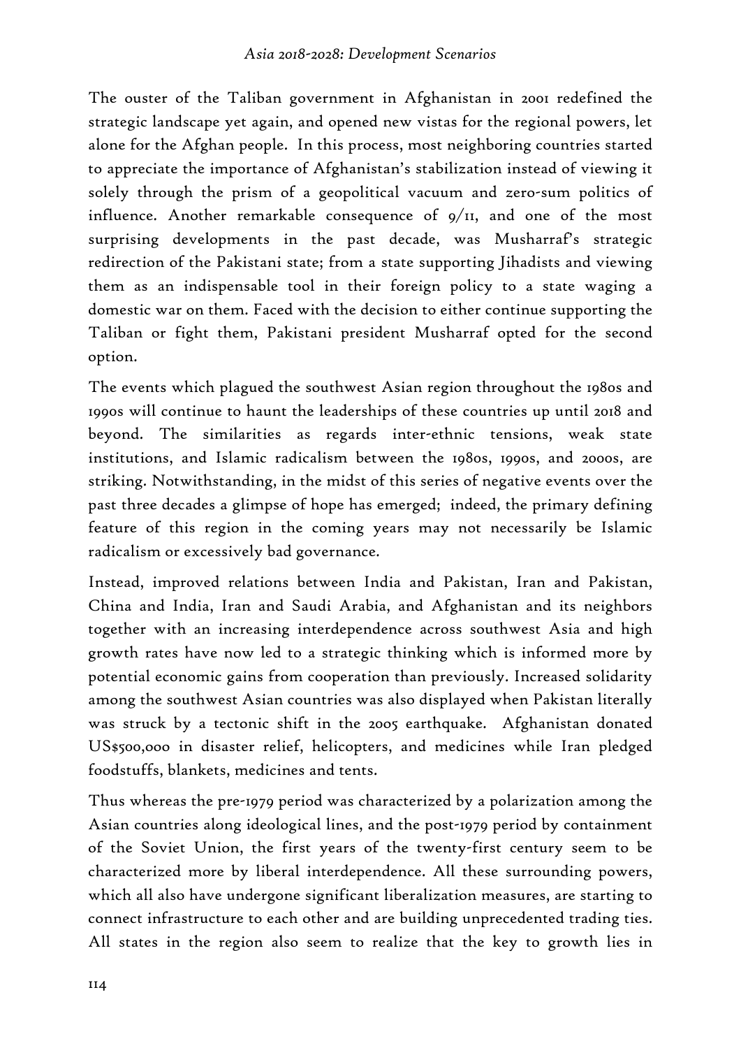The ouster of the Taliban government in Afghanistan in 2001 redefined the strategic landscape yet again, and opened new vistas for the regional powers, let alone for the Afghan people. In this process, most neighboring countries started to appreciate the importance of Afghanistan's stabilization instead of viewing it solely through the prism of a geopolitical vacuum and zero-sum politics of influence. Another remarkable consequence of 9/11, and one of the most surprising developments in the past decade, was Musharraf's strategic redirection of the Pakistani state; from a state supporting Jihadists and viewing them as an indispensable tool in their foreign policy to a state waging a domestic war on them. Faced with the decision to either continue supporting the Taliban or fight them, Pakistani president Musharraf opted for the second option.

The events which plagued the southwest Asian region throughout the 1980s and 1990s will continue to haunt the leaderships of these countries up until 2018 and beyond. The similarities as regards inter-ethnic tensions, weak state institutions, and Islamic radicalism between the 1980s, 1990s, and 2000s, are striking. Notwithstanding, in the midst of this series of negative events over the past three decades a glimpse of hope has emerged; indeed, the primary defining feature of this region in the coming years may not necessarily be Islamic radicalism or excessively bad governance.

Instead, improved relations between India and Pakistan, Iran and Pakistan, China and India, Iran and Saudi Arabia, and Afghanistan and its neighbors together with an increasing interdependence across southwest Asia and high growth rates have now led to a strategic thinking which is informed more by potential economic gains from cooperation than previously. Increased solidarity among the southwest Asian countries was also displayed when Pakistan literally was struck by a tectonic shift in the 2005 earthquake. Afghanistan donated US$500,000 in disaster relief, helicopters, and medicines while Iran pledged foodstuffs, blankets, medicines and tents.

Thus whereas the pre-1979 period was characterized by a polarization among the Asian countries along ideological lines, and the post-1979 period by containment of the Soviet Union, the first years of the twenty-first century seem to be characterized more by liberal interdependence. All these surrounding powers, which all also have undergone significant liberalization measures, are starting to connect infrastructure to each other and are building unprecedented trading ties. All states in the region also seem to realize that the key to growth lies in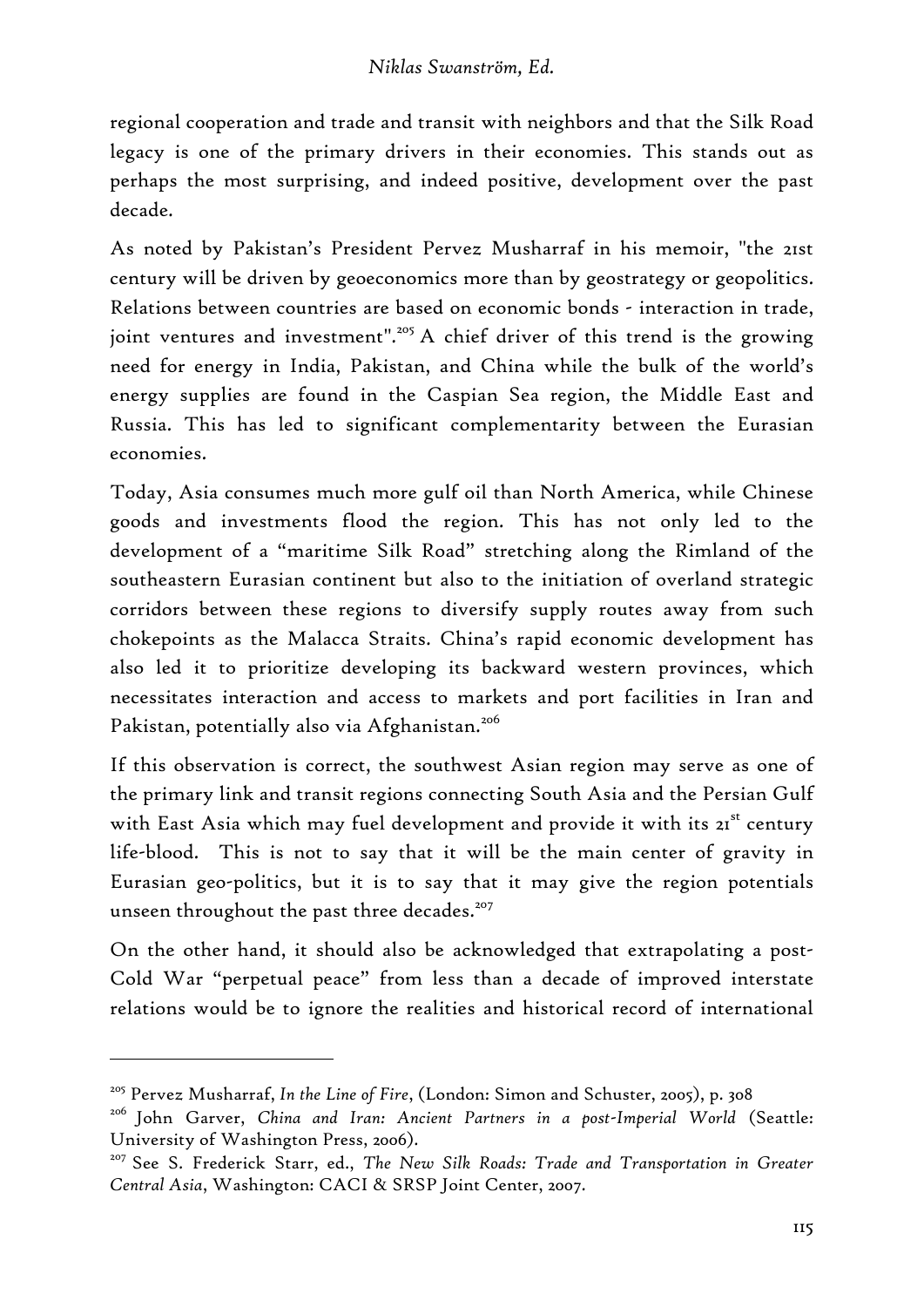regional cooperation and trade and transit with neighbors and that the Silk Road legacy is one of the primary drivers in their economies. This stands out as perhaps the most surprising, and indeed positive, development over the past decade.

As noted by Pakistan's President Pervez Musharraf in his memoir, "the 21st century will be driven by geoeconomics more than by geostrategy or geopolitics. Relations between countries are based on economic bonds - interaction in trade, joint ventures and investment".[205] A chief driver of this trend is the growing need for energy in India, Pakistan, and China while the bulk of the world's energy supplies are found in the Caspian Sea region, the Middle East and Russia. This has led to significant complementarity between the Eurasian economies.

Today, Asia consumes much more gulf oil than North America, while Chinese goods and investments flood the region. This has not only led to the development of a "maritime Silk Road" stretching along the Rimland of the southeastern Eurasian continent but also to the initiation of overland strategic corridors between these regions to diversify supply routes away from such chokepoints as the Malacca Straits. China's rapid economic development has also led it to prioritize developing its backward western provinces, which necessitates interaction and access to markets and port facilities in Iran and Pakistan, potentially also via Afghanistan.[206]

If this observation is correct, the southwest Asian region may serve as one of the primary link and transit regions connecting South Asia and the Persian Gulf with East Asia which may fuel development and provide it with its 21st century life-blood. This is not to say that it will be the main center of gravity in Eurasian geo-politics, but it is to say that it may give the region potentials unseen throughout the past three decades.[207]

On the other hand, it should also be acknowledged that extrapolating a post-Cold War "perpetual peace" from less than a decade of improved interstate relations would be to ignore the realities and historical record of international

---

[205] Pervez Musharraf, *In the Line of Fire*, (London: Simon and Schuster, 2005), p. 308

[206] John Garver, *China and Iran: Ancient Partners in a post-Imperial World* (Seattle: University of Washington Press, 2006).

[207] See S. Frederick Starr, ed., *The New Silk Roads: Trade and Transportation in Greater Central Asia*, Washington: CACI & SRSP Joint Center, 2007.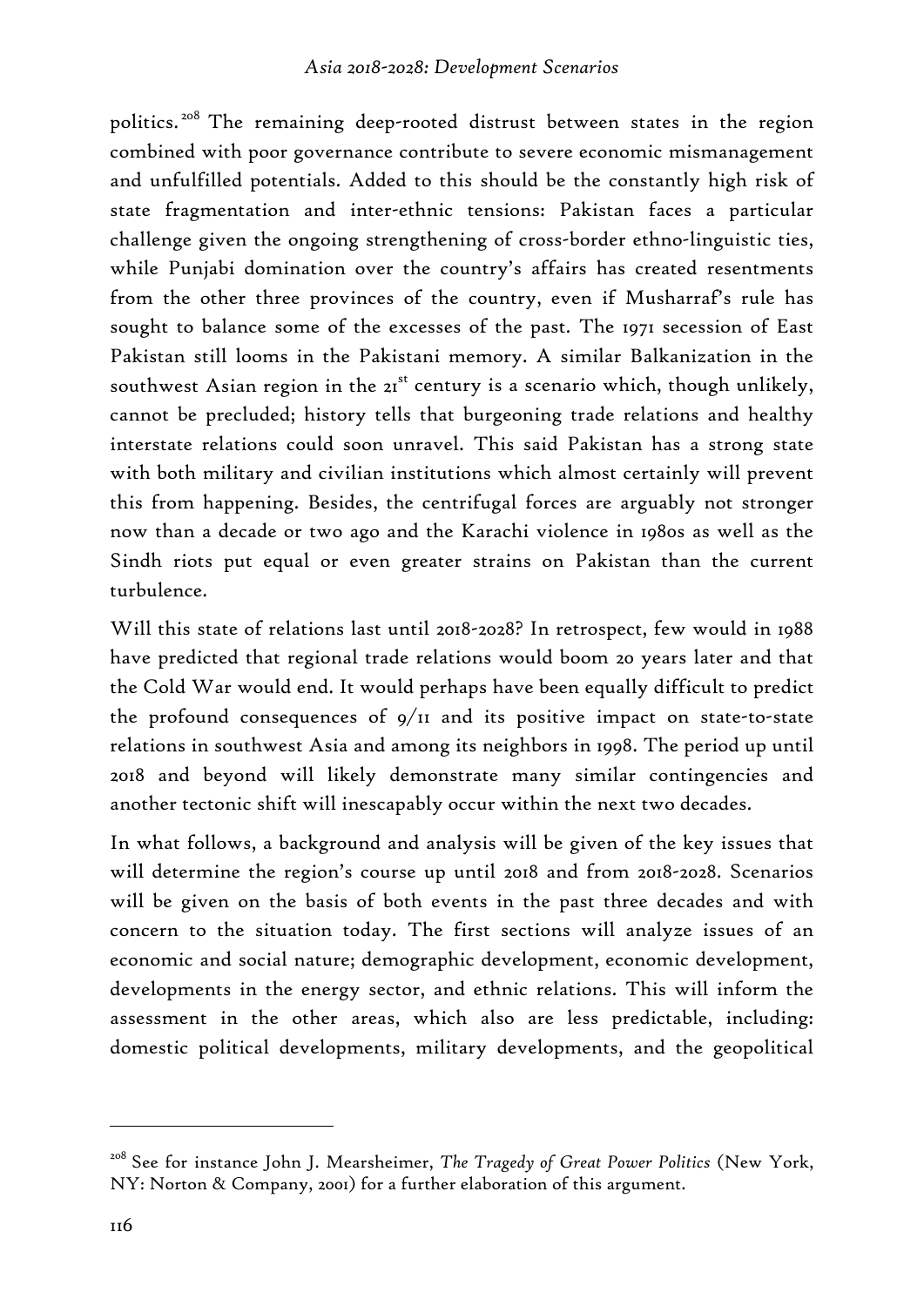politics.[208] The remaining deep-rooted distrust between states in the region combined with poor governance contribute to severe economic mismanagement and unfulfilled potentials. Added to this should be the constantly high risk of state fragmentation and inter-ethnic tensions: Pakistan faces a particular challenge given the ongoing strengthening of cross-border ethno-linguistic ties, while Punjabi domination over the country's affairs has created resentments from the other three provinces of the country, even if Musharraf's rule has sought to balance some of the excesses of the past. The 1971 secession of East Pakistan still looms in the Pakistani memory. A similar Balkanization in the southwest Asian region in the 21st century is a scenario which, though unlikely, cannot be precluded; history tells that burgeoning trade relations and healthy interstate relations could soon unravel. This said Pakistan has a strong state with both military and civilian institutions which almost certainly will prevent this from happening. Besides, the centrifugal forces are arguably not stronger now than a decade or two ago and the Karachi violence in 1980s as well as the Sindh riots put equal or even greater strains on Pakistan than the current turbulence.

Will this state of relations last until 2018-2028? In retrospect, few would in 1988 have predicted that regional trade relations would boom 20 years later and that the Cold War would end. It would perhaps have been equally difficult to predict the profound consequences of 9/11 and its positive impact on state-to-state relations in southwest Asia and among its neighbors in 1998. The period up until 2018 and beyond will likely demonstrate many similar contingencies and another tectonic shift will inescapably occur within the next two decades.

In what follows, a background and analysis will be given of the key issues that will determine the region's course up until 2018 and from 2018-2028. Scenarios will be given on the basis of both events in the past three decades and with concern to the situation today. The first sections will analyze issues of an economic and social nature; demographic development, economic development, developments in the energy sector, and ethnic relations. This will inform the assessment in the other areas, which also are less predictable, including: domestic political developments, military developments, and the geopolitical

---

[208] See for instance John J. Mearsheimer, *The Tragedy of Great Power Politics* (New York, NY: Norton & Company, 2001) for a further elaboration of this argument.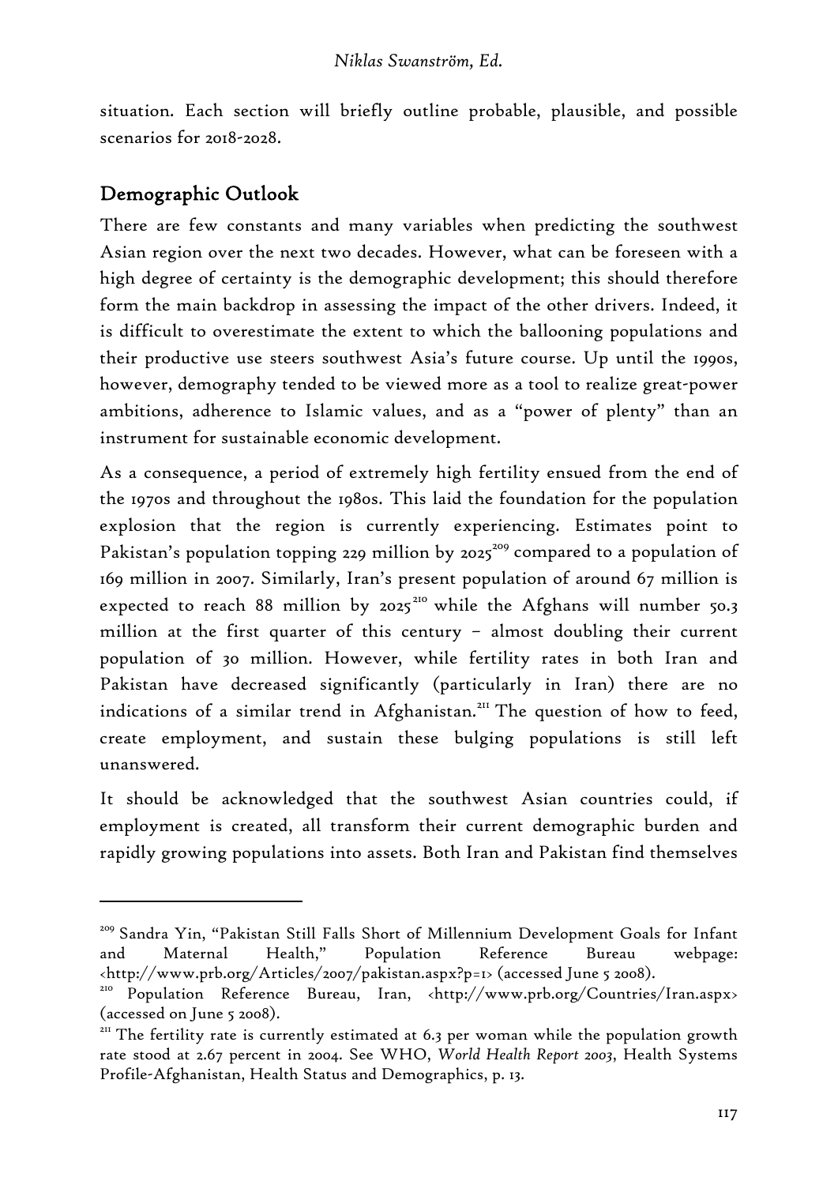situation. Each section will briefly outline probable, plausible, and possible scenarios for 2018-2028.

## Demographic Outlook

There are few constants and many variables when predicting the southwest Asian region over the next two decades. However, what can be foreseen with a high degree of certainty is the demographic development; this should therefore form the main backdrop in assessing the impact of the other drivers. Indeed, it is difficult to overestimate the extent to which the ballooning populations and their productive use steers southwest Asia's future course. Up until the 1990s, however, demography tended to be viewed more as a tool to realize great-power ambitions, adherence to Islamic values, and as a "power of plenty" than an instrument for sustainable economic development.

As a consequence, a period of extremely high fertility ensued from the end of the 1970s and throughout the 1980s. This laid the foundation for the population explosion that the region is currently experiencing. Estimates point to Pakistan's population topping 229 million by 2025[209] compared to a population of 169 million in 2007. Similarly, Iran's present population of around 67 million is expected to reach 88 million by 2025[210] while the Afghans will number 50.3 million at the first quarter of this century – almost doubling their current population of 30 million. However, while fertility rates in both Iran and Pakistan have decreased significantly (particularly in Iran) there are no indications of a similar trend in Afghanistan.[211] The question of how to feed, create employment, and sustain these bulging populations is still left unanswered.

It should be acknowledged that the southwest Asian countries could, if employment is created, all transform their current demographic burden and rapidly growing populations into assets. Both Iran and Pakistan find themselves

---

[209] Sandra Yin, "Pakistan Still Falls Short of Millennium Development Goals for Infant and Maternal Health," Population Reference Bureau webpage: <http://www.prb.org/Articles/2007/pakistan.aspx?p=1> (accessed June 5 2008).

[210] Population Reference Bureau, Iran, <http://www.prb.org/Countries/Iran.aspx> (accessed on June 5 2008).

[211] The fertility rate is currently estimated at 6.3 per woman while the population growth rate stood at 2.67 percent in 2004. See WHO, *World Health Report 2003*, Health Systems Profile-Afghanistan, Health Status and Demographics, p. 13.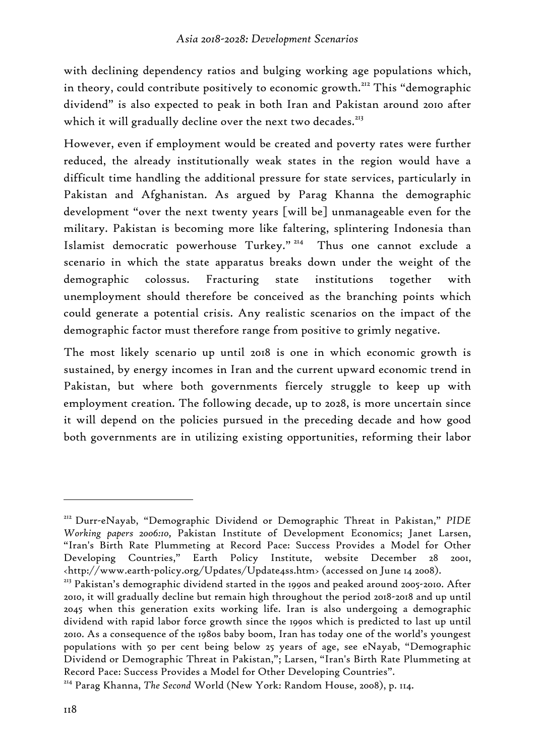with declining dependency ratios and bulging working age populations which, in theory, could contribute positively to economic growth.[212] This "demographic dividend" is also expected to peak in both Iran and Pakistan around 2010 after which it will gradually decline over the next two decades.[213]

However, even if employment would be created and poverty rates were further reduced, the already institutionally weak states in the region would have a difficult time handling the additional pressure for state services, particularly in Pakistan and Afghanistan. As argued by Parag Khanna the demographic development "over the next twenty years [will be] unmanageable even for the military. Pakistan is becoming more like faltering, splintering Indonesia than Islamist democratic powerhouse Turkey."[214] Thus one cannot exclude a scenario in which the state apparatus breaks down under the weight of the demographic colossus. Fracturing state institutions together with unemployment should therefore be conceived as the branching points which could generate a potential crisis. Any realistic scenarios on the impact of the demographic factor must therefore range from positive to grimly negative.

The most likely scenario up until 2018 is one in which economic growth is sustained, by energy incomes in Iran and the current upward economic trend in Pakistan, but where both governments fiercely struggle to keep up with employment creation. The following decade, up to 2028, is more uncertain since it will depend on the policies pursued in the preceding decade and how good both governments are in utilizing existing opportunities, reforming their labor

---

[212] Durr-eNayab, "Demographic Dividend or Demographic Threat in Pakistan," *PIDE Working papers 2006:10,* Pakistan Institute of Development Economics; Janet Larsen, "Iran's Birth Rate Plummeting at Record Pace: Success Provides a Model for Other Developing Countries," Earth Policy Institute, website December 28 2001, <http://www.earth-policy.org/Updates/Update4ss.htm> (accessed on June 14 2008).

[213] Pakistan's demographic dividend started in the 1990s and peaked around 2005-2010. After 2010, it will gradually decline but remain high throughout the period 2018-2018 and up until 2045 when this generation exits working life. Iran is also undergoing a demographic dividend with rapid labor force growth since the 1990s which is predicted to last up until 2010. As a consequence of the 1980s baby boom, Iran has today one of the world's youngest populations with 50 per cent being below 25 years of age, see eNayab, "Demographic Dividend or Demographic Threat in Pakistan,"; Larsen, "Iran's Birth Rate Plummeting at Record Pace: Success Provides a Model for Other Developing Countries".

[214] Parag Khanna, *The Second* World (New York: Random House, 2008), p. 114.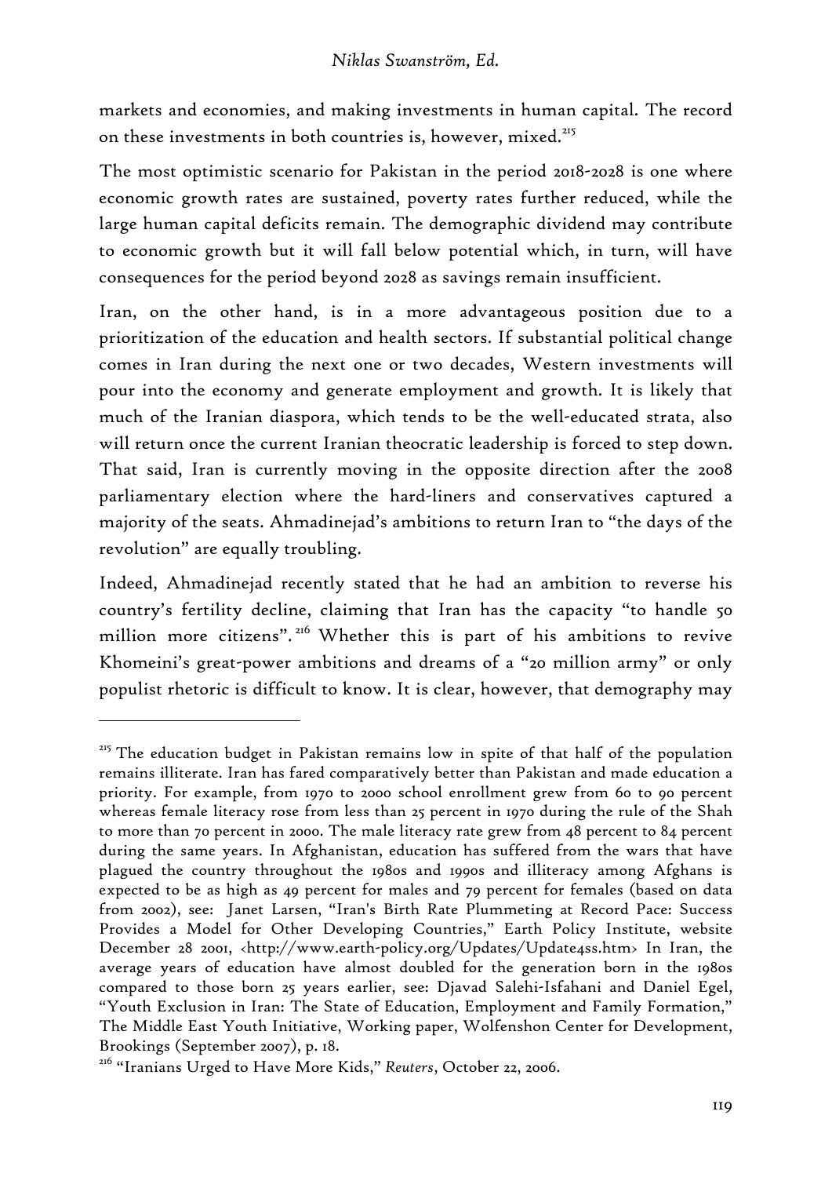markets and economies, and making investments in human capital. The record on these investments in both countries is, however, mixed.[215]

The most optimistic scenario for Pakistan in the period 2018-2028 is one where economic growth rates are sustained, poverty rates further reduced, while the large human capital deficits remain. The demographic dividend may contribute to economic growth but it will fall below potential which, in turn, will have consequences for the period beyond 2028 as savings remain insufficient.

Iran, on the other hand, is in a more advantageous position due to a prioritization of the education and health sectors. If substantial political change comes in Iran during the next one or two decades, Western investments will pour into the economy and generate employment and growth. It is likely that much of the Iranian diaspora, which tends to be the well-educated strata, also will return once the current Iranian theocratic leadership is forced to step down. That said, Iran is currently moving in the opposite direction after the 2008 parliamentary election where the hard-liners and conservatives captured a majority of the seats. Ahmadinejad's ambitions to return Iran to "the days of the revolution" are equally troubling.

Indeed, Ahmadinejad recently stated that he had an ambition to reverse his country's fertility decline, claiming that Iran has the capacity "to handle 50 million more citizens".[216] Whether this is part of his ambitions to revive Khomeini's great-power ambitions and dreams of a "20 million army" or only populist rhetoric is difficult to know. It is clear, however, that demography may

---

[215] The education budget in Pakistan remains low in spite of that half of the population remains illiterate. Iran has fared comparatively better than Pakistan and made education a priority. For example, from 1970 to 2000 school enrollment grew from 60 to 90 percent whereas female literacy rose from less than 25 percent in 1970 during the rule of the Shah to more than 70 percent in 2000. The male literacy rate grew from 48 percent to 84 percent during the same years. In Afghanistan, education has suffered from the wars that have plagued the country throughout the 1980s and 1990s and illiteracy among Afghans is expected to be as high as 49 percent for males and 79 percent for females (based on data from 2002), see: Janet Larsen, "Iran's Birth Rate Plummeting at Record Pace: Success Provides a Model for Other Developing Countries," Earth Policy Institute, website December 28 2001, <http://www.earth-policy.org/Updates/Update4ss.htm> In Iran, the average years of education have almost doubled for the generation born in the 1980s compared to those born 25 years earlier, see: Djavad Salehi-Isfahani and Daniel Egel, "Youth Exclusion in Iran: The State of Education, Employment and Family Formation," The Middle East Youth Initiative, Working paper, Wolfenshon Center for Development, Brookings (September 2007), p. 18.

[216] "Iranians Urged to Have More Kids," *Reuters*, October 22, 2006.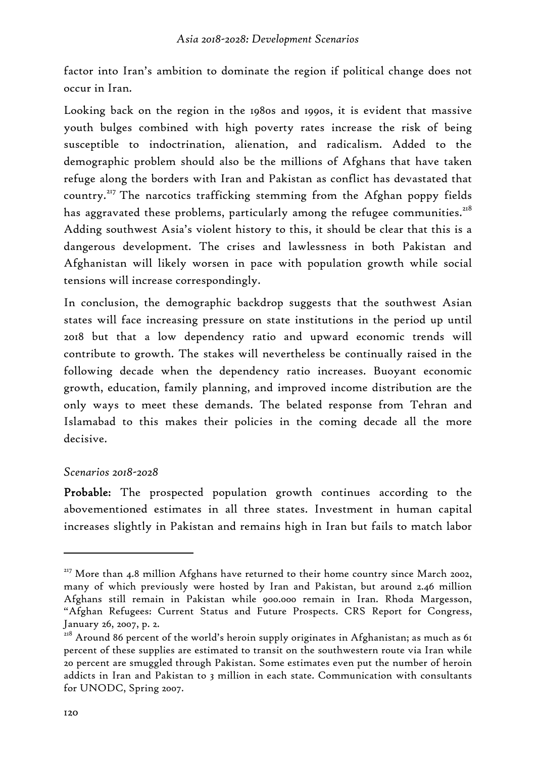factor into Iran's ambition to dominate the region if political change does not occur in Iran.

Looking back on the region in the 1980s and 1990s, it is evident that massive youth bulges combined with high poverty rates increase the risk of being susceptible to indoctrination, alienation, and radicalism. Added to the demographic problem should also be the millions of Afghans that have taken refuge along the borders with Iran and Pakistan as conflict has devastated that country.[217] The narcotics trafficking stemming from the Afghan poppy fields has aggravated these problems, particularly among the refugee communities.[218] Adding southwest Asia's violent history to this, it should be clear that this is a dangerous development. The crises and lawlessness in both Pakistan and Afghanistan will likely worsen in pace with population growth while social tensions will increase correspondingly.

In conclusion, the demographic backdrop suggests that the southwest Asian states will face increasing pressure on state institutions in the period up until 2018 but that a low dependency ratio and upward economic trends will contribute to growth. The stakes will nevertheless be continually raised in the following decade when the dependency ratio increases. Buoyant economic growth, education, family planning, and improved income distribution are the only ways to meet these demands. The belated response from Tehran and Islamabad to this makes their policies in the coming decade all the more decisive.

*Scenarios 2018-2028*

**Probable:** The prospected population growth continues according to the abovementioned estimates in all three states. Investment in human capital increases slightly in Pakistan and remains high in Iran but fails to match labor

---

[217] More than 4.8 million Afghans have returned to their home country since March 2002, many of which previously were hosted by Iran and Pakistan, but around 2.46 million Afghans still remain in Pakistan while 900.000 remain in Iran. Rhoda Margesson, "Afghan Refugees: Current Status and Future Prospects. CRS Report for Congress, January 26, 2007, p. 2.

[218] Around 86 percent of the world's heroin supply originates in Afghanistan; as much as 61 percent of these supplies are estimated to transit on the southwestern route via Iran while 20 percent are smuggled through Pakistan. Some estimates even put the number of heroin addicts in Iran and Pakistan to 3 million in each state. Communication with consultants for UNODC, Spring 2007.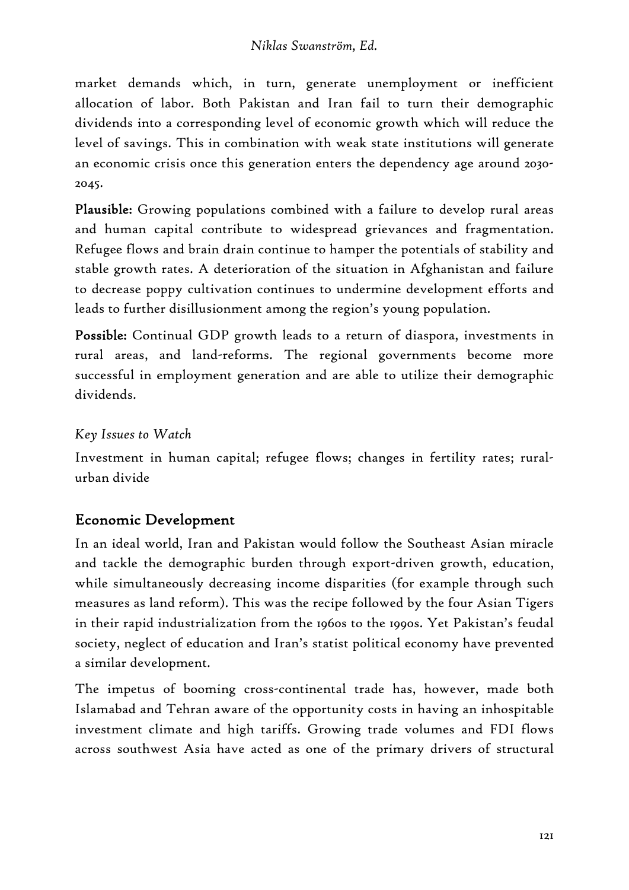market demands which, in turn, generate unemployment or inefficient allocation of labor. Both Pakistan and Iran fail to turn their demographic dividends into a corresponding level of economic growth which will reduce the level of savings. This in combination with weak state institutions will generate an economic crisis once this generation enters the dependency age around 2030-2045.

**Plausible:** Growing populations combined with a failure to develop rural areas and human capital contribute to widespread grievances and fragmentation. Refugee flows and brain drain continue to hamper the potentials of stability and stable growth rates. A deterioration of the situation in Afghanistan and failure to decrease poppy cultivation continues to undermine development efforts and leads to further disillusionment among the region's young population.

**Possible:** Continual GDP growth leads to a return of diaspora, investments in rural areas, and land-reforms. The regional governments become more successful in employment generation and are able to utilize their demographic dividends.

*Key Issues to Watch*

Investment in human capital; refugee flows; changes in fertility rates; rural-urban divide

## Economic Development

In an ideal world, Iran and Pakistan would follow the Southeast Asian miracle and tackle the demographic burden through export-driven growth, education, while simultaneously decreasing income disparities (for example through such measures as land reform). This was the recipe followed by the four Asian Tigers in their rapid industrialization from the 1960s to the 1990s. Yet Pakistan's feudal society, neglect of education and Iran's statist political economy have prevented a similar development.

The impetus of booming cross-continental trade has, however, made both Islamabad and Tehran aware of the opportunity costs in having an inhospitable investment climate and high tariffs. Growing trade volumes and FDI flows across southwest Asia have acted as one of the primary drivers of structural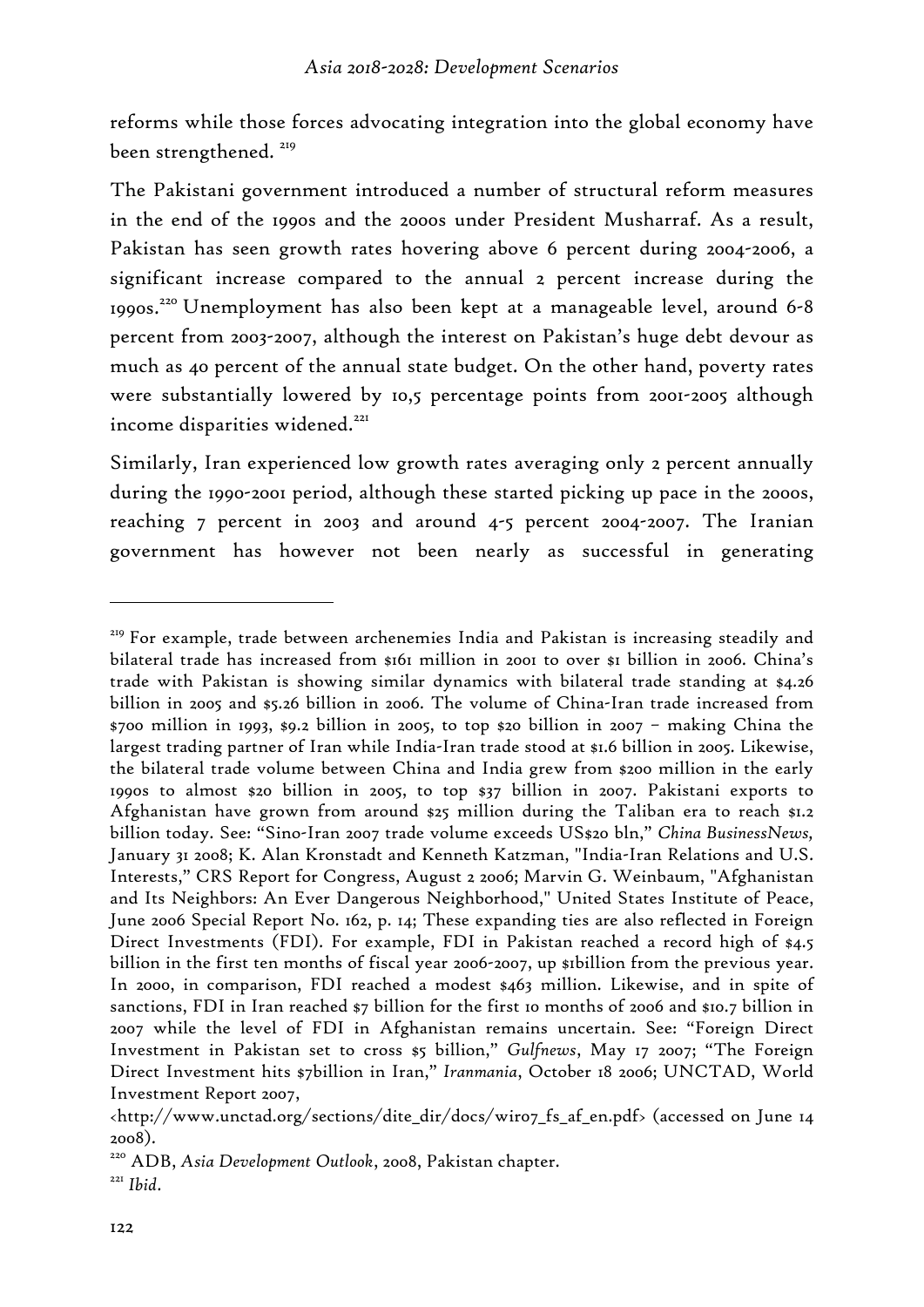reforms while those forces advocating integration into the global economy have been strengthened. [219]

The Pakistani government introduced a number of structural reform measures in the end of the 1990s and the 2000s under President Musharraf. As a result, Pakistan has seen growth rates hovering above 6 percent during 2004-2006, a significant increase compared to the annual 2 percent increase during the 1990s.[220] Unemployment has also been kept at a manageable level, around 6-8 percent from 2003-2007, although the interest on Pakistan's huge debt devour as much as 40 percent of the annual state budget. On the other hand, poverty rates were substantially lowered by 10,5 percentage points from 2001-2005 although income disparities widened.[221]

Similarly, Iran experienced low growth rates averaging only 2 percent annually during the 1990-2001 period, although these started picking up pace in the 2000s, reaching 7 percent in 2003 and around 4-5 percent 2004-2007. The Iranian government has however not been nearly as successful in generating

---

[219] For example, trade between archenemies India and Pakistan is increasing steadily and bilateral trade has increased from $161 million in 2001 to over $1 billion in 2006. China's trade with Pakistan is showing similar dynamics with bilateral trade standing at $4.26 billion in 2005 and $5.26 billion in 2006. The volume of China-Iran trade increased from $700 million in 1993, $9.2 billion in 2005, to top $20 billion in 2007 – making China the largest trading partner of Iran while India-Iran trade stood at $1.6 billion in 2005. Likewise, the bilateral trade volume between China and India grew from $200 million in the early 1990s to almost $20 billion in 2005, to top $37 billion in 2007. Pakistani exports to Afghanistan have grown from around $25 million during the Taliban era to reach $1.2 billion today. See: "Sino-Iran 2007 trade volume exceeds US$20 bln," *China BusinessNews*, January 31 2008; K. Alan Kronstadt and Kenneth Katzman, "India-Iran Relations and U.S. Interests," CRS Report for Congress, August 2 2006; Marvin G. Weinbaum, "Afghanistan and Its Neighbors: An Ever Dangerous Neighborhood," United States Institute of Peace, June 2006 Special Report No. 162, p. 14; These expanding ties are also reflected in Foreign Direct Investments (FDI). For example, FDI in Pakistan reached a record high of $4.5 billion in the first ten months of fiscal year 2006-2007, up $1billion from the previous year. In 2000, in comparison, FDI reached a modest $463 million. Likewise, and in spite of sanctions, FDI in Iran reached $7 billion for the first 10 months of 2006 and $10.7 billion in 2007 while the level of FDI in Afghanistan remains uncertain. See: "Foreign Direct Investment in Pakistan set to cross $5 billion," *Gulfnews*, May 17 2007; "The Foreign Direct Investment hits $7billion in Iran," *Iranmania*, October 18 2006; UNCTAD, World Investment Report 2007, <http://www.unctad.org/sections/dite_dir/docs/wir07_fs_af_en.pdf> (accessed on June 14 2008).

[220] ADB, *Asia Development Outlook*, 2008, Pakistan chapter.

[221] *Ibid*.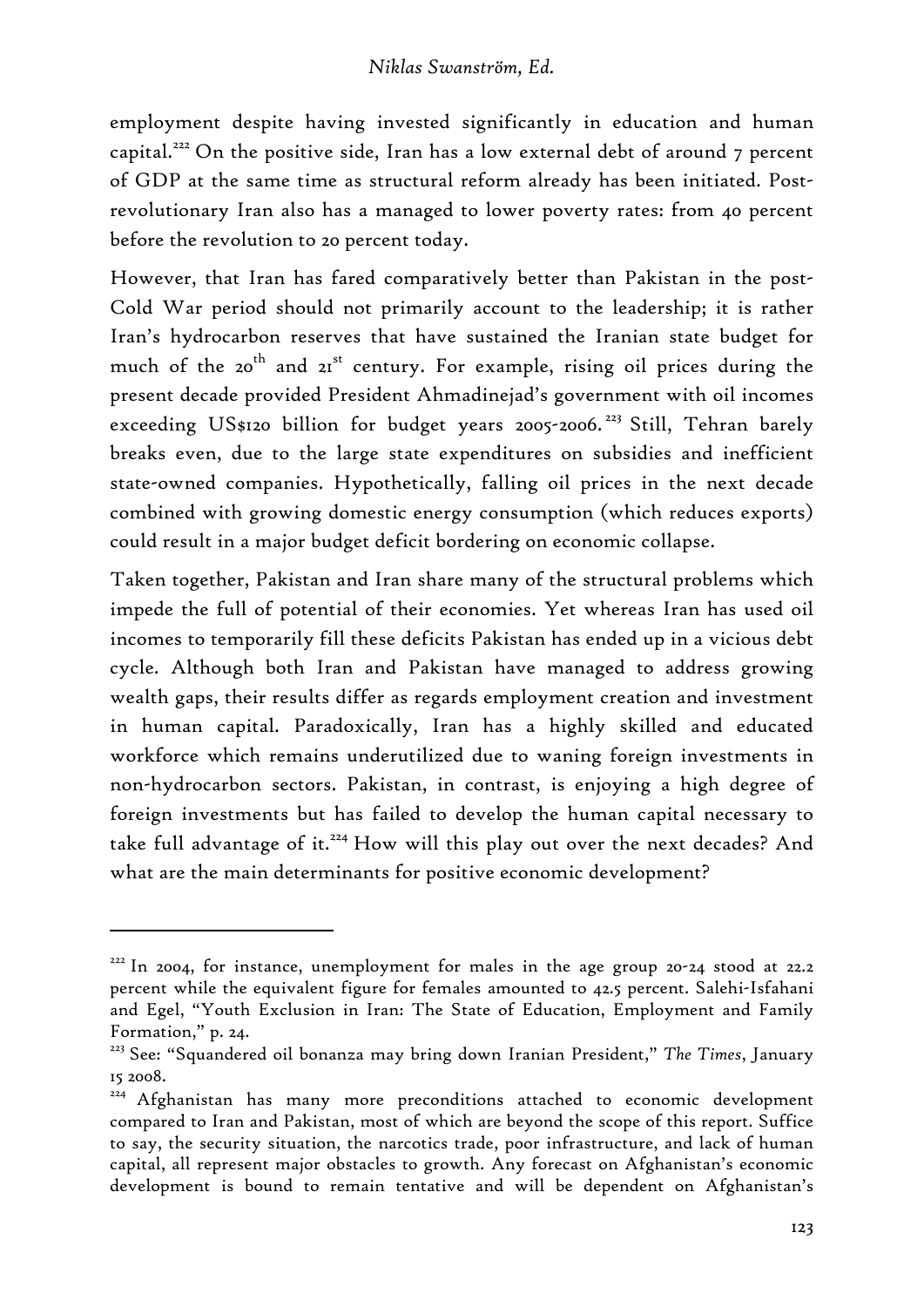employment despite having invested significantly in education and human capital.[222] On the positive side, Iran has a low external debt of around 7 percent of GDP at the same time as structural reform already has been initiated. Post-revolutionary Iran also has a managed to lower poverty rates: from 40 percent before the revolution to 20 percent today.

However, that Iran has fared comparatively better than Pakistan in the post-Cold War period should not primarily account to the leadership; it is rather Iran's hydrocarbon reserves that have sustained the Iranian state budget for much of the 20th and 21st century. For example, rising oil prices during the present decade provided President Ahmadinejad's government with oil incomes exceeding US$120 billion for budget years 2005-2006.[223] Still, Tehran barely breaks even, due to the large state expenditures on subsidies and inefficient state-owned companies. Hypothetically, falling oil prices in the next decade combined with growing domestic energy consumption (which reduces exports) could result in a major budget deficit bordering on economic collapse.

Taken together, Pakistan and Iran share many of the structural problems which impede the full of potential of their economies. Yet whereas Iran has used oil incomes to temporarily fill these deficits Pakistan has ended up in a vicious debt cycle. Although both Iran and Pakistan have managed to address growing wealth gaps, their results differ as regards employment creation and investment in human capital. Paradoxically, Iran has a highly skilled and educated workforce which remains underutilized due to waning foreign investments in non-hydrocarbon sectors. Pakistan, in contrast, is enjoying a high degree of foreign investments but has failed to develop the human capital necessary to take full advantage of it.[224] How will this play out over the next decades? And what are the main determinants for positive economic development?

---

[222] In 2004, for instance, unemployment for males in the age group 20-24 stood at 22.2 percent while the equivalent figure for females amounted to 42.5 percent. Salehi-Isfahani and Egel, "Youth Exclusion in Iran: The State of Education, Employment and Family Formation," p. 24.

[223] See: "Squandered oil bonanza may bring down Iranian President," *The Times*, January 15 2008.

[224] Afghanistan has many more preconditions attached to economic development compared to Iran and Pakistan, most of which are beyond the scope of this report. Suffice to say, the security situation, the narcotics trade, poor infrastructure, and lack of human capital, all represent major obstacles to growth. Any forecast on Afghanistan's economic development is bound to remain tentative and will be dependent on Afghanistan's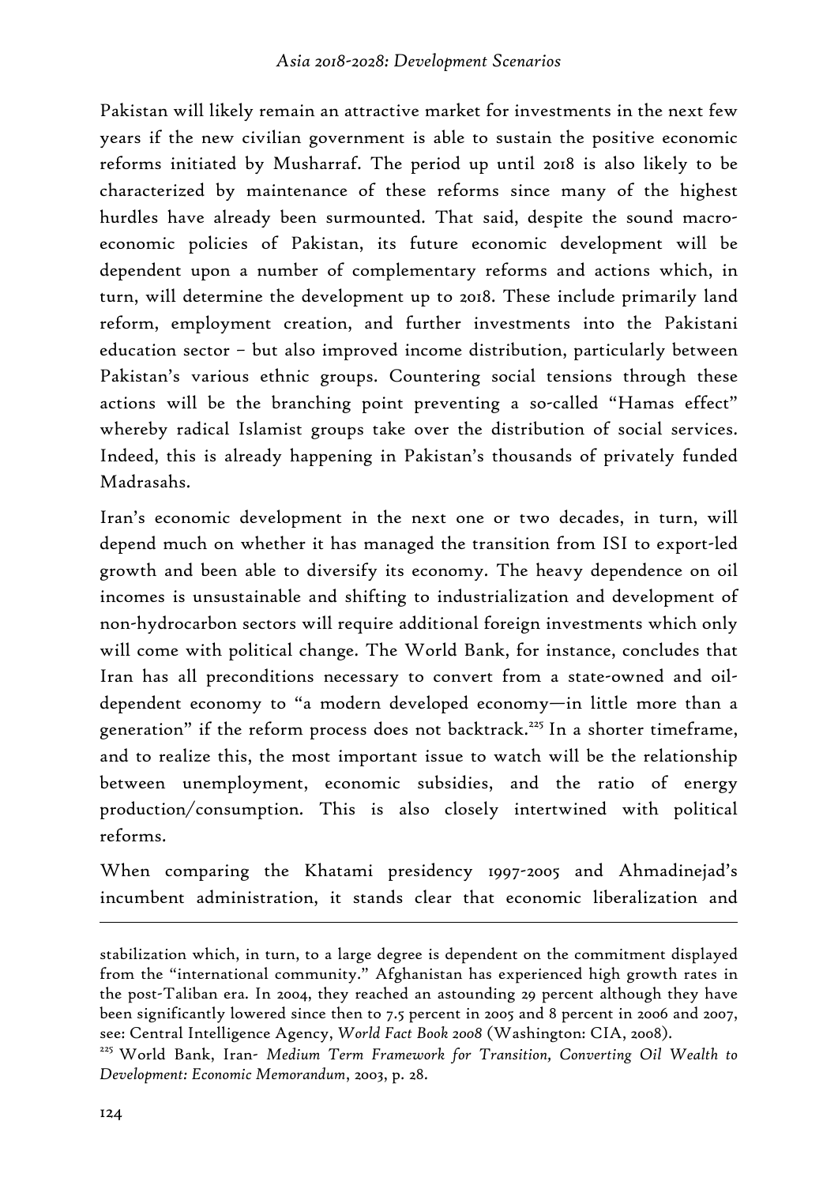Pakistan will likely remain an attractive market for investments in the next few years if the new civilian government is able to sustain the positive economic reforms initiated by Musharraf. The period up until 2018 is also likely to be characterized by maintenance of these reforms since many of the highest hurdles have already been surmounted. That said, despite the sound macro-economic policies of Pakistan, its future economic development will be dependent upon a number of complementary reforms and actions which, in turn, will determine the development up to 2018. These include primarily land reform, employment creation, and further investments into the Pakistani education sector – but also improved income distribution, particularly between Pakistan's various ethnic groups. Countering social tensions through these actions will be the branching point preventing a so-called "Hamas effect" whereby radical Islamist groups take over the distribution of social services. Indeed, this is already happening in Pakistan's thousands of privately funded Madrasahs.

Iran's economic development in the next one or two decades, in turn, will depend much on whether it has managed the transition from ISI to export-led growth and been able to diversify its economy. The heavy dependence on oil incomes is unsustainable and shifting to industrialization and development of non-hydrocarbon sectors will require additional foreign investments which only will come with political change. The World Bank, for instance, concludes that Iran has all preconditions necessary to convert from a state-owned and oil-dependent economy to "a modern developed economy—in little more than a generation" if the reform process does not backtrack.[225] In a shorter timeframe, and to realize this, the most important issue to watch will be the relationship between unemployment, economic subsidies, and the ratio of energy production/consumption. This is also closely intertwined with political reforms.

When comparing the Khatami presidency 1997-2005 and Ahmadinejad's incumbent administration, it stands clear that economic liberalization and

---

stabilization which, in turn, to a large degree is dependent on the commitment displayed from the "international community." Afghanistan has experienced high growth rates in the post-Taliban era. In 2004, they reached an astounding 29 percent although they have been significantly lowered since then to 7.5 percent in 2005 and 8 percent in 2006 and 2007, see: Central Intelligence Agency, *World Fact Book 2008* (Washington: CIA, 2008).

[225] World Bank, Iran- *Medium Term Framework for Transition, Converting Oil Wealth to Development: Economic Memorandum*, 2003, p. 28.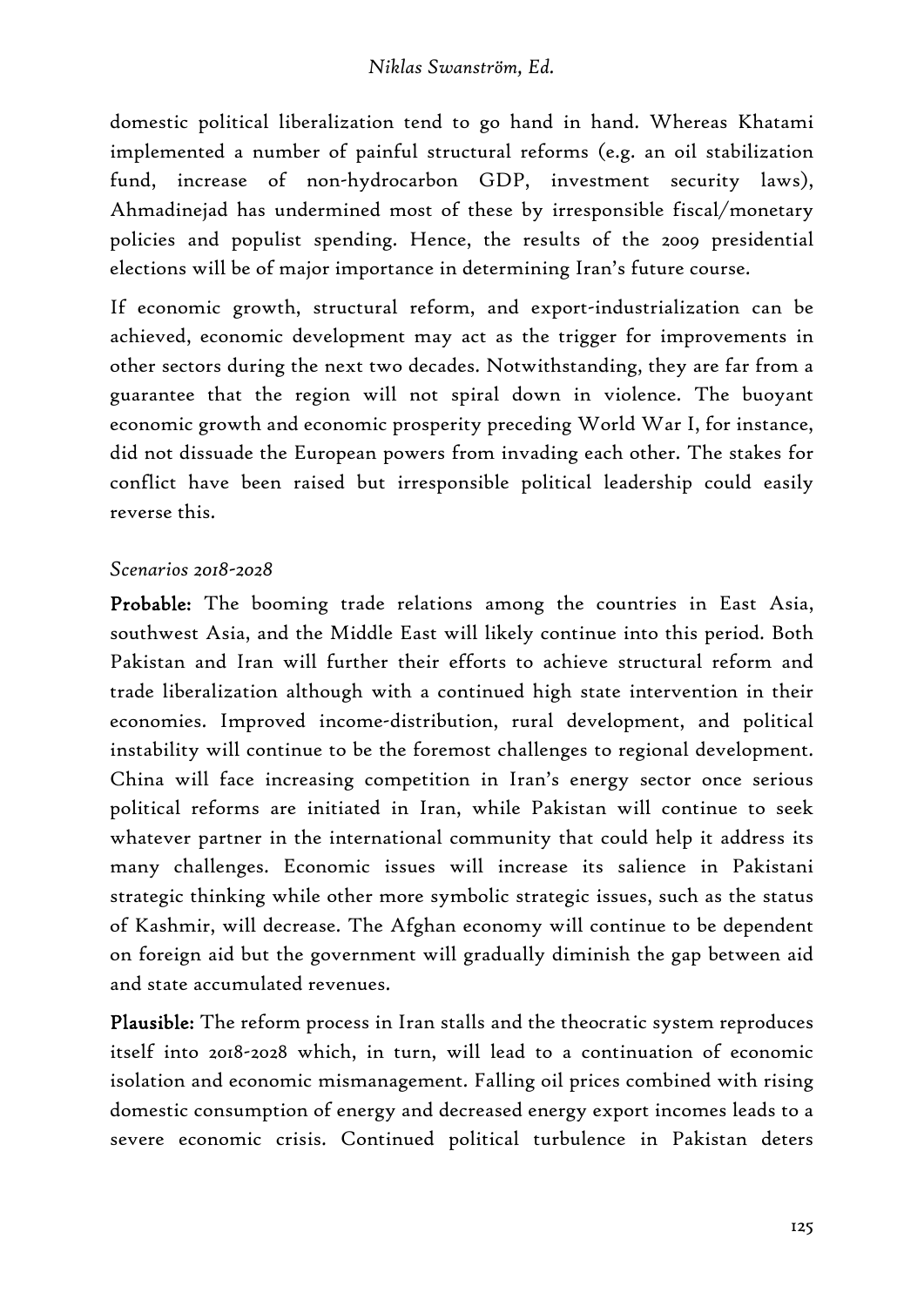domestic political liberalization tend to go hand in hand. Whereas Khatami implemented a number of painful structural reforms (e.g. an oil stabilization fund, increase of non-hydrocarbon GDP, investment security laws), Ahmadinejad has undermined most of these by irresponsible fiscal/monetary policies and populist spending. Hence, the results of the 2009 presidential elections will be of major importance in determining Iran's future course.

If economic growth, structural reform, and export-industrialization can be achieved, economic development may act as the trigger for improvements in other sectors during the next two decades. Notwithstanding, they are far from a guarantee that the region will not spiral down in violence. The buoyant economic growth and economic prosperity preceding World War I, for instance, did not dissuade the European powers from invading each other. The stakes for conflict have been raised but irresponsible political leadership could easily reverse this.

*Scenarios 2018-2028*

**Probable:** The booming trade relations among the countries in East Asia, southwest Asia, and the Middle East will likely continue into this period. Both Pakistan and Iran will further their efforts to achieve structural reform and trade liberalization although with a continued high state intervention in their economies. Improved income-distribution, rural development, and political instability will continue to be the foremost challenges to regional development. China will face increasing competition in Iran's energy sector once serious political reforms are initiated in Iran, while Pakistan will continue to seek whatever partner in the international community that could help it address its many challenges. Economic issues will increase its salience in Pakistani strategic thinking while other more symbolic strategic issues, such as the status of Kashmir, will decrease. The Afghan economy will continue to be dependent on foreign aid but the government will gradually diminish the gap between aid and state accumulated revenues.

**Plausible:** The reform process in Iran stalls and the theocratic system reproduces itself into 2018-2028 which, in turn, will lead to a continuation of economic isolation and economic mismanagement. Falling oil prices combined with rising domestic consumption of energy and decreased energy export incomes leads to a severe economic crisis. Continued political turbulence in Pakistan deters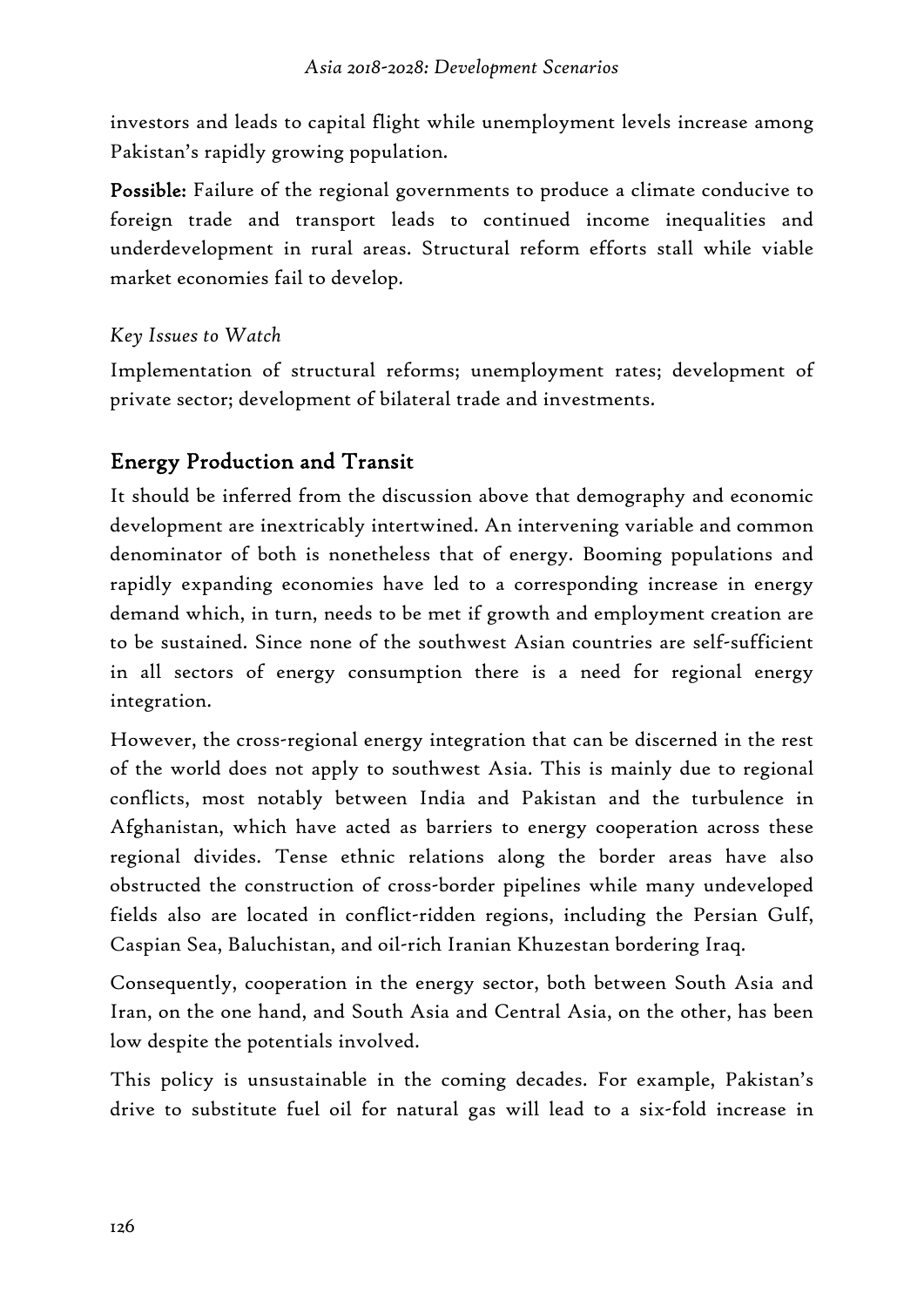investors and leads to capital flight while unemployment levels increase among Pakistan's rapidly growing population.

**Possible:** Failure of the regional governments to produce a climate conducive to foreign trade and transport leads to continued income inequalities and underdevelopment in rural areas. Structural reform efforts stall while viable market economies fail to develop.

*Key Issues to Watch*

Implementation of structural reforms; unemployment rates; development of private sector; development of bilateral trade and investments.

## Energy Production and Transit

It should be inferred from the discussion above that demography and economic development are inextricably intertwined. An intervening variable and common denominator of both is nonetheless that of energy. Booming populations and rapidly expanding economies have led to a corresponding increase in energy demand which, in turn, needs to be met if growth and employment creation are to be sustained. Since none of the southwest Asian countries are self-sufficient in all sectors of energy consumption there is a need for regional energy integration.

However, the cross-regional energy integration that can be discerned in the rest of the world does not apply to southwest Asia. This is mainly due to regional conflicts, most notably between India and Pakistan and the turbulence in Afghanistan, which have acted as barriers to energy cooperation across these regional divides. Tense ethnic relations along the border areas have also obstructed the construction of cross-border pipelines while many undeveloped fields also are located in conflict-ridden regions, including the Persian Gulf, Caspian Sea, Baluchistan, and oil-rich Iranian Khuzestan bordering Iraq.

Consequently, cooperation in the energy sector, both between South Asia and Iran, on the one hand, and South Asia and Central Asia, on the other, has been low despite the potentials involved.

This policy is unsustainable in the coming decades. For example, Pakistan's drive to substitute fuel oil for natural gas will lead to a six-fold increase in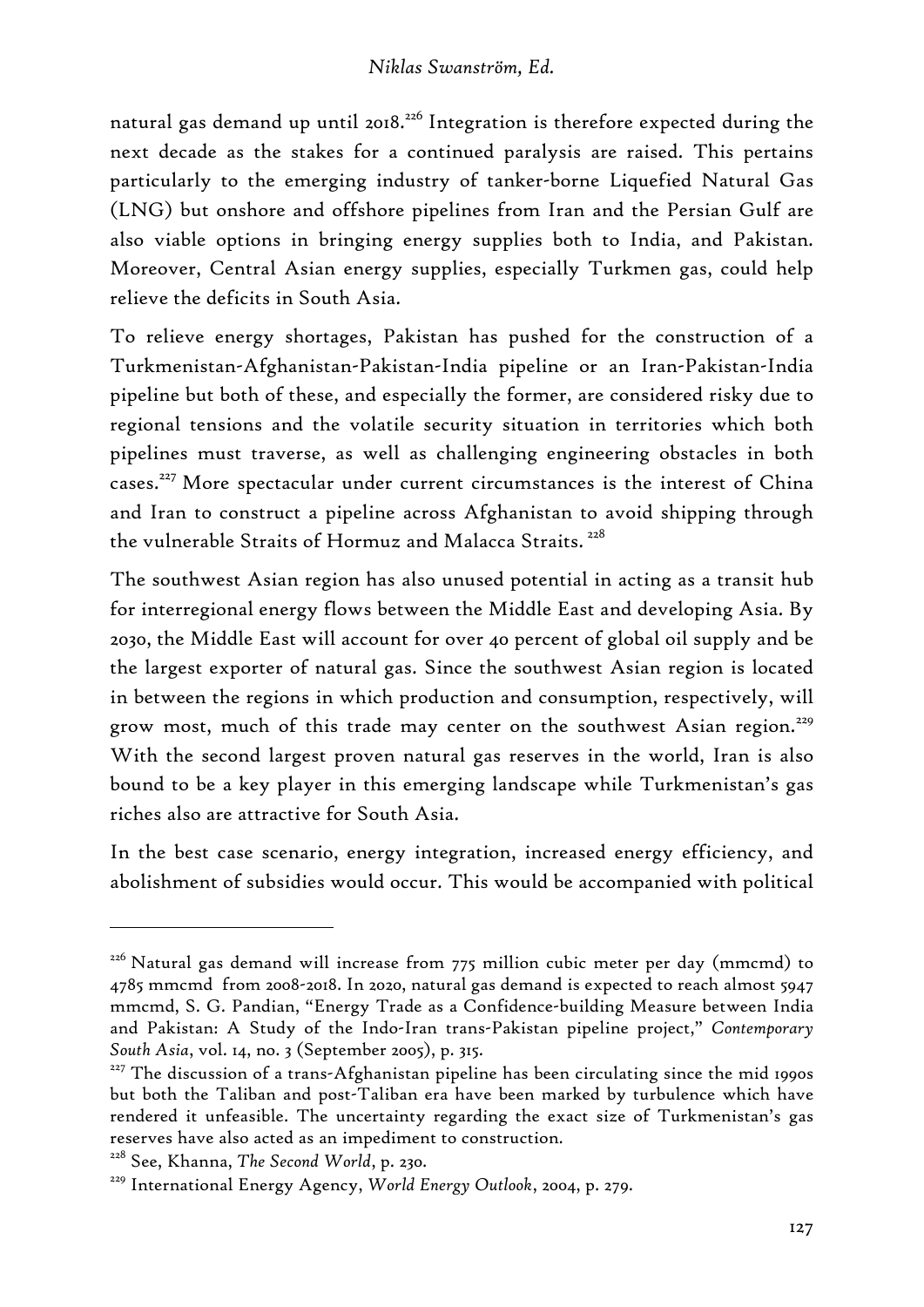natural gas demand up until 2018.[226] Integration is therefore expected during the next decade as the stakes for a continued paralysis are raised. This pertains particularly to the emerging industry of tanker-borne Liquefied Natural Gas (LNG) but onshore and offshore pipelines from Iran and the Persian Gulf are also viable options in bringing energy supplies both to India, and Pakistan. Moreover, Central Asian energy supplies, especially Turkmen gas, could help relieve the deficits in South Asia.

To relieve energy shortages, Pakistan has pushed for the construction of a Turkmenistan-Afghanistan-Pakistan-India pipeline or an Iran-Pakistan-India pipeline but both of these, and especially the former, are considered risky due to regional tensions and the volatile security situation in territories which both pipelines must traverse, as well as challenging engineering obstacles in both cases.[227] More spectacular under current circumstances is the interest of China and Iran to construct a pipeline across Afghanistan to avoid shipping through the vulnerable Straits of Hormuz and Malacca Straits.[228]

The southwest Asian region has also unused potential in acting as a transit hub for interregional energy flows between the Middle East and developing Asia. By 2030, the Middle East will account for over 40 percent of global oil supply and be the largest exporter of natural gas. Since the southwest Asian region is located in between the regions in which production and consumption, respectively, will grow most, much of this trade may center on the southwest Asian region.[229] With the second largest proven natural gas reserves in the world, Iran is also bound to be a key player in this emerging landscape while Turkmenistan's gas riches also are attractive for South Asia.

In the best case scenario, energy integration, increased energy efficiency, and abolishment of subsidies would occur. This would be accompanied with political

---

[226] Natural gas demand will increase from 775 million cubic meter per day (mmcmd) to 4785 mmcmd from 2008-2018. In 2020, natural gas demand is expected to reach almost 5947 mmcmd, S. G. Pandian, "Energy Trade as a Confidence-building Measure between India and Pakistan: A Study of the Indo-Iran trans-Pakistan pipeline project," *Contemporary South Asia*, vol. 14, no. 3 (September 2005), p. 315.

[227] The discussion of a trans-Afghanistan pipeline has been circulating since the mid 1990s but both the Taliban and post-Taliban era have been marked by turbulence which have rendered it unfeasible. The uncertainty regarding the exact size of Turkmenistan's gas reserves have also acted as an impediment to construction.

[228] See, Khanna, *The Second World*, p. 230.

[229] International Energy Agency, *World Energy Outlook*, 2004, p. 279.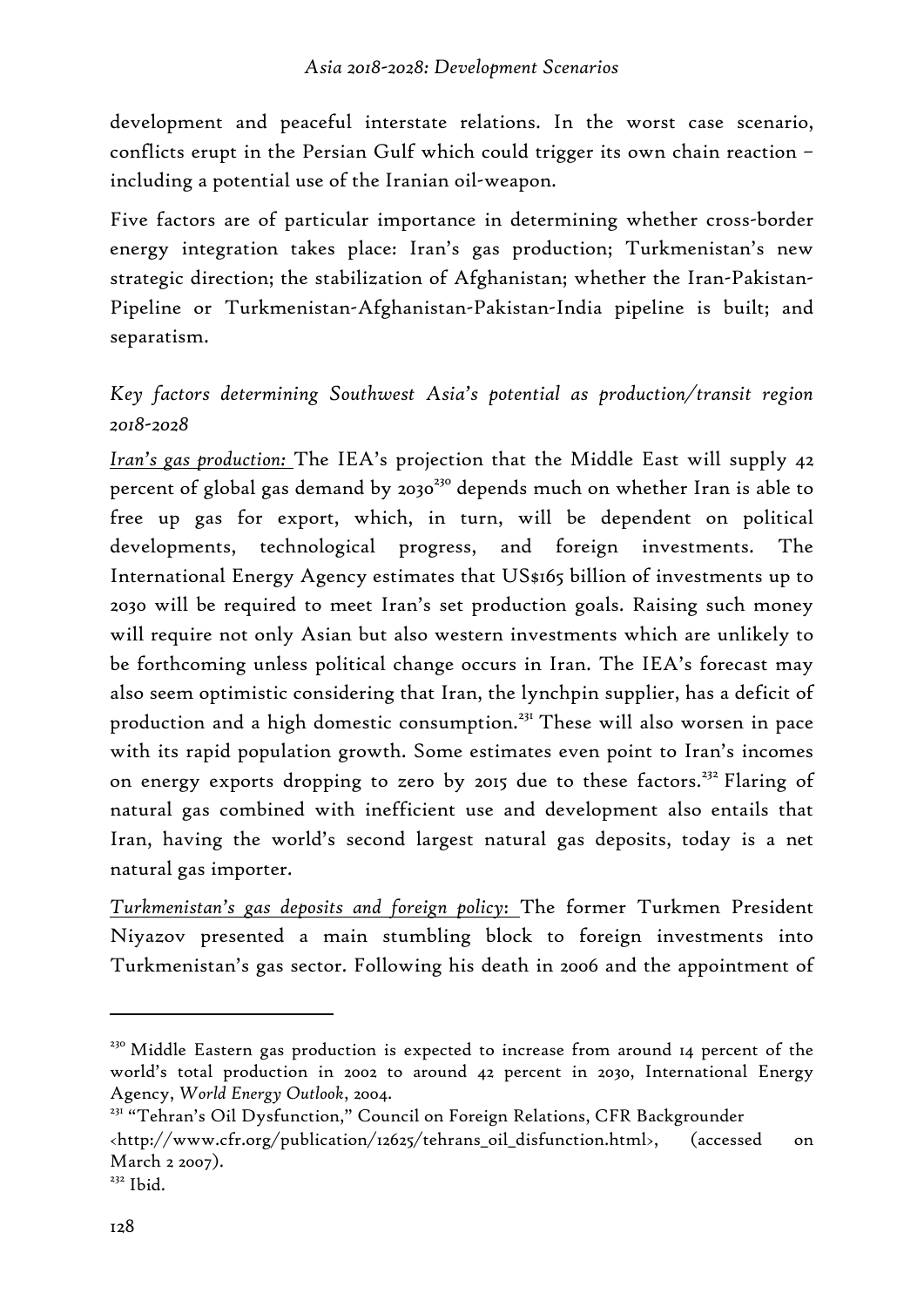development and peaceful interstate relations. In the worst case scenario, conflicts erupt in the Persian Gulf which could trigger its own chain reaction – including a potential use of the Iranian oil-weapon.

Five factors are of particular importance in determining whether cross-border energy integration takes place: Iran's gas production; Turkmenistan's new strategic direction; the stabilization of Afghanistan; whether the Iran-Pakistan-Pipeline or Turkmenistan-Afghanistan-Pakistan-India pipeline is built; and separatism.

*Key factors determining Southwest Asia's potential as production/transit region 2018-2028*

*Iran's gas production:* The IEA's projection that the Middle East will supply 42 percent of global gas demand by 2030[230] depends much on whether Iran is able to free up gas for export, which, in turn, will be dependent on political developments, technological progress, and foreign investments. The International Energy Agency estimates that US$165 billion of investments up to 2030 will be required to meet Iran's set production goals. Raising such money will require not only Asian but also western investments which are unlikely to be forthcoming unless political change occurs in Iran. The IEA's forecast may also seem optimistic considering that Iran, the lynchpin supplier, has a deficit of production and a high domestic consumption.[231] These will also worsen in pace with its rapid population growth. Some estimates even point to Iran's incomes on energy exports dropping to zero by 2015 due to these factors.[232] Flaring of natural gas combined with inefficient use and development also entails that Iran, having the world's second largest natural gas deposits, today is a net natural gas importer.

*Turkmenistan's gas deposits and foreign policy*: The former Turkmen President Niyazov presented a main stumbling block to foreign investments into Turkmenistan's gas sector. Following his death in 2006 and the appointment of

---

[230] Middle Eastern gas production is expected to increase from around 14 percent of the world's total production in 2002 to around 42 percent in 2030, International Energy Agency, *World Energy Outlook*, 2004.

[231] "Tehran's Oil Dysfunction," Council on Foreign Relations, CFR Backgrounder <http://www.cfr.org/publication/12625/tehrans_oil_disfunction.html>, (accessed on March 2 2007).

[232] Ibid.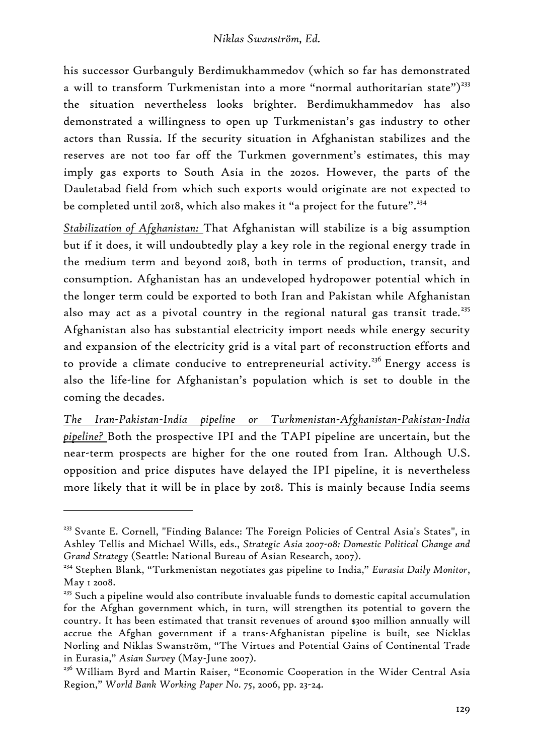his successor Gurbanguly Berdimukhammedov (which so far has demonstrated a will to transform Turkmenistan into a more "normal authoritarian state")[233] the situation nevertheless looks brighter. Berdimukhammedov has also demonstrated a willingness to open up Turkmenistan's gas industry to other actors than Russia. If the security situation in Afghanistan stabilizes and the reserves are not too far off the Turkmen government's estimates, this may imply gas exports to South Asia in the 2020s. However, the parts of the Dauletabad field from which such exports would originate are not expected to be completed until 2018, which also makes it "a project for the future".[234]

*Stabilization of Afghanistan:* That Afghanistan will stabilize is a big assumption but if it does, it will undoubtedly play a key role in the regional energy trade in the medium term and beyond 2018, both in terms of production, transit, and consumption. Afghanistan has an undeveloped hydropower potential which in the longer term could be exported to both Iran and Pakistan while Afghanistan also may act as a pivotal country in the regional natural gas transit trade.[235] Afghanistan also has substantial electricity import needs while energy security and expansion of the electricity grid is a vital part of reconstruction efforts and to provide a climate conducive to entrepreneurial activity.[236] Energy access is also the life-line for Afghanistan's population which is set to double in the coming the decades.

*The Iran-Pakistan-India pipeline or Turkmenistan-Afghanistan-Pakistan-India pipeline?* Both the prospective IPI and the TAPI pipeline are uncertain, but the near-term prospects are higher for the one routed from Iran. Although U.S. opposition and price disputes have delayed the IPI pipeline, it is nevertheless more likely that it will be in place by 2018. This is mainly because India seems

---

[233] Svante E. Cornell, "Finding Balance: The Foreign Policies of Central Asia's States", in Ashley Tellis and Michael Wills, eds., *Strategic Asia 2007-08: Domestic Political Change and Grand Strategy* (Seattle: National Bureau of Asian Research, 2007).

[234] Stephen Blank, "Turkmenistan negotiates gas pipeline to India," *Eurasia Daily Monitor*, May 1 2008.

[235] Such a pipeline would also contribute invaluable funds to domestic capital accumulation for the Afghan government which, in turn, will strengthen its potential to govern the country. It has been estimated that transit revenues of around $300 million annually will accrue the Afghan government if a trans-Afghanistan pipeline is built, see Nicklas Norling and Niklas Swanström, "The Virtues and Potential Gains of Continental Trade in Eurasia," *Asian Survey* (May-June 2007).

[236] William Byrd and Martin Raiser, "Economic Cooperation in the Wider Central Asia Region," *World Bank Working Paper No. 75*, 2006, pp. 23-24.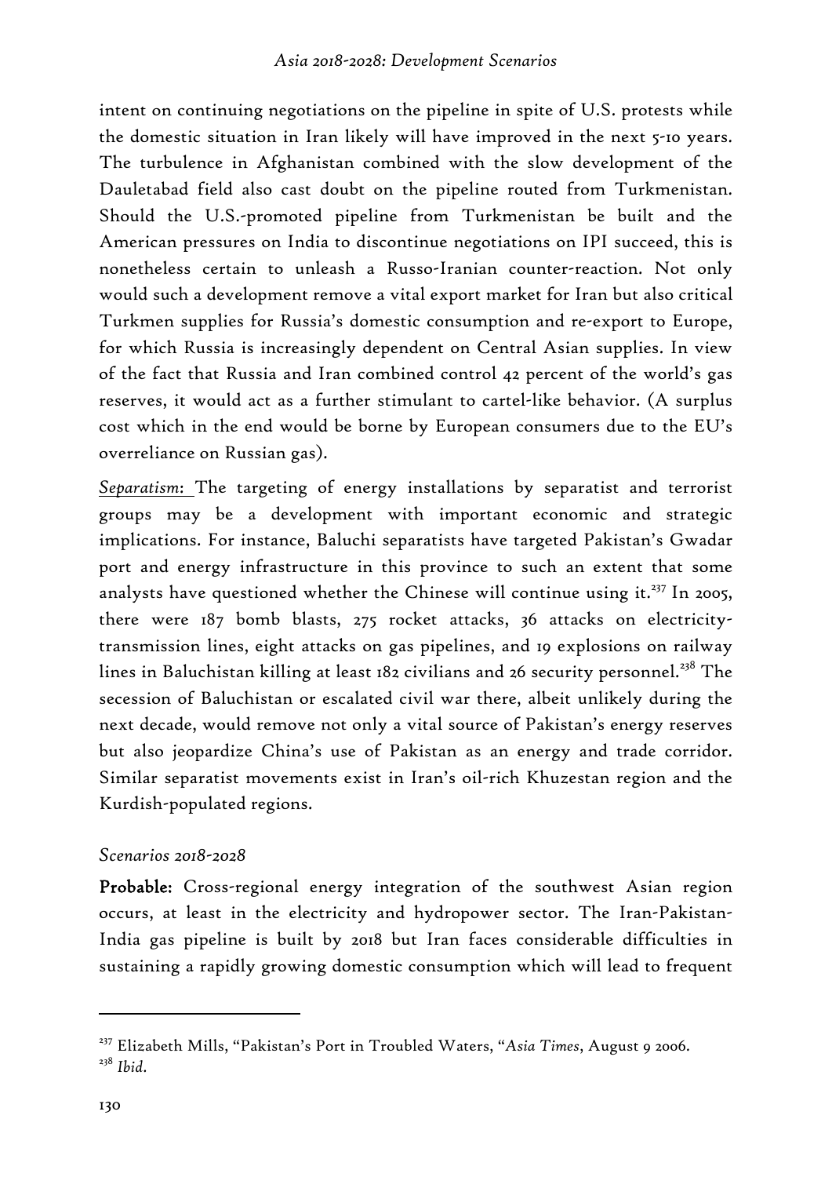intent on continuing negotiations on the pipeline in spite of U.S. protests while the domestic situation in Iran likely will have improved in the next 5-10 years. The turbulence in Afghanistan combined with the slow development of the Dauletabad field also cast doubt on the pipeline routed from Turkmenistan. Should the U.S.-promoted pipeline from Turkmenistan be built and the American pressures on India to discontinue negotiations on IPI succeed, this is nonetheless certain to unleash a Russo-Iranian counter-reaction. Not only would such a development remove a vital export market for Iran but also critical Turkmen supplies for Russia's domestic consumption and re-export to Europe, for which Russia is increasingly dependent on Central Asian supplies. In view of the fact that Russia and Iran combined control 42 percent of the world's gas reserves, it would act as a further stimulant to cartel-like behavior. (A surplus cost which in the end would be borne by European consumers due to the EU's overreliance on Russian gas).

*Separatism*: The targeting of energy installations by separatist and terrorist groups may be a development with important economic and strategic implications. For instance, Baluchi separatists have targeted Pakistan's Gwadar port and energy infrastructure in this province to such an extent that some analysts have questioned whether the Chinese will continue using it.[237] In 2005, there were 187 bomb blasts, 275 rocket attacks, 36 attacks on electricity-transmission lines, eight attacks on gas pipelines, and 19 explosions on railway lines in Baluchistan killing at least 182 civilians and 26 security personnel.[238] The secession of Baluchistan or escalated civil war there, albeit unlikely during the next decade, would remove not only a vital source of Pakistan's energy reserves but also jeopardize China's use of Pakistan as an energy and trade corridor. Similar separatist movements exist in Iran's oil-rich Khuzestan region and the Kurdish-populated regions.

*Scenarios 2018-2028*

**Probable:** Cross-regional energy integration of the southwest Asian region occurs, at least in the electricity and hydropower sector. The Iran-Pakistan-India gas pipeline is built by 2018 but Iran faces considerable difficulties in sustaining a rapidly growing domestic consumption which will lead to frequent

---

[237] Elizabeth Mills, "Pakistan's Port in Troubled Waters, "*Asia Times*, August 9 2006.

[238] *Ibid*.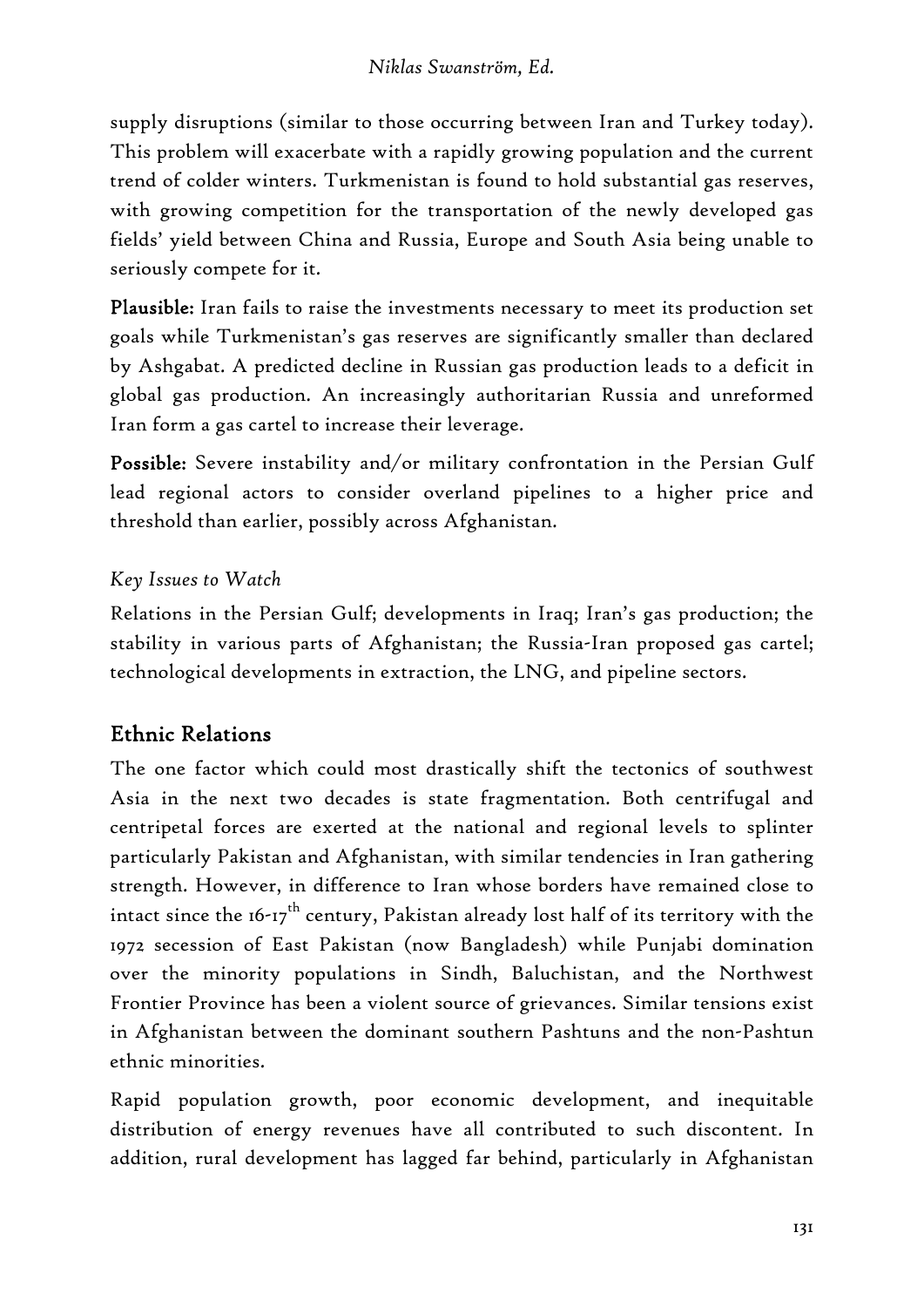supply disruptions (similar to those occurring between Iran and Turkey today). This problem will exacerbate with a rapidly growing population and the current trend of colder winters. Turkmenistan is found to hold substantial gas reserves, with growing competition for the transportation of the newly developed gas fields' yield between China and Russia, Europe and South Asia being unable to seriously compete for it.

**Plausible:** Iran fails to raise the investments necessary to meet its production set goals while Turkmenistan's gas reserves are significantly smaller than declared by Ashgabat. A predicted decline in Russian gas production leads to a deficit in global gas production. An increasingly authoritarian Russia and unreformed Iran form a gas cartel to increase their leverage.

**Possible:** Severe instability and/or military confrontation in the Persian Gulf lead regional actors to consider overland pipelines to a higher price and threshold than earlier, possibly across Afghanistan.

*Key Issues to Watch*

Relations in the Persian Gulf; developments in Iraq; Iran's gas production; the stability in various parts of Afghanistan; the Russia-Iran proposed gas cartel; technological developments in extraction, the LNG, and pipeline sectors.

## Ethnic Relations

The one factor which could most drastically shift the tectonics of southwest Asia in the next two decades is state fragmentation. Both centrifugal and centripetal forces are exerted at the national and regional levels to splinter particularly Pakistan and Afghanistan, with similar tendencies in Iran gathering strength. However, in difference to Iran whose borders have remained close to intact since the 16-17th century, Pakistan already lost half of its territory with the 1972 secession of East Pakistan (now Bangladesh) while Punjabi domination over the minority populations in Sindh, Baluchistan, and the Northwest Frontier Province has been a violent source of grievances. Similar tensions exist in Afghanistan between the dominant southern Pashtuns and the non-Pashtun ethnic minorities.

Rapid population growth, poor economic development, and inequitable distribution of energy revenues have all contributed to such discontent. In addition, rural development has lagged far behind, particularly in Afghanistan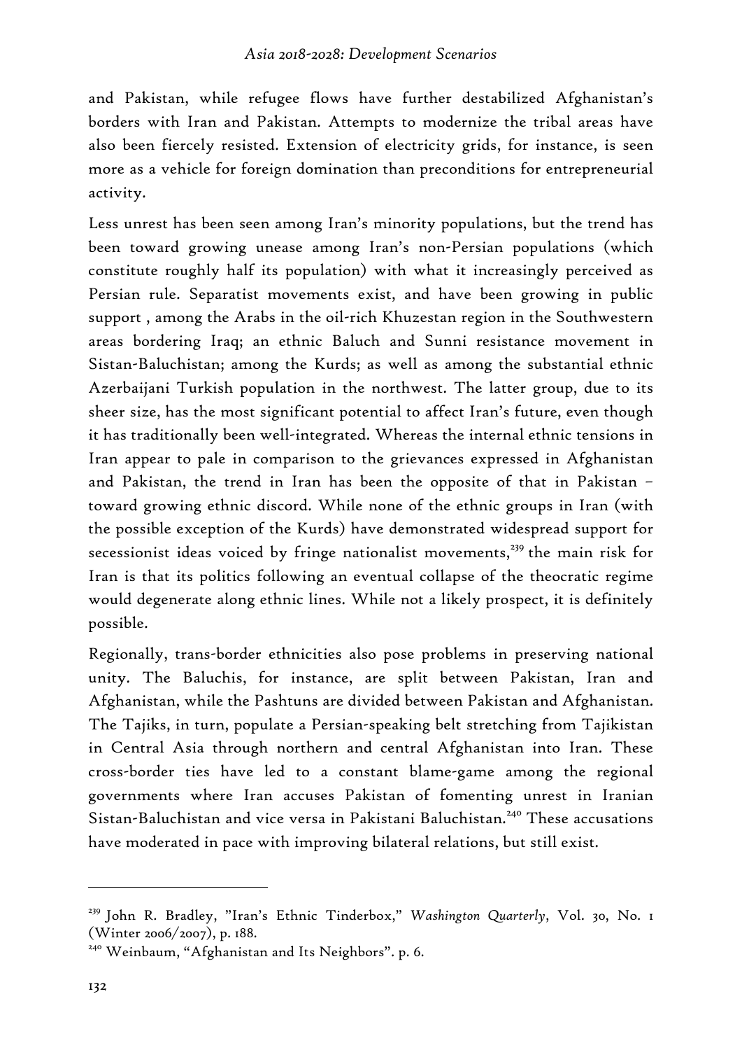and Pakistan, while refugee flows have further destabilized Afghanistan's borders with Iran and Pakistan. Attempts to modernize the tribal areas have also been fiercely resisted. Extension of electricity grids, for instance, is seen more as a vehicle for foreign domination than preconditions for entrepreneurial activity.

Less unrest has been seen among Iran's minority populations, but the trend has been toward growing unease among Iran's non-Persian populations (which constitute roughly half its population) with what it increasingly perceived as Persian rule. Separatist movements exist, and have been growing in public support , among the Arabs in the oil-rich Khuzestan region in the Southwestern areas bordering Iraq; an ethnic Baluch and Sunni resistance movement in Sistan-Baluchistan; among the Kurds; as well as among the substantial ethnic Azerbaijani Turkish population in the northwest. The latter group, due to its sheer size, has the most significant potential to affect Iran's future, even though it has traditionally been well-integrated. Whereas the internal ethnic tensions in Iran appear to pale in comparison to the grievances expressed in Afghanistan and Pakistan, the trend in Iran has been the opposite of that in Pakistan – toward growing ethnic discord. While none of the ethnic groups in Iran (with the possible exception of the Kurds) have demonstrated widespread support for secessionist ideas voiced by fringe nationalist movements,[239] the main risk for Iran is that its politics following an eventual collapse of the theocratic regime would degenerate along ethnic lines. While not a likely prospect, it is definitely possible.

Regionally, trans-border ethnicities also pose problems in preserving national unity. The Baluchis, for instance, are split between Pakistan, Iran and Afghanistan, while the Pashtuns are divided between Pakistan and Afghanistan. The Tajiks, in turn, populate a Persian-speaking belt stretching from Tajikistan in Central Asia through northern and central Afghanistan into Iran. These cross-border ties have led to a constant blame-game among the regional governments where Iran accuses Pakistan of fomenting unrest in Iranian Sistan-Baluchistan and vice versa in Pakistani Baluchistan.[240] These accusations have moderated in pace with improving bilateral relations, but still exist.

---

[239] John R. Bradley, "Iran's Ethnic Tinderbox," *Washington Quarterly*, Vol. 30, No. 1 (Winter 2006/2007), p. 188.

[240] Weinbaum, "Afghanistan and Its Neighbors". p. 6.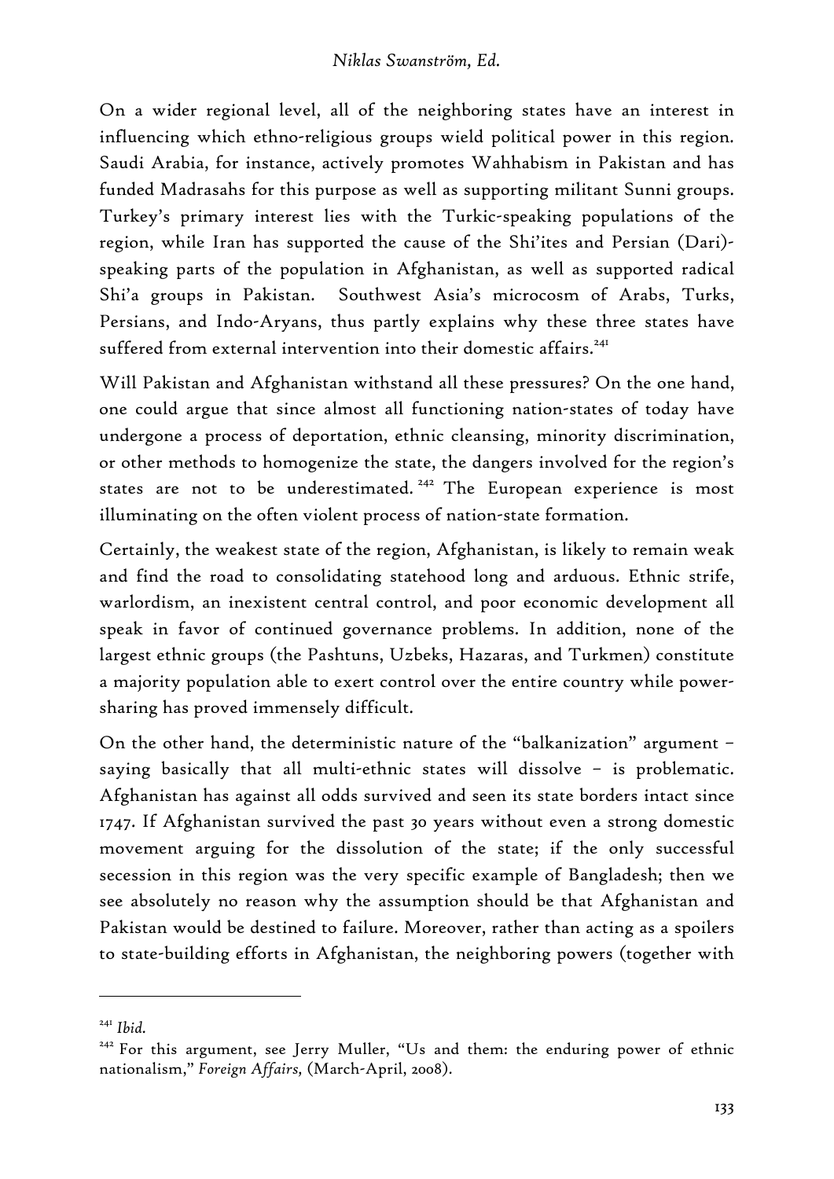On a wider regional level, all of the neighboring states have an interest in influencing which ethno-religious groups wield political power in this region. Saudi Arabia, for instance, actively promotes Wahhabism in Pakistan and has funded Madrasahs for this purpose as well as supporting militant Sunni groups. Turkey's primary interest lies with the Turkic-speaking populations of the region, while Iran has supported the cause of the Shi'ites and Persian (Dari)-speaking parts of the population in Afghanistan, as well as supported radical Shi'a groups in Pakistan. Southwest Asia's microcosm of Arabs, Turks, Persians, and Indo-Aryans, thus partly explains why these three states have suffered from external intervention into their domestic affairs.[241]

Will Pakistan and Afghanistan withstand all these pressures? On the one hand, one could argue that since almost all functioning nation-states of today have undergone a process of deportation, ethnic cleansing, minority discrimination, or other methods to homogenize the state, the dangers involved for the region's states are not to be underestimated.[242] The European experience is most illuminating on the often violent process of nation-state formation.

Certainly, the weakest state of the region, Afghanistan, is likely to remain weak and find the road to consolidating statehood long and arduous. Ethnic strife, warlordism, an inexistent central control, and poor economic development all speak in favor of continued governance problems. In addition, none of the largest ethnic groups (the Pashtuns, Uzbeks, Hazaras, and Turkmen) constitute a majority population able to exert control over the entire country while power-sharing has proved immensely difficult.

On the other hand, the deterministic nature of the "balkanization" argument – saying basically that all multi-ethnic states will dissolve – is problematic. Afghanistan has against all odds survived and seen its state borders intact since 1747. If Afghanistan survived the past 30 years without even a strong domestic movement arguing for the dissolution of the state; if the only successful secession in this region was the very specific example of Bangladesh; then we see absolutely no reason why the assumption should be that Afghanistan and Pakistan would be destined to failure. Moreover, rather than acting as a spoilers to state-building efforts in Afghanistan, the neighboring powers (together with

---

[241] *Ibid.*

[242] For this argument, see Jerry Muller, "Us and them: the enduring power of ethnic nationalism," *Foreign Affairs,* (March-April, 2008).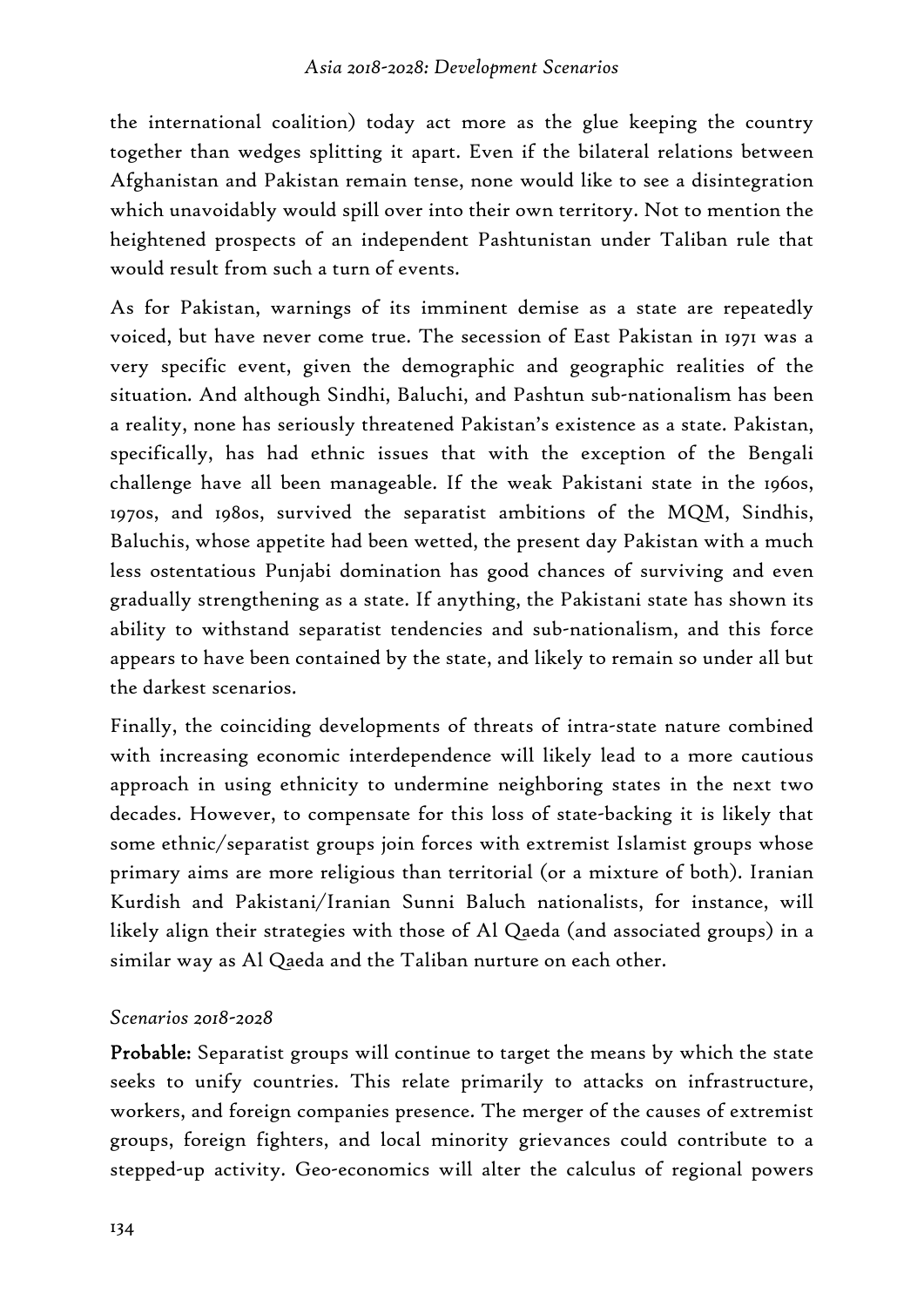the international coalition) today act more as the glue keeping the country together than wedges splitting it apart. Even if the bilateral relations between Afghanistan and Pakistan remain tense, none would like to see a disintegration which unavoidably would spill over into their own territory. Not to mention the heightened prospects of an independent Pashtunistan under Taliban rule that would result from such a turn of events.

As for Pakistan, warnings of its imminent demise as a state are repeatedly voiced, but have never come true. The secession of East Pakistan in 1971 was a very specific event, given the demographic and geographic realities of the situation. And although Sindhi, Baluchi, and Pashtun sub-nationalism has been a reality, none has seriously threatened Pakistan's existence as a state. Pakistan, specifically, has had ethnic issues that with the exception of the Bengali challenge have all been manageable. If the weak Pakistani state in the 1960s, 1970s, and 1980s, survived the separatist ambitions of the MQM, Sindhis, Baluchis, whose appetite had been wetted, the present day Pakistan with a much less ostentatious Punjabi domination has good chances of surviving and even gradually strengthening as a state. If anything, the Pakistani state has shown its ability to withstand separatist tendencies and sub-nationalism, and this force appears to have been contained by the state, and likely to remain so under all but the darkest scenarios.

Finally, the coinciding developments of threats of intra-state nature combined with increasing economic interdependence will likely lead to a more cautious approach in using ethnicity to undermine neighboring states in the next two decades. However, to compensate for this loss of state-backing it is likely that some ethnic/separatist groups join forces with extremist Islamist groups whose primary aims are more religious than territorial (or a mixture of both). Iranian Kurdish and Pakistani/Iranian Sunni Baluch nationalists, for instance, will likely align their strategies with those of Al Qaeda (and associated groups) in a similar way as Al Qaeda and the Taliban nurture on each other.

### *Scenarios 2018-2028*

**Probable:** Separatist groups will continue to target the means by which the state seeks to unify countries. This relate primarily to attacks on infrastructure, workers, and foreign companies presence. The merger of the causes of extremist groups, foreign fighters, and local minority grievances could contribute to a stepped-up activity. Geo-economics will alter the calculus of regional powers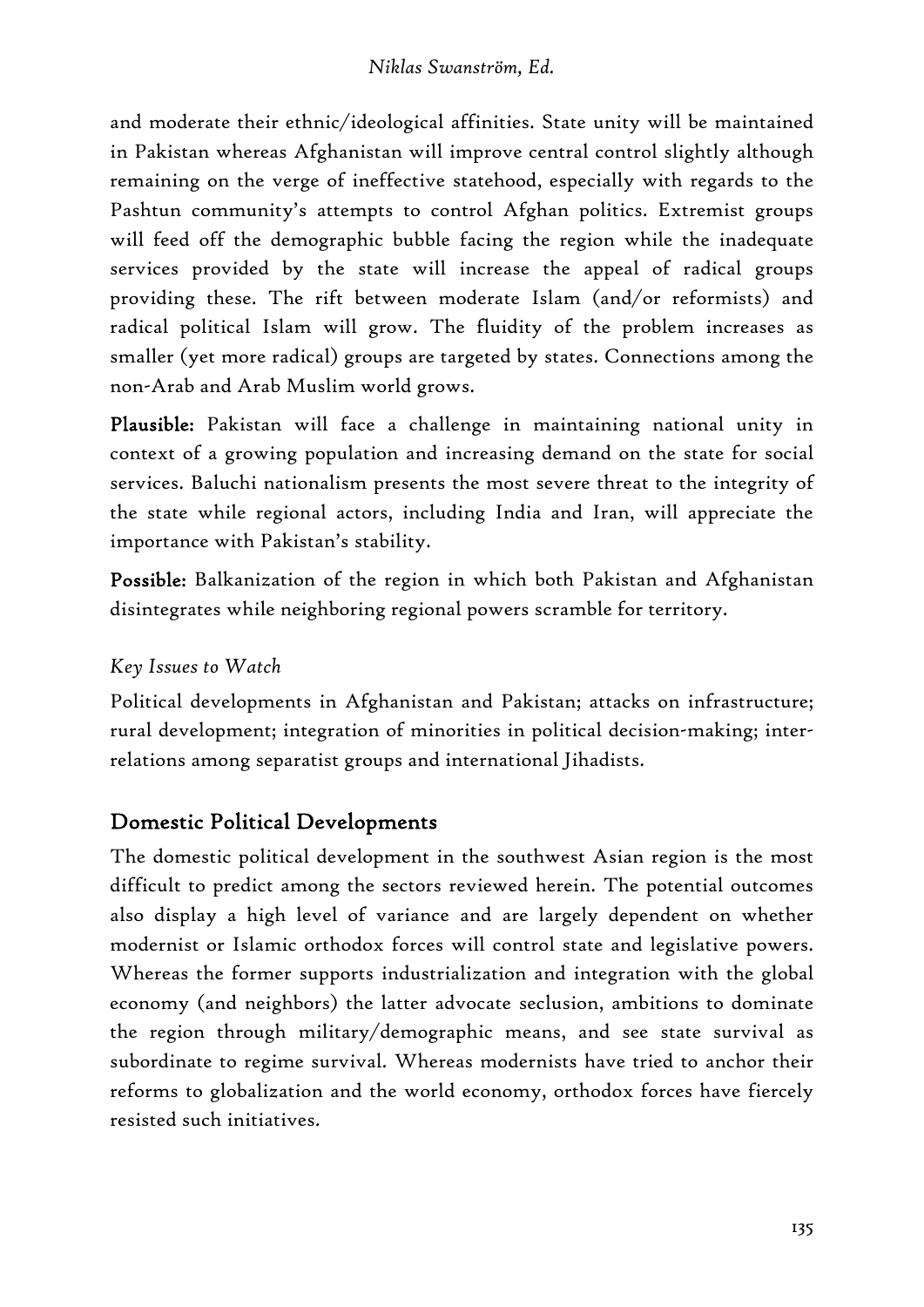and moderate their ethnic/ideological affinities. State unity will be maintained in Pakistan whereas Afghanistan will improve central control slightly although remaining on the verge of ineffective statehood, especially with regards to the Pashtun community's attempts to control Afghan politics. Extremist groups will feed off the demographic bubble facing the region while the inadequate services provided by the state will increase the appeal of radical groups providing these. The rift between moderate Islam (and/or reformists) and radical political Islam will grow. The fluidity of the problem increases as smaller (yet more radical) groups are targeted by states. Connections among the non-Arab and Arab Muslim world grows.

**Plausible:** Pakistan will face a challenge in maintaining national unity in context of a growing population and increasing demand on the state for social services. Baluchi nationalism presents the most severe threat to the integrity of the state while regional actors, including India and Iran, will appreciate the importance with Pakistan's stability.

**Possible:** Balkanization of the region in which both Pakistan and Afghanistan disintegrates while neighboring regional powers scramble for territory.

### *Key Issues to Watch*

Political developments in Afghanistan and Pakistan; attacks on infrastructure; rural development; integration of minorities in political decision-making; inter-relations among separatist groups and international Jihadists.

## Domestic Political Developments

The domestic political development in the southwest Asian region is the most difficult to predict among the sectors reviewed herein. The potential outcomes also display a high level of variance and are largely dependent on whether modernist or Islamic orthodox forces will control state and legislative powers. Whereas the former supports industrialization and integration with the global economy (and neighbors) the latter advocate seclusion, ambitions to dominate the region through military/demographic means, and see state survival as subordinate to regime survival. Whereas modernists have tried to anchor their reforms to globalization and the world economy, orthodox forces have fiercely resisted such initiatives.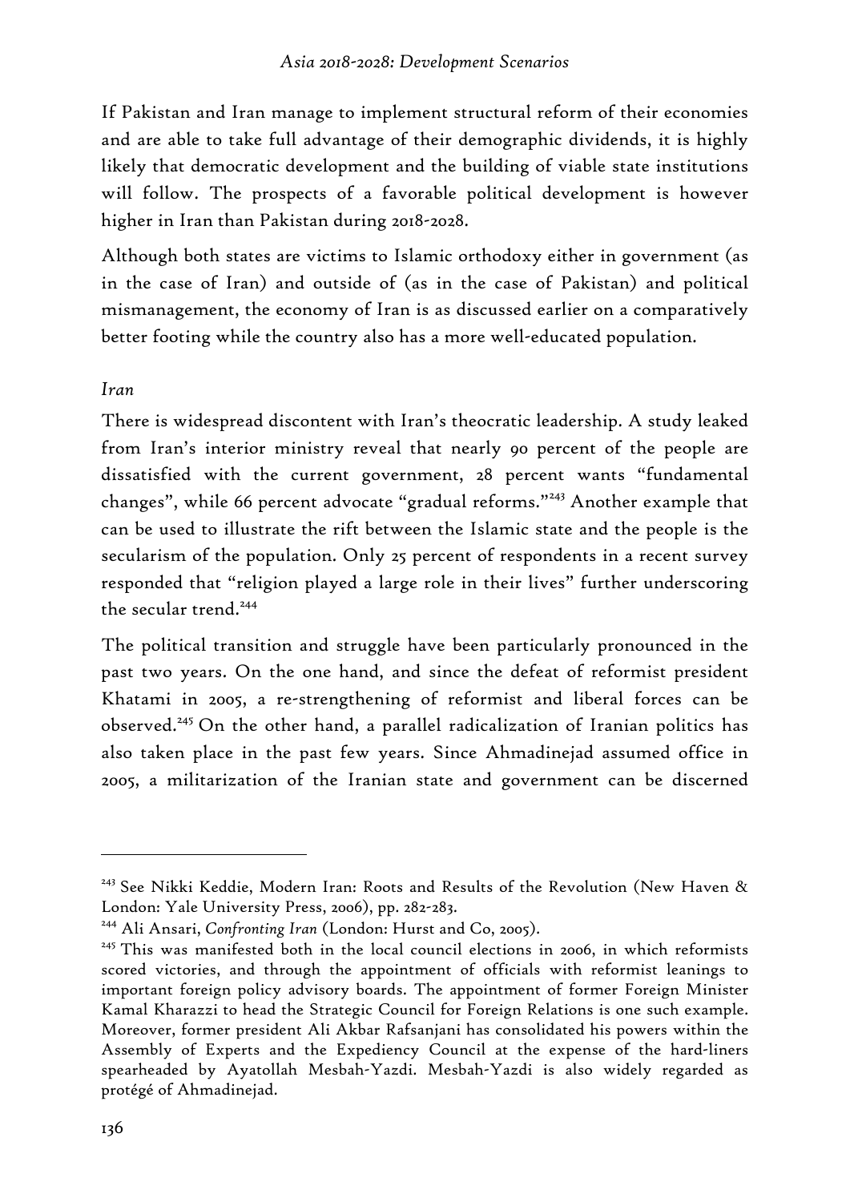If Pakistan and Iran manage to implement structural reform of their economies and are able to take full advantage of their demographic dividends, it is highly likely that democratic development and the building of viable state institutions will follow. The prospects of a favorable political development is however higher in Iran than Pakistan during 2018-2028.

Although both states are victims to Islamic orthodoxy either in government (as in the case of Iran) and outside of (as in the case of Pakistan) and political mismanagement, the economy of Iran is as discussed earlier on a comparatively better footing while the country also has a more well-educated population.

*Iran*

There is widespread discontent with Iran's theocratic leadership. A study leaked from Iran's interior ministry reveal that nearly 90 percent of the people are dissatisfied with the current government, 28 percent wants "fundamental changes", while 66 percent advocate "gradual reforms."[243] Another example that can be used to illustrate the rift between the Islamic state and the people is the secularism of the population. Only 25 percent of respondents in a recent survey responded that "religion played a large role in their lives" further underscoring the secular trend.[244]

The political transition and struggle have been particularly pronounced in the past two years. On the one hand, and since the defeat of reformist president Khatami in 2005, a re-strengthening of reformist and liberal forces can be observed.[245] On the other hand, a parallel radicalization of Iranian politics has also taken place in the past few years. Since Ahmadinejad assumed office in 2005, a militarization of the Iranian state and government can be discerned

---

[243] See Nikki Keddie, Modern Iran: Roots and Results of the Revolution (New Haven & London: Yale University Press, 2006), pp. 282-283.

[244] Ali Ansari, *Confronting Iran* (London: Hurst and Co, 2005).

[245] This was manifested both in the local council elections in 2006, in which reformists scored victories, and through the appointment of officials with reformist leanings to important foreign policy advisory boards. The appointment of former Foreign Minister Kamal Kharazzi to head the Strategic Council for Foreign Relations is one such example. Moreover, former president Ali Akbar Rafsanjani has consolidated his powers within the Assembly of Experts and the Expediency Council at the expense of the hard-liners spearheaded by Ayatollah Mesbah-Yazdi. Mesbah-Yazdi is also widely regarded as protégé of Ahmadinejad.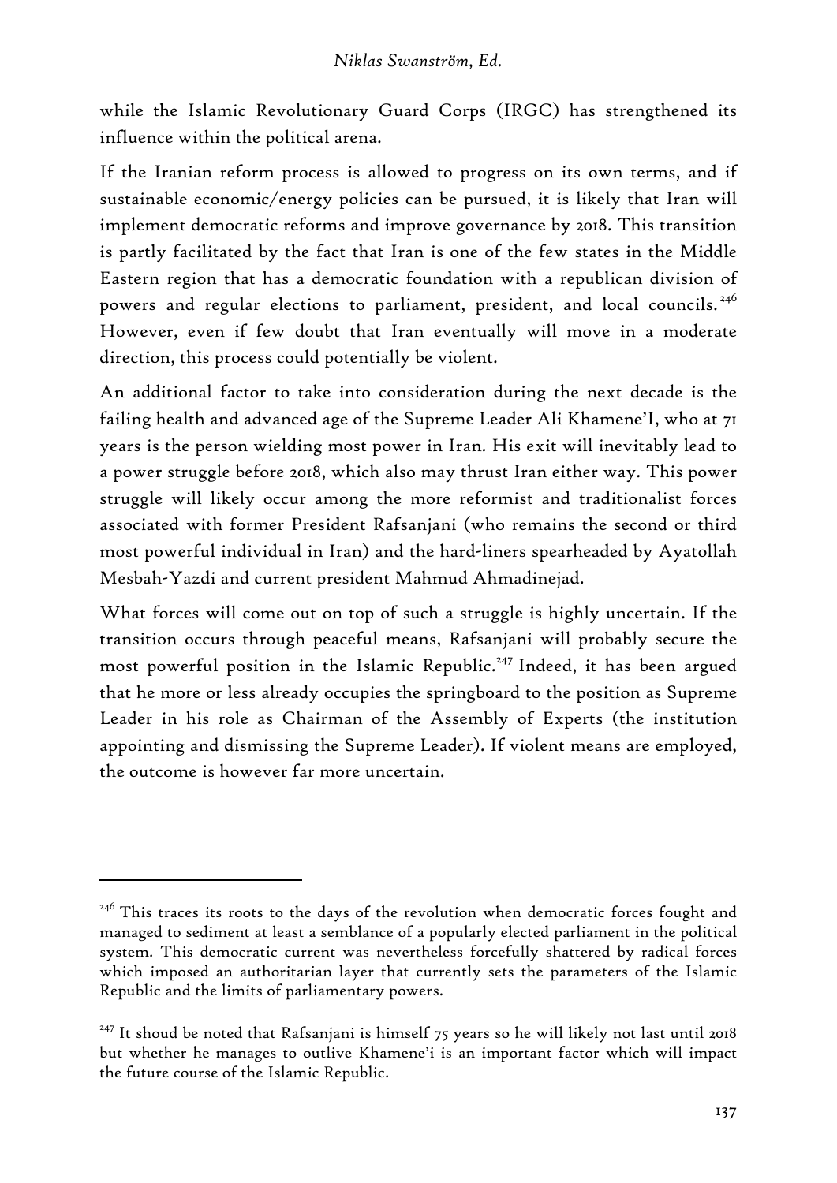while the Islamic Revolutionary Guard Corps (IRGC) has strengthened its influence within the political arena.

If the Iranian reform process is allowed to progress on its own terms, and if sustainable economic/energy policies can be pursued, it is likely that Iran will implement democratic reforms and improve governance by 2018. This transition is partly facilitated by the fact that Iran is one of the few states in the Middle Eastern region that has a democratic foundation with a republican division of powers and regular elections to parliament, president, and local councils.[246] However, even if few doubt that Iran eventually will move in a moderate direction, this process could potentially be violent.

An additional factor to take into consideration during the next decade is the failing health and advanced age of the Supreme Leader Ali Khamene'I, who at 71 years is the person wielding most power in Iran. His exit will inevitably lead to a power struggle before 2018, which also may thrust Iran either way. This power struggle will likely occur among the more reformist and traditionalist forces associated with former President Rafsanjani (who remains the second or third most powerful individual in Iran) and the hard-liners spearheaded by Ayatollah Mesbah-Yazdi and current president Mahmud Ahmadinejad.

What forces will come out on top of such a struggle is highly uncertain. If the transition occurs through peaceful means, Rafsanjani will probably secure the most powerful position in the Islamic Republic.[247] Indeed, it has been argued that he more or less already occupies the springboard to the position as Supreme Leader in his role as Chairman of the Assembly of Experts (the institution appointing and dismissing the Supreme Leader). If violent means are employed, the outcome is however far more uncertain.

---

[246] This traces its roots to the days of the revolution when democratic forces fought and managed to sediment at least a semblance of a popularly elected parliament in the political system. This democratic current was nevertheless forcefully shattered by radical forces which imposed an authoritarian layer that currently sets the parameters of the Islamic Republic and the limits of parliamentary powers.

[247] It shoud be noted that Rafsanjani is himself 75 years so he will likely not last until 2018 but whether he manages to outlive Khamene'i is an important factor which will impact the future course of the Islamic Republic.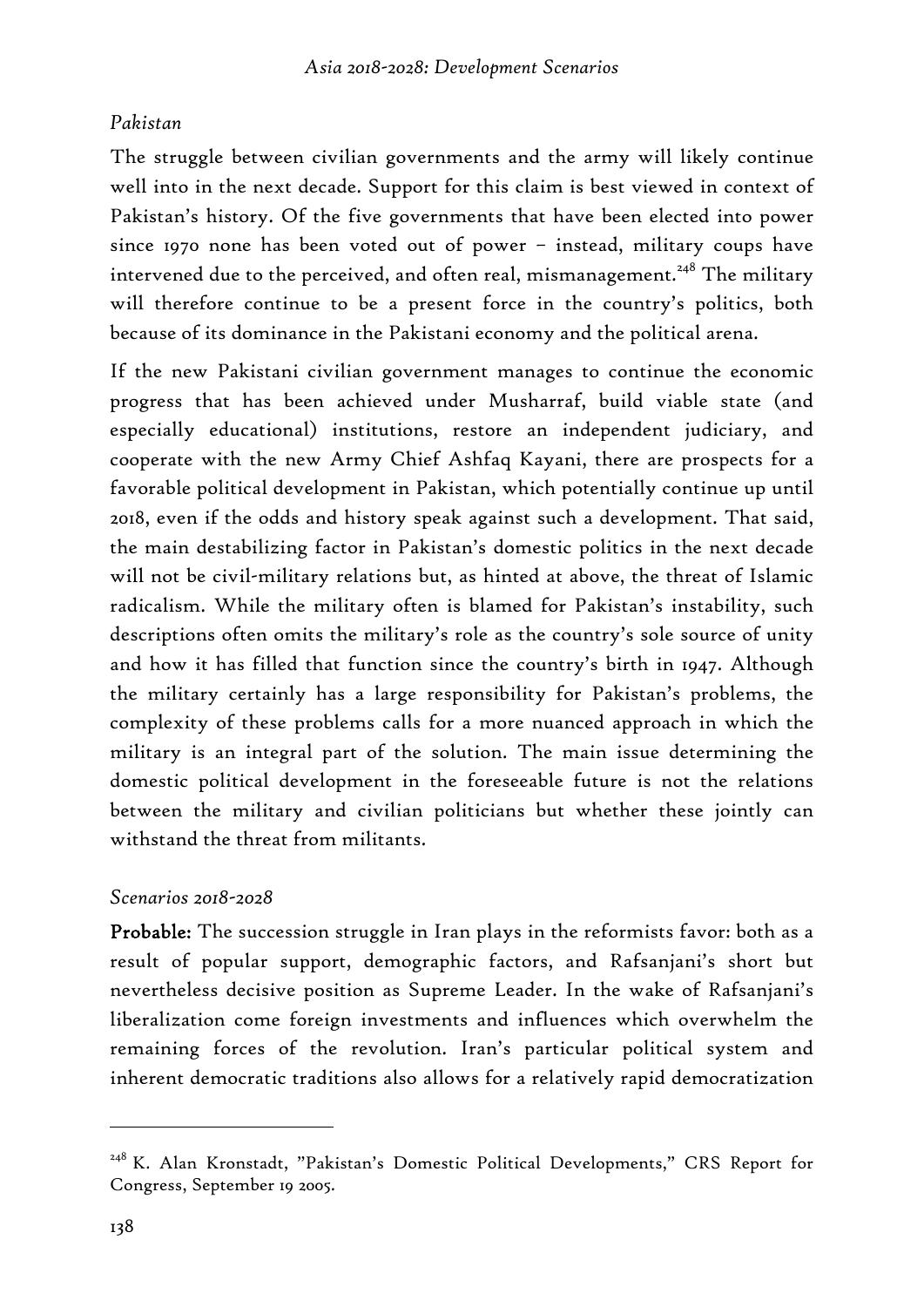*Pakistan*

The struggle between civilian governments and the army will likely continue well into in the next decade. Support for this claim is best viewed in context of Pakistan's history. Of the five governments that have been elected into power since 1970 none has been voted out of power – instead, military coups have intervened due to the perceived, and often real, mismanagement.[248] The military will therefore continue to be a present force in the country's politics, both because of its dominance in the Pakistani economy and the political arena.

If the new Pakistani civilian government manages to continue the economic progress that has been achieved under Musharraf, build viable state (and especially educational) institutions, restore an independent judiciary, and cooperate with the new Army Chief Ashfaq Kayani, there are prospects for a favorable political development in Pakistan, which potentially continue up until 2018, even if the odds and history speak against such a development. That said, the main destabilizing factor in Pakistan's domestic politics in the next decade will not be civil-military relations but, as hinted at above, the threat of Islamic radicalism. While the military often is blamed for Pakistan's instability, such descriptions often omits the military's role as the country's sole source of unity and how it has filled that function since the country's birth in 1947. Although the military certainly has a large responsibility for Pakistan's problems, the complexity of these problems calls for a more nuanced approach in which the military is an integral part of the solution. The main issue determining the domestic political development in the foreseeable future is not the relations between the military and civilian politicians but whether these jointly can withstand the threat from militants.

*Scenarios 2018-2028*

**Probable:** The succession struggle in Iran plays in the reformists favor: both as a result of popular support, demographic factors, and Rafsanjani's short but nevertheless decisive position as Supreme Leader. In the wake of Rafsanjani's liberalization come foreign investments and influences which overwhelm the remaining forces of the revolution. Iran's particular political system and inherent democratic traditions also allows for a relatively rapid democratization

---

[248] K. Alan Kronstadt, "Pakistan's Domestic Political Developments," CRS Report for Congress, September 19 2005.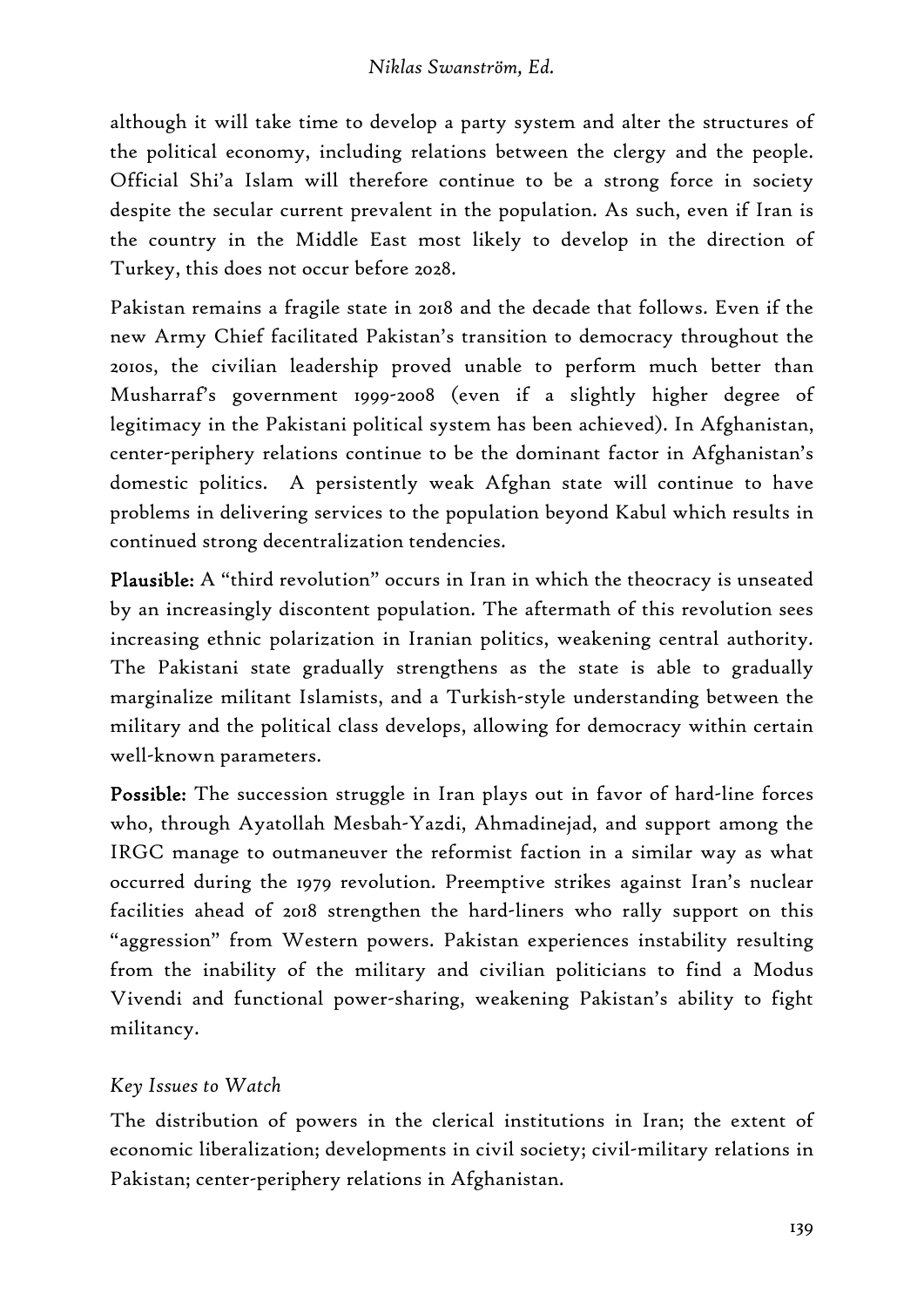although it will take time to develop a party system and alter the structures of the political economy, including relations between the clergy and the people. Official Shi'a Islam will therefore continue to be a strong force in society despite the secular current prevalent in the population. As such, even if Iran is the country in the Middle East most likely to develop in the direction of Turkey, this does not occur before 2028.

Pakistan remains a fragile state in 2018 and the decade that follows. Even if the new Army Chief facilitated Pakistan's transition to democracy throughout the 2010s, the civilian leadership proved unable to perform much better than Musharraf's government 1999-2008 (even if a slightly higher degree of legitimacy in the Pakistani political system has been achieved). In Afghanistan, center-periphery relations continue to be the dominant factor in Afghanistan's domestic politics. A persistently weak Afghan state will continue to have problems in delivering services to the population beyond Kabul which results in continued strong decentralization tendencies.

**Plausible:** A "third revolution" occurs in Iran in which the theocracy is unseated by an increasingly discontent population. The aftermath of this revolution sees increasing ethnic polarization in Iranian politics, weakening central authority. The Pakistani state gradually strengthens as the state is able to gradually marginalize militant Islamists, and a Turkish-style understanding between the military and the political class develops, allowing for democracy within certain well-known parameters.

**Possible:** The succession struggle in Iran plays out in favor of hard-line forces who, through Ayatollah Mesbah-Yazdi, Ahmadinejad, and support among the IRGC manage to outmaneuver the reformist faction in a similar way as what occurred during the 1979 revolution. Preemptive strikes against Iran's nuclear facilities ahead of 2018 strengthen the hard-liners who rally support on this "aggression" from Western powers. Pakistan experiences instability resulting from the inability of the military and civilian politicians to find a Modus Vivendi and functional power-sharing, weakening Pakistan's ability to fight militancy.

### *Key Issues to Watch*

The distribution of powers in the clerical institutions in Iran; the extent of economic liberalization; developments in civil society; civil-military relations in Pakistan; center-periphery relations in Afghanistan.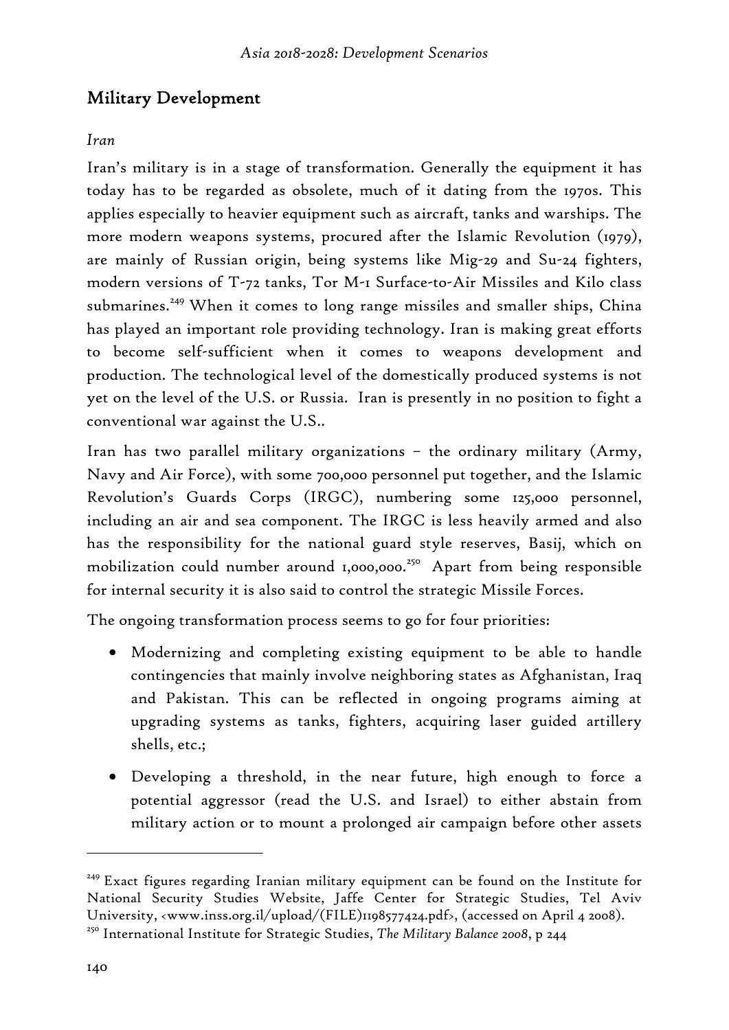## Military Development

*Iran*

Iran's military is in a stage of transformation. Generally the equipment it has today has to be regarded as obsolete, much of it dating from the 1970s. This applies especially to heavier equipment such as aircraft, tanks and warships. The more modern weapons systems, procured after the Islamic Revolution (1979), are mainly of Russian origin, being systems like Mig-29 and Su-24 fighters, modern versions of T-72 tanks, Tor M-1 Surface-to-Air Missiles and Kilo class submarines.[249] When it comes to long range missiles and smaller ships, China has played an important role providing technology. Iran is making great efforts to become self-sufficient when it comes to weapons development and production. The technological level of the domestically produced systems is not yet on the level of the U.S. or Russia. Iran is presently in no position to fight a conventional war against the U.S..

Iran has two parallel military organizations – the ordinary military (Army, Navy and Air Force), with some 700,000 personnel put together, and the Islamic Revolution's Guards Corps (IRGC), numbering some 125,000 personnel, including an air and sea component. The IRGC is less heavily armed and also has the responsibility for the national guard style reserves, Basij, which on mobilization could number around 1,000,000.[250] Apart from being responsible for internal security it is also said to control the strategic Missile Forces.

The ongoing transformation process seems to go for four priorities:

- Modernizing and completing existing equipment to be able to handle contingencies that mainly involve neighboring states as Afghanistan, Iraq and Pakistan. This can be reflected in ongoing programs aiming at upgrading systems as tanks, fighters, acquiring laser guided artillery shells, etc.;
- Developing a threshold, in the near future, high enough to force a potential aggressor (read the U.S. and Israel) to either abstain from military action or to mount a prolonged air campaign before other assets

[249] Exact figures regarding Iranian military equipment can be found on the Institute for National Security Studies Website, Jaffe Center for Strategic Studies, Tel Aviv University, <www.inss.org.il/upload/(FILE)1198577424.pdf>, (accessed on April 4 2008).

[250] International Institute for Strategic Studies, *The Military Balance 2008*, p 244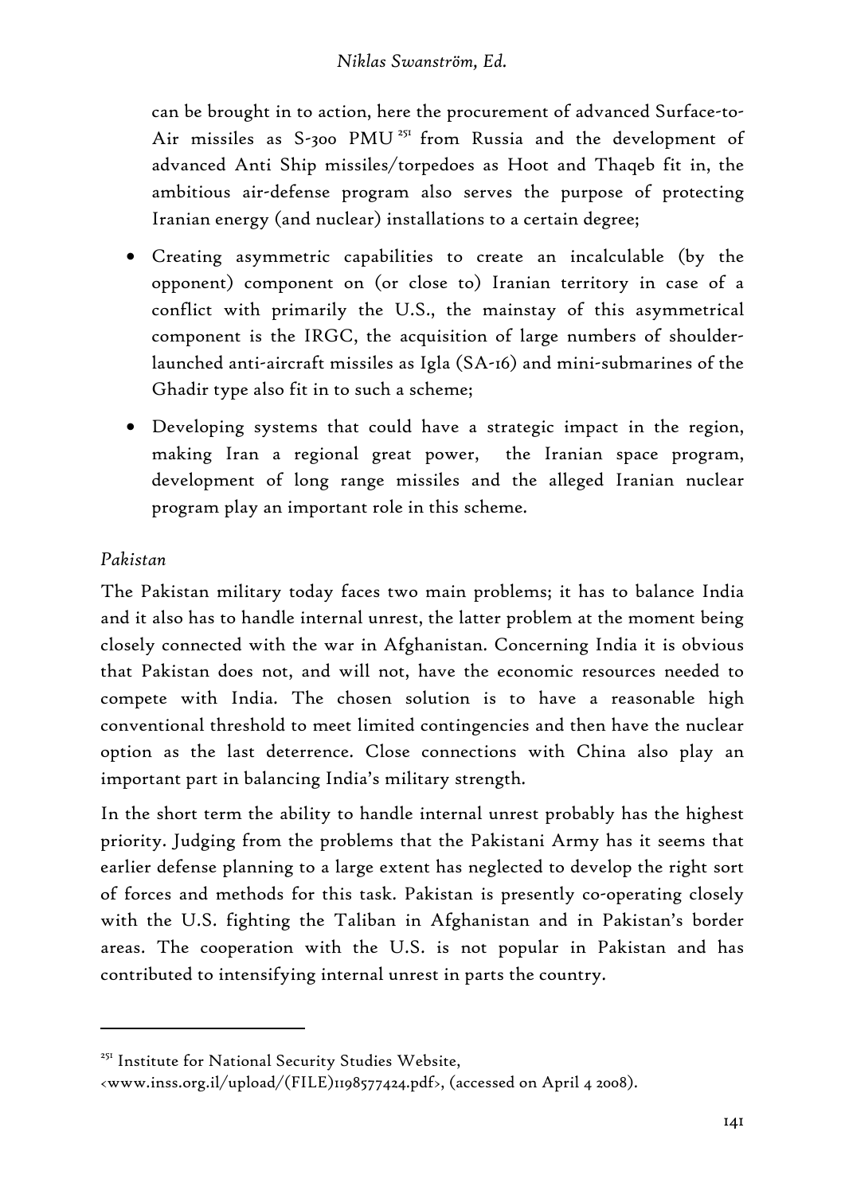can be brought in to action, here the procurement of advanced Surface-to-Air missiles as S-300 PMU [251] from Russia and the development of advanced Anti Ship missiles/torpedoes as Hoot and Thaqeb fit in, the ambitious air-defense program also serves the purpose of protecting Iranian energy (and nuclear) installations to a certain degree;

- Creating asymmetric capabilities to create an incalculable (by the opponent) component on (or close to) Iranian territory in case of a conflict with primarily the U.S., the mainstay of this asymmetrical component is the IRGC, the acquisition of large numbers of shoulder-launched anti-aircraft missiles as Igla (SA-16) and mini-submarines of the Ghadir type also fit in to such a scheme;
- Developing systems that could have a strategic impact in the region, making Iran a regional great power, the Iranian space program, development of long range missiles and the alleged Iranian nuclear program play an important role in this scheme.

*Pakistan*

The Pakistan military today faces two main problems; it has to balance India and it also has to handle internal unrest, the latter problem at the moment being closely connected with the war in Afghanistan. Concerning India it is obvious that Pakistan does not, and will not, have the economic resources needed to compete with India. The chosen solution is to have a reasonable high conventional threshold to meet limited contingencies and then have the nuclear option as the last deterrence. Close connections with China also play an important part in balancing India's military strength.

In the short term the ability to handle internal unrest probably has the highest priority. Judging from the problems that the Pakistani Army has it seems that earlier defense planning to a large extent has neglected to develop the right sort of forces and methods for this task. Pakistan is presently co-operating closely with the U.S. fighting the Taliban in Afghanistan and in Pakistan's border areas. The cooperation with the U.S. is not popular in Pakistan and has contributed to intensifying internal unrest in parts the country.

---

[251] Institute for National Security Studies Website, <www.inss.org.il/upload/(FILE)1198577424.pdf>, (accessed on April 4 2008).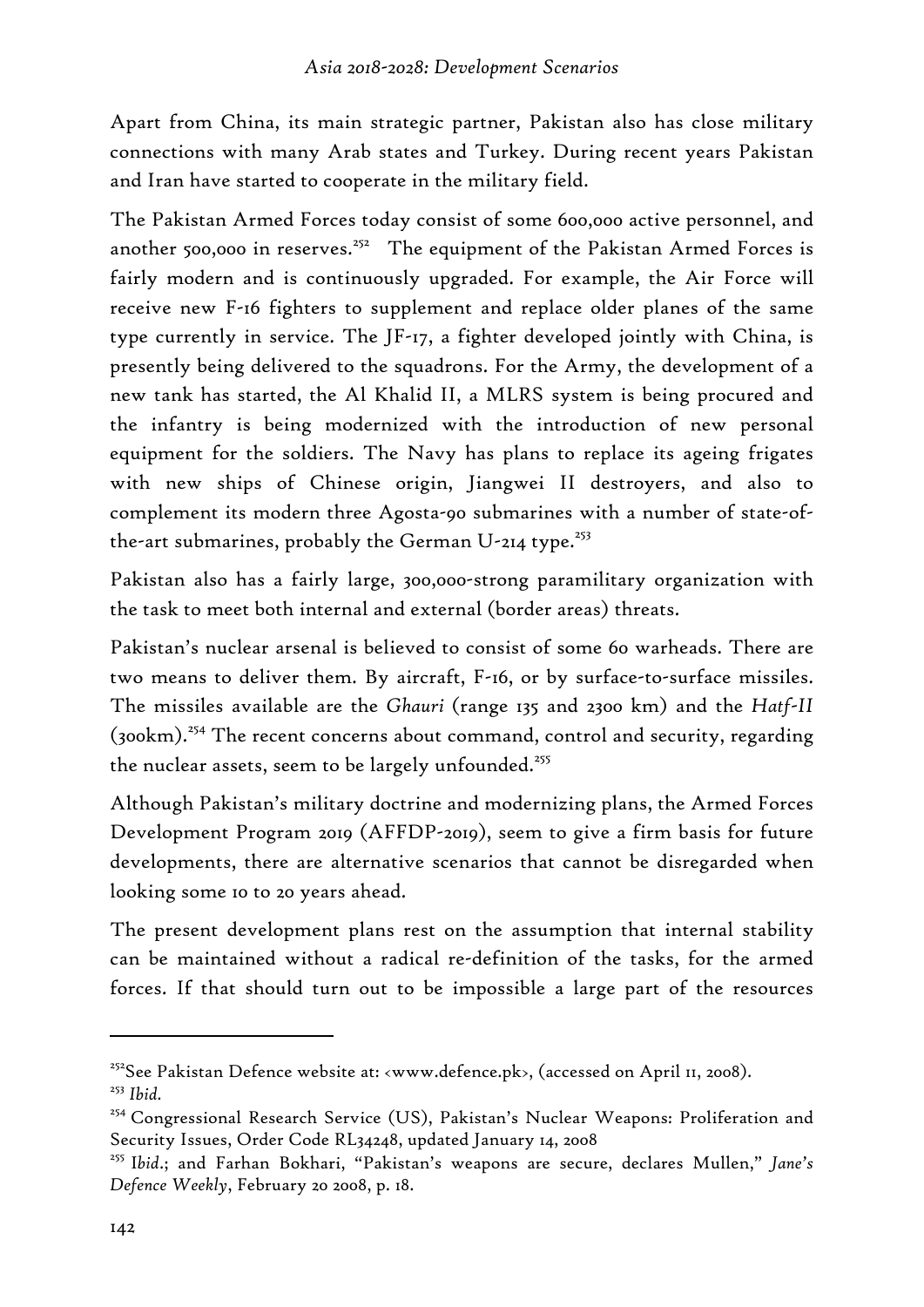Apart from China, its main strategic partner, Pakistan also has close military connections with many Arab states and Turkey. During recent years Pakistan and Iran have started to cooperate in the military field.

The Pakistan Armed Forces today consist of some 600,000 active personnel, and another 500,000 in reserves.[252] The equipment of the Pakistan Armed Forces is fairly modern and is continuously upgraded. For example, the Air Force will receive new F-16 fighters to supplement and replace older planes of the same type currently in service. The JF-17, a fighter developed jointly with China, is presently being delivered to the squadrons. For the Army, the development of a new tank has started, the Al Khalid II, a MLRS system is being procured and the infantry is being modernized with the introduction of new personal equipment for the soldiers. The Navy has plans to replace its ageing frigates with new ships of Chinese origin, Jiangwei II destroyers, and also to complement its modern three Agosta-90 submarines with a number of state-of-the-art submarines, probably the German U-214 type.[253]

Pakistan also has a fairly large, 300,000-strong paramilitary organization with the task to meet both internal and external (border areas) threats.

Pakistan's nuclear arsenal is believed to consist of some 60 warheads. There are two means to deliver them. By aircraft, F-16, or by surface-to-surface missiles. The missiles available are the *Ghauri* (range 135 and 2300 km) and the *Hatf-II* (300km).[254] The recent concerns about command, control and security, regarding the nuclear assets, seem to be largely unfounded.[255]

Although Pakistan's military doctrine and modernizing plans, the Armed Forces Development Program 2019 (AFFDP-2019), seem to give a firm basis for future developments, there are alternative scenarios that cannot be disregarded when looking some 10 to 20 years ahead.

The present development plans rest on the assumption that internal stability can be maintained without a radical re-definition of the tasks, for the armed forces. If that should turn out to be impossible a large part of the resources

---

[252] See Pakistan Defence website at: <www.defence.pk>, (accessed on April 11, 2008).

[253] *Ibid.*

[254] Congressional Research Service (US), Pakistan's Nuclear Weapons: Proliferation and Security Issues, Order Code RL34248, updated January 14, 2008

[255] *Ibid.*; and Farhan Bokhari, "Pakistan's weapons are secure, declares Mullen," *Jane's Defence Weekly*, February 20 2008, p. 18.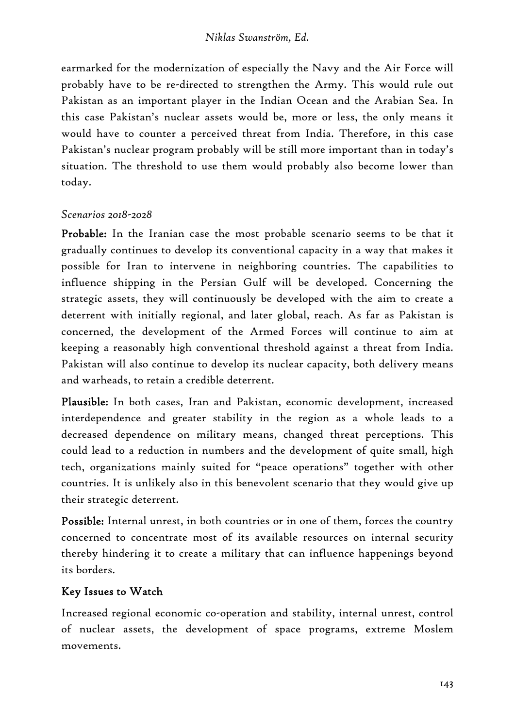earmarked for the modernization of especially the Navy and the Air Force will probably have to be re-directed to strengthen the Army. This would rule out Pakistan as an important player in the Indian Ocean and the Arabian Sea. In this case Pakistan's nuclear assets would be, more or less, the only means it would have to counter a perceived threat from India. Therefore, in this case Pakistan's nuclear program probably will be still more important than in today's situation. The threshold to use them would probably also become lower than today.

*Scenarios 2018-2028*

**Probable:** In the Iranian case the most probable scenario seems to be that it gradually continues to develop its conventional capacity in a way that makes it possible for Iran to intervene in neighboring countries. The capabilities to influence shipping in the Persian Gulf will be developed. Concerning the strategic assets, they will continuously be developed with the aim to create a deterrent with initially regional, and later global, reach. As far as Pakistan is concerned, the development of the Armed Forces will continue to aim at keeping a reasonably high conventional threshold against a threat from India. Pakistan will also continue to develop its nuclear capacity, both delivery means and warheads, to retain a credible deterrent.

**Plausible:** In both cases, Iran and Pakistan, economic development, increased interdependence and greater stability in the region as a whole leads to a decreased dependence on military means, changed threat perceptions. This could lead to a reduction in numbers and the development of quite small, high tech, organizations mainly suited for "peace operations" together with other countries. It is unlikely also in this benevolent scenario that they would give up their strategic deterrent.

**Possible:** Internal unrest, in both countries or in one of them, forces the country concerned to concentrate most of its available resources on internal security thereby hindering it to create a military that can influence happenings beyond its borders.

## Key Issues to Watch

Increased regional economic co-operation and stability, internal unrest, control of nuclear assets, the development of space programs, extreme Moslem movements.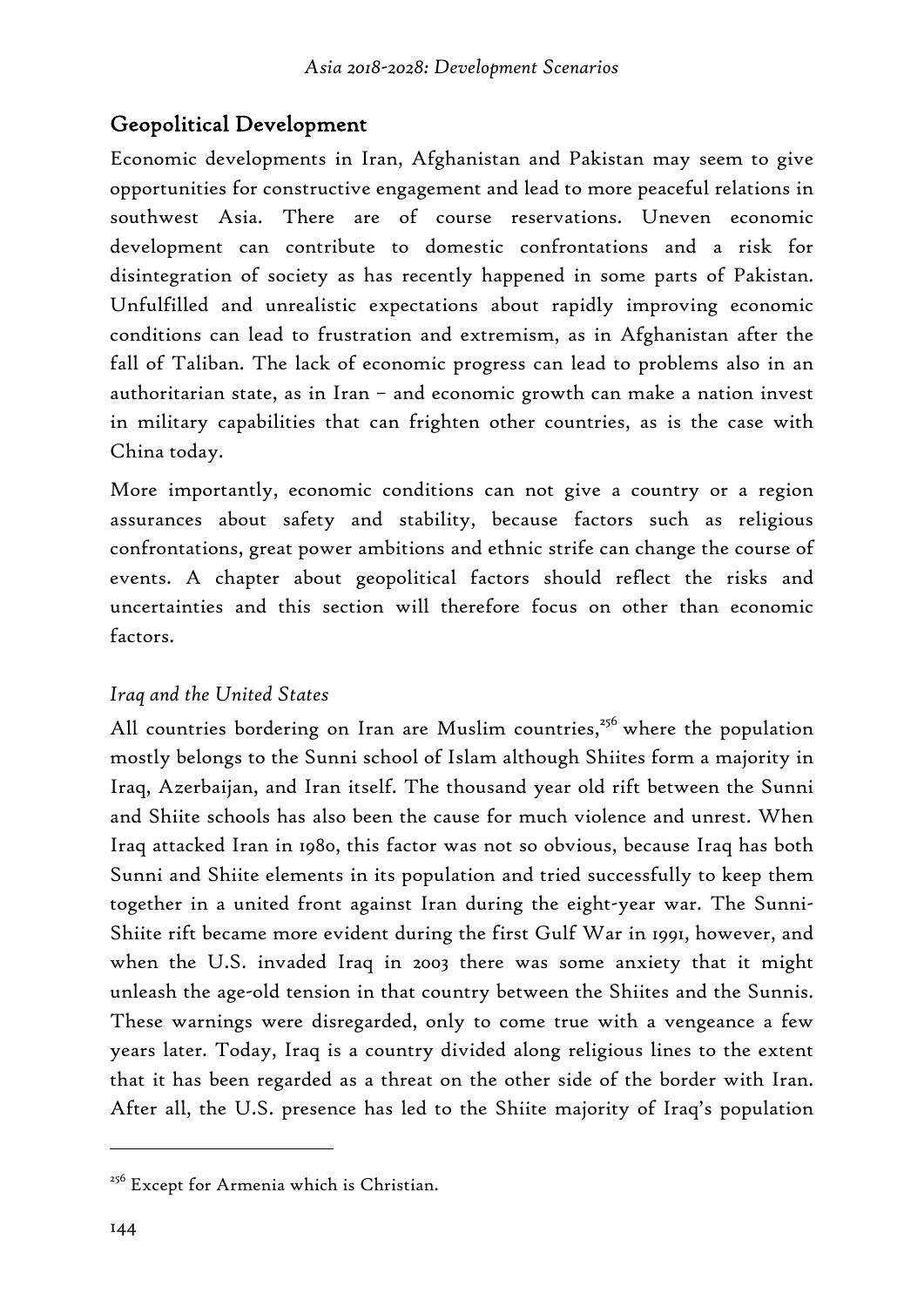## Geopolitical Development

Economic developments in Iran, Afghanistan and Pakistan may seem to give opportunities for constructive engagement and lead to more peaceful relations in southwest Asia. There are of course reservations. Uneven economic development can contribute to domestic confrontations and a risk for disintegration of society as has recently happened in some parts of Pakistan. Unfulfilled and unrealistic expectations about rapidly improving economic conditions can lead to frustration and extremism, as in Afghanistan after the fall of Taliban. The lack of economic progress can lead to problems also in an authoritarian state, as in Iran – and economic growth can make a nation invest in military capabilities that can frighten other countries, as is the case with China today.

More importantly, economic conditions can not give a country or a region assurances about safety and stability, because factors such as religious confrontations, great power ambitions and ethnic strife can change the course of events. A chapter about geopolitical factors should reflect the risks and uncertainties and this section will therefore focus on other than economic factors.

### *Iraq and the United States*

All countries bordering on Iran are Muslim countries,[256] where the population mostly belongs to the Sunni school of Islam although Shiites form a majority in Iraq, Azerbaijan, and Iran itself. The thousand year old rift between the Sunni and Shiite schools has also been the cause for much violence and unrest. When Iraq attacked Iran in 1980, this factor was not so obvious, because Iraq has both Sunni and Shiite elements in its population and tried successfully to keep them together in a united front against Iran during the eight-year war. The Sunni-Shiite rift became more evident during the first Gulf War in 1991, however, and when the U.S. invaded Iraq in 2003 there was some anxiety that it might unleash the age-old tension in that country between the Shiites and the Sunnis. These warnings were disregarded, only to come true with a vengeance a few years later. Today, Iraq is a country divided along religious lines to the extent that it has been regarded as a threat on the other side of the border with Iran. After all, the U.S. presence has led to the Shiite majority of Iraq's population

[256] Except for Armenia which is Christian.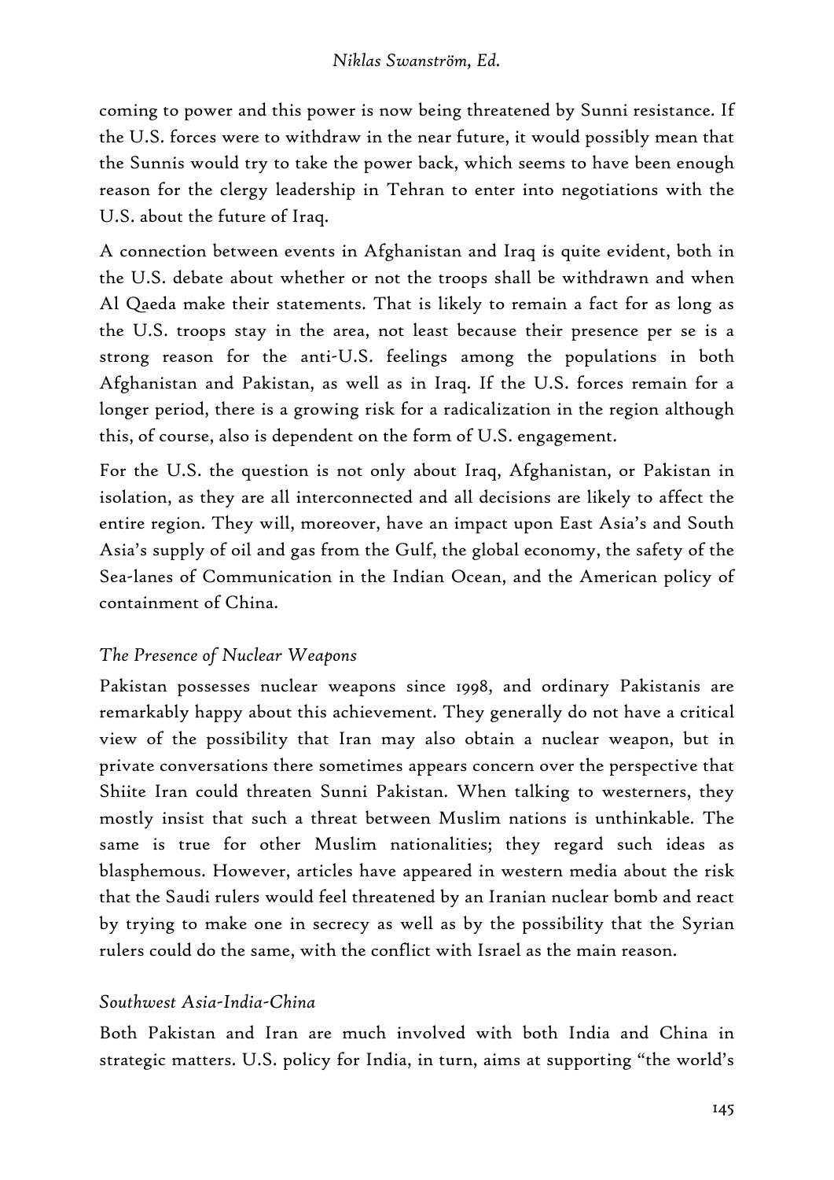coming to power and this power is now being threatened by Sunni resistance. If the U.S. forces were to withdraw in the near future, it would possibly mean that the Sunnis would try to take the power back, which seems to have been enough reason for the clergy leadership in Tehran to enter into negotiations with the U.S. about the future of Iraq.

A connection between events in Afghanistan and Iraq is quite evident, both in the U.S. debate about whether or not the troops shall be withdrawn and when Al Qaeda make their statements. That is likely to remain a fact for as long as the U.S. troops stay in the area, not least because their presence per se is a strong reason for the anti-U.S. feelings among the populations in both Afghanistan and Pakistan, as well as in Iraq. If the U.S. forces remain for a longer period, there is a growing risk for a radicalization in the region although this, of course, also is dependent on the form of U.S. engagement.

For the U.S. the question is not only about Iraq, Afghanistan, or Pakistan in isolation, as they are all interconnected and all decisions are likely to affect the entire region. They will, moreover, have an impact upon East Asia's and South Asia's supply of oil and gas from the Gulf, the global economy, the safety of the Sea-lanes of Communication in the Indian Ocean, and the American policy of containment of China.

### *The Presence of Nuclear Weapons*

Pakistan possesses nuclear weapons since 1998, and ordinary Pakistanis are remarkably happy about this achievement. They generally do not have a critical view of the possibility that Iran may also obtain a nuclear weapon, but in private conversations there sometimes appears concern over the perspective that Shiite Iran could threaten Sunni Pakistan. When talking to westerners, they mostly insist that such a threat between Muslim nations is unthinkable. The same is true for other Muslim nationalities; they regard such ideas as blasphemous. However, articles have appeared in western media about the risk that the Saudi rulers would feel threatened by an Iranian nuclear bomb and react by trying to make one in secrecy as well as by the possibility that the Syrian rulers could do the same, with the conflict with Israel as the main reason.

### *Southwest Asia-India-China*

Both Pakistan and Iran are much involved with both India and China in strategic matters. U.S. policy for India, in turn, aims at supporting "the world's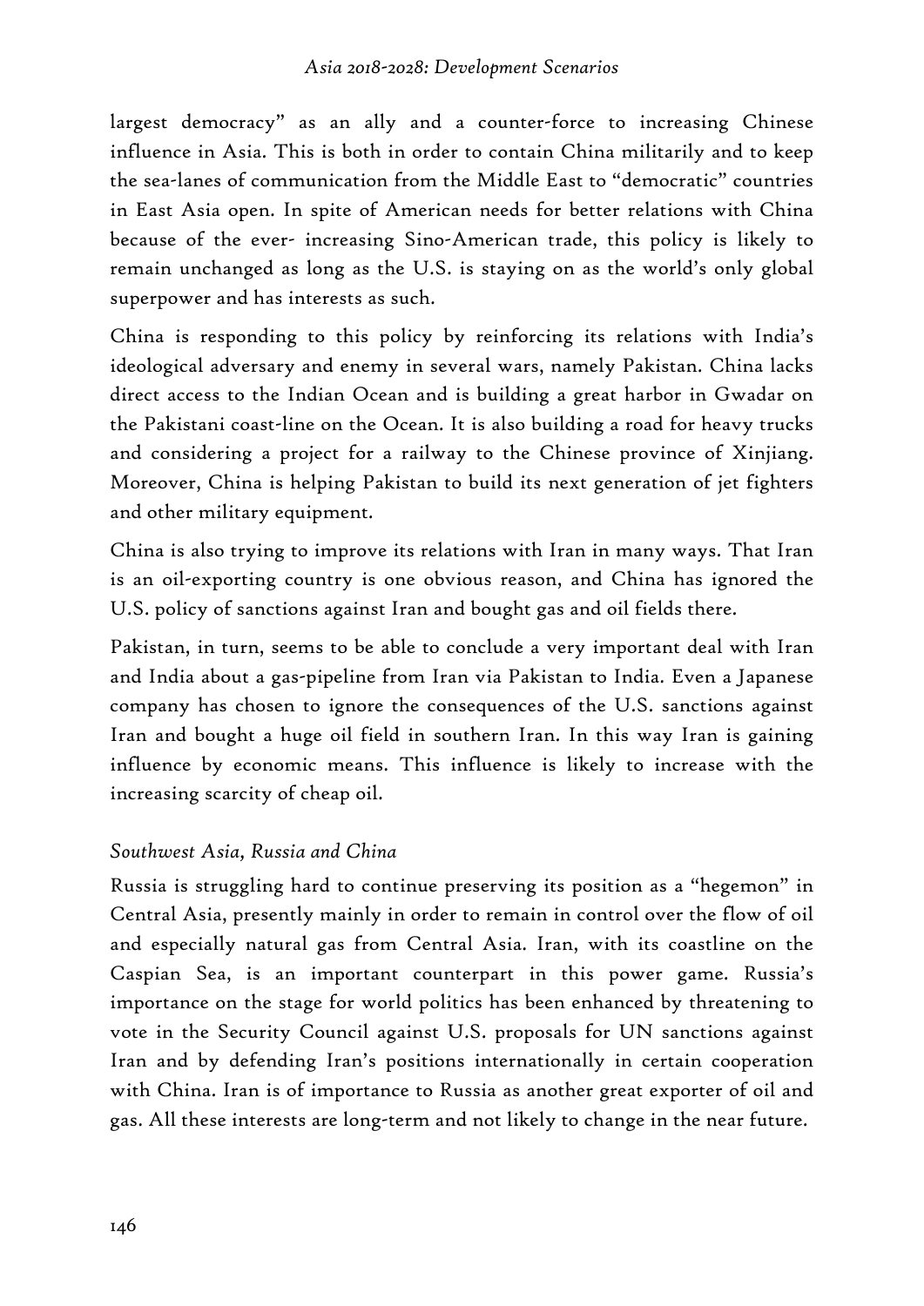largest democracy" as an ally and a counter-force to increasing Chinese influence in Asia. This is both in order to contain China militarily and to keep the sea-lanes of communication from the Middle East to "democratic" countries in East Asia open. In spite of American needs for better relations with China because of the ever- increasing Sino-American trade, this policy is likely to remain unchanged as long as the U.S. is staying on as the world's only global superpower and has interests as such.

China is responding to this policy by reinforcing its relations with India's ideological adversary and enemy in several wars, namely Pakistan. China lacks direct access to the Indian Ocean and is building a great harbor in Gwadar on the Pakistani coast-line on the Ocean. It is also building a road for heavy trucks and considering a project for a railway to the Chinese province of Xinjiang. Moreover, China is helping Pakistan to build its next generation of jet fighters and other military equipment.

China is also trying to improve its relations with Iran in many ways. That Iran is an oil-exporting country is one obvious reason, and China has ignored the U.S. policy of sanctions against Iran and bought gas and oil fields there.

Pakistan, in turn, seems to be able to conclude a very important deal with Iran and India about a gas-pipeline from Iran via Pakistan to India. Even a Japanese company has chosen to ignore the consequences of the U.S. sanctions against Iran and bought a huge oil field in southern Iran. In this way Iran is gaining influence by economic means. This influence is likely to increase with the increasing scarcity of cheap oil.

*Southwest Asia, Russia and China*

Russia is struggling hard to continue preserving its position as a "hegemon" in Central Asia, presently mainly in order to remain in control over the flow of oil and especially natural gas from Central Asia. Iran, with its coastline on the Caspian Sea, is an important counterpart in this power game. Russia's importance on the stage for world politics has been enhanced by threatening to vote in the Security Council against U.S. proposals for UN sanctions against Iran and by defending Iran's positions internationally in certain cooperation with China. Iran is of importance to Russia as another great exporter of oil and gas. All these interests are long-term and not likely to change in the near future.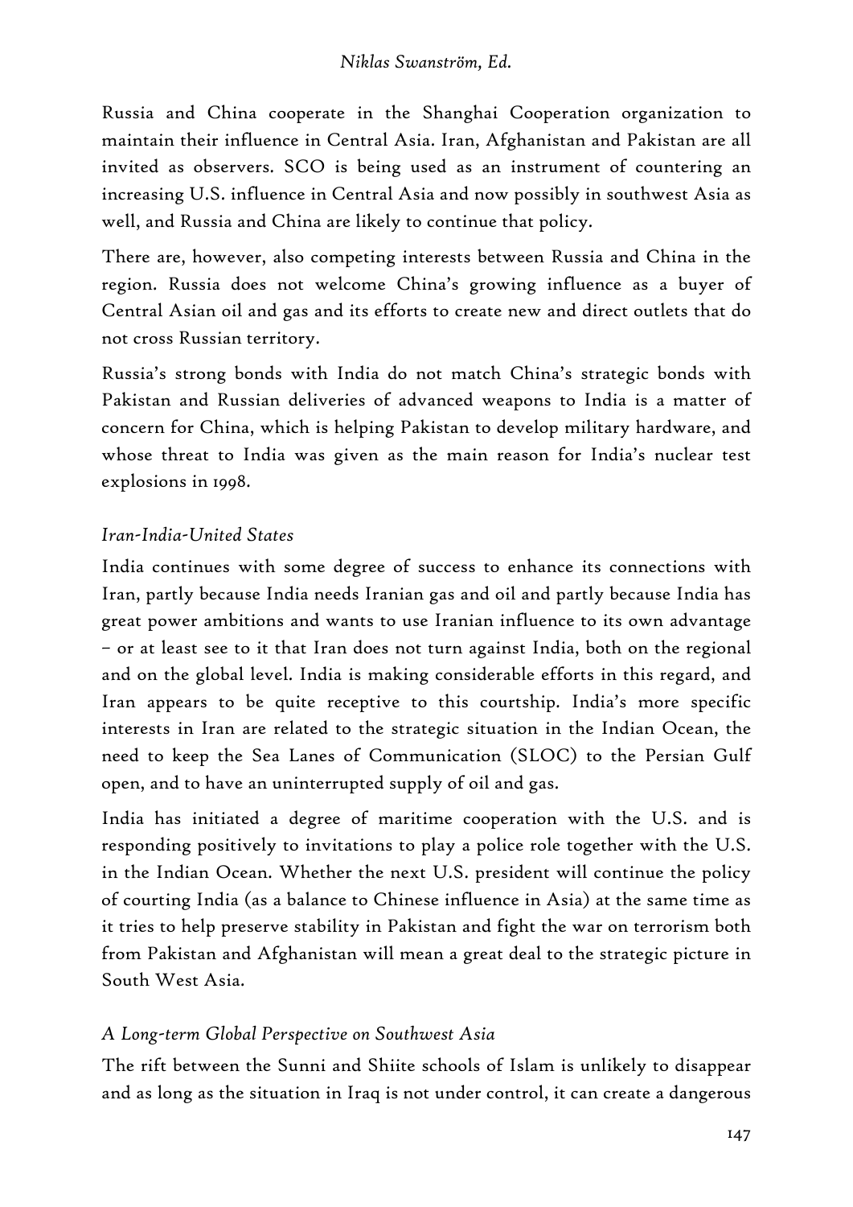Russia and China cooperate in the Shanghai Cooperation organization to maintain their influence in Central Asia. Iran, Afghanistan and Pakistan are all invited as observers. SCO is being used as an instrument of countering an increasing U.S. influence in Central Asia and now possibly in southwest Asia as well, and Russia and China are likely to continue that policy.

There are, however, also competing interests between Russia and China in the region. Russia does not welcome China's growing influence as a buyer of Central Asian oil and gas and its efforts to create new and direct outlets that do not cross Russian territory.

Russia's strong bonds with India do not match China's strategic bonds with Pakistan and Russian deliveries of advanced weapons to India is a matter of concern for China, which is helping Pakistan to develop military hardware, and whose threat to India was given as the main reason for India's nuclear test explosions in 1998.

### *Iran-India-United States*

India continues with some degree of success to enhance its connections with Iran, partly because India needs Iranian gas and oil and partly because India has great power ambitions and wants to use Iranian influence to its own advantage – or at least see to it that Iran does not turn against India, both on the regional and on the global level. India is making considerable efforts in this regard, and Iran appears to be quite receptive to this courtship. India's more specific interests in Iran are related to the strategic situation in the Indian Ocean, the need to keep the Sea Lanes of Communication (SLOC) to the Persian Gulf open, and to have an uninterrupted supply of oil and gas.

India has initiated a degree of maritime cooperation with the U.S. and is responding positively to invitations to play a police role together with the U.S. in the Indian Ocean. Whether the next U.S. president will continue the policy of courting India (as a balance to Chinese influence in Asia) at the same time as it tries to help preserve stability in Pakistan and fight the war on terrorism both from Pakistan and Afghanistan will mean a great deal to the strategic picture in South West Asia.

### *A Long-term Global Perspective on Southwest Asia*

The rift between the Sunni and Shiite schools of Islam is unlikely to disappear and as long as the situation in Iraq is not under control, it can create a dangerous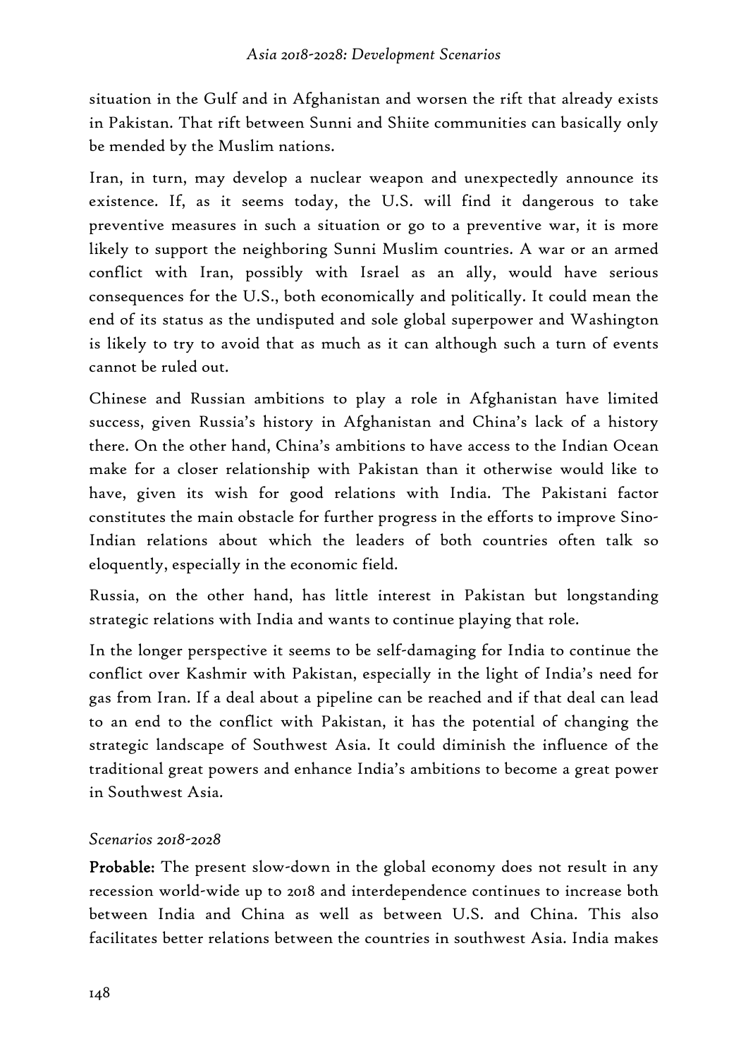situation in the Gulf and in Afghanistan and worsen the rift that already exists in Pakistan. That rift between Sunni and Shiite communities can basically only be mended by the Muslim nations.

Iran, in turn, may develop a nuclear weapon and unexpectedly announce its existence. If, as it seems today, the U.S. will find it dangerous to take preventive measures in such a situation or go to a preventive war, it is more likely to support the neighboring Sunni Muslim countries. A war or an armed conflict with Iran, possibly with Israel as an ally, would have serious consequences for the U.S., both economically and politically. It could mean the end of its status as the undisputed and sole global superpower and Washington is likely to try to avoid that as much as it can although such a turn of events cannot be ruled out.

Chinese and Russian ambitions to play a role in Afghanistan have limited success, given Russia's history in Afghanistan and China's lack of a history there. On the other hand, China's ambitions to have access to the Indian Ocean make for a closer relationship with Pakistan than it otherwise would like to have, given its wish for good relations with India. The Pakistani factor constitutes the main obstacle for further progress in the efforts to improve Sino-Indian relations about which the leaders of both countries often talk so eloquently, especially in the economic field.

Russia, on the other hand, has little interest in Pakistan but longstanding strategic relations with India and wants to continue playing that role.

In the longer perspective it seems to be self-damaging for India to continue the conflict over Kashmir with Pakistan, especially in the light of India's need for gas from Iran. If a deal about a pipeline can be reached and if that deal can lead to an end to the conflict with Pakistan, it has the potential of changing the strategic landscape of Southwest Asia. It could diminish the influence of the traditional great powers and enhance India's ambitions to become a great power in Southwest Asia.

*Scenarios 2018-2028*

**Probable:** The present slow-down in the global economy does not result in any recession world-wide up to 2018 and interdependence continues to increase both between India and China as well as between U.S. and China. This also facilitates better relations between the countries in southwest Asia. India makes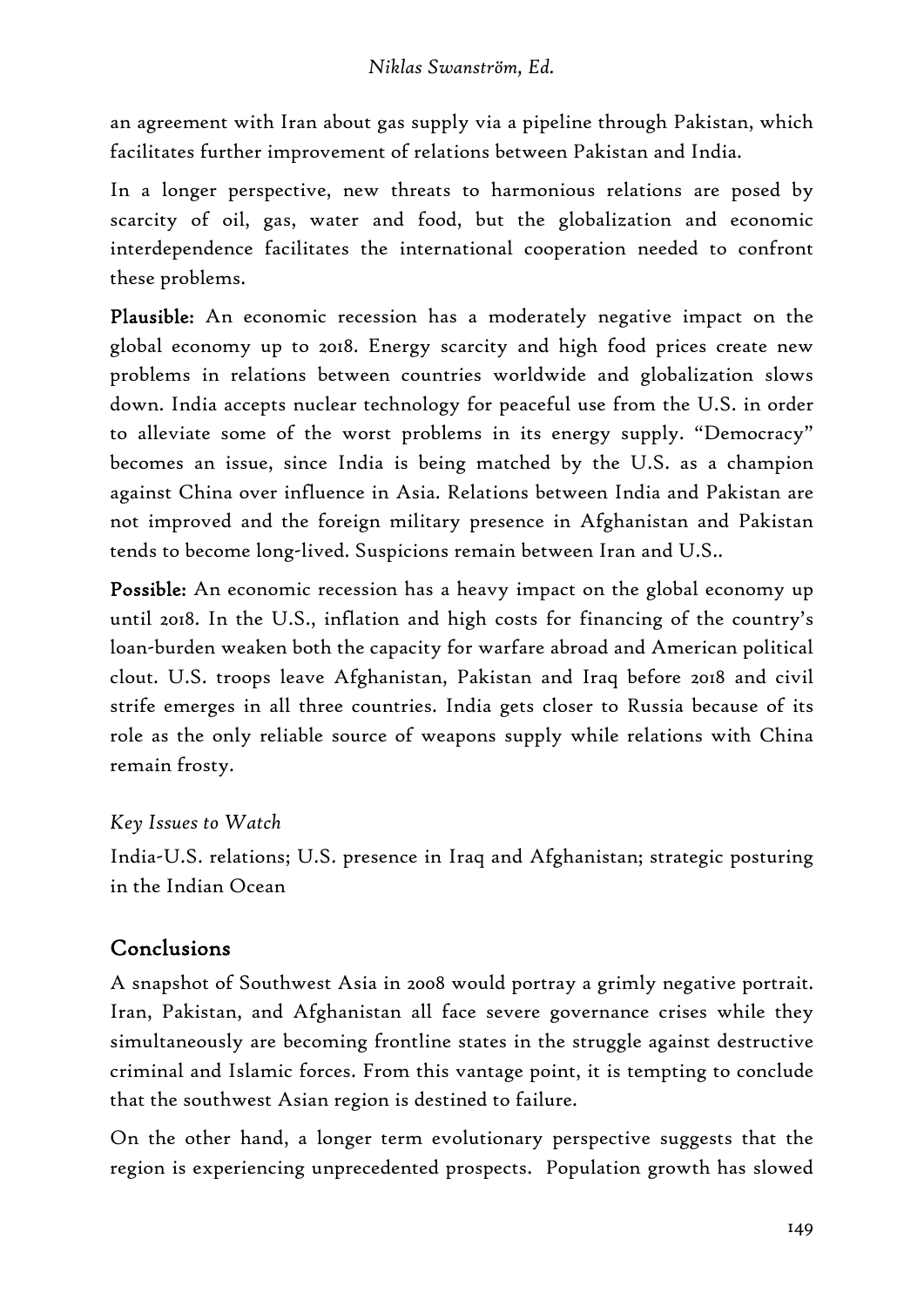an agreement with Iran about gas supply via a pipeline through Pakistan, which facilitates further improvement of relations between Pakistan and India.

In a longer perspective, new threats to harmonious relations are posed by scarcity of oil, gas, water and food, but the globalization and economic interdependence facilitates the international cooperation needed to confront these problems.

**Plausible:** An economic recession has a moderately negative impact on the global economy up to 2018. Energy scarcity and high food prices create new problems in relations between countries worldwide and globalization slows down. India accepts nuclear technology for peaceful use from the U.S. in order to alleviate some of the worst problems in its energy supply. "Democracy" becomes an issue, since India is being matched by the U.S. as a champion against China over influence in Asia. Relations between India and Pakistan are not improved and the foreign military presence in Afghanistan and Pakistan tends to become long-lived. Suspicions remain between Iran and U.S..

**Possible:** An economic recession has a heavy impact on the global economy up until 2018. In the U.S., inflation and high costs for financing of the country's loan-burden weaken both the capacity for warfare abroad and American political clout. U.S. troops leave Afghanistan, Pakistan and Iraq before 2018 and civil strife emerges in all three countries. India gets closer to Russia because of its role as the only reliable source of weapons supply while relations with China remain frosty.

*Key Issues to Watch*

India-U.S. relations; U.S. presence in Iraq and Afghanistan; strategic posturing in the Indian Ocean

## Conclusions

A snapshot of Southwest Asia in 2008 would portray a grimly negative portrait. Iran, Pakistan, and Afghanistan all face severe governance crises while they simultaneously are becoming frontline states in the struggle against destructive criminal and Islamic forces. From this vantage point, it is tempting to conclude that the southwest Asian region is destined to failure.

On the other hand, a longer term evolutionary perspective suggests that the region is experiencing unprecedented prospects. Population growth has slowed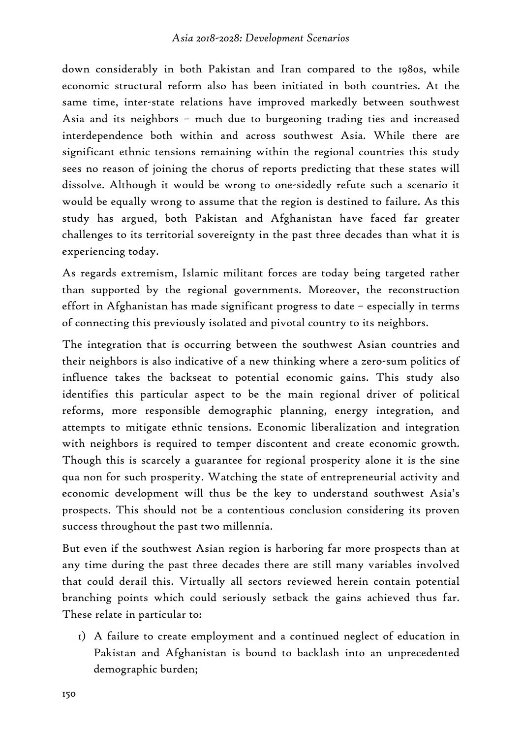down considerably in both Pakistan and Iran compared to the 1980s, while economic structural reform also has been initiated in both countries. At the same time, inter-state relations have improved markedly between southwest Asia and its neighbors – much due to burgeoning trading ties and increased interdependence both within and across southwest Asia. While there are significant ethnic tensions remaining within the regional countries this study sees no reason of joining the chorus of reports predicting that these states will dissolve. Although it would be wrong to one-sidedly refute such a scenario it would be equally wrong to assume that the region is destined to failure. As this study has argued, both Pakistan and Afghanistan have faced far greater challenges to its territorial sovereignty in the past three decades than what it is experiencing today.

As regards extremism, Islamic militant forces are today being targeted rather than supported by the regional governments. Moreover, the reconstruction effort in Afghanistan has made significant progress to date – especially in terms of connecting this previously isolated and pivotal country to its neighbors.

The integration that is occurring between the southwest Asian countries and their neighbors is also indicative of a new thinking where a zero-sum politics of influence takes the backseat to potential economic gains. This study also identifies this particular aspect to be the main regional driver of political reforms, more responsible demographic planning, energy integration, and attempts to mitigate ethnic tensions. Economic liberalization and integration with neighbors is required to temper discontent and create economic growth. Though this is scarcely a guarantee for regional prosperity alone it is the sine qua non for such prosperity. Watching the state of entrepreneurial activity and economic development will thus be the key to understand southwest Asia's prospects. This should not be a contentious conclusion considering its proven success throughout the past two millennia.

But even if the southwest Asian region is harboring far more prospects than at any time during the past three decades there are still many variables involved that could derail this. Virtually all sectors reviewed herein contain potential branching points which could seriously setback the gains achieved thus far. These relate in particular to:

1) A failure to create employment and a continued neglect of education in Pakistan and Afghanistan is bound to backlash into an unprecedented demographic burden;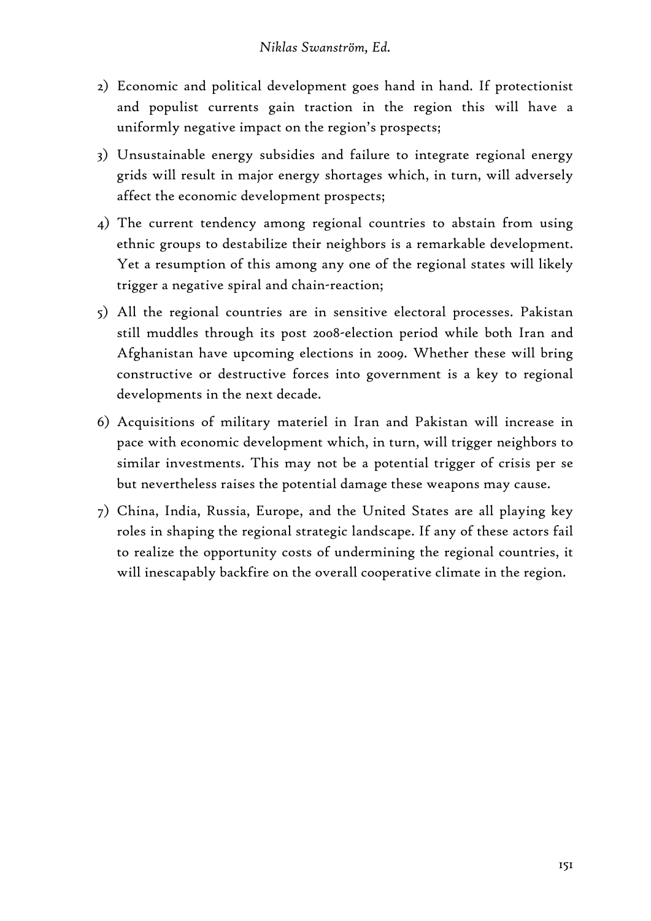2) Economic and political development goes hand in hand. If protectionist and populist currents gain traction in the region this will have a uniformly negative impact on the region's prospects;

3) Unsustainable energy subsidies and failure to integrate regional energy grids will result in major energy shortages which, in turn, will adversely affect the economic development prospects;

4) The current tendency among regional countries to abstain from using ethnic groups to destabilize their neighbors is a remarkable development. Yet a resumption of this among any one of the regional states will likely trigger a negative spiral and chain-reaction;

5) All the regional countries are in sensitive electoral processes. Pakistan still muddles through its post 2008-election period while both Iran and Afghanistan have upcoming elections in 2009. Whether these will bring constructive or destructive forces into government is a key to regional developments in the next decade.

6) Acquisitions of military materiel in Iran and Pakistan will increase in pace with economic development which, in turn, will trigger neighbors to similar investments. This may not be a potential trigger of crisis per se but nevertheless raises the potential damage these weapons may cause.

7) China, India, Russia, Europe, and the United States are all playing key roles in shaping the regional strategic landscape. If any of these actors fail to realize the opportunity costs of undermining the regional countries, it will inescapably backfire on the overall cooperative climate in the region.